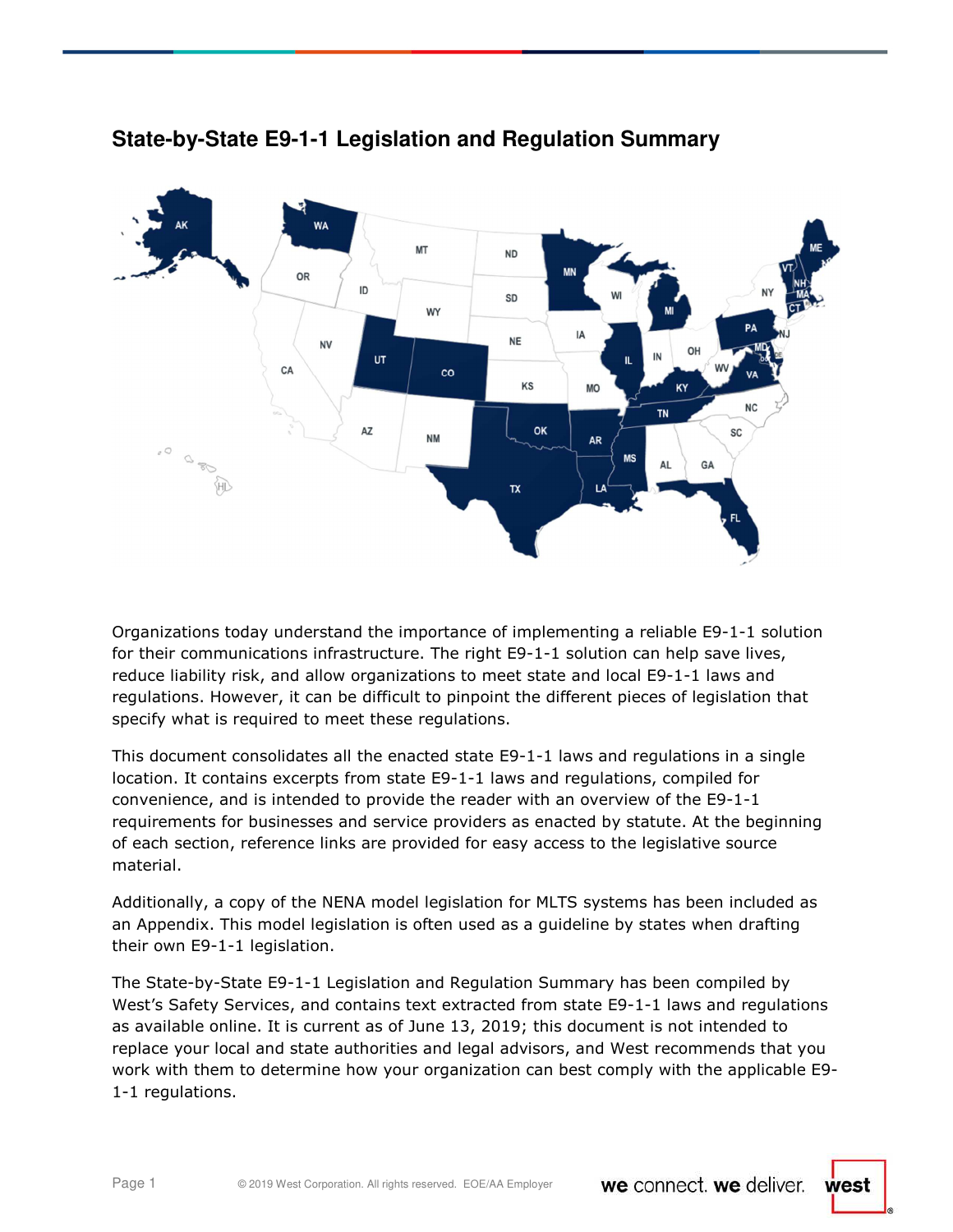# State-by-State E9-1-1 Legislation and Regulation Summary

Organizations today understand the importance of implementing a reliable E9-1-1 solution for their communications infrastructure. The right E9-1-1 solution can help save lives, reduce liability risk, and allow organizations to meet state and local E9-1-1 laws and regulations. However, it can be difficult to pinpoint the different pieces of legislation that specify what is required to meet these regulations.

This document consolidates all the enacted state E9-1-1 laws and regulations in a single location. It contains excerpts from state E9-1-1 laws and regulations, compiled for convenience, and is intended to provide the reader with an overview of the E9-1-1 requirements for businesses and service providers as enacted by statute. At the beginning of each section, reference links are provided for easy access to the legislative source material.

Additionally, a copy of the NENA model legislation for MLTS systems has been included as an Appendix. This model legislation is often used as a guideline by states when drafting their own E9-1-1 legislation.

The State-by-State E9-1-1 Legislation and Regulation Summary has been compiled by West's Safety Services, and contains text extracted from state E9-1-1 laws and regulations as available online. It is current as of June 13, 2019; this document is not intended to replace your local and state authorities and legal advisors, and West recommends that you work with them to determine how your organization can best comply with the applicable E9-1-1 regulations.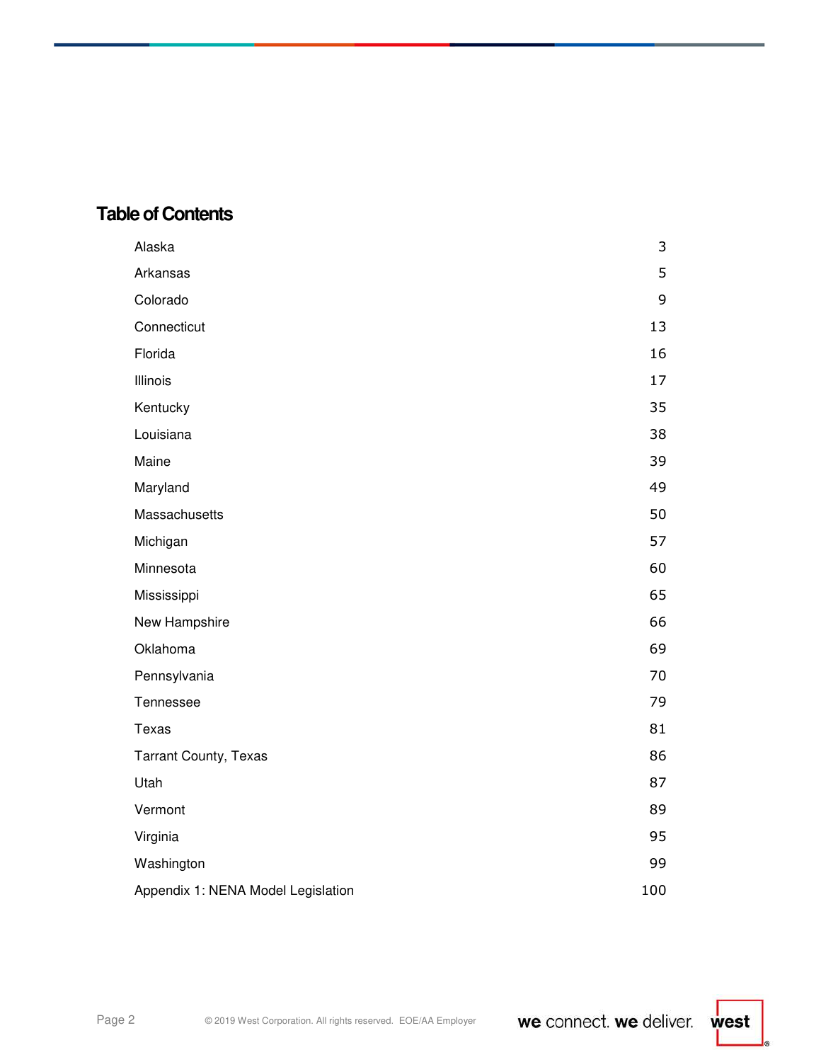## Table of Contents

| | |
|---|---|
| Alaska | 3 |
| Arkansas | 5 |
| Colorado | 9 |
| Connecticut | 13 |
| Florida | 16 |
| Illinois | 17 |
| Kentucky | 35 |
| Louisiana | 38 |
| Maine | 39 |
| Maryland | 49 |
| Massachusetts | 50 |
| Michigan | 57 |
| Minnesota | 60 |
| Mississippi | 65 |
| New Hampshire | 66 |
| Oklahoma | 69 |
| Pennsylvania | 70 |
| Tennessee | 79 |
| Texas | 81 |
| Tarrant County, Texas | 86 |
| Utah | 87 |
| Vermont | 89 |
| Virginia | 95 |
| Washington | 99 |
| Appendix 1: NENA Model Legislation | 100 |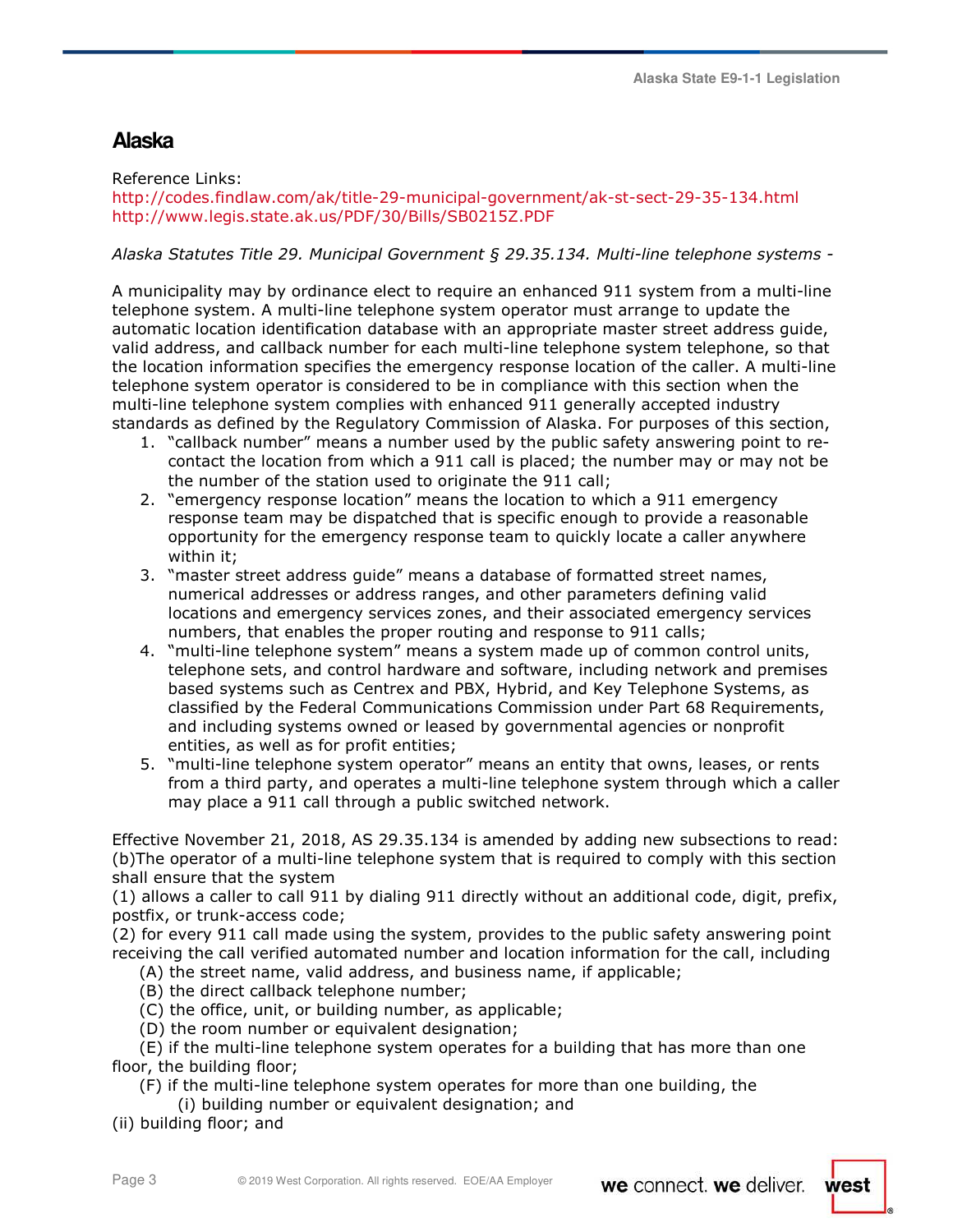## Alaska

Reference Links:
http://codes.findlaw.com/ak/title-29-municipal-government/ak-st-sect-29-35-134.html
http://www.legis.state.ak.us/PDF/30/Bills/SB0215Z.PDF

*Alaska Statutes Title 29. Municipal Government § 29.35.134. Multi-line telephone systems -*

A municipality may by ordinance elect to require an enhanced 911 system from a multi-line telephone system. A multi-line telephone system operator must arrange to update the automatic location identification database with an appropriate master street address guide, valid address, and callback number for each multi-line telephone system telephone, so that the location information specifies the emergency response location of the caller. A multi-line telephone system operator is considered to be in compliance with this section when the multi-line telephone system complies with enhanced 911 generally accepted industry standards as defined by the Regulatory Commission of Alaska. For purposes of this section,

1. "callback number" means a number used by the public safety answering point to re-contact the location from which a 911 call is placed; the number may or may not be the number of the station used to originate the 911 call;
2. "emergency response location" means the location to which a 911 emergency response team may be dispatched that is specific enough to provide a reasonable opportunity for the emergency response team to quickly locate a caller anywhere within it;
3. "master street address guide" means a database of formatted street names, numerical addresses or address ranges, and other parameters defining valid locations and emergency services zones, and their associated emergency services numbers, that enables the proper routing and response to 911 calls;
4. "multi-line telephone system" means a system made up of common control units, telephone sets, and control hardware and software, including network and premises based systems such as Centrex and PBX, Hybrid, and Key Telephone Systems, as classified by the Federal Communications Commission under Part 68 Requirements, and including systems owned or leased by governmental agencies or nonprofit entities, as well as for profit entities;
5. "multi-line telephone system operator" means an entity that owns, leases, or rents from a third party, and operates a multi-line telephone system through which a caller may place a 911 call through a public switched network.

Effective November 21, 2018, AS 29.35.134 is amended by adding new subsections to read:
(b)The operator of a multi-line telephone system that is required to comply with this section shall ensure that the system
(1) allows a caller to call 911 by dialing 911 directly without an additional code, digit, prefix, postfix, or trunk-access code;
(2) for every 911 call made using the system, provides to the public safety answering point receiving the call verified automated number and location information for the call, including
  (A) the street name, valid address, and business name, if applicable;
  (B) the direct callback telephone number;
  (C) the office, unit, or building number, as applicable;
  (D) the room number or equivalent designation;
  (E) if the multi-line telephone system operates for a building that has more than one floor, the building floor;
  (F) if the multi-line telephone system operates for more than one building, the
    (i) building number or equivalent designation; and
(ii) building floor; and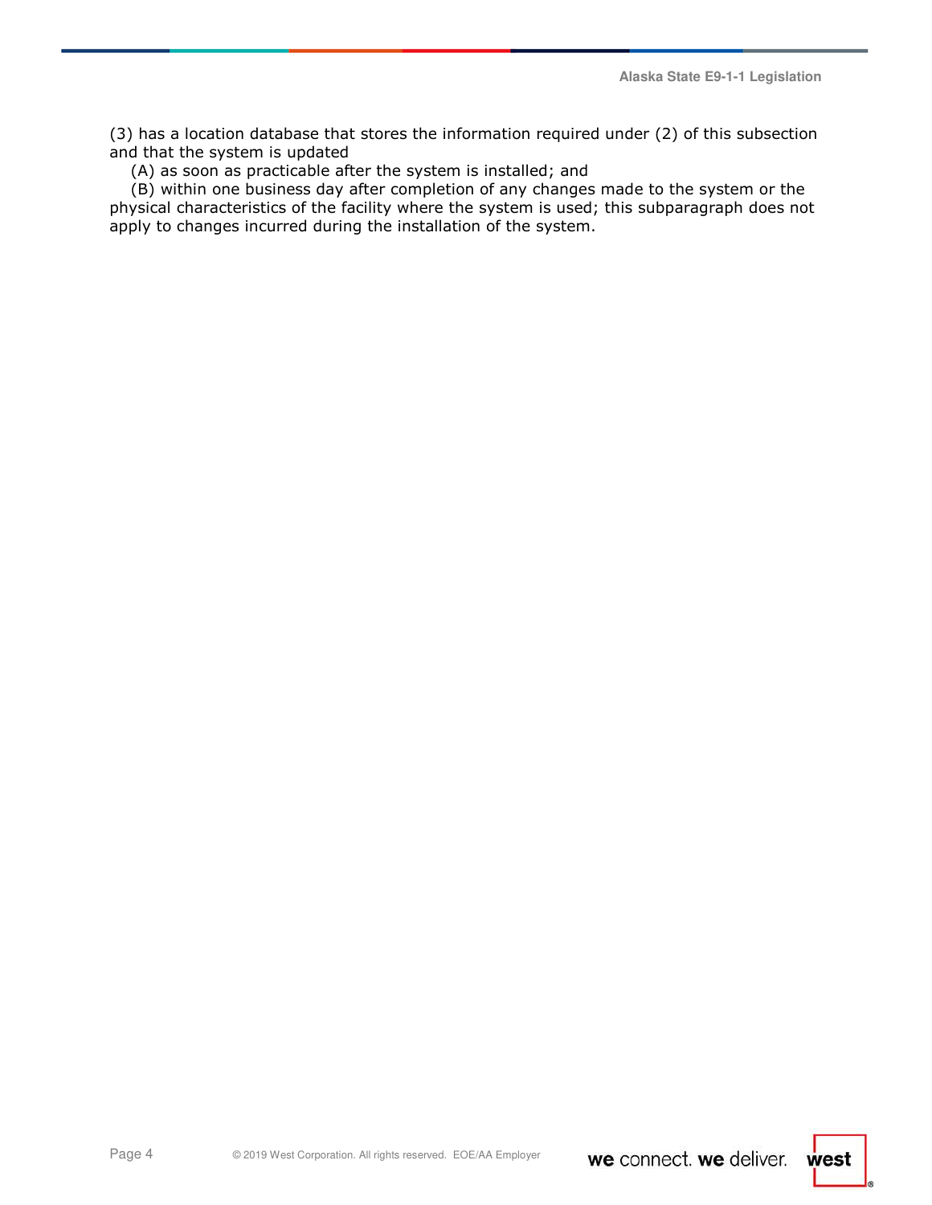(3) has a location database that stores the information required under (2) of this subsection and that the system is updated

(A) as soon as practicable after the system is installed; and

(B) within one business day after completion of any changes made to the system or the physical characteristics of the facility where the system is used; this subparagraph does not apply to changes incurred during the installation of the system.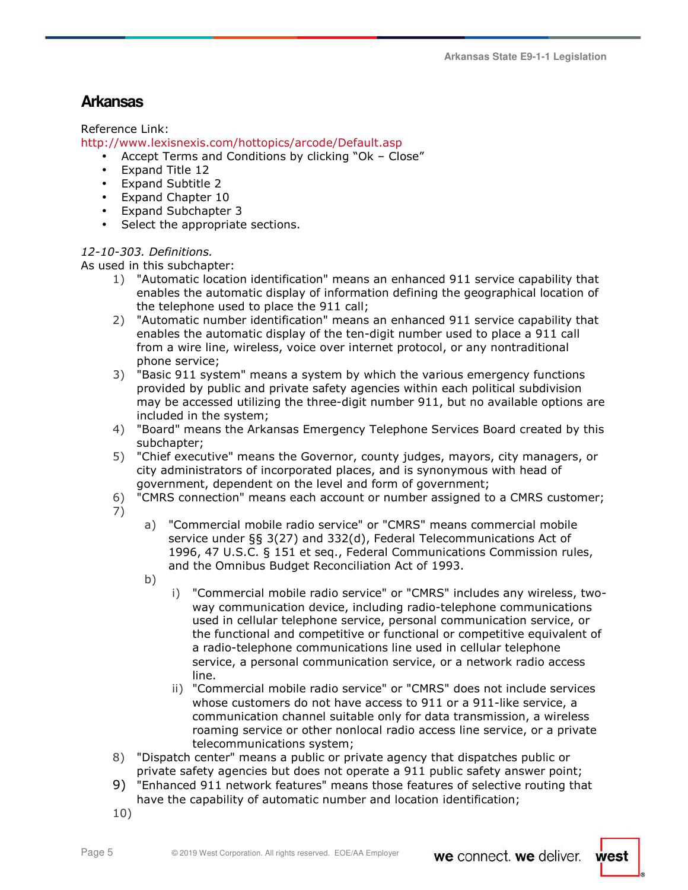## Arkansas

Reference Link:
http://www.lexisnexis.com/hottopics/arcode/Default.asp

- Accept Terms and Conditions by clicking "Ok – Close"
- Expand Title 12
- Expand Subtitle 2
- Expand Chapter 10
- Expand Subchapter 3
- Select the appropriate sections.

*12-10-303. Definitions.*
As used in this subchapter:

1) "Automatic location identification" means an enhanced 911 service capability that enables the automatic display of information defining the geographical location of the telephone used to place the 911 call;
2) "Automatic number identification" means an enhanced 911 service capability that enables the automatic display of the ten-digit number used to place a 911 call from a wire line, wireless, voice over internet protocol, or any nontraditional phone service;
3) "Basic 911 system" means a system by which the various emergency functions provided by public and private safety agencies within each political subdivision may be accessed utilizing the three-digit number 911, but no available options are included in the system;
4) "Board" means the Arkansas Emergency Telephone Services Board created by this subchapter;
5) "Chief executive" means the Governor, county judges, mayors, city managers, or city administrators of incorporated places, and is synonymous with head of government, dependent on the level and form of government;
6) "CMRS connection" means each account or number assigned to a CMRS customer;
7)
    a) "Commercial mobile radio service" or "CMRS" means commercial mobile service under §§ 3(27) and 332(d), Federal Telecommunications Act of 1996, 47 U.S.C. § 151 et seq., Federal Communications Commission rules, and the Omnibus Budget Reconciliation Act of 1993.
    b)
        i) "Commercial mobile radio service" or "CMRS" includes any wireless, two-way communication device, including radio-telephone communications used in cellular telephone service, personal communication service, or the functional and competitive or functional or competitive equivalent of a radio-telephone communications line used in cellular telephone service, a personal communication service, or a network radio access line.
        ii) "Commercial mobile radio service" or "CMRS" does not include services whose customers do not have access to 911 or a 911-like service, a communication channel suitable only for data transmission, a wireless roaming service or other nonlocal radio access line service, or a private telecommunications system;
8) "Dispatch center" means a public or private agency that dispatches public or private safety agencies but does not operate a 911 public safety answer point;
9) "Enhanced 911 network features" means those features of selective routing that have the capability of automatic number and location identification;
10)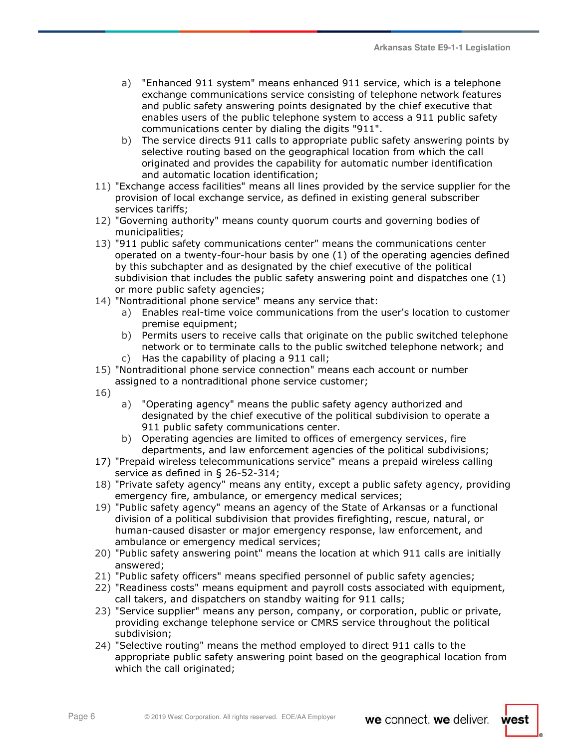a) "Enhanced 911 system" means enhanced 911 service, which is a telephone exchange communications service consisting of telephone network features and public safety answering points designated by the chief executive that enables users of the public telephone system to access a 911 public safety communications center by dialing the digits "911".
b) The service directs 911 calls to appropriate public safety answering points by selective routing based on the geographical location from which the call originated and provides the capability for automatic number identification and automatic location identification;

11) "Exchange access facilities" means all lines provided by the service supplier for the provision of local exchange service, as defined in existing general subscriber services tariffs;
12) "Governing authority" means county quorum courts and governing bodies of municipalities;
13) "911 public safety communications center" means the communications center operated on a twenty-four-hour basis by one (1) of the operating agencies defined by this subchapter and as designated by the chief executive of the political subdivision that includes the public safety answering point and dispatches one (1) or more public safety agencies;
14) "Nontraditional phone service" means any service that:
    a) Enables real-time voice communications from the user's location to customer premise equipment;
    b) Permits users to receive calls that originate on the public switched telephone network or to terminate calls to the public switched telephone network; and
    c) Has the capability of placing a 911 call;
15) "Nontraditional phone service connection" means each account or number assigned to a nontraditional phone service customer;
16)
    a) "Operating agency" means the public safety agency authorized and designated by the chief executive of the political subdivision to operate a 911 public safety communications center.
    b) Operating agencies are limited to offices of emergency services, fire departments, and law enforcement agencies of the political subdivisions;
17) "Prepaid wireless telecommunications service" means a prepaid wireless calling service as defined in § 26-52-314;
18) "Private safety agency" means any entity, except a public safety agency, providing emergency fire, ambulance, or emergency medical services;
19) "Public safety agency" means an agency of the State of Arkansas or a functional division of a political subdivision that provides firefighting, rescue, natural, or human-caused disaster or major emergency response, law enforcement, and ambulance or emergency medical services;
20) "Public safety answering point" means the location at which 911 calls are initially answered;
21) "Public safety officers" means specified personnel of public safety agencies;
22) "Readiness costs" means equipment and payroll costs associated with equipment, call takers, and dispatchers on standby waiting for 911 calls;
23) "Service supplier" means any person, company, or corporation, public or private, providing exchange telephone service or CMRS service throughout the political subdivision;
24) "Selective routing" means the method employed to direct 911 calls to the appropriate public safety answering point based on the geographical location from which the call originated;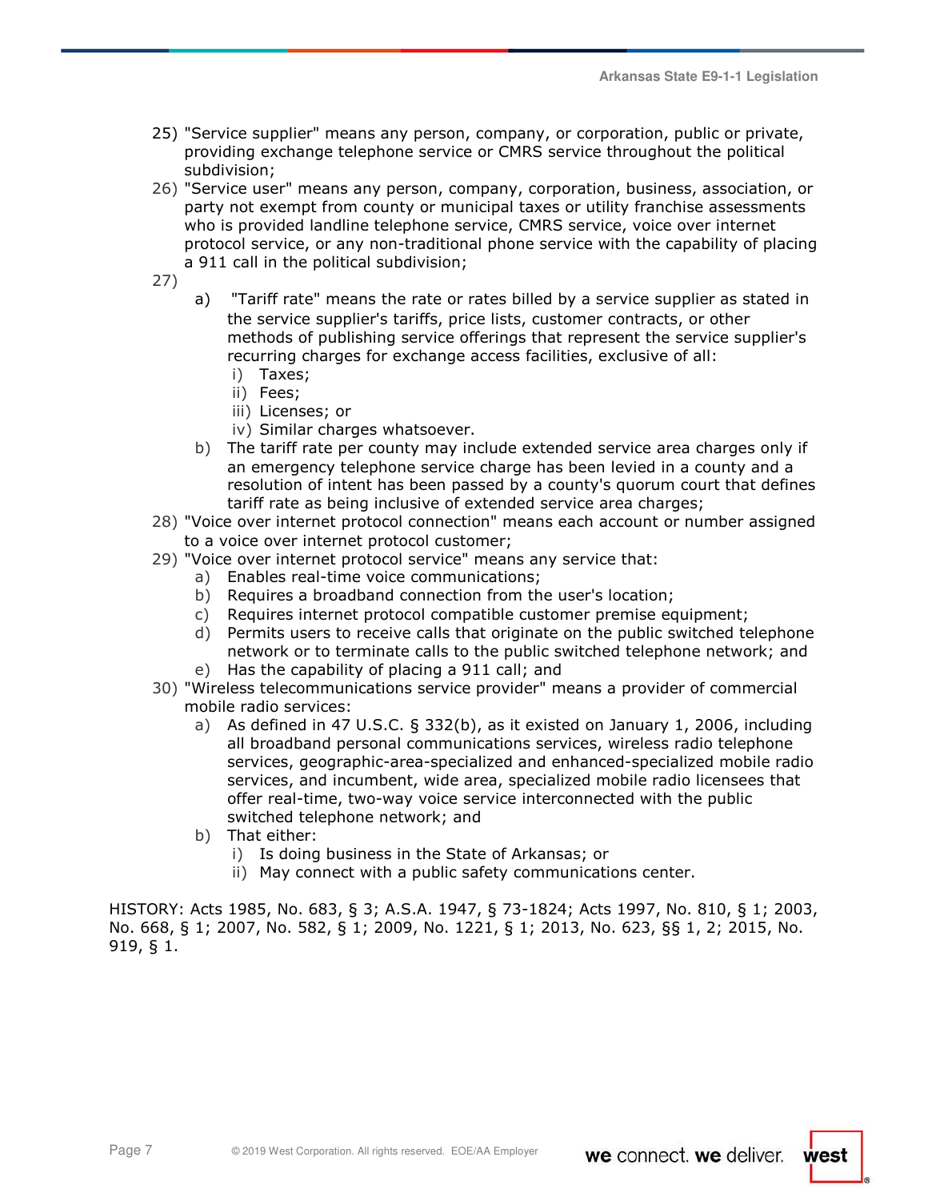25) "Service supplier" means any person, company, or corporation, public or private, providing exchange telephone service or CMRS service throughout the political subdivision;
26) "Service user" means any person, company, corporation, business, association, or party not exempt from county or municipal taxes or utility franchise assessments who is provided landline telephone service, CMRS service, voice over internet protocol service, or any non-traditional phone service with the capability of placing a 911 call in the political subdivision;
27)
    a) "Tariff rate" means the rate or rates billed by a service supplier as stated in the service supplier's tariffs, price lists, customer contracts, or other methods of publishing service offerings that represent the service supplier's recurring charges for exchange access facilities, exclusive of all:
        i) Taxes;
        ii) Fees;
        iii) Licenses; or
        iv) Similar charges whatsoever.
    b) The tariff rate per county may include extended service area charges only if an emergency telephone service charge has been levied in a county and a resolution of intent has been passed by a county's quorum court that defines tariff rate as being inclusive of extended service area charges;
28) "Voice over internet protocol connection" means each account or number assigned to a voice over internet protocol customer;
29) "Voice over internet protocol service" means any service that:
    a) Enables real-time voice communications;
    b) Requires a broadband connection from the user's location;
    c) Requires internet protocol compatible customer premise equipment;
    d) Permits users to receive calls that originate on the public switched telephone network or to terminate calls to the public switched telephone network; and
    e) Has the capability of placing a 911 call; and
30) "Wireless telecommunications service provider" means a provider of commercial mobile radio services:
    a) As defined in 47 U.S.C. § 332(b), as it existed on January 1, 2006, including all broadband personal communications services, wireless radio telephone services, geographic-area-specialized and enhanced-specialized mobile radio services, and incumbent, wide area, specialized mobile radio licensees that offer real-time, two-way voice service interconnected with the public switched telephone network; and
    b) That either:
        i) Is doing business in the State of Arkansas; or
        ii) May connect with a public safety communications center.

HISTORY: Acts 1985, No. 683, § 3; A.S.A. 1947, § 73-1824; Acts 1997, No. 810, § 1; 2003, No. 668, § 1; 2007, No. 582, § 1; 2009, No. 1221, § 1; 2013, No. 623, §§ 1, 2; 2015, No. 919, § 1.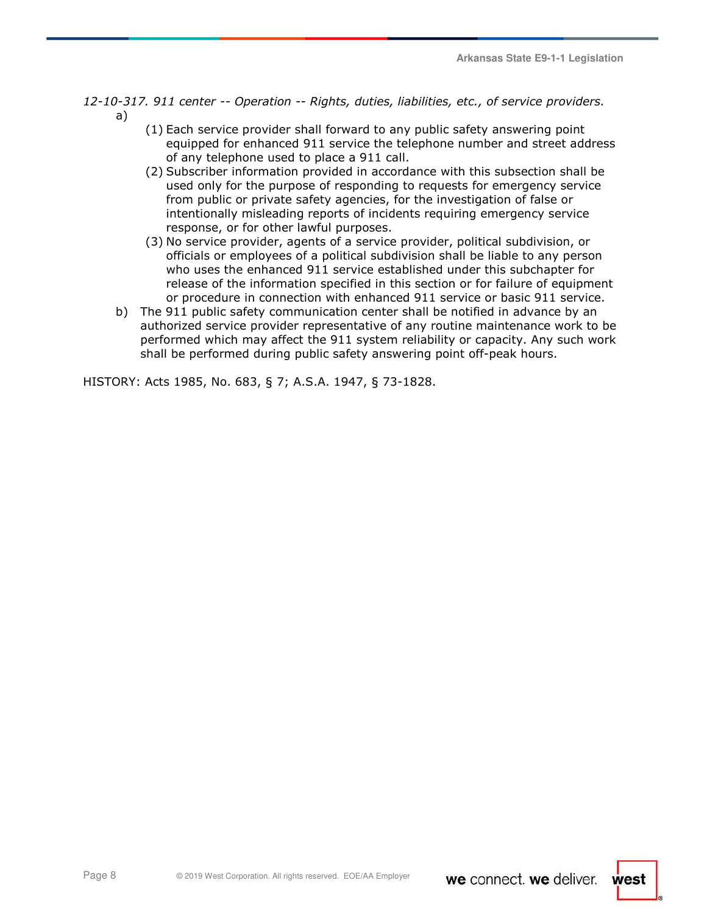*12-10-317. 911 center -- Operation -- Rights, duties, liabilities, etc., of service providers.*

a)

(1) Each service provider shall forward to any public safety answering point equipped for enhanced 911 service the telephone number and street address of any telephone used to place a 911 call.

(2) Subscriber information provided in accordance with this subsection shall be used only for the purpose of responding to requests for emergency service from public or private safety agencies, for the investigation of false or intentionally misleading reports of incidents requiring emergency service response, or for other lawful purposes.

(3) No service provider, agents of a service provider, political subdivision, or officials or employees of a political subdivision shall be liable to any person who uses the enhanced 911 service established under this subchapter for release of the information specified in this section or for failure of equipment or procedure in connection with enhanced 911 service or basic 911 service.

b) The 911 public safety communication center shall be notified in advance by an authorized service provider representative of any routine maintenance work to be performed which may affect the 911 system reliability or capacity. Any such work shall be performed during public safety answering point off-peak hours.

HISTORY: Acts 1985, No. 683, § 7; A.S.A. 1947, § 73-1828.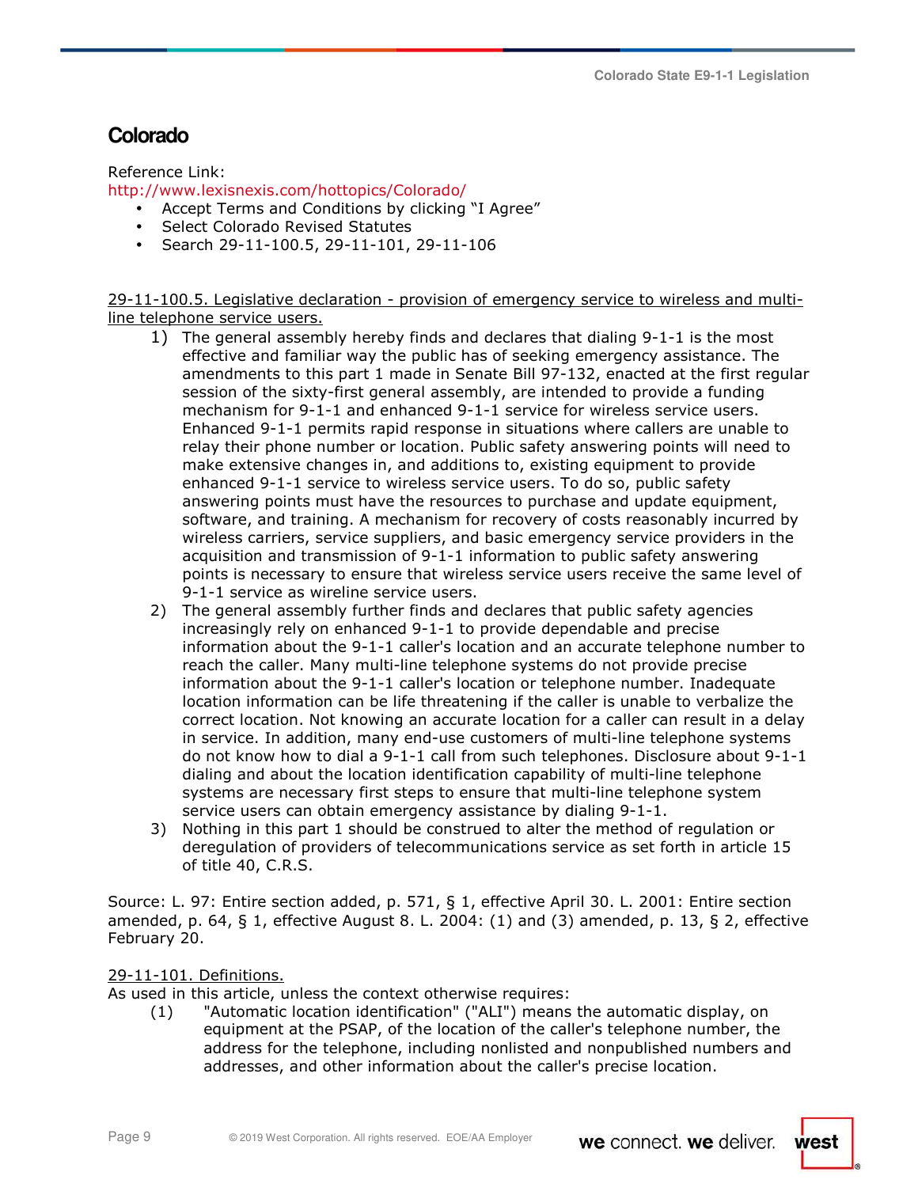## Colorado

Reference Link:
http://www.lexisnexis.com/hottopics/Colorado/

- Accept Terms and Conditions by clicking "I Agree"
- Select Colorado Revised Statutes
- Search 29-11-100.5, 29-11-101, 29-11-106

<u>29-11-100.5. Legislative declaration - provision of emergency service to wireless and multi-line telephone service users.</u>

1) The general assembly hereby finds and declares that dialing 9-1-1 is the most effective and familiar way the public has of seeking emergency assistance. The amendments to this part 1 made in Senate Bill 97-132, enacted at the first regular session of the sixty-first general assembly, are intended to provide a funding mechanism for 9-1-1 and enhanced 9-1-1 service for wireless service users. Enhanced 9-1-1 permits rapid response in situations where callers are unable to relay their phone number or location. Public safety answering points will need to make extensive changes in, and additions to, existing equipment to provide enhanced 9-1-1 service to wireless service users. To do so, public safety answering points must have the resources to purchase and update equipment, software, and training. A mechanism for recovery of costs reasonably incurred by wireless carriers, service suppliers, and basic emergency service providers in the acquisition and transmission of 9-1-1 information to public safety answering points is necessary to ensure that wireless service users receive the same level of 9-1-1 service as wireline service users.
2) The general assembly further finds and declares that public safety agencies increasingly rely on enhanced 9-1-1 to provide dependable and precise information about the 9-1-1 caller's location and an accurate telephone number to reach the caller. Many multi-line telephone systems do not provide precise information about the 9-1-1 caller's location or telephone number. Inadequate location information can be life threatening if the caller is unable to verbalize the correct location. Not knowing an accurate location for a caller can result in a delay in service. In addition, many end-use customers of multi-line telephone systems do not know how to dial a 9-1-1 call from such telephones. Disclosure about 9-1-1 dialing and about the location identification capability of multi-line telephone systems are necessary first steps to ensure that multi-line telephone system service users can obtain emergency assistance by dialing 9-1-1.
3) Nothing in this part 1 should be construed to alter the method of regulation or deregulation of providers of telecommunications service as set forth in article 15 of title 40, C.R.S.

Source: L. 97: Entire section added, p. 571, § 1, effective April 30. L. 2001: Entire section amended, p. 64, § 1, effective August 8. L. 2004: (1) and (3) amended, p. 13, § 2, effective February 20.

<u>29-11-101. Definitions.</u>

As used in this article, unless the context otherwise requires:

(1) "Automatic location identification" ("ALI") means the automatic display, on equipment at the PSAP, of the location of the caller's telephone number, the address for the telephone, including nonlisted and nonpublished numbers and addresses, and other information about the caller's precise location.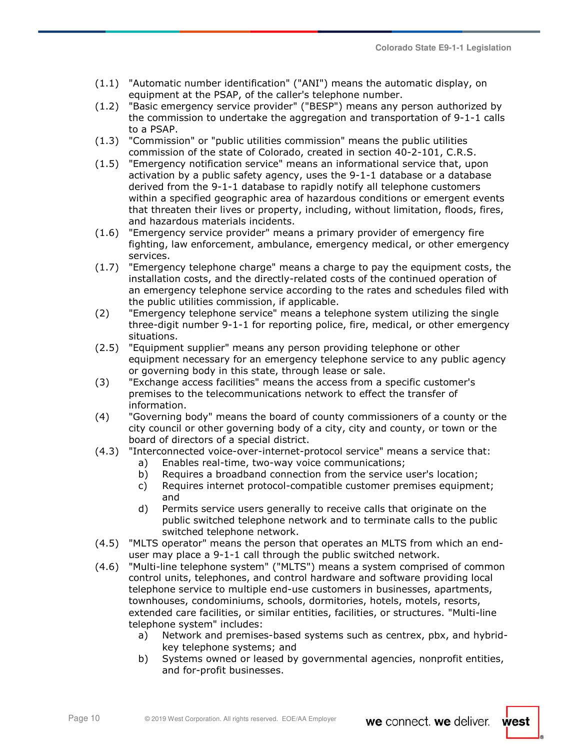(1.1) "Automatic number identification" ("ANI") means the automatic display, on equipment at the PSAP, of the caller's telephone number.

(1.2) "Basic emergency service provider" ("BESP") means any person authorized by the commission to undertake the aggregation and transportation of 9-1-1 calls to a PSAP.

(1.3) "Commission" or "public utilities commission" means the public utilities commission of the state of Colorado, created in section 40-2-101, C.R.S.

(1.5) "Emergency notification service" means an informational service that, upon activation by a public safety agency, uses the 9-1-1 database or a database derived from the 9-1-1 database to rapidly notify all telephone customers within a specified geographic area of hazardous conditions or emergent events that threaten their lives or property, including, without limitation, floods, fires, and hazardous materials incidents.

(1.6) "Emergency service provider" means a primary provider of emergency fire fighting, law enforcement, ambulance, emergency medical, or other emergency services.

(1.7) "Emergency telephone charge" means a charge to pay the equipment costs, the installation costs, and the directly-related costs of the continued operation of an emergency telephone service according to the rates and schedules filed with the public utilities commission, if applicable.

(2) "Emergency telephone service" means a telephone system utilizing the single three-digit number 9-1-1 for reporting police, fire, medical, or other emergency situations.

(2.5) "Equipment supplier" means any person providing telephone or other equipment necessary for an emergency telephone service to any public agency or governing body in this state, through lease or sale.

(3) "Exchange access facilities" means the access from a specific customer's premises to the telecommunications network to effect the transfer of information.

(4) "Governing body" means the board of county commissioners of a county or the city council or other governing body of a city, city and county, or town or the board of directors of a special district.

(4.3) "Interconnected voice-over-internet-protocol service" means a service that:

- a) Enables real-time, two-way voice communications;
- b) Requires a broadband connection from the service user's location;
- c) Requires internet protocol-compatible customer premises equipment; and
- d) Permits service users generally to receive calls that originate on the public switched telephone network and to terminate calls to the public switched telephone network.

(4.5) "MLTS operator" means the person that operates an MLTS from which an end-user may place a 9-1-1 call through the public switched network.

(4.6) "Multi-line telephone system" ("MLTS") means a system comprised of common control units, telephones, and control hardware and software providing local telephone service to multiple end-use customers in businesses, apartments, townhouses, condominiums, schools, dormitories, hotels, motels, resorts, extended care facilities, or similar entities, facilities, or structures. "Multi-line telephone system" includes:

- a) Network and premises-based systems such as centrex, pbx, and hybrid-key telephone systems; and
- b) Systems owned or leased by governmental agencies, nonprofit entities, and for-profit businesses.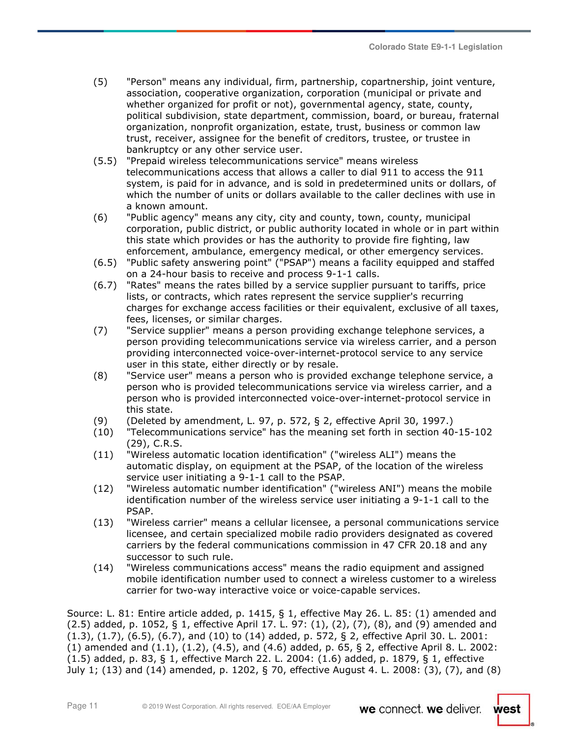(5) "Person" means any individual, firm, partnership, copartnership, joint venture, association, cooperative organization, corporation (municipal or private and whether organized for profit or not), governmental agency, state, county, political subdivision, state department, commission, board, or bureau, fraternal organization, nonprofit organization, estate, trust, business or common law trust, receiver, assignee for the benefit of creditors, trustee, or trustee in bankruptcy or any other service user.

(5.5) "Prepaid wireless telecommunications service" means wireless telecommunications access that allows a caller to dial 911 to access the 911 system, is paid for in advance, and is sold in predetermined units or dollars, of which the number of units or dollars available to the caller declines with use in a known amount.

(6) "Public agency" means any city, city and county, town, county, municipal corporation, public district, or public authority located in whole or in part within this state which provides or has the authority to provide fire fighting, law enforcement, ambulance, emergency medical, or other emergency services.

(6.5) "Public safety answering point" ("PSAP") means a facility equipped and staffed on a 24-hour basis to receive and process 9-1-1 calls.

(6.7) "Rates" means the rates billed by a service supplier pursuant to tariffs, price lists, or contracts, which rates represent the service supplier's recurring charges for exchange access facilities or their equivalent, exclusive of all taxes, fees, licenses, or similar charges.

(7) "Service supplier" means a person providing exchange telephone services, a person providing telecommunications service via wireless carrier, and a person providing interconnected voice-over-internet-protocol service to any service user in this state, either directly or by resale.

(8) "Service user" means a person who is provided exchange telephone service, a person who is provided telecommunications service via wireless carrier, and a person who is provided interconnected voice-over-internet-protocol service in this state.

(9) (Deleted by amendment, L. 97, p. 572, § 2, effective April 30, 1997.)

(10) "Telecommunications service" has the meaning set forth in section 40-15-102 (29), C.R.S.

(11) "Wireless automatic location identification" ("wireless ALI") means the automatic display, on equipment at the PSAP, of the location of the wireless service user initiating a 9-1-1 call to the PSAP.

(12) "Wireless automatic number identification" ("wireless ANI") means the mobile identification number of the wireless service user initiating a 9-1-1 call to the PSAP.

(13) "Wireless carrier" means a cellular licensee, a personal communications service licensee, and certain specialized mobile radio providers designated as covered carriers by the federal communications commission in 47 CFR 20.18 and any successor to such rule.

(14) "Wireless communications access" means the radio equipment and assigned mobile identification number used to connect a wireless customer to a wireless carrier for two-way interactive voice or voice-capable services.

Source: L. 81: Entire article added, p. 1415, § 1, effective May 26. L. 85: (1) amended and (2.5) added, p. 1052, § 1, effective April 17. L. 97: (1), (2), (7), (8), and (9) amended and (1.3), (1.7), (6.5), (6.7), and (10) to (14) added, p. 572, § 2, effective April 30. L. 2001: (1) amended and (1.1), (1.2), (4.5), and (4.6) added, p. 65, § 2, effective April 8. L. 2002: (1.5) added, p. 83, § 1, effective March 22. L. 2004: (1.6) added, p. 1879, § 1, effective July 1; (13) and (14) amended, p. 1202, § 70, effective August 4. L. 2008: (3), (7), and (8)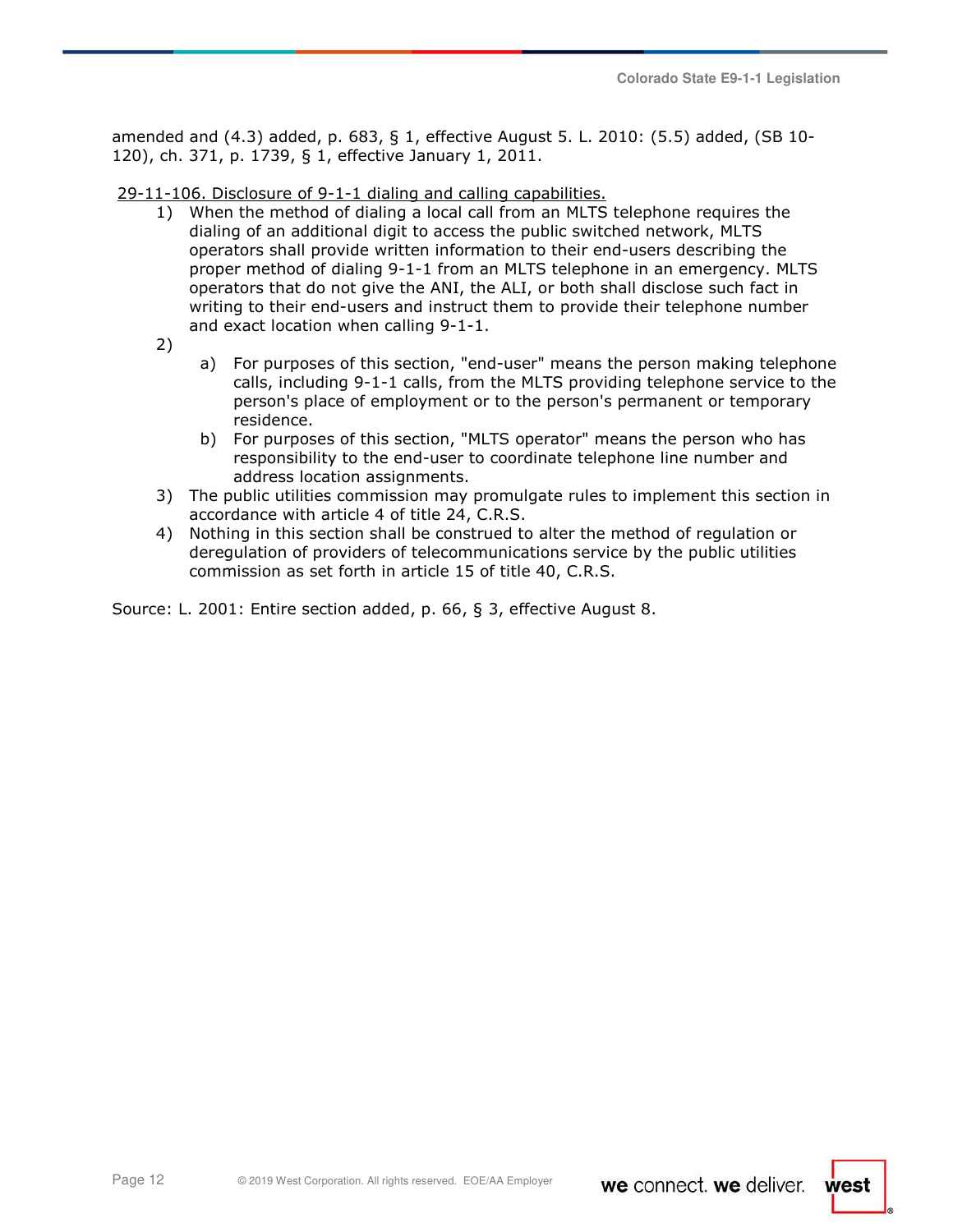amended and (4.3) added, p. 683, § 1, effective August 5. L. 2010: (5.5) added, (SB 10-120), ch. 371, p. 1739, § 1, effective January 1, 2011.

29-11-106. Disclosure of 9-1-1 dialing and calling capabilities.

1) When the method of dialing a local call from an MLTS telephone requires the dialing of an additional digit to access the public switched network, MLTS operators shall provide written information to their end-users describing the proper method of dialing 9-1-1 from an MLTS telephone in an emergency. MLTS operators that do not give the ANI, the ALI, or both shall disclose such fact in writing to their end-users and instruct them to provide their telephone number and exact location when calling 9-1-1.
2) 
    a) For purposes of this section, "end-user" means the person making telephone calls, including 9-1-1 calls, from the MLTS providing telephone service to the person's place of employment or to the person's permanent or temporary residence.
    b) For purposes of this section, "MLTS operator" means the person who has responsibility to the end-user to coordinate telephone line number and address location assignments.
3) The public utilities commission may promulgate rules to implement this section in accordance with article 4 of title 24, C.R.S.
4) Nothing in this section shall be construed to alter the method of regulation or deregulation of providers of telecommunications service by the public utilities commission as set forth in article 15 of title 40, C.R.S.

Source: L. 2001: Entire section added, p. 66, § 3, effective August 8.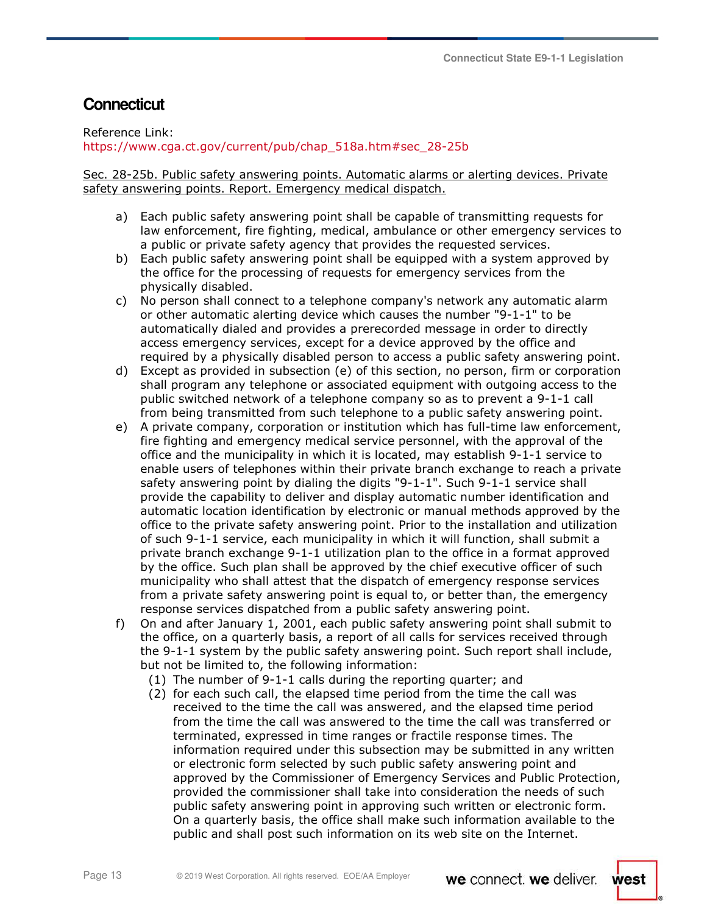## Connecticut

Reference Link:
https://www.cga.ct.gov/current/pub/chap_518a.htm#sec_28-25b

<u>Sec. 28-25b. Public safety answering points. Automatic alarms or alerting devices. Private safety answering points. Report. Emergency medical dispatch.</u>

a) Each public safety answering point shall be capable of transmitting requests for law enforcement, fire fighting, medical, ambulance or other emergency services to a public or private safety agency that provides the requested services.

b) Each public safety answering point shall be equipped with a system approved by the office for the processing of requests for emergency services from the physically disabled.

c) No person shall connect to a telephone company's network any automatic alarm or other automatic alerting device which causes the number "9-1-1" to be automatically dialed and provides a prerecorded message in order to directly access emergency services, except for a device approved by the office and required by a physically disabled person to access a public safety answering point.

d) Except as provided in subsection (e) of this section, no person, firm or corporation shall program any telephone or associated equipment with outgoing access to the public switched network of a telephone company so as to prevent a 9-1-1 call from being transmitted from such telephone to a public safety answering point.

e) A private company, corporation or institution which has full-time law enforcement, fire fighting and emergency medical service personnel, with the approval of the office and the municipality in which it is located, may establish 9-1-1 service to enable users of telephones within their private branch exchange to reach a private safety answering point by dialing the digits "9-1-1". Such 9-1-1 service shall provide the capability to deliver and display automatic number identification and automatic location identification by electronic or manual methods approved by the office to the private safety answering point. Prior to the installation and utilization of such 9-1-1 service, each municipality in which it will function, shall submit a private branch exchange 9-1-1 utilization plan to the office in a format approved by the office. Such plan shall be approved by the chief executive officer of such municipality who shall attest that the dispatch of emergency response services from a private safety answering point is equal to, or better than, the emergency response services dispatched from a public safety answering point.

f) On and after January 1, 2001, each public safety answering point shall submit to the office, on a quarterly basis, a report of all calls for services received through the 9-1-1 system by the public safety answering point. Such report shall include, but not be limited to, the following information:
   (1) The number of 9-1-1 calls during the reporting quarter; and
   (2) for each such call, the elapsed time period from the time the call was received to the time the call was answered, and the elapsed time period from the time the call was answered to the time the call was transferred or terminated, expressed in time ranges or fractile response times. The information required under this subsection may be submitted in any written or electronic form selected by such public safety answering point and approved by the Commissioner of Emergency Services and Public Protection, provided the commissioner shall take into consideration the needs of such public safety answering point in approving such written or electronic form. On a quarterly basis, the office shall make such information available to the public and shall post such information on its web site on the Internet.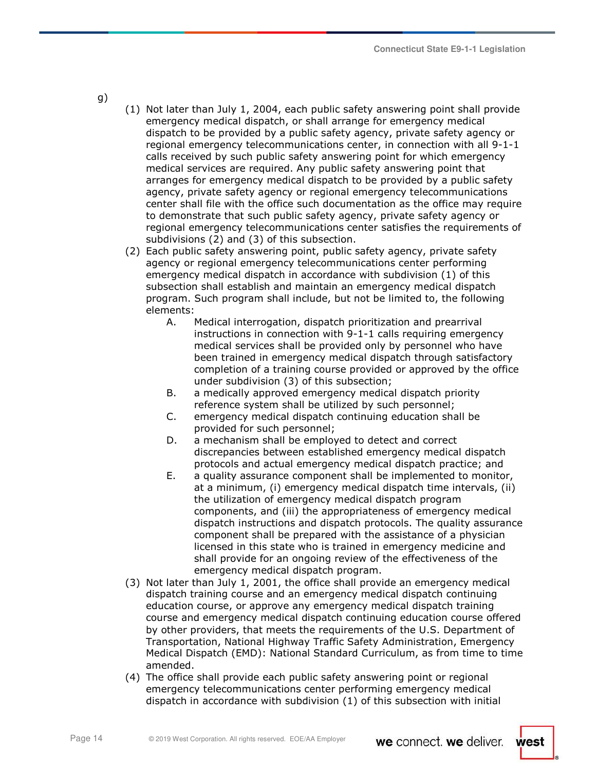g)

(1) Not later than July 1, 2004, each public safety answering point shall provide emergency medical dispatch, or shall arrange for emergency medical dispatch to be provided by a public safety agency, private safety agency or regional emergency telecommunications center, in connection with all 9-1-1 calls received by such public safety answering point for which emergency medical services are required. Any public safety answering point that arranges for emergency medical dispatch to be provided by a public safety agency, private safety agency or regional emergency telecommunications center shall file with the office such documentation as the office may require to demonstrate that such public safety agency, private safety agency or regional emergency telecommunications center satisfies the requirements of subdivisions (2) and (3) of this subsection.

(2) Each public safety answering point, public safety agency, private safety agency or regional emergency telecommunications center performing emergency medical dispatch in accordance with subdivision (1) of this subsection shall establish and maintain an emergency medical dispatch program. Such program shall include, but not be limited to, the following elements:

A. Medical interrogation, dispatch prioritization and prearrival instructions in connection with 9-1-1 calls requiring emergency medical services shall be provided only by personnel who have been trained in emergency medical dispatch through satisfactory completion of a training course provided or approved by the office under subdivision (3) of this subsection;

B. a medically approved emergency medical dispatch priority reference system shall be utilized by such personnel;

C. emergency medical dispatch continuing education shall be provided for such personnel;

D. a mechanism shall be employed to detect and correct discrepancies between established emergency medical dispatch protocols and actual emergency medical dispatch practice; and

E. a quality assurance component shall be implemented to monitor, at a minimum, (i) emergency medical dispatch time intervals, (ii) the utilization of emergency medical dispatch program components, and (iii) the appropriateness of emergency medical dispatch instructions and dispatch protocols. The quality assurance component shall be prepared with the assistance of a physician licensed in this state who is trained in emergency medicine and shall provide for an ongoing review of the effectiveness of the emergency medical dispatch program.

(3) Not later than July 1, 2001, the office shall provide an emergency medical dispatch training course and an emergency medical dispatch continuing education course, or approve any emergency medical dispatch training course and emergency medical dispatch continuing education course offered by other providers, that meets the requirements of the U.S. Department of Transportation, National Highway Traffic Safety Administration, Emergency Medical Dispatch (EMD): National Standard Curriculum, as from time to time amended.

(4) The office shall provide each public safety answering point or regional emergency telecommunications center performing emergency medical dispatch in accordance with subdivision (1) of this subsection with initial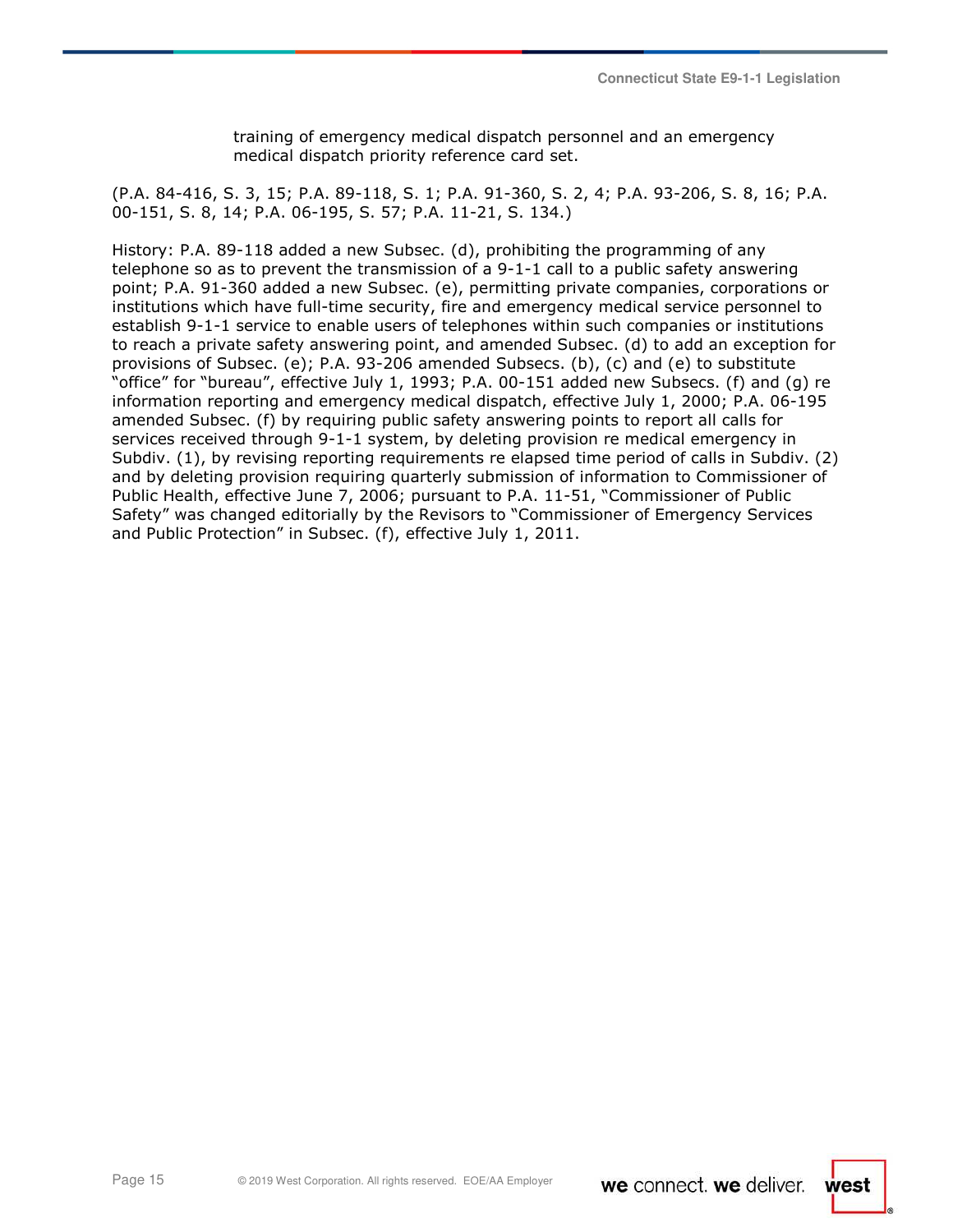training of emergency medical dispatch personnel and an emergency medical dispatch priority reference card set.

(P.A. 84-416, S. 3, 15; P.A. 89-118, S. 1; P.A. 91-360, S. 2, 4; P.A. 93-206, S. 8, 16; P.A. 00-151, S. 8, 14; P.A. 06-195, S. 57; P.A. 11-21, S. 134.)

History: P.A. 89-118 added a new Subsec. (d), prohibiting the programming of any telephone so as to prevent the transmission of a 9-1-1 call to a public safety answering point; P.A. 91-360 added a new Subsec. (e), permitting private companies, corporations or institutions which have full-time security, fire and emergency medical service personnel to establish 9-1-1 service to enable users of telephones within such companies or institutions to reach a private safety answering point, and amended Subsec. (d) to add an exception for provisions of Subsec. (e); P.A. 93-206 amended Subsecs. (b), (c) and (e) to substitute "office" for "bureau", effective July 1, 1993; P.A. 00-151 added new Subsecs. (f) and (g) re information reporting and emergency medical dispatch, effective July 1, 2000; P.A. 06-195 amended Subsec. (f) by requiring public safety answering points to report all calls for services received through 9-1-1 system, by deleting provision re medical emergency in Subdiv. (1), by revising reporting requirements re elapsed time period of calls in Subdiv. (2) and by deleting provision requiring quarterly submission of information to Commissioner of Public Health, effective June 7, 2006; pursuant to P.A. 11-51, "Commissioner of Public Safety" was changed editorially by the Revisors to "Commissioner of Emergency Services and Public Protection" in Subsec. (f), effective July 1, 2011.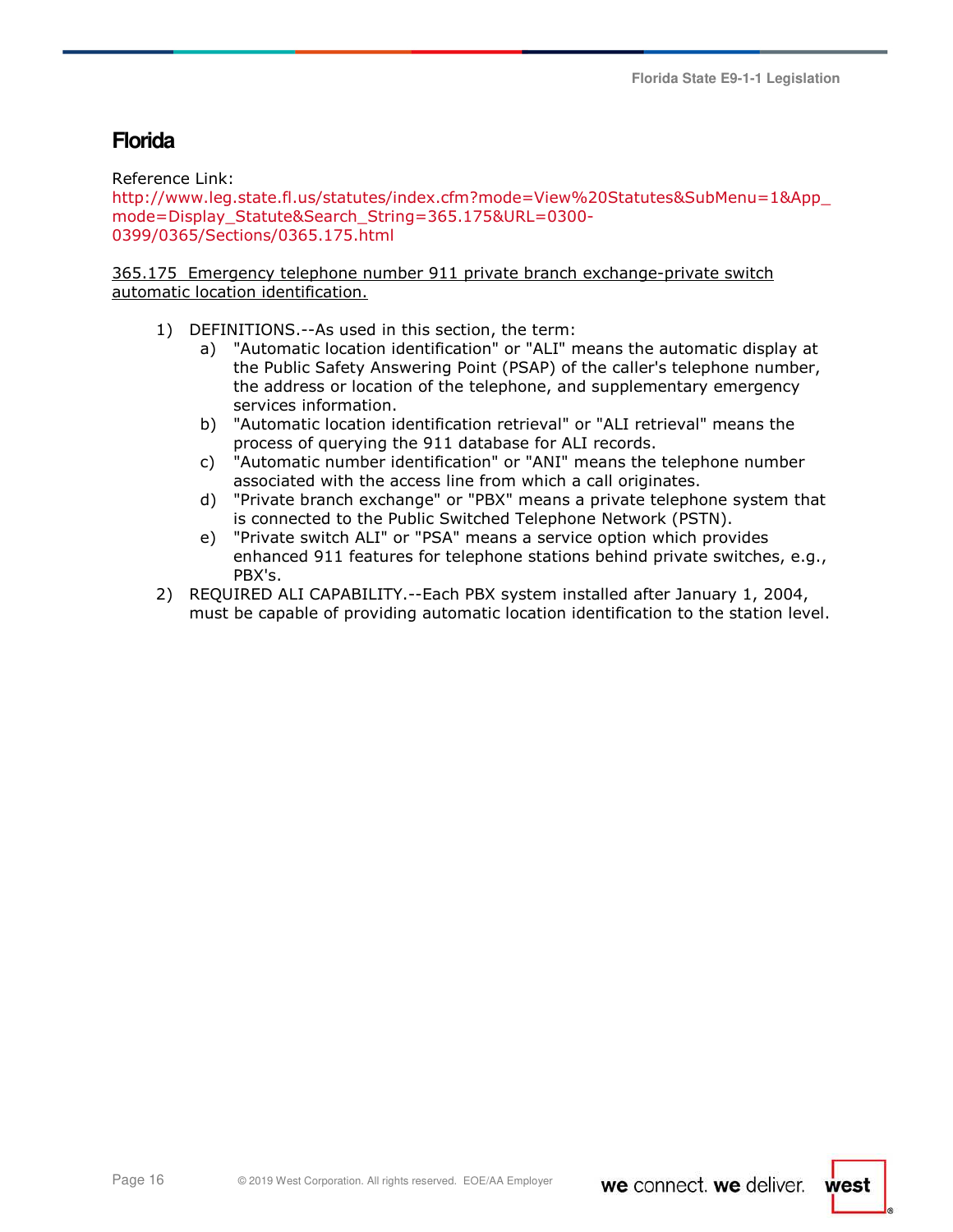## Florida

Reference Link:
http://www.leg.state.fl.us/statutes/index.cfm?mode=View%20Statutes&SubMenu=1&App_mode=Display_Statute&Search_String=365.175&URL=0300-0399/0365/Sections/0365.175.html

365.175  Emergency telephone number 911 private branch exchange-private switch automatic location identification.

1) DEFINITIONS.--As used in this section, the term:
   a) "Automatic location identification" or "ALI" means the automatic display at the Public Safety Answering Point (PSAP) of the caller's telephone number, the address or location of the telephone, and supplementary emergency services information.
   b) "Automatic location identification retrieval" or "ALI retrieval" means the process of querying the 911 database for ALI records.
   c) "Automatic number identification" or "ANI" means the telephone number associated with the access line from which a call originates.
   d) "Private branch exchange" or "PBX" means a private telephone system that is connected to the Public Switched Telephone Network (PSTN).
   e) "Private switch ALI" or "PSA" means a service option which provides enhanced 911 features for telephone stations behind private switches, e.g., PBX's.
2) REQUIRED ALI CAPABILITY.--Each PBX system installed after January 1, 2004, must be capable of providing automatic location identification to the station level.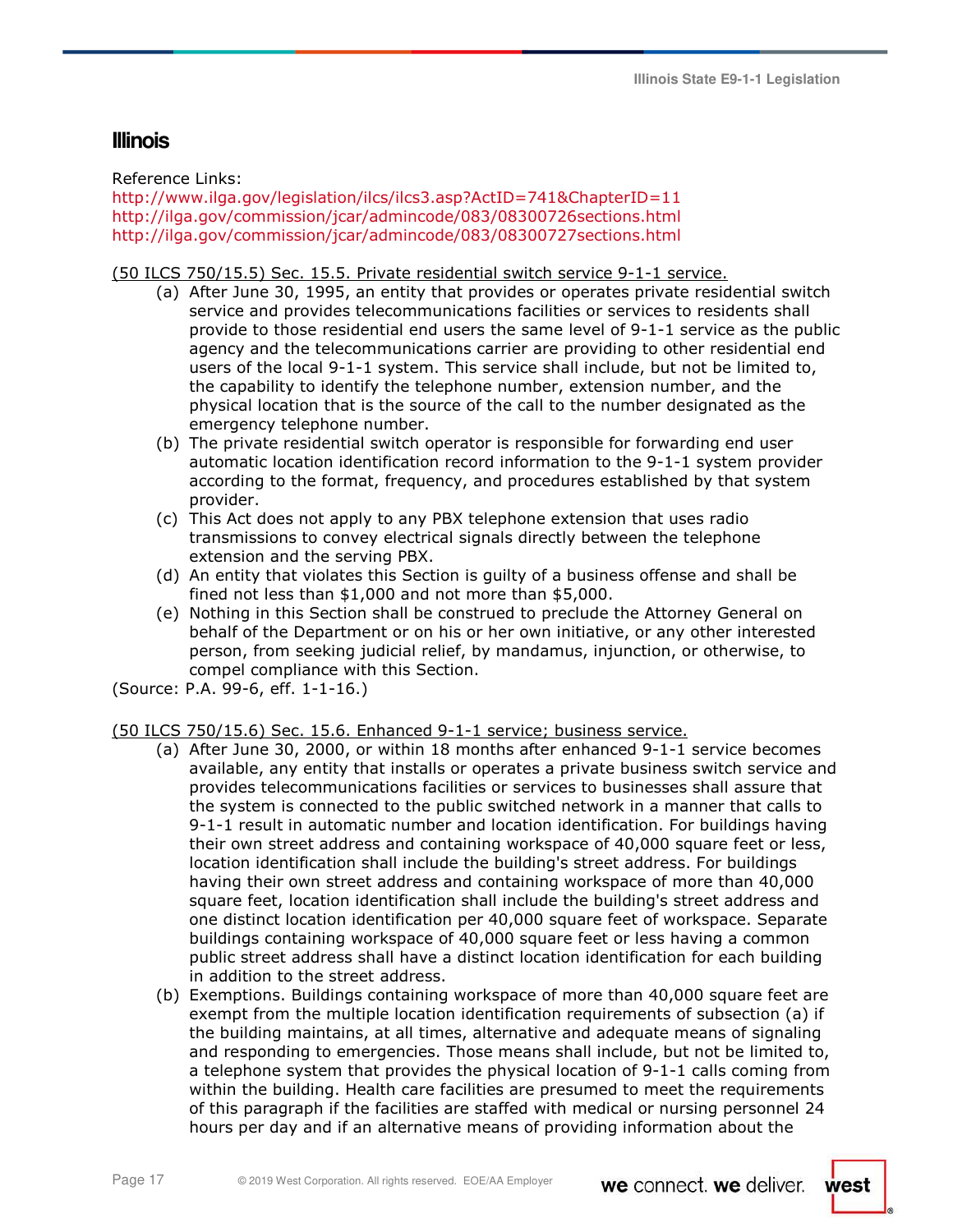## Illinois

Reference Links:
http://www.ilga.gov/legislation/ilcs/ilcs3.asp?ActID=741&ChapterID=11
http://ilga.gov/commission/jcar/admincode/083/08300726sections.html
http://ilga.gov/commission/jcar/admincode/083/08300727sections.html

(50 ILCS 750/15.5) Sec. 15.5. Private residential switch service 9-1-1 service.

- (a) After June 30, 1995, an entity that provides or operates private residential switch service and provides telecommunications facilities or services to residents shall provide to those residential end users the same level of 9-1-1 service as the public agency and the telecommunications carrier are providing to other residential end users of the local 9-1-1 system. This service shall include, but not be limited to, the capability to identify the telephone number, extension number, and the physical location that is the source of the call to the number designated as the emergency telephone number.
- (b) The private residential switch operator is responsible for forwarding end user automatic location identification record information to the 9-1-1 system provider according to the format, frequency, and procedures established by that system provider.
- (c) This Act does not apply to any PBX telephone extension that uses radio transmissions to convey electrical signals directly between the telephone extension and the serving PBX.
- (d) An entity that violates this Section is guilty of a business offense and shall be fined not less than $1,000 and not more than $5,000.
- (e) Nothing in this Section shall be construed to preclude the Attorney General on behalf of the Department or on his or her own initiative, or any other interested person, from seeking judicial relief, by mandamus, injunction, or otherwise, to compel compliance with this Section.

(Source: P.A. 99-6, eff. 1-1-16.)

(50 ILCS 750/15.6) Sec. 15.6. Enhanced 9-1-1 service; business service.

- (a) After June 30, 2000, or within 18 months after enhanced 9-1-1 service becomes available, any entity that installs or operates a private business switch service and provides telecommunications facilities or services to businesses shall assure that the system is connected to the public switched network in a manner that calls to 9-1-1 result in automatic number and location identification. For buildings having their own street address and containing workspace of 40,000 square feet or less, location identification shall include the building's street address. For buildings having their own street address and containing workspace of more than 40,000 square feet, location identification shall include the building's street address and one distinct location identification per 40,000 square feet of workspace. Separate buildings containing workspace of 40,000 square feet or less having a common public street address shall have a distinct location identification for each building in addition to the street address.
- (b) Exemptions. Buildings containing workspace of more than 40,000 square feet are exempt from the multiple location identification requirements of subsection (a) if the building maintains, at all times, alternative and adequate means of signaling and responding to emergencies. Those means shall include, but not be limited to, a telephone system that provides the physical location of 9-1-1 calls coming from within the building. Health care facilities are presumed to meet the requirements of this paragraph if the facilities are staffed with medical or nursing personnel 24 hours per day and if an alternative means of providing information about the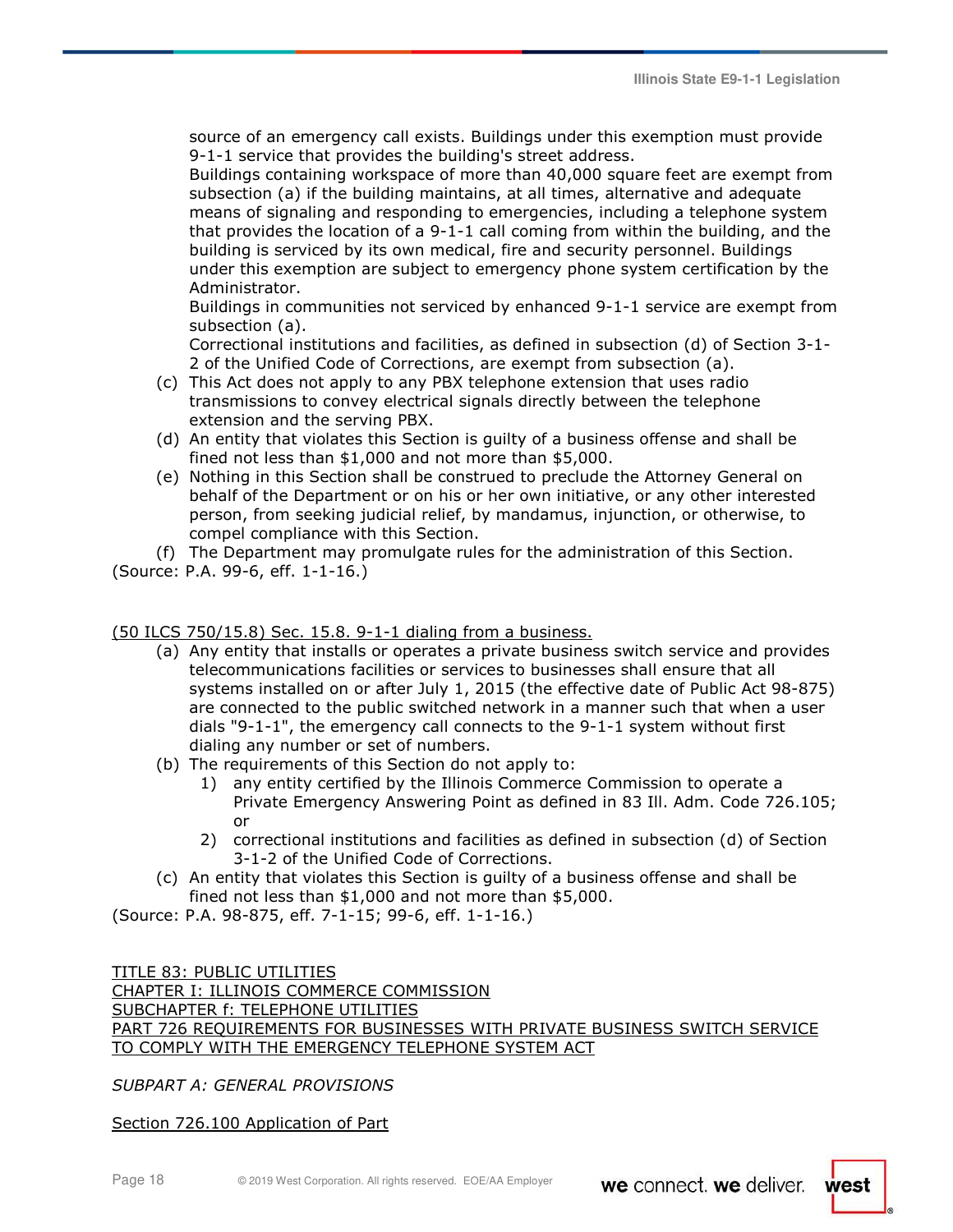source of an emergency call exists. Buildings under this exemption must provide 9-1-1 service that provides the building's street address.

Buildings containing workspace of more than 40,000 square feet are exempt from subsection (a) if the building maintains, at all times, alternative and adequate means of signaling and responding to emergencies, including a telephone system that provides the location of a 9-1-1 call coming from within the building, and the building is serviced by its own medical, fire and security personnel. Buildings under this exemption are subject to emergency phone system certification by the Administrator.

Buildings in communities not serviced by enhanced 9-1-1 service are exempt from subsection (a).

Correctional institutions and facilities, as defined in subsection (d) of Section 3-1-2 of the Unified Code of Corrections, are exempt from subsection (a).

(c) This Act does not apply to any PBX telephone extension that uses radio transmissions to convey electrical signals directly between the telephone extension and the serving PBX.

(d) An entity that violates this Section is guilty of a business offense and shall be fined not less than $1,000 and not more than $5,000.

(e) Nothing in this Section shall be construed to preclude the Attorney General on behalf of the Department or on his or her own initiative, or any other interested person, from seeking judicial relief, by mandamus, injunction, or otherwise, to compel compliance with this Section.

(f) The Department may promulgate rules for the administration of this Section.

(Source: P.A. 99-6, eff. 1-1-16.)

(50 ILCS 750/15.8) Sec. 15.8. 9-1-1 dialing from a business.

(a) Any entity that installs or operates a private business switch service and provides telecommunications facilities or services to businesses shall ensure that all systems installed on or after July 1, 2015 (the effective date of Public Act 98-875) are connected to the public switched network in a manner such that when a user dials "9-1-1", the emergency call connects to the 9-1-1 system without first dialing any number or set of numbers.

(b) The requirements of this Section do not apply to:

1) any entity certified by the Illinois Commerce Commission to operate a Private Emergency Answering Point as defined in 83 Ill. Adm. Code 726.105; or

2) correctional institutions and facilities as defined in subsection (d) of Section 3-1-2 of the Unified Code of Corrections.

(c) An entity that violates this Section is guilty of a business offense and shall be fined not less than $1,000 and not more than $5,000.

(Source: P.A. 98-875, eff. 7-1-15; 99-6, eff. 1-1-16.)

TITLE 83: PUBLIC UTILITIES
CHAPTER I: ILLINOIS COMMERCE COMMISSION
SUBCHAPTER f: TELEPHONE UTILITIES
PART 726 REQUIREMENTS FOR BUSINESSES WITH PRIVATE BUSINESS SWITCH SERVICE TO COMPLY WITH THE EMERGENCY TELEPHONE SYSTEM ACT

*SUBPART A: GENERAL PROVISIONS*

Section 726.100 Application of Part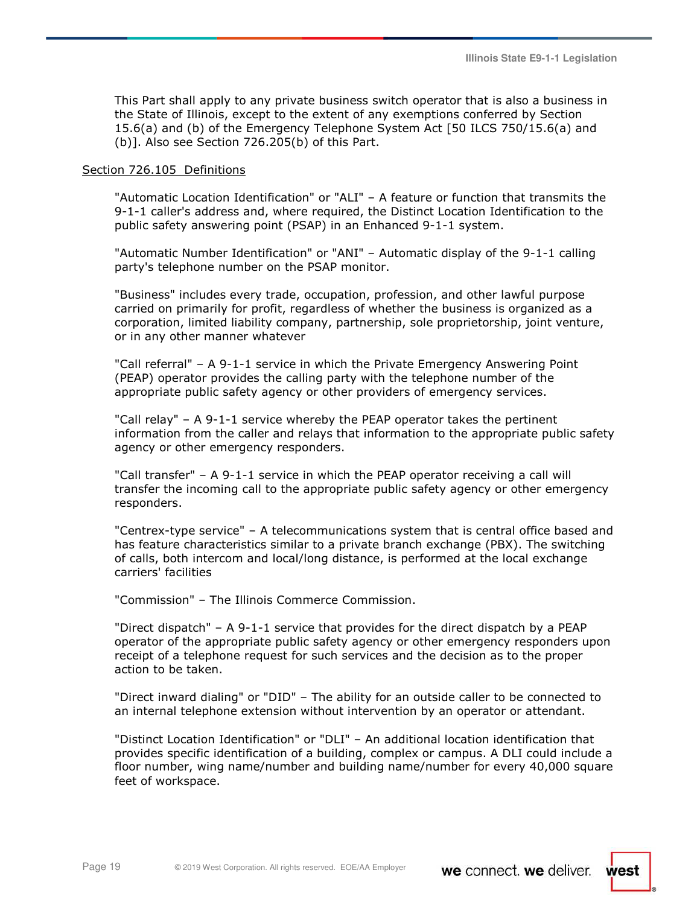This Part shall apply to any private business switch operator that is also a business in the State of Illinois, except to the extent of any exemptions conferred by Section 15.6(a) and (b) of the Emergency Telephone System Act [50 ILCS 750/15.6(a) and (b)]. Also see Section 726.205(b) of this Part.

Section 726.105 Definitions

"Automatic Location Identification" or "ALI" – A feature or function that transmits the 9-1-1 caller's address and, where required, the Distinct Location Identification to the public safety answering point (PSAP) in an Enhanced 9-1-1 system.

"Automatic Number Identification" or "ANI" – Automatic display of the 9-1-1 calling party's telephone number on the PSAP monitor.

"Business" includes every trade, occupation, profession, and other lawful purpose carried on primarily for profit, regardless of whether the business is organized as a corporation, limited liability company, partnership, sole proprietorship, joint venture, or in any other manner whatever

"Call referral" – A 9-1-1 service in which the Private Emergency Answering Point (PEAP) operator provides the calling party with the telephone number of the appropriate public safety agency or other providers of emergency services.

"Call relay" – A 9-1-1 service whereby the PEAP operator takes the pertinent information from the caller and relays that information to the appropriate public safety agency or other emergency responders.

"Call transfer" – A 9-1-1 service in which the PEAP operator receiving a call will transfer the incoming call to the appropriate public safety agency or other emergency responders.

"Centrex-type service" – A telecommunications system that is central office based and has feature characteristics similar to a private branch exchange (PBX). The switching of calls, both intercom and local/long distance, is performed at the local exchange carriers' facilities

"Commission" – The Illinois Commerce Commission.

"Direct dispatch" – A 9-1-1 service that provides for the direct dispatch by a PEAP operator of the appropriate public safety agency or other emergency responders upon receipt of a telephone request for such services and the decision as to the proper action to be taken.

"Direct inward dialing" or "DID" – The ability for an outside caller to be connected to an internal telephone extension without intervention by an operator or attendant.

"Distinct Location Identification" or "DLI" – An additional location identification that provides specific identification of a building, complex or campus. A DLI could include a floor number, wing name/number and building name/number for every 40,000 square feet of workspace.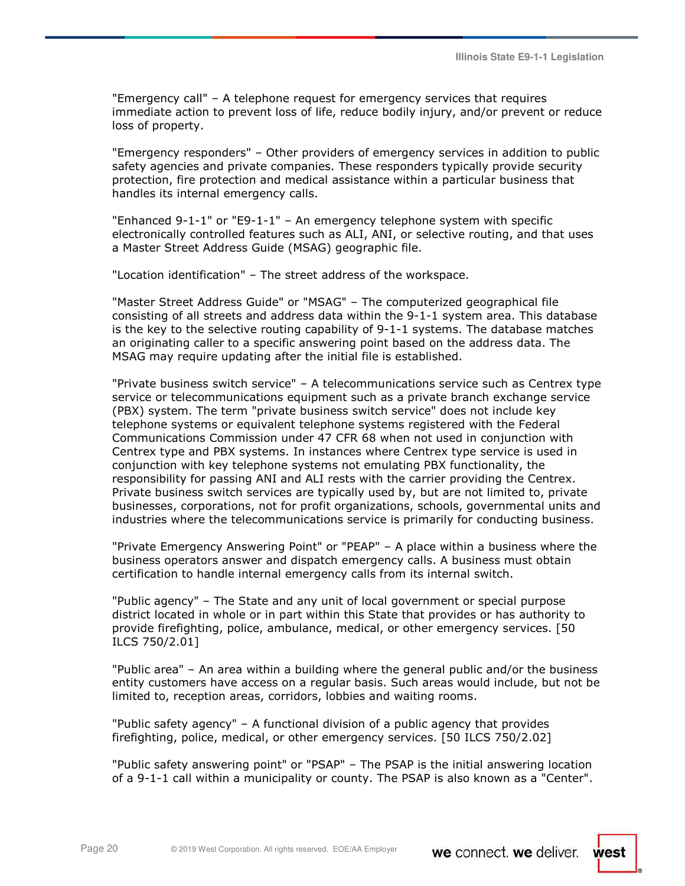"Emergency call" – A telephone request for emergency services that requires immediate action to prevent loss of life, reduce bodily injury, and/or prevent or reduce loss of property.

"Emergency responders" – Other providers of emergency services in addition to public safety agencies and private companies. These responders typically provide security protection, fire protection and medical assistance within a particular business that handles its internal emergency calls.

"Enhanced 9-1-1" or "E9-1-1" – An emergency telephone system with specific electronically controlled features such as ALI, ANI, or selective routing, and that uses a Master Street Address Guide (MSAG) geographic file.

"Location identification" – The street address of the workspace.

"Master Street Address Guide" or "MSAG" – The computerized geographical file consisting of all streets and address data within the 9-1-1 system area. This database is the key to the selective routing capability of 9-1-1 systems. The database matches an originating caller to a specific answering point based on the address data. The MSAG may require updating after the initial file is established.

"Private business switch service" – A telecommunications service such as Centrex type service or telecommunications equipment such as a private branch exchange service (PBX) system. The term "private business switch service" does not include key telephone systems or equivalent telephone systems registered with the Federal Communications Commission under 47 CFR 68 when not used in conjunction with Centrex type and PBX systems. In instances where Centrex type service is used in conjunction with key telephone systems not emulating PBX functionality, the responsibility for passing ANI and ALI rests with the carrier providing the Centrex. Private business switch services are typically used by, but are not limited to, private businesses, corporations, not for profit organizations, schools, governmental units and industries where the telecommunications service is primarily for conducting business.

"Private Emergency Answering Point" or "PEAP" – A place within a business where the business operators answer and dispatch emergency calls. A business must obtain certification to handle internal emergency calls from its internal switch.

"Public agency" – The State and any unit of local government or special purpose district located in whole or in part within this State that provides or has authority to provide firefighting, police, ambulance, medical, or other emergency services. [50 ILCS 750/2.01]

"Public area" – An area within a building where the general public and/or the business entity customers have access on a regular basis. Such areas would include, but not be limited to, reception areas, corridors, lobbies and waiting rooms.

"Public safety agency" – A functional division of a public agency that provides firefighting, police, medical, or other emergency services. [50 ILCS 750/2.02]

"Public safety answering point" or "PSAP" – The PSAP is the initial answering location of a 9-1-1 call within a municipality or county. The PSAP is also known as a "Center".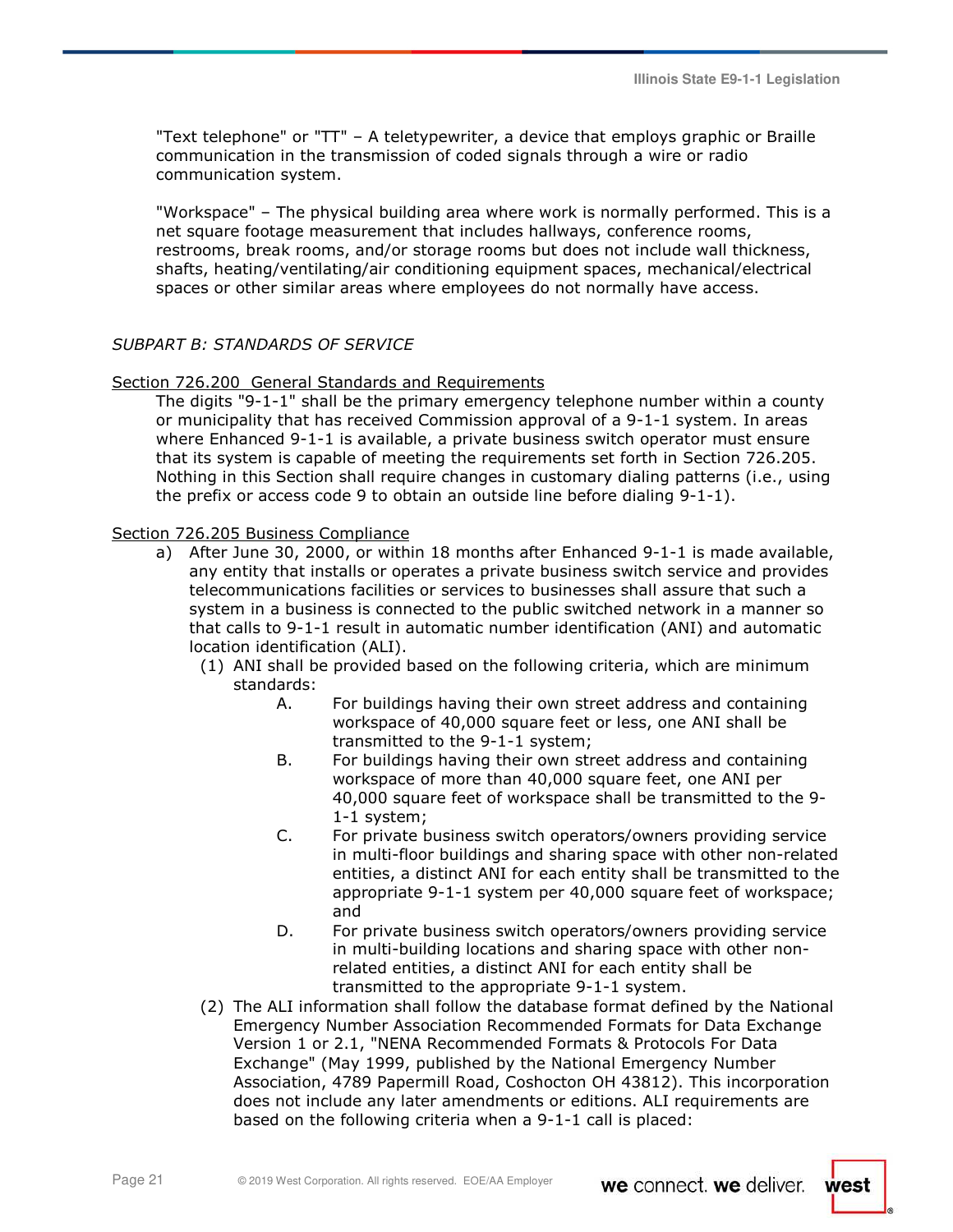"Text telephone" or "TT" – A teletypewriter, a device that employs graphic or Braille communication in the transmission of coded signals through a wire or radio communication system.

"Workspace" – The physical building area where work is normally performed. This is a net square footage measurement that includes hallways, conference rooms, restrooms, break rooms, and/or storage rooms but does not include wall thickness, shafts, heating/ventilating/air conditioning equipment spaces, mechanical/electrical spaces or other similar areas where employees do not normally have access.

*SUBPART B: STANDARDS OF SERVICE*

Section 726.200 General Standards and Requirements

The digits "9-1-1" shall be the primary emergency telephone number within a county or municipality that has received Commission approval of a 9-1-1 system. In areas where Enhanced 9-1-1 is available, a private business switch operator must ensure that its system is capable of meeting the requirements set forth in Section 726.205. Nothing in this Section shall require changes in customary dialing patterns (i.e., using the prefix or access code 9 to obtain an outside line before dialing 9-1-1).

Section 726.205 Business Compliance

a) After June 30, 2000, or within 18 months after Enhanced 9-1-1 is made available, any entity that installs or operates a private business switch service and provides telecommunications facilities or services to businesses shall assure that such a system in a business is connected to the public switched network in a manner so that calls to 9-1-1 result in automatic number identification (ANI) and automatic location identification (ALI).

  (1) ANI shall be provided based on the following criteria, which are minimum standards:

    A. For buildings having their own street address and containing workspace of 40,000 square feet or less, one ANI shall be transmitted to the 9-1-1 system;

    B. For buildings having their own street address and containing workspace of more than 40,000 square feet, one ANI per 40,000 square feet of workspace shall be transmitted to the 9-1-1 system;

    C. For private business switch operators/owners providing service in multi-floor buildings and sharing space with other non-related entities, a distinct ANI for each entity shall be transmitted to the appropriate 9-1-1 system per 40,000 square feet of workspace; and

    D. For private business switch operators/owners providing service in multi-building locations and sharing space with other non-related entities, a distinct ANI for each entity shall be transmitted to the appropriate 9-1-1 system.

  (2) The ALI information shall follow the database format defined by the National Emergency Number Association Recommended Formats for Data Exchange Version 1 or 2.1, "NENA Recommended Formats & Protocols For Data Exchange" (May 1999, published by the National Emergency Number Association, 4789 Papermill Road, Coshocton OH 43812). This incorporation does not include any later amendments or editions. ALI requirements are based on the following criteria when a 9-1-1 call is placed: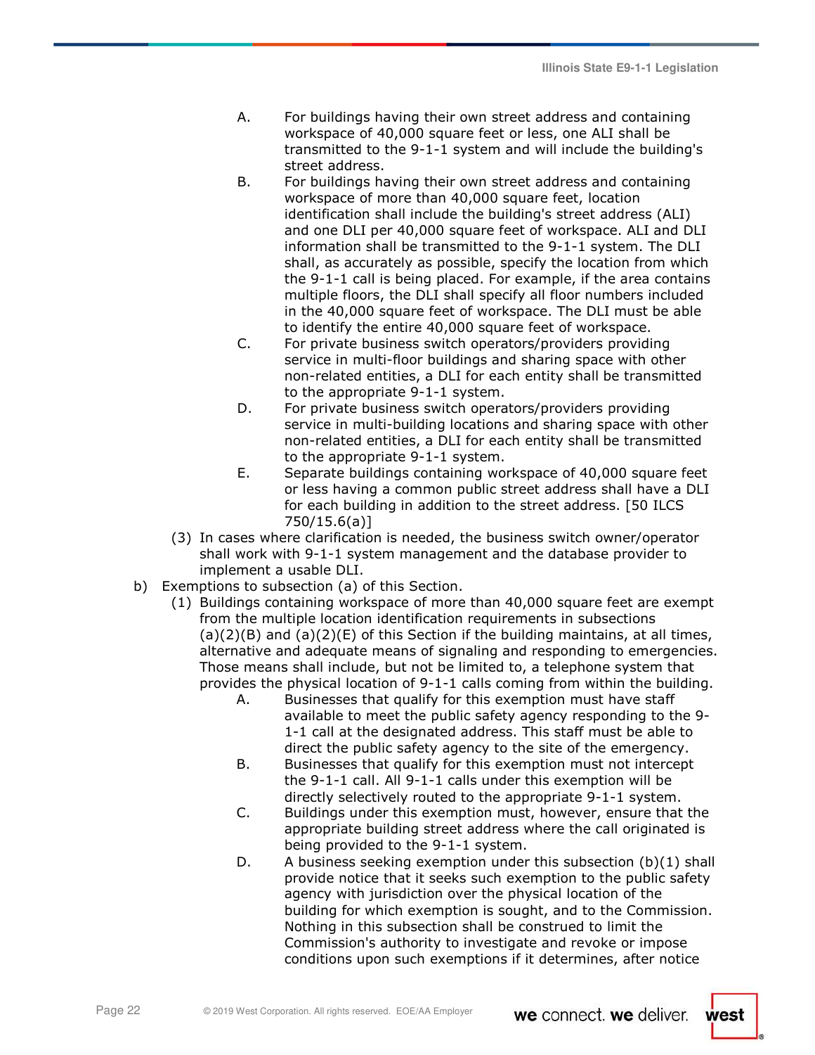A. For buildings having their own street address and containing workspace of 40,000 square feet or less, one ALI shall be transmitted to the 9-1-1 system and will include the building's street address.

B. For buildings having their own street address and containing workspace of more than 40,000 square feet, location identification shall include the building's street address (ALI) and one DLI per 40,000 square feet of workspace. ALI and DLI information shall be transmitted to the 9-1-1 system. The DLI shall, as accurately as possible, specify the location from which the 9-1-1 call is being placed. For example, if the area contains multiple floors, the DLI shall specify all floor numbers included in the 40,000 square feet of workspace. The DLI must be able to identify the entire 40,000 square feet of workspace.

C. For private business switch operators/providers providing service in multi-floor buildings and sharing space with other non-related entities, a DLI for each entity shall be transmitted to the appropriate 9-1-1 system.

D. For private business switch operators/providers providing service in multi-building locations and sharing space with other non-related entities, a DLI for each entity shall be transmitted to the appropriate 9-1-1 system.

E. Separate buildings containing workspace of 40,000 square feet or less having a common public street address shall have a DLI for each building in addition to the street address. [50 ILCS 750/15.6(a)]

(3) In cases where clarification is needed, the business switch owner/operator shall work with 9-1-1 system management and the database provider to implement a usable DLI.

b) Exemptions to subsection (a) of this Section.

(1) Buildings containing workspace of more than 40,000 square feet are exempt from the multiple location identification requirements in subsections (a)(2)(B) and (a)(2)(E) of this Section if the building maintains, at all times, alternative and adequate means of signaling and responding to emergencies. Those means shall include, but not be limited to, a telephone system that provides the physical location of 9-1-1 calls coming from within the building.

A. Businesses that qualify for this exemption must have staff available to meet the public safety agency responding to the 9-1-1 call at the designated address. This staff must be able to direct the public safety agency to the site of the emergency.

B. Businesses that qualify for this exemption must not intercept the 9-1-1 call. All 9-1-1 calls under this exemption will be directly selectively routed to the appropriate 9-1-1 system.

C. Buildings under this exemption must, however, ensure that the appropriate building street address where the call originated is being provided to the 9-1-1 system.

D. A business seeking exemption under this subsection (b)(1) shall provide notice that it seeks such exemption to the public safety agency with jurisdiction over the physical location of the building for which exemption is sought, and to the Commission. Nothing in this subsection shall be construed to limit the Commission's authority to investigate and revoke or impose conditions upon such exemptions if it determines, after notice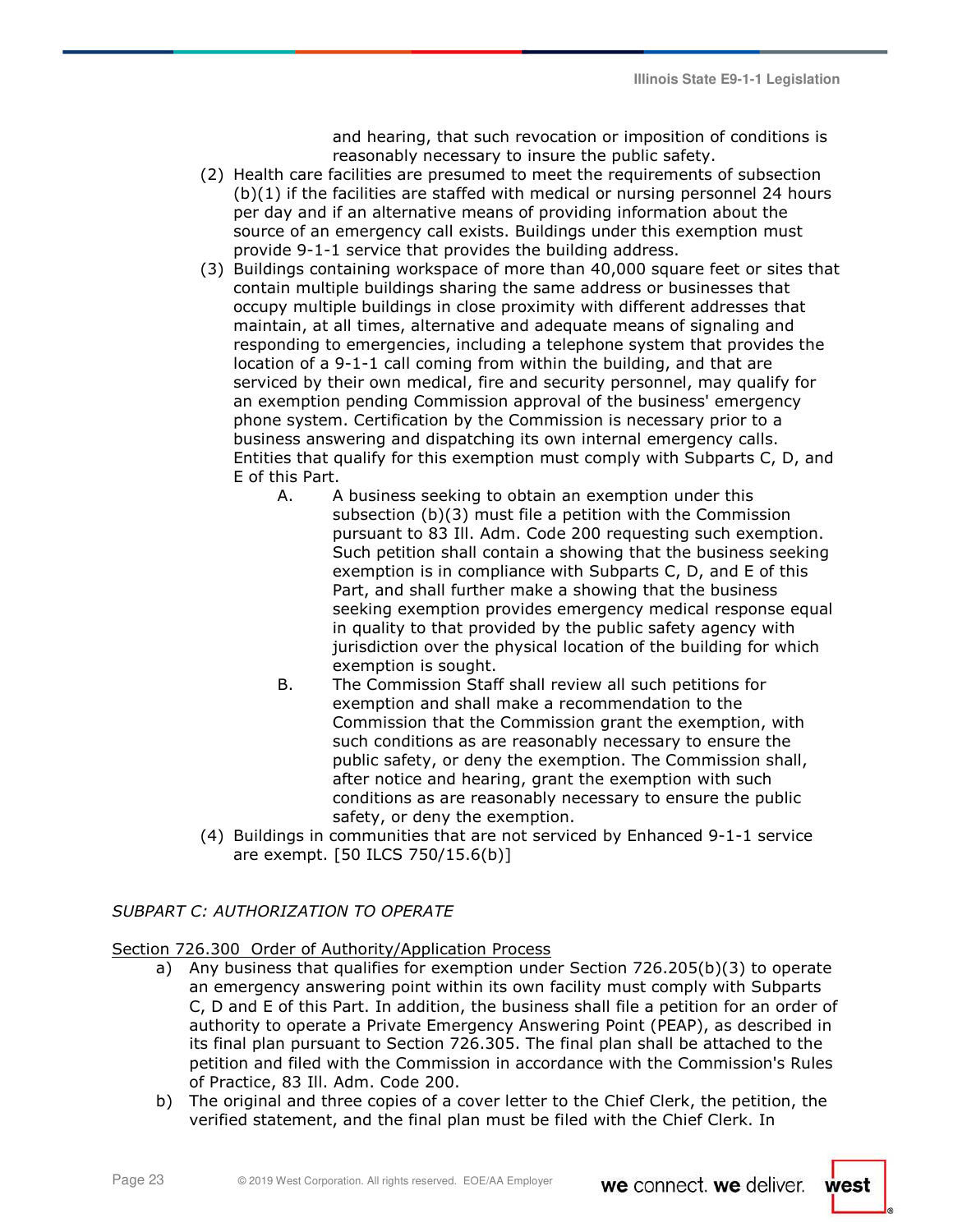and hearing, that such revocation or imposition of conditions is reasonably necessary to insure the public safety.

(2) Health care facilities are presumed to meet the requirements of subsection (b)(1) if the facilities are staffed with medical or nursing personnel 24 hours per day and if an alternative means of providing information about the source of an emergency call exists. Buildings under this exemption must provide 9-1-1 service that provides the building address.

(3) Buildings containing workspace of more than 40,000 square feet or sites that contain multiple buildings sharing the same address or businesses that occupy multiple buildings in close proximity with different addresses that maintain, at all times, alternative and adequate means of signaling and responding to emergencies, including a telephone system that provides the location of a 9-1-1 call coming from within the building, and that are serviced by their own medical, fire and security personnel, may qualify for an exemption pending Commission approval of the business' emergency phone system. Certification by the Commission is necessary prior to a business answering and dispatching its own internal emergency calls. Entities that qualify for this exemption must comply with Subparts C, D, and E of this Part.

   A. A business seeking to obtain an exemption under this subsection (b)(3) must file a petition with the Commission pursuant to 83 Ill. Adm. Code 200 requesting such exemption. Such petition shall contain a showing that the business seeking exemption is in compliance with Subparts C, D, and E of this Part, and shall further make a showing that the business seeking exemption provides emergency medical response equal in quality to that provided by the public safety agency with jurisdiction over the physical location of the building for which exemption is sought.

   B. The Commission Staff shall review all such petitions for exemption and shall make a recommendation to the Commission that the Commission grant the exemption, with such conditions as are reasonably necessary to ensure the public safety, or deny the exemption. The Commission shall, after notice and hearing, grant the exemption with such conditions as are reasonably necessary to ensure the public safety, or deny the exemption.

(4) Buildings in communities that are not serviced by Enhanced 9-1-1 service are exempt. [50 ILCS 750/15.6(b)]

*SUBPART C: AUTHORIZATION TO OPERATE*

<u>Section 726.300 Order of Authority/Application Process</u>

a) Any business that qualifies for exemption under Section 726.205(b)(3) to operate an emergency answering point within its own facility must comply with Subparts C, D and E of this Part. In addition, the business shall file a petition for an order of authority to operate a Private Emergency Answering Point (PEAP), as described in its final plan pursuant to Section 726.305. The final plan shall be attached to the petition and filed with the Commission in accordance with the Commission's Rules of Practice, 83 Ill. Adm. Code 200.

b) The original and three copies of a cover letter to the Chief Clerk, the petition, the verified statement, and the final plan must be filed with the Chief Clerk. In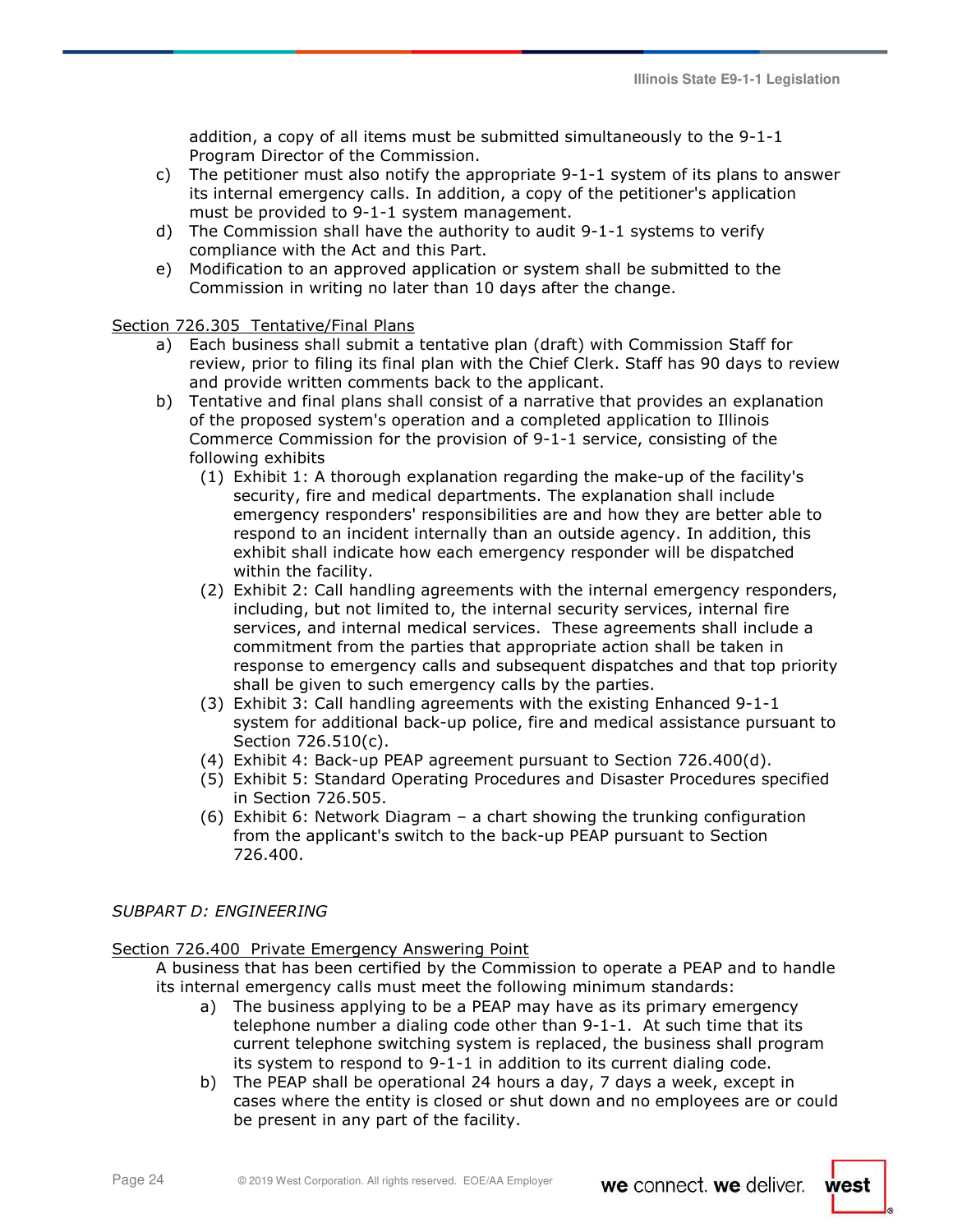addition, a copy of all items must be submitted simultaneously to the 9-1-1 Program Director of the Commission.

c) The petitioner must also notify the appropriate 9-1-1 system of its plans to answer its internal emergency calls. In addition, a copy of the petitioner's application must be provided to 9-1-1 system management.

d) The Commission shall have the authority to audit 9-1-1 systems to verify compliance with the Act and this Part.

e) Modification to an approved application or system shall be submitted to the Commission in writing no later than 10 days after the change.

<u>Section 726.305 Tentative/Final Plans</u>

a) Each business shall submit a tentative plan (draft) with Commission Staff for review, prior to filing its final plan with the Chief Clerk. Staff has 90 days to review and provide written comments back to the applicant.

b) Tentative and final plans shall consist of a narrative that provides an explanation of the proposed system's operation and a completed application to Illinois Commerce Commission for the provision of 9-1-1 service, consisting of the following exhibits

   (1) Exhibit 1: A thorough explanation regarding the make-up of the facility's security, fire and medical departments. The explanation shall include emergency responders' responsibilities are and how they are better able to respond to an incident internally than an outside agency. In addition, this exhibit shall indicate how each emergency responder will be dispatched within the facility.

   (2) Exhibit 2: Call handling agreements with the internal emergency responders, including, but not limited to, the internal security services, internal fire services, and internal medical services. These agreements shall include a commitment from the parties that appropriate action shall be taken in response to emergency calls and subsequent dispatches and that top priority shall be given to such emergency calls by the parties.

   (3) Exhibit 3: Call handling agreements with the existing Enhanced 9-1-1 system for additional back-up police, fire and medical assistance pursuant to Section 726.510(c).

   (4) Exhibit 4: Back-up PEAP agreement pursuant to Section 726.400(d).

   (5) Exhibit 5: Standard Operating Procedures and Disaster Procedures specified in Section 726.505.

   (6) Exhibit 6: Network Diagram – a chart showing the trunking configuration from the applicant's switch to the back-up PEAP pursuant to Section 726.400.

*SUBPART D: ENGINEERING*

<u>Section 726.400 Private Emergency Answering Point</u>

A business that has been certified by the Commission to operate a PEAP and to handle its internal emergency calls must meet the following minimum standards:

a) The business applying to be a PEAP may have as its primary emergency telephone number a dialing code other than 9-1-1. At such time that its current telephone switching system is replaced, the business shall program its system to respond to 9-1-1 in addition to its current dialing code.

b) The PEAP shall be operational 24 hours a day, 7 days a week, except in cases where the entity is closed or shut down and no employees are or could be present in any part of the facility.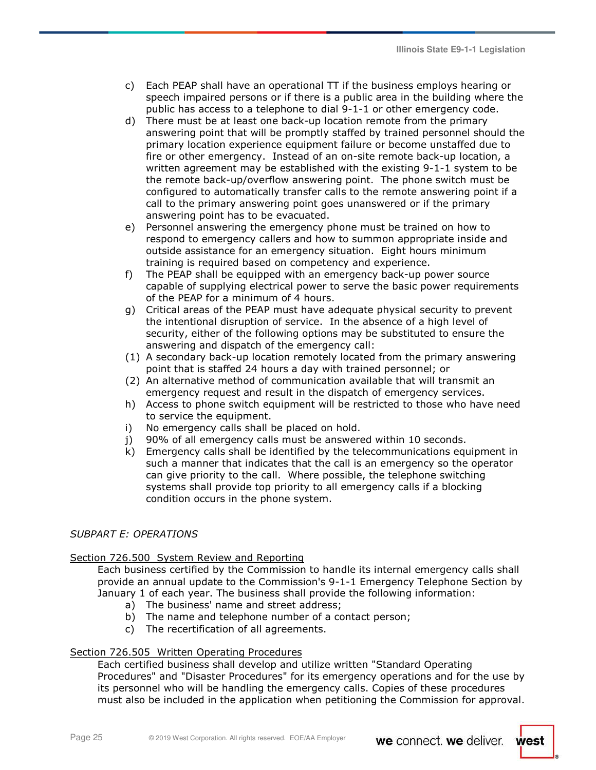c) Each PEAP shall have an operational TT if the business employs hearing or speech impaired persons or if there is a public area in the building where the public has access to a telephone to dial 9-1-1 or other emergency code.

d) There must be at least one back-up location remote from the primary answering point that will be promptly staffed by trained personnel should the primary location experience equipment failure or become unstaffed due to fire or other emergency. Instead of an on-site remote back-up location, a written agreement may be established with the existing 9-1-1 system to be the remote back-up/overflow answering point. The phone switch must be configured to automatically transfer calls to the remote answering point if a call to the primary answering point goes unanswered or if the primary answering point has to be evacuated.

e) Personnel answering the emergency phone must be trained on how to respond to emergency callers and how to summon appropriate inside and outside assistance for an emergency situation. Eight hours minimum training is required based on competency and experience.

f) The PEAP shall be equipped with an emergency back-up power source capable of supplying electrical power to serve the basic power requirements of the PEAP for a minimum of 4 hours.

g) Critical areas of the PEAP must have adequate physical security to prevent the intentional disruption of service. In the absence of a high level of security, either of the following options may be substituted to ensure the answering and dispatch of the emergency call:

(1) A secondary back-up location remotely located from the primary answering point that is staffed 24 hours a day with trained personnel; or

(2) An alternative method of communication available that will transmit an emergency request and result in the dispatch of emergency services.

h) Access to phone switch equipment will be restricted to those who have need to service the equipment.

i) No emergency calls shall be placed on hold.

j) 90% of all emergency calls must be answered within 10 seconds.

k) Emergency calls shall be identified by the telecommunications equipment in such a manner that indicates that the call is an emergency so the operator can give priority to the call. Where possible, the telephone switching systems shall provide top priority to all emergency calls if a blocking condition occurs in the phone system.

*SUBPART E: OPERATIONS*

Section 726.500 System Review and Reporting

Each business certified by the Commission to handle its internal emergency calls shall provide an annual update to the Commission's 9-1-1 Emergency Telephone Section by January 1 of each year. The business shall provide the following information:

a) The business' name and street address;
b) The name and telephone number of a contact person;
c) The recertification of all agreements.

Section 726.505 Written Operating Procedures

Each certified business shall develop and utilize written "Standard Operating Procedures" and "Disaster Procedures" for its emergency operations and for the use by its personnel who will be handling the emergency calls. Copies of these procedures must also be included in the application when petitioning the Commission for approval.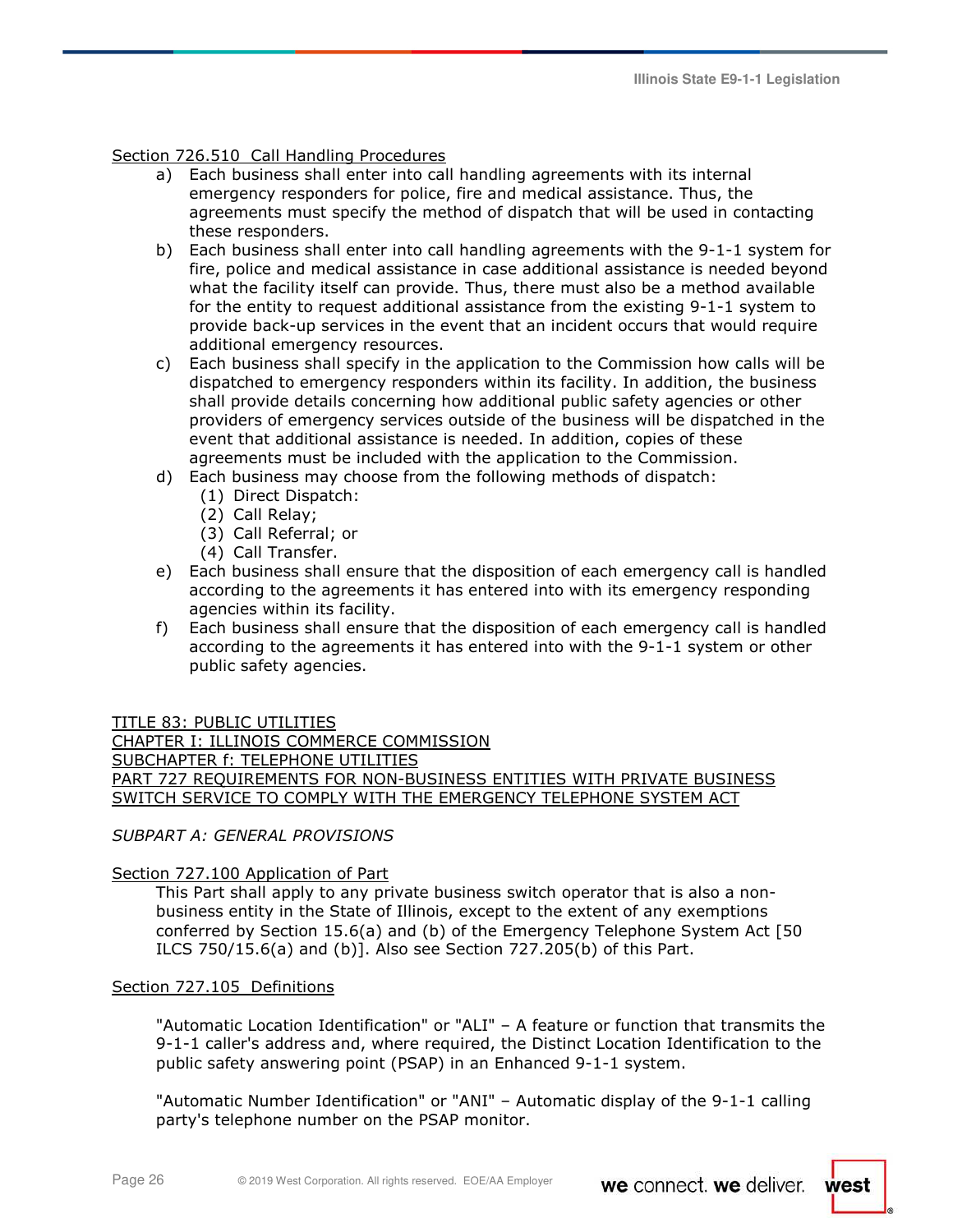Section 726.510 Call Handling Procedures

a) Each business shall enter into call handling agreements with its internal emergency responders for police, fire and medical assistance. Thus, the agreements must specify the method of dispatch that will be used in contacting these responders.

b) Each business shall enter into call handling agreements with the 9-1-1 system for fire, police and medical assistance in case additional assistance is needed beyond what the facility itself can provide. Thus, there must also be a method available for the entity to request additional assistance from the existing 9-1-1 system to provide back-up services in the event that an incident occurs that would require additional emergency resources.

c) Each business shall specify in the application to the Commission how calls will be dispatched to emergency responders within its facility. In addition, the business shall provide details concerning how additional public safety agencies or other providers of emergency services outside of the business will be dispatched in the event that additional assistance is needed. In addition, copies of these agreements must be included with the application to the Commission.

d) Each business may choose from the following methods of dispatch:
   - (1) Direct Dispatch:
   - (2) Call Relay;
   - (3) Call Referral; or
   - (4) Call Transfer.

e) Each business shall ensure that the disposition of each emergency call is handled according to the agreements it has entered into with its emergency responding agencies within its facility.

f) Each business shall ensure that the disposition of each emergency call is handled according to the agreements it has entered into with the 9-1-1 system or other public safety agencies.

TITLE 83: PUBLIC UTILITIES
CHAPTER I: ILLINOIS COMMERCE COMMISSION
SUBCHAPTER f: TELEPHONE UTILITIES
PART 727 REQUIREMENTS FOR NON-BUSINESS ENTITIES WITH PRIVATE BUSINESS SWITCH SERVICE TO COMPLY WITH THE EMERGENCY TELEPHONE SYSTEM ACT

*SUBPART A: GENERAL PROVISIONS*

Section 727.100 Application of Part

This Part shall apply to any private business switch operator that is also a non-business entity in the State of Illinois, except to the extent of any exemptions conferred by Section 15.6(a) and (b) of the Emergency Telephone System Act [50 ILCS 750/15.6(a) and (b)]. Also see Section 727.205(b) of this Part.

Section 727.105 Definitions

"Automatic Location Identification" or "ALI" – A feature or function that transmits the 9-1-1 caller's address and, where required, the Distinct Location Identification to the public safety answering point (PSAP) in an Enhanced 9-1-1 system.

"Automatic Number Identification" or "ANI" – Automatic display of the 9-1-1 calling party's telephone number on the PSAP monitor.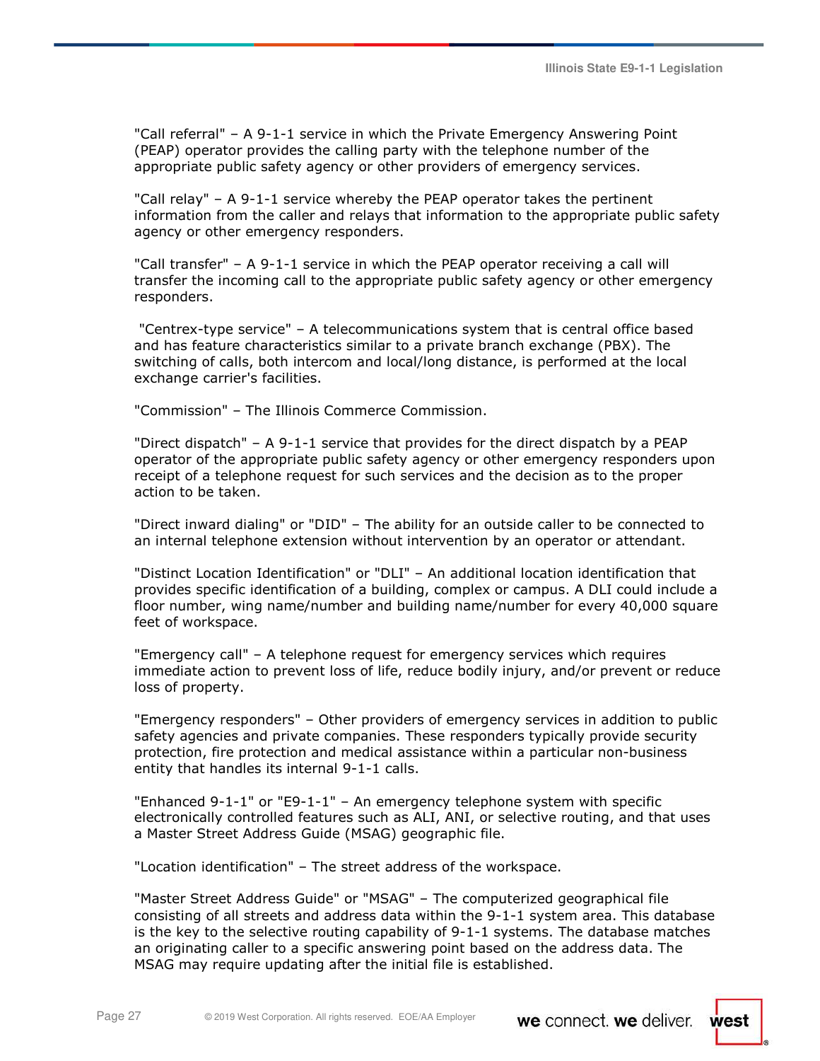"Call referral" – A 9-1-1 service in which the Private Emergency Answering Point (PEAP) operator provides the calling party with the telephone number of the appropriate public safety agency or other providers of emergency services.

"Call relay" – A 9-1-1 service whereby the PEAP operator takes the pertinent information from the caller and relays that information to the appropriate public safety agency or other emergency responders.

"Call transfer" – A 9-1-1 service in which the PEAP operator receiving a call will transfer the incoming call to the appropriate public safety agency or other emergency responders.

"Centrex-type service" – A telecommunications system that is central office based and has feature characteristics similar to a private branch exchange (PBX). The switching of calls, both intercom and local/long distance, is performed at the local exchange carrier's facilities.

"Commission" – The Illinois Commerce Commission.

"Direct dispatch" – A 9-1-1 service that provides for the direct dispatch by a PEAP operator of the appropriate public safety agency or other emergency responders upon receipt of a telephone request for such services and the decision as to the proper action to be taken.

"Direct inward dialing" or "DID" – The ability for an outside caller to be connected to an internal telephone extension without intervention by an operator or attendant.

"Distinct Location Identification" or "DLI" – An additional location identification that provides specific identification of a building, complex or campus. A DLI could include a floor number, wing name/number and building name/number for every 40,000 square feet of workspace.

"Emergency call" – A telephone request for emergency services which requires immediate action to prevent loss of life, reduce bodily injury, and/or prevent or reduce loss of property.

"Emergency responders" – Other providers of emergency services in addition to public safety agencies and private companies. These responders typically provide security protection, fire protection and medical assistance within a particular non-business entity that handles its internal 9-1-1 calls.

"Enhanced 9-1-1" or "E9-1-1" – An emergency telephone system with specific electronically controlled features such as ALI, ANI, or selective routing, and that uses a Master Street Address Guide (MSAG) geographic file.

"Location identification" – The street address of the workspace.

"Master Street Address Guide" or "MSAG" – The computerized geographical file consisting of all streets and address data within the 9-1-1 system area. This database is the key to the selective routing capability of 9-1-1 systems. The database matches an originating caller to a specific answering point based on the address data. The MSAG may require updating after the initial file is established.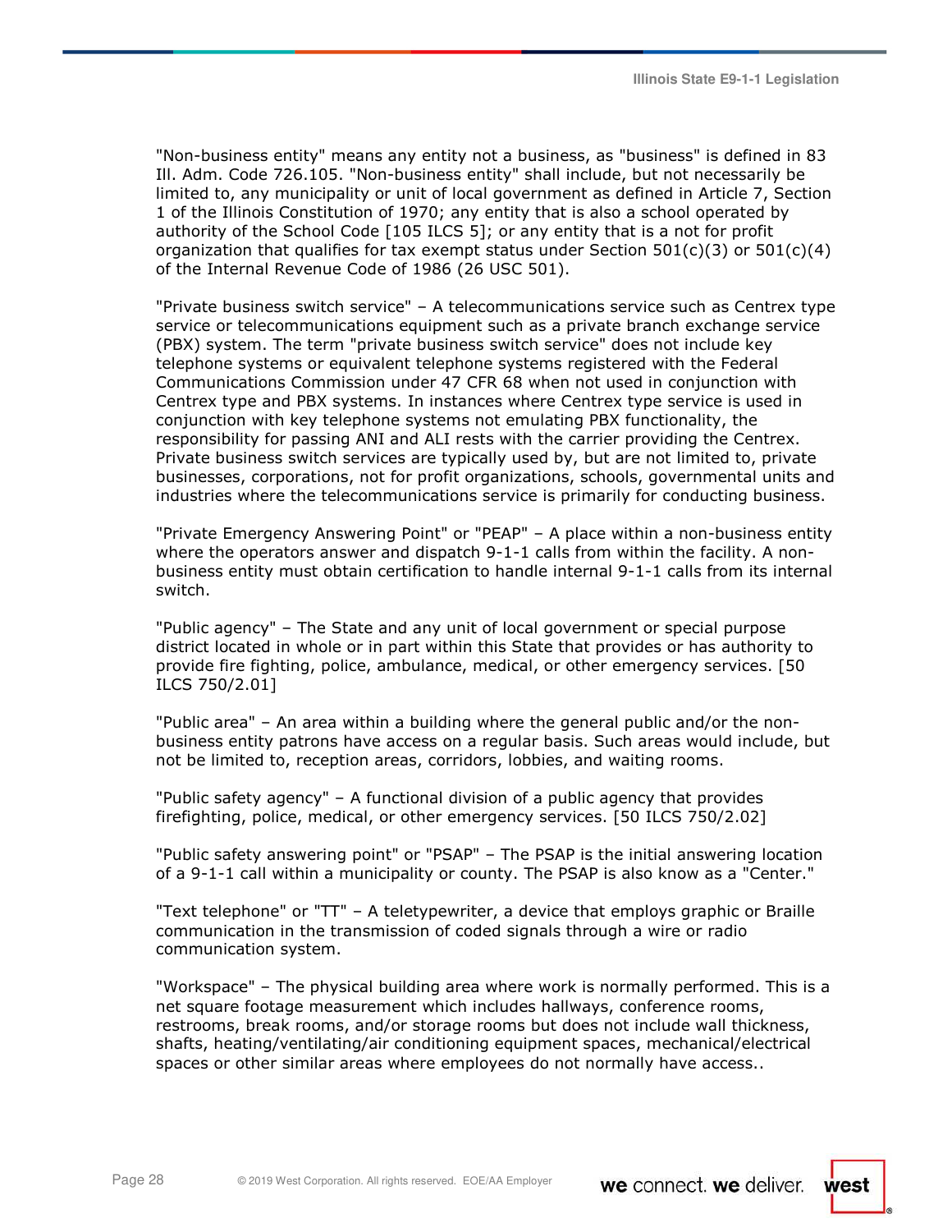"Non-business entity" means any entity not a business, as "business" is defined in 83 Ill. Adm. Code 726.105. "Non-business entity" shall include, but not necessarily be limited to, any municipality or unit of local government as defined in Article 7, Section 1 of the Illinois Constitution of 1970; any entity that is also a school operated by authority of the School Code [105 ILCS 5]; or any entity that is a not for profit organization that qualifies for tax exempt status under Section 501(c)(3) or 501(c)(4) of the Internal Revenue Code of 1986 (26 USC 501).

"Private business switch service" – A telecommunications service such as Centrex type service or telecommunications equipment such as a private branch exchange service (PBX) system. The term "private business switch service" does not include key telephone systems or equivalent telephone systems registered with the Federal Communications Commission under 47 CFR 68 when not used in conjunction with Centrex type and PBX systems. In instances where Centrex type service is used in conjunction with key telephone systems not emulating PBX functionality, the responsibility for passing ANI and ALI rests with the carrier providing the Centrex. Private business switch services are typically used by, but are not limited to, private businesses, corporations, not for profit organizations, schools, governmental units and industries where the telecommunications service is primarily for conducting business.

"Private Emergency Answering Point" or "PEAP" – A place within a non-business entity where the operators answer and dispatch 9-1-1 calls from within the facility. A non-business entity must obtain certification to handle internal 9-1-1 calls from its internal switch.

"Public agency" – The State and any unit of local government or special purpose district located in whole or in part within this State that provides or has authority to provide fire fighting, police, ambulance, medical, or other emergency services. [50 ILCS 750/2.01]

"Public area" – An area within a building where the general public and/or the non-business entity patrons have access on a regular basis. Such areas would include, but not be limited to, reception areas, corridors, lobbies, and waiting rooms.

"Public safety agency" – A functional division of a public agency that provides firefighting, police, medical, or other emergency services. [50 ILCS 750/2.02]

"Public safety answering point" or "PSAP" – The PSAP is the initial answering location of a 9-1-1 call within a municipality or county. The PSAP is also know as a "Center."

"Text telephone" or "TT" – A teletypewriter, a device that employs graphic or Braille communication in the transmission of coded signals through a wire or radio communication system.

"Workspace" – The physical building area where work is normally performed. This is a net square footage measurement which includes hallways, conference rooms, restrooms, break rooms, and/or storage rooms but does not include wall thickness, shafts, heating/ventilating/air conditioning equipment spaces, mechanical/electrical spaces or other similar areas where employees do not normally have access..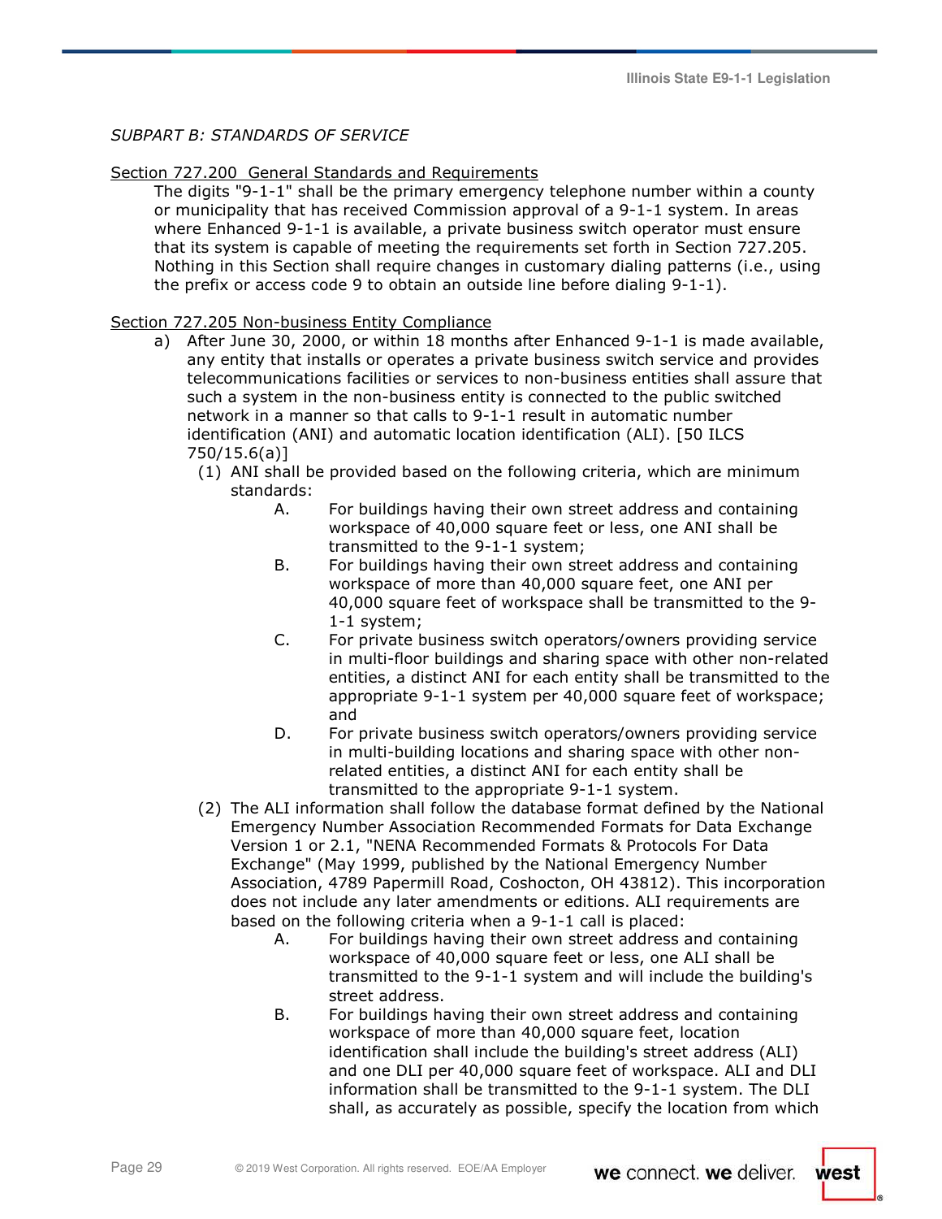*SUBPART B: STANDARDS OF SERVICE*

Section 727.200 General Standards and Requirements

The digits "9-1-1" shall be the primary emergency telephone number within a county or municipality that has received Commission approval of a 9-1-1 system. In areas where Enhanced 9-1-1 is available, a private business switch operator must ensure that its system is capable of meeting the requirements set forth in Section 727.205. Nothing in this Section shall require changes in customary dialing patterns (i.e., using the prefix or access code 9 to obtain an outside line before dialing 9-1-1).

Section 727.205 Non-business Entity Compliance

a) After June 30, 2000, or within 18 months after Enhanced 9-1-1 is made available, any entity that installs or operates a private business switch service and provides telecommunications facilities or services to non-business entities shall assure that such a system in the non-business entity is connected to the public switched network in a manner so that calls to 9-1-1 result in automatic number identification (ANI) and automatic location identification (ALI). [50 ILCS 750/15.6(a)]

(1) ANI shall be provided based on the following criteria, which are minimum standards:

A. For buildings having their own street address and containing workspace of 40,000 square feet or less, one ANI shall be transmitted to the 9-1-1 system;

B. For buildings having their own street address and containing workspace of more than 40,000 square feet, one ANI per 40,000 square feet of workspace shall be transmitted to the 9-1-1 system;

C. For private business switch operators/owners providing service in multi-floor buildings and sharing space with other non-related entities, a distinct ANI for each entity shall be transmitted to the appropriate 9-1-1 system per 40,000 square feet of workspace; and

D. For private business switch operators/owners providing service in multi-building locations and sharing space with other non-related entities, a distinct ANI for each entity shall be transmitted to the appropriate 9-1-1 system.

(2) The ALI information shall follow the database format defined by the National Emergency Number Association Recommended Formats for Data Exchange Version 1 or 2.1, "NENA Recommended Formats & Protocols For Data Exchange" (May 1999, published by the National Emergency Number Association, 4789 Papermill Road, Coshocton, OH 43812). This incorporation does not include any later amendments or editions. ALI requirements are based on the following criteria when a 9-1-1 call is placed:

A. For buildings having their own street address and containing workspace of 40,000 square feet or less, one ALI shall be transmitted to the 9-1-1 system and will include the building's street address.

B. For buildings having their own street address and containing workspace of more than 40,000 square feet, location identification shall include the building's street address (ALI) and one DLI per 40,000 square feet of workspace. ALI and DLI information shall be transmitted to the 9-1-1 system. The DLI shall, as accurately as possible, specify the location from which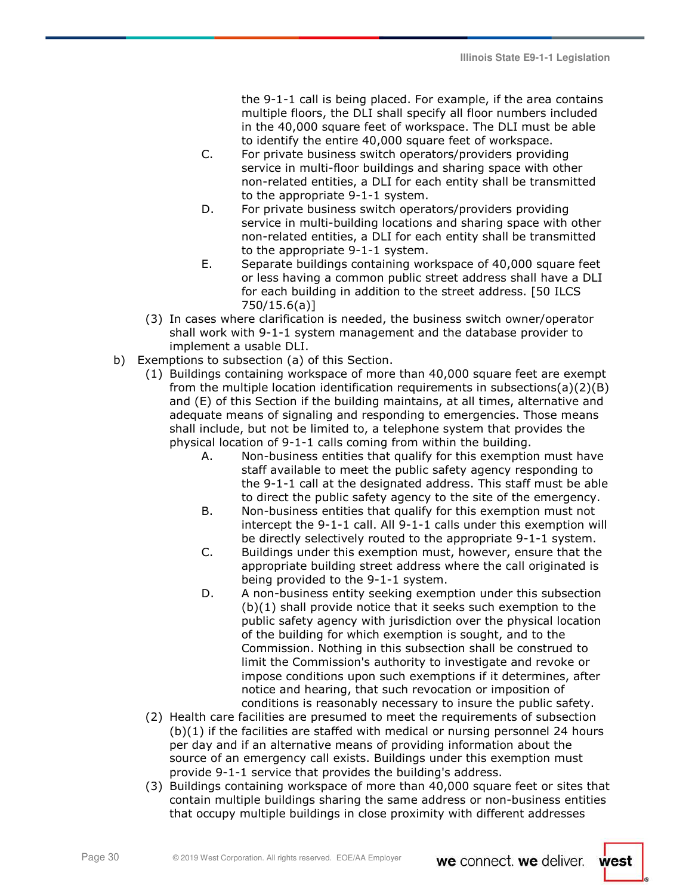the 9-1-1 call is being placed. For example, if the area contains multiple floors, the DLI shall specify all floor numbers included in the 40,000 square feet of workspace. The DLI must be able to identify the entire 40,000 square feet of workspace.

C. For private business switch operators/providers providing service in multi-floor buildings and sharing space with other non-related entities, a DLI for each entity shall be transmitted to the appropriate 9-1-1 system.

D. For private business switch operators/providers providing service in multi-building locations and sharing space with other non-related entities, a DLI for each entity shall be transmitted to the appropriate 9-1-1 system.

E. Separate buildings containing workspace of 40,000 square feet or less having a common public street address shall have a DLI for each building in addition to the street address. [50 ILCS 750/15.6(a)]

(3) In cases where clarification is needed, the business switch owner/operator shall work with 9-1-1 system management and the database provider to implement a usable DLI.

b) Exemptions to subsection (a) of this Section.

(1) Buildings containing workspace of more than 40,000 square feet are exempt from the multiple location identification requirements in subsections(a)(2)(B) and (E) of this Section if the building maintains, at all times, alternative and adequate means of signaling and responding to emergencies. Those means shall include, but not be limited to, a telephone system that provides the physical location of 9-1-1 calls coming from within the building.

A. Non-business entities that qualify for this exemption must have staff available to meet the public safety agency responding to the 9-1-1 call at the designated address. This staff must be able to direct the public safety agency to the site of the emergency.

B. Non-business entities that qualify for this exemption must not intercept the 9-1-1 call. All 9-1-1 calls under this exemption will be directly selectively routed to the appropriate 9-1-1 system.

C. Buildings under this exemption must, however, ensure that the appropriate building street address where the call originated is being provided to the 9-1-1 system.

D. A non-business entity seeking exemption under this subsection (b)(1) shall provide notice that it seeks such exemption to the public safety agency with jurisdiction over the physical location of the building for which exemption is sought, and to the Commission. Nothing in this subsection shall be construed to limit the Commission's authority to investigate and revoke or impose conditions upon such exemptions if it determines, after notice and hearing, that such revocation or imposition of conditions is reasonably necessary to insure the public safety.

(2) Health care facilities are presumed to meet the requirements of subsection (b)(1) if the facilities are staffed with medical or nursing personnel 24 hours per day and if an alternative means of providing information about the source of an emergency call exists. Buildings under this exemption must provide 9-1-1 service that provides the building's address.

(3) Buildings containing workspace of more than 40,000 square feet or sites that contain multiple buildings sharing the same address or non-business entities that occupy multiple buildings in close proximity with different addresses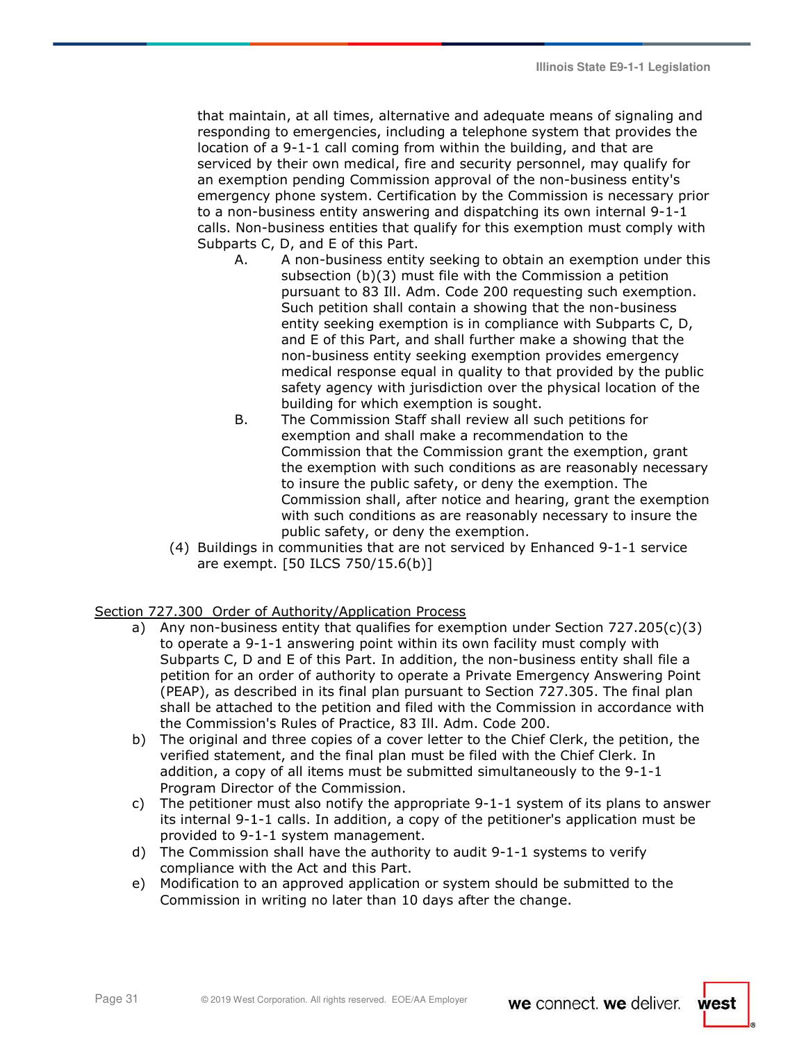that maintain, at all times, alternative and adequate means of signaling and responding to emergencies, including a telephone system that provides the location of a 9-1-1 call coming from within the building, and that are serviced by their own medical, fire and security personnel, may qualify for an exemption pending Commission approval of the non-business entity's emergency phone system. Certification by the Commission is necessary prior to a non-business entity answering and dispatching its own internal 9-1-1 calls. Non-business entities that qualify for this exemption must comply with Subparts C, D, and E of this Part.

A. A non-business entity seeking to obtain an exemption under this subsection (b)(3) must file with the Commission a petition pursuant to 83 Ill. Adm. Code 200 requesting such exemption. Such petition shall contain a showing that the non-business entity seeking exemption is in compliance with Subparts C, D, and E of this Part, and shall further make a showing that the non-business entity seeking exemption provides emergency medical response equal in quality to that provided by the public safety agency with jurisdiction over the physical location of the building for which exemption is sought.

B. The Commission Staff shall review all such petitions for exemption and shall make a recommendation to the Commission that the Commission grant the exemption, grant the exemption with such conditions as are reasonably necessary to insure the public safety, or deny the exemption. The Commission shall, after notice and hearing, grant the exemption with such conditions as are reasonably necessary to insure the public safety, or deny the exemption.

(4) Buildings in communities that are not serviced by Enhanced 9-1-1 service are exempt. [50 ILCS 750/15.6(b)]

Section 727.300 Order of Authority/Application Process

a) Any non-business entity that qualifies for exemption under Section 727.205(c)(3) to operate a 9-1-1 answering point within its own facility must comply with Subparts C, D and E of this Part. In addition, the non-business entity shall file a petition for an order of authority to operate a Private Emergency Answering Point (PEAP), as described in its final plan pursuant to Section 727.305. The final plan shall be attached to the petition and filed with the Commission in accordance with the Commission's Rules of Practice, 83 Ill. Adm. Code 200.

b) The original and three copies of a cover letter to the Chief Clerk, the petition, the verified statement, and the final plan must be filed with the Chief Clerk. In addition, a copy of all items must be submitted simultaneously to the 9-1-1 Program Director of the Commission.

c) The petitioner must also notify the appropriate 9-1-1 system of its plans to answer its internal 9-1-1 calls. In addition, a copy of the petitioner's application must be provided to 9-1-1 system management.

d) The Commission shall have the authority to audit 9-1-1 systems to verify compliance with the Act and this Part.

e) Modification to an approved application or system should be submitted to the Commission in writing no later than 10 days after the change.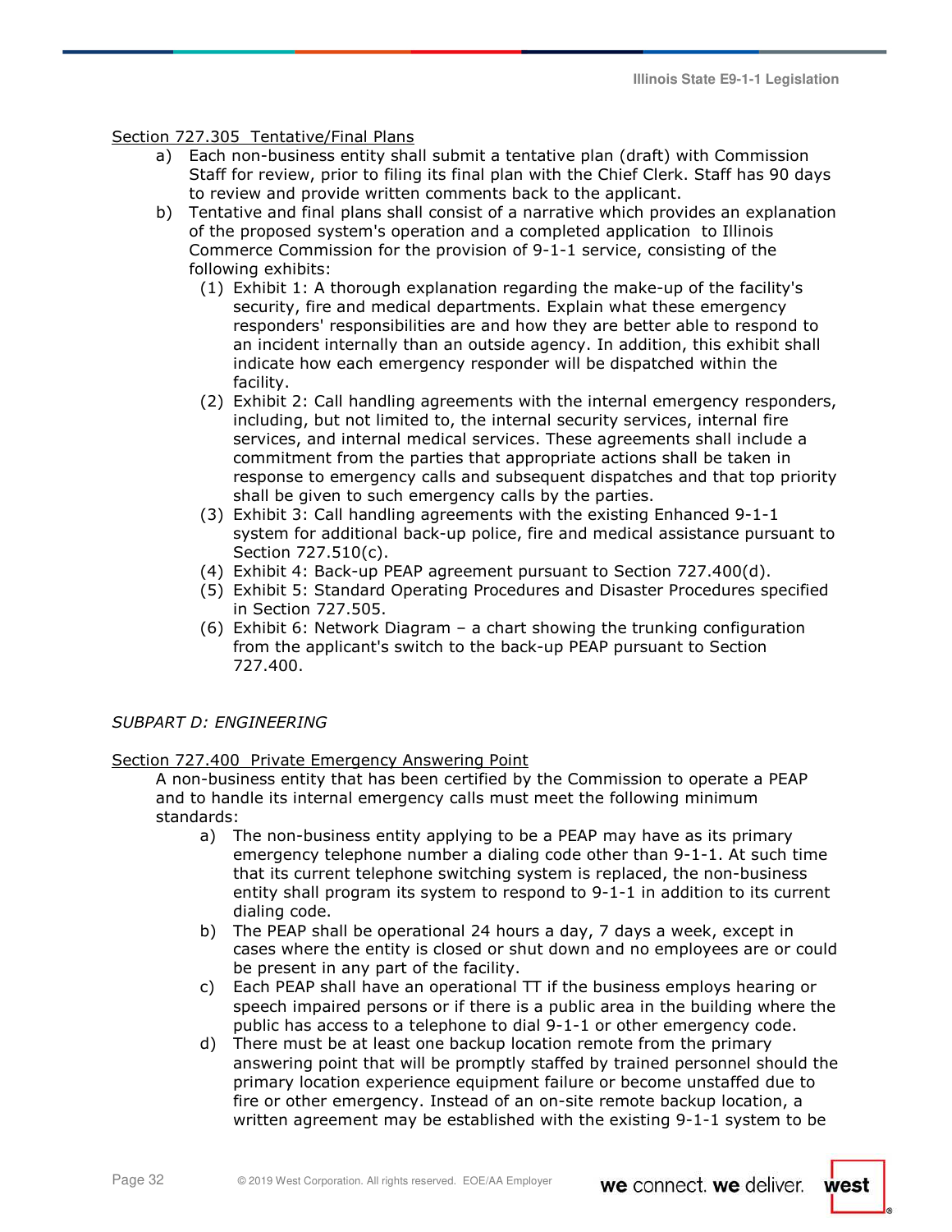Section 727.305 Tentative/Final Plans

a) Each non-business entity shall submit a tentative plan (draft) with Commission Staff for review, prior to filing its final plan with the Chief Clerk. Staff has 90 days to review and provide written comments back to the applicant.

b) Tentative and final plans shall consist of a narrative which provides an explanation of the proposed system's operation and a completed application to Illinois Commerce Commission for the provision of 9-1-1 service, consisting of the following exhibits:

  (1) Exhibit 1: A thorough explanation regarding the make-up of the facility's security, fire and medical departments. Explain what these emergency responders' responsibilities are and how they are better able to respond to an incident internally than an outside agency. In addition, this exhibit shall indicate how each emergency responder will be dispatched within the facility.

  (2) Exhibit 2: Call handling agreements with the internal emergency responders, including, but not limited to, the internal security services, internal fire services, and internal medical services. These agreements shall include a commitment from the parties that appropriate actions shall be taken in response to emergency calls and subsequent dispatches and that top priority shall be given to such emergency calls by the parties.

  (3) Exhibit 3: Call handling agreements with the existing Enhanced 9-1-1 system for additional back-up police, fire and medical assistance pursuant to Section 727.510(c).

  (4) Exhibit 4: Back-up PEAP agreement pursuant to Section 727.400(d).

  (5) Exhibit 5: Standard Operating Procedures and Disaster Procedures specified in Section 727.505.

  (6) Exhibit 6: Network Diagram – a chart showing the trunking configuration from the applicant's switch to the back-up PEAP pursuant to Section 727.400.

*SUBPART D: ENGINEERING*

Section 727.400 Private Emergency Answering Point

A non-business entity that has been certified by the Commission to operate a PEAP and to handle its internal emergency calls must meet the following minimum standards:

a) The non-business entity applying to be a PEAP may have as its primary emergency telephone number a dialing code other than 9-1-1. At such time that its current telephone switching system is replaced, the non-business entity shall program its system to respond to 9-1-1 in addition to its current dialing code.

b) The PEAP shall be operational 24 hours a day, 7 days a week, except in cases where the entity is closed or shut down and no employees are or could be present in any part of the facility.

c) Each PEAP shall have an operational TT if the business employs hearing or speech impaired persons or if there is a public area in the building where the public has access to a telephone to dial 9-1-1 or other emergency code.

d) There must be at least one backup location remote from the primary answering point that will be promptly staffed by trained personnel should the primary location experience equipment failure or become unstaffed due to fire or other emergency. Instead of an on-site remote backup location, a written agreement may be established with the existing 9-1-1 system to be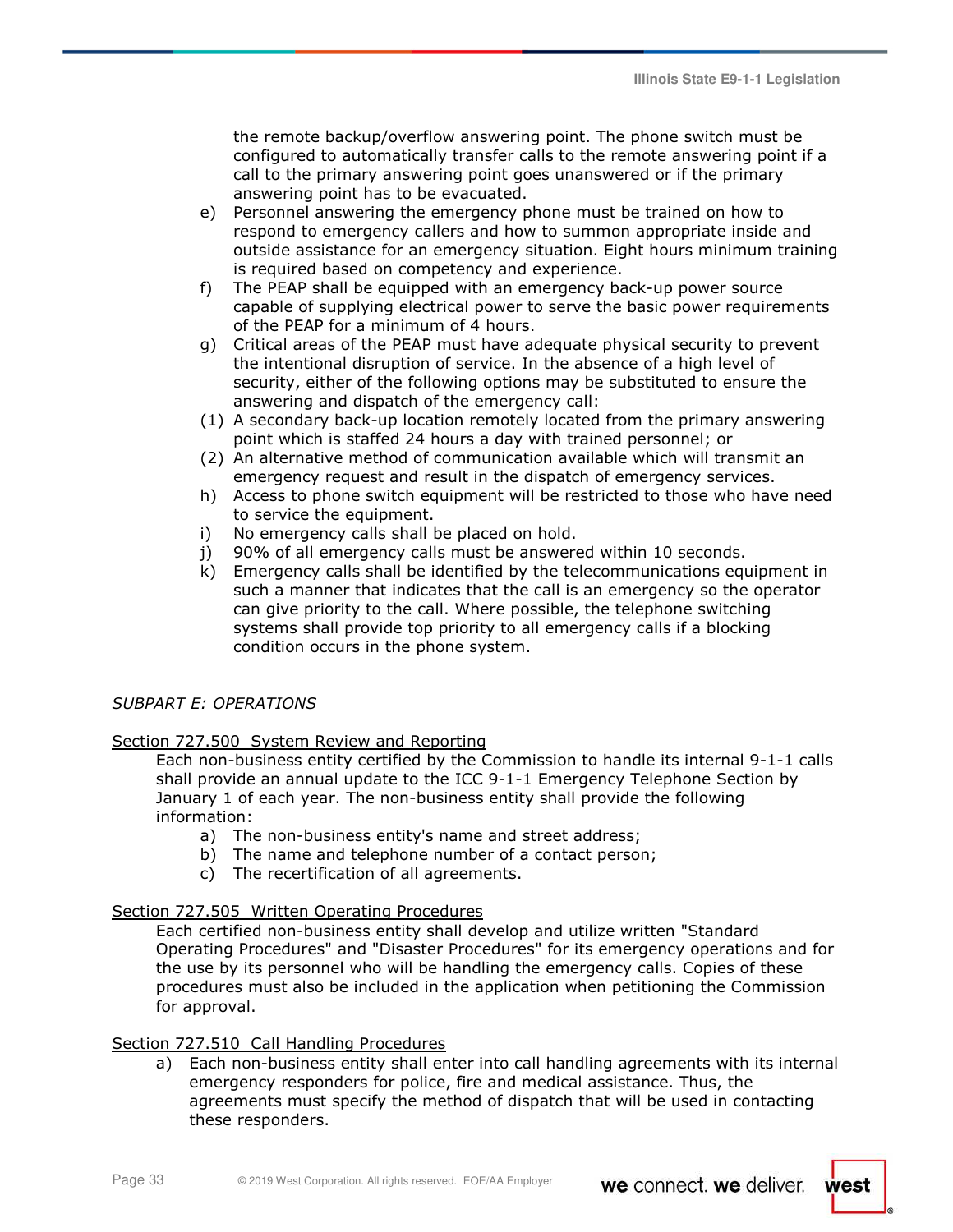the remote backup/overflow answering point. The phone switch must be configured to automatically transfer calls to the remote answering point if a call to the primary answering point goes unanswered or if the primary answering point has to be evacuated.

e) Personnel answering the emergency phone must be trained on how to respond to emergency callers and how to summon appropriate inside and outside assistance for an emergency situation. Eight hours minimum training is required based on competency and experience.

f) The PEAP shall be equipped with an emergency back-up power source capable of supplying electrical power to serve the basic power requirements of the PEAP for a minimum of 4 hours.

g) Critical areas of the PEAP must have adequate physical security to prevent the intentional disruption of service. In the absence of a high level of security, either of the following options may be substituted to ensure the answering and dispatch of the emergency call:

(1) A secondary back-up location remotely located from the primary answering point which is staffed 24 hours a day with trained personnel; or

(2) An alternative method of communication available which will transmit an emergency request and result in the dispatch of emergency services.

h) Access to phone switch equipment will be restricted to those who have need to service the equipment.

i) No emergency calls shall be placed on hold.

j) 90% of all emergency calls must be answered within 10 seconds.

k) Emergency calls shall be identified by the telecommunications equipment in such a manner that indicates that the call is an emergency so the operator can give priority to the call. Where possible, the telephone switching systems shall provide top priority to all emergency calls if a blocking condition occurs in the phone system.

*SUBPART E: OPERATIONS*

Section 727.500 System Review and Reporting

Each non-business entity certified by the Commission to handle its internal 9-1-1 calls shall provide an annual update to the ICC 9-1-1 Emergency Telephone Section by January 1 of each year. The non-business entity shall provide the following information:

a) The non-business entity's name and street address;
b) The name and telephone number of a contact person;
c) The recertification of all agreements.

Section 727.505 Written Operating Procedures

Each certified non-business entity shall develop and utilize written "Standard Operating Procedures" and "Disaster Procedures" for its emergency operations and for the use by its personnel who will be handling the emergency calls. Copies of these procedures must also be included in the application when petitioning the Commission for approval.

Section 727.510 Call Handling Procedures

a) Each non-business entity shall enter into call handling agreements with its internal emergency responders for police, fire and medical assistance. Thus, the agreements must specify the method of dispatch that will be used in contacting these responders.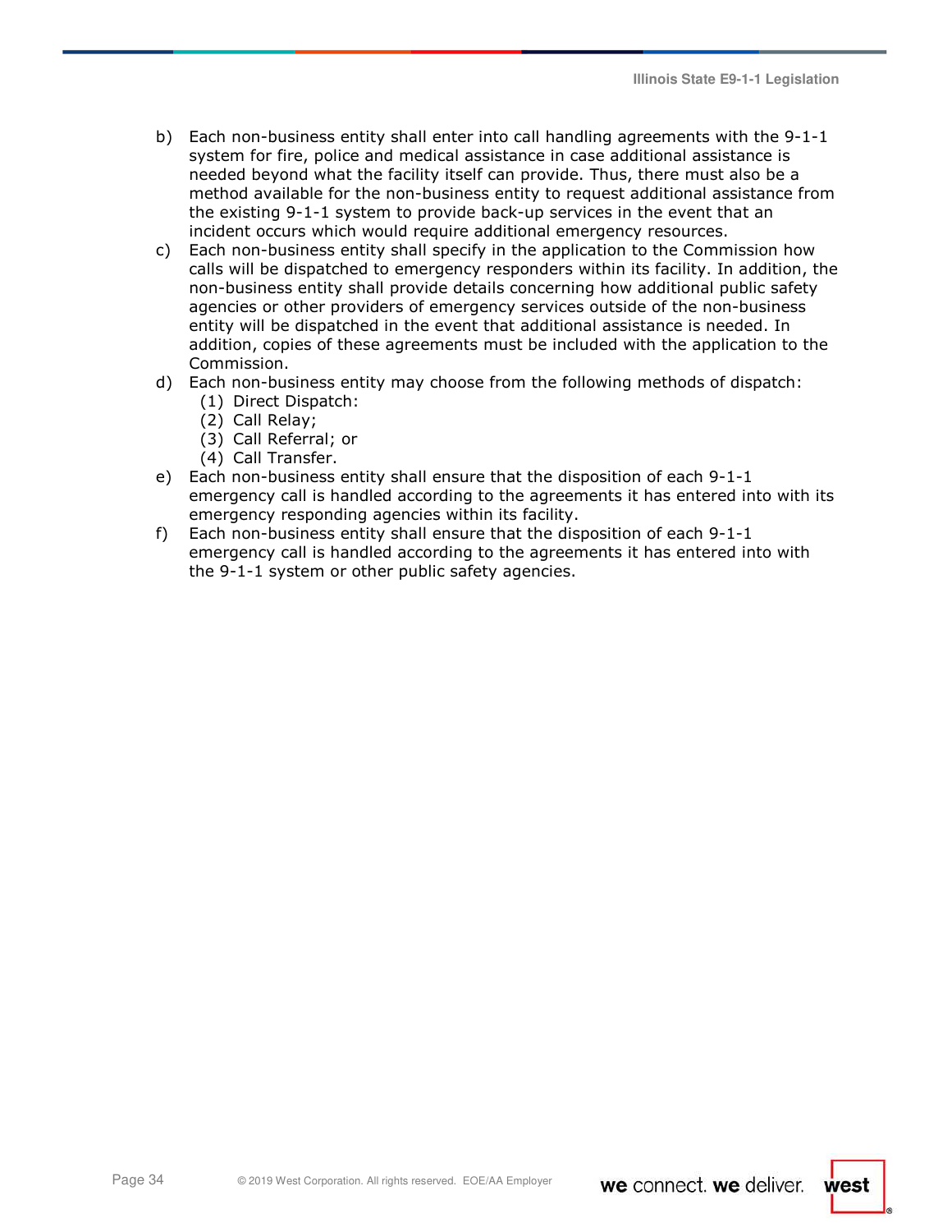b) Each non-business entity shall enter into call handling agreements with the 9-1-1 system for fire, police and medical assistance in case additional assistance is needed beyond what the facility itself can provide. Thus, there must also be a method available for the non-business entity to request additional assistance from the existing 9-1-1 system to provide back-up services in the event that an incident occurs which would require additional emergency resources.

c) Each non-business entity shall specify in the application to the Commission how calls will be dispatched to emergency responders within its facility. In addition, the non-business entity shall provide details concerning how additional public safety agencies or other providers of emergency services outside of the non-business entity will be dispatched in the event that additional assistance is needed. In addition, copies of these agreements must be included with the application to the Commission.

d) Each non-business entity may choose from the following methods of dispatch:
   (1) Direct Dispatch:
   (2) Call Relay;
   (3) Call Referral; or
   (4) Call Transfer.

e) Each non-business entity shall ensure that the disposition of each 9-1-1 emergency call is handled according to the agreements it has entered into with its emergency responding agencies within its facility.

f) Each non-business entity shall ensure that the disposition of each 9-1-1 emergency call is handled according to the agreements it has entered into with the 9-1-1 system or other public safety agencies.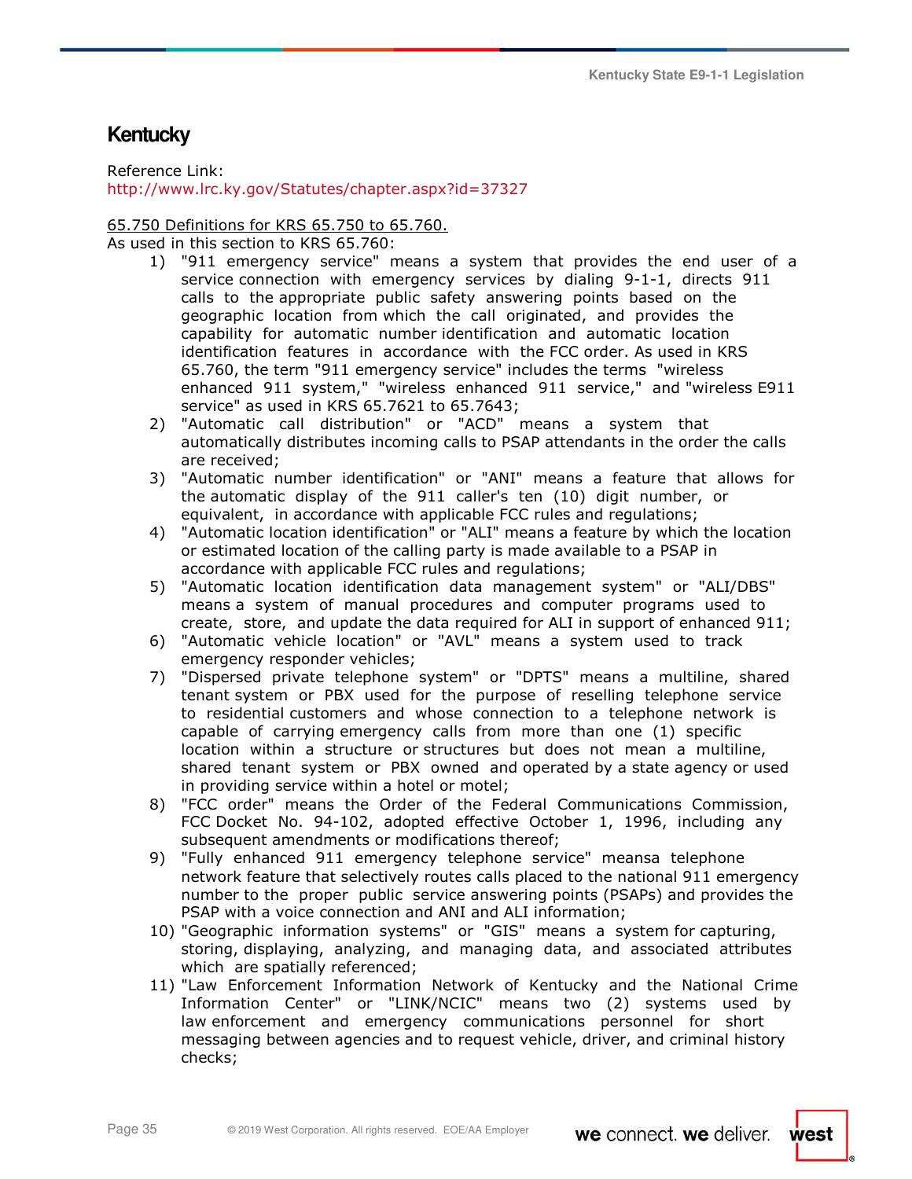## Kentucky

Reference Link:
http://www.lrc.ky.gov/Statutes/chapter.aspx?id=37327

65.750 Definitions for KRS 65.750 to 65.760.
As used in this section to KRS 65.760:

1) "911 emergency service" means a system that provides the end user of a service connection with emergency services by dialing 9-1-1, directs 911 calls to the appropriate public safety answering points based on the geographic location from which the call originated, and provides the capability for automatic number identification and automatic location identification features in accordance with the FCC order. As used in KRS 65.760, the term "911 emergency service" includes the terms "wireless enhanced 911 system," "wireless enhanced 911 service," and "wireless E911 service" as used in KRS 65.7621 to 65.7643;
2) "Automatic call distribution" or "ACD" means a system that automatically distributes incoming calls to PSAP attendants in the order the calls are received;
3) "Automatic number identification" or "ANI" means a feature that allows for the automatic display of the 911 caller's ten (10) digit number, or equivalent, in accordance with applicable FCC rules and regulations;
4) "Automatic location identification" or "ALI" means a feature by which the location or estimated location of the calling party is made available to a PSAP in accordance with applicable FCC rules and regulations;
5) "Automatic location identification data management system" or "ALI/DBS" means a system of manual procedures and computer programs used to create, store, and update the data required for ALI in support of enhanced 911;
6) "Automatic vehicle location" or "AVL" means a system used to track emergency responder vehicles;
7) "Dispersed private telephone system" or "DPTS" means a multiline, shared tenant system or PBX used for the purpose of reselling telephone service to residential customers and whose connection to a telephone network is capable of carrying emergency calls from more than one (1) specific location within a structure or structures but does not mean a multiline, shared tenant system or PBX owned and operated by a state agency or used in providing service within a hotel or motel;
8) "FCC order" means the Order of the Federal Communications Commission, FCC Docket No. 94-102, adopted effective October 1, 1996, including any subsequent amendments or modifications thereof;
9) "Fully enhanced 911 emergency telephone service" meansa telephone network feature that selectively routes calls placed to the national 911 emergency number to the proper public service answering points (PSAPs) and provides the PSAP with a voice connection and ANI and ALI information;
10) "Geographic information systems" or "GIS" means a system for capturing, storing, displaying, analyzing, and managing data, and associated attributes which are spatially referenced;
11) "Law Enforcement Information Network of Kentucky and the National Crime Information Center" or "LINK/NCIC" means two (2) systems used by law enforcement and emergency communications personnel for short messaging between agencies and to request vehicle, driver, and criminal history checks;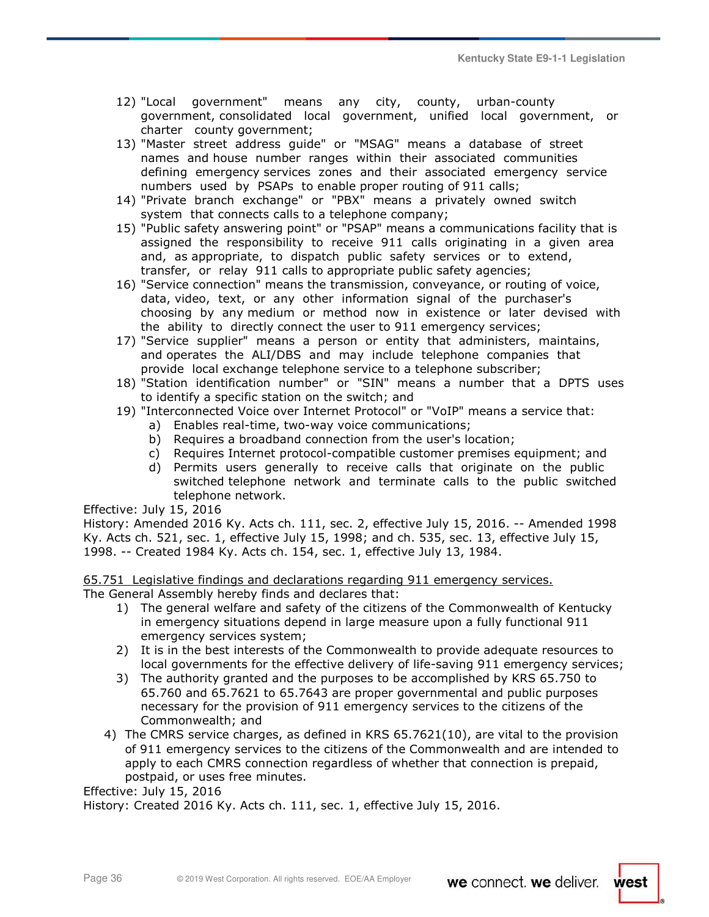12) "Local government" means any city, county, urban-county government, consolidated local government, unified local government, or charter county government;
13) "Master street address guide" or "MSAG" means a database of street names and house number ranges within their associated communities defining emergency services zones and their associated emergency service numbers used by PSAPs to enable proper routing of 911 calls;
14) "Private branch exchange" or "PBX" means a privately owned switch system that connects calls to a telephone company;
15) "Public safety answering point" or "PSAP" means a communications facility that is assigned the responsibility to receive 911 calls originating in a given area and, as appropriate, to dispatch public safety services or to extend, transfer, or relay 911 calls to appropriate public safety agencies;
16) "Service connection" means the transmission, conveyance, or routing of voice, data, video, text, or any other information signal of the purchaser's choosing by any medium or method now in existence or later devised with the ability to directly connect the user to 911 emergency services;
17) "Service supplier" means a person or entity that administers, maintains, and operates the ALI/DBS and may include telephone companies that provide local exchange telephone service to a telephone subscriber;
18) "Station identification number" or "SIN" means a number that a DPTS uses to identify a specific station on the switch; and
19) "Interconnected Voice over Internet Protocol" or "VoIP" means a service that:
    a) Enables real-time, two-way voice communications;
    b) Requires a broadband connection from the user's location;
    c) Requires Internet protocol-compatible customer premises equipment; and
    d) Permits users generally to receive calls that originate on the public switched telephone network and terminate calls to the public switched telephone network.

Effective: July 15, 2016
History: Amended 2016 Ky. Acts ch. 111, sec. 2, effective July 15, 2016. -- Amended 1998 Ky. Acts ch. 521, sec. 1, effective July 15, 1998; and ch. 535, sec. 13, effective July 15, 1998. -- Created 1984 Ky. Acts ch. 154, sec. 1, effective July 13, 1984.

<u>65.751 Legislative findings and declarations regarding 911 emergency services.</u>
The General Assembly hereby finds and declares that:

1) The general welfare and safety of the citizens of the Commonwealth of Kentucky in emergency situations depend in large measure upon a fully functional 911 emergency services system;
2) It is in the best interests of the Commonwealth to provide adequate resources to local governments for the effective delivery of life-saving 911 emergency services;
3) The authority granted and the purposes to be accomplished by KRS 65.750 to 65.760 and 65.7621 to 65.7643 are proper governmental and public purposes necessary for the provision of 911 emergency services to the citizens of the Commonwealth; and
4) The CMRS service charges, as defined in KRS 65.7621(10), are vital to the provision of 911 emergency services to the citizens of the Commonwealth and are intended to apply to each CMRS connection regardless of whether that connection is prepaid, postpaid, or uses free minutes.

Effective: July 15, 2016
History: Created 2016 Ky. Acts ch. 111, sec. 1, effective July 15, 2016.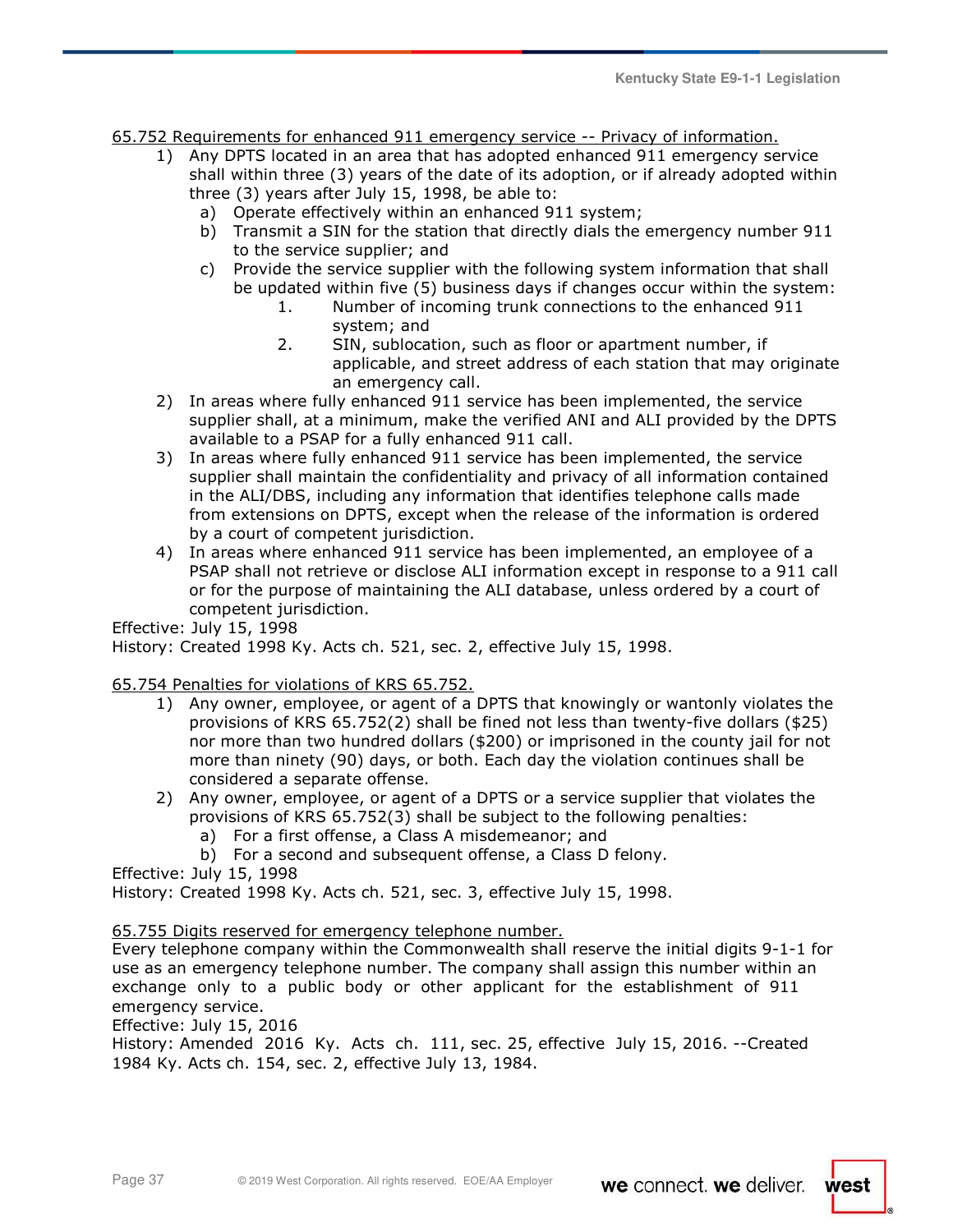65.752 Requirements for enhanced 911 emergency service -- Privacy of information.

1) Any DPTS located in an area that has adopted enhanced 911 emergency service shall within three (3) years of the date of its adoption, or if already adopted within three (3) years after July 15, 1998, be able to:
   a) Operate effectively within an enhanced 911 system;
   b) Transmit a SIN for the station that directly dials the emergency number 911 to the service supplier; and
   c) Provide the service supplier with the following system information that shall be updated within five (5) business days if changes occur within the system:
      1. Number of incoming trunk connections to the enhanced 911 system; and
      2. SIN, sublocation, such as floor or apartment number, if applicable, and street address of each station that may originate an emergency call.
2) In areas where fully enhanced 911 service has been implemented, the service supplier shall, at a minimum, make the verified ANI and ALI provided by the DPTS available to a PSAP for a fully enhanced 911 call.
3) In areas where fully enhanced 911 service has been implemented, the service supplier shall maintain the confidentiality and privacy of all information contained in the ALI/DBS, including any information that identifies telephone calls made from extensions on DPTS, except when the release of the information is ordered by a court of competent jurisdiction.
4) In areas where enhanced 911 service has been implemented, an employee of a PSAP shall not retrieve or disclose ALI information except in response to a 911 call or for the purpose of maintaining the ALI database, unless ordered by a court of competent jurisdiction.

Effective: July 15, 1998
History: Created 1998 Ky. Acts ch. 521, sec. 2, effective July 15, 1998.

65.754 Penalties for violations of KRS 65.752.

1) Any owner, employee, or agent of a DPTS that knowingly or wantonly violates the provisions of KRS 65.752(2) shall be fined not less than twenty-five dollars ($25) nor more than two hundred dollars ($200) or imprisoned in the county jail for not more than ninety (90) days, or both. Each day the violation continues shall be considered a separate offense.
2) Any owner, employee, or agent of a DPTS or a service supplier that violates the provisions of KRS 65.752(3) shall be subject to the following penalties:
   a) For a first offense, a Class A misdemeanor; and
   b) For a second and subsequent offense, a Class D felony.

Effective: July 15, 1998
History: Created 1998 Ky. Acts ch. 521, sec. 3, effective July 15, 1998.

65.755 Digits reserved for emergency telephone number.

Every telephone company within the Commonwealth shall reserve the initial digits 9-1-1 for use as an emergency telephone number. The company shall assign this number within an exchange only to a public body or other applicant for the establishment of 911 emergency service.
Effective: July 15, 2016
History: Amended 2016 Ky. Acts ch. 111, sec. 25, effective July 15, 2016. --Created 1984 Ky. Acts ch. 154, sec. 2, effective July 13, 1984.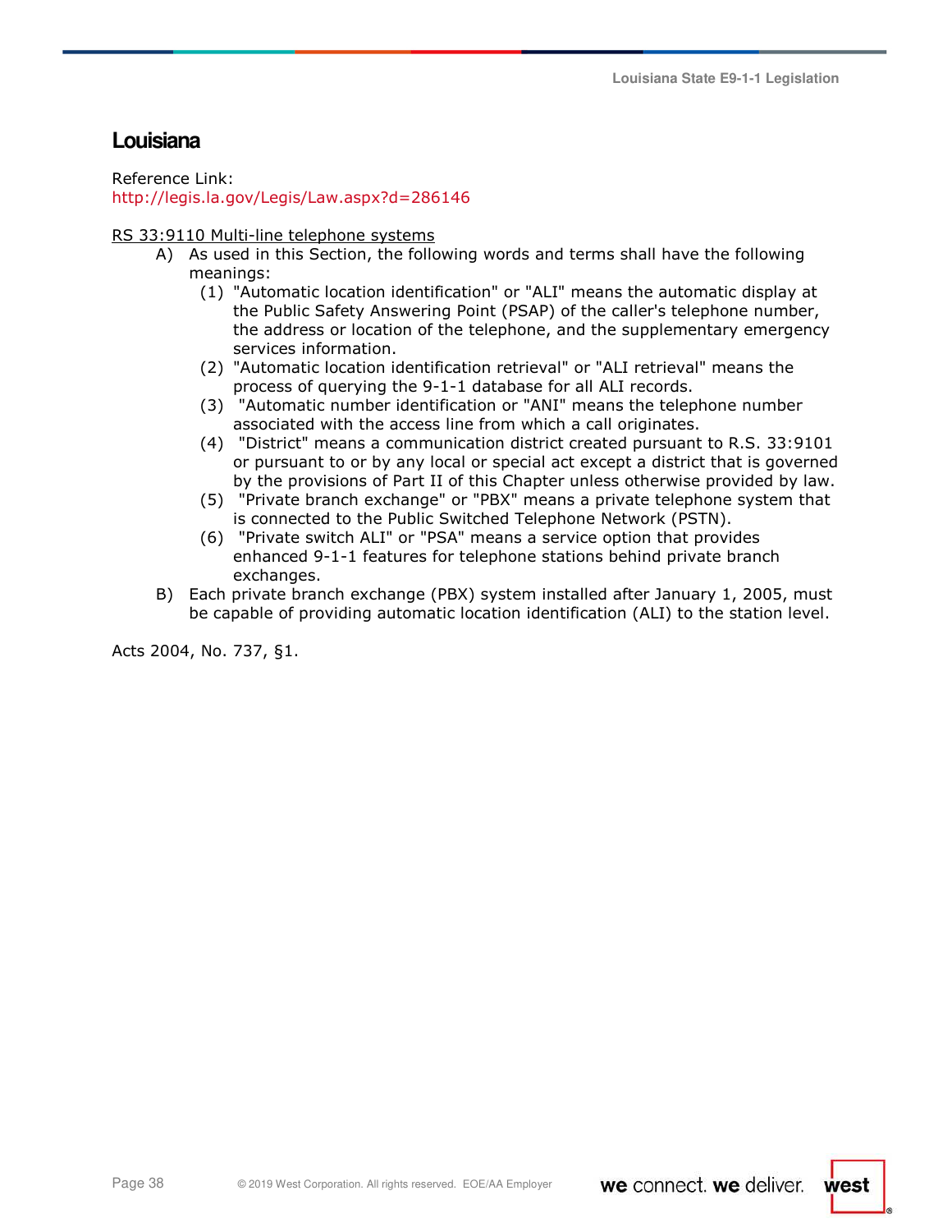## Louisiana

Reference Link:
http://legis.la.gov/Legis/Law.aspx?d=286146

RS 33:9110 Multi-line telephone systems

A) As used in this Section, the following words and terms shall have the following meanings:
   (1) "Automatic location identification" or "ALI" means the automatic display at the Public Safety Answering Point (PSAP) of the caller's telephone number, the address or location of the telephone, and the supplementary emergency services information.
   (2) "Automatic location identification retrieval" or "ALI retrieval" means the process of querying the 9-1-1 database for all ALI records.
   (3) "Automatic number identification or "ANI" means the telephone number associated with the access line from which a call originates.
   (4) "District" means a communication district created pursuant to R.S. 33:9101 or pursuant to or by any local or special act except a district that is governed by the provisions of Part II of this Chapter unless otherwise provided by law.
   (5) "Private branch exchange" or "PBX" means a private telephone system that is connected to the Public Switched Telephone Network (PSTN).
   (6) "Private switch ALI" or "PSA" means a service option that provides enhanced 9-1-1 features for telephone stations behind private branch exchanges.

B) Each private branch exchange (PBX) system installed after January 1, 2005, must be capable of providing automatic location identification (ALI) to the station level.

Acts 2004, No. 737, §1.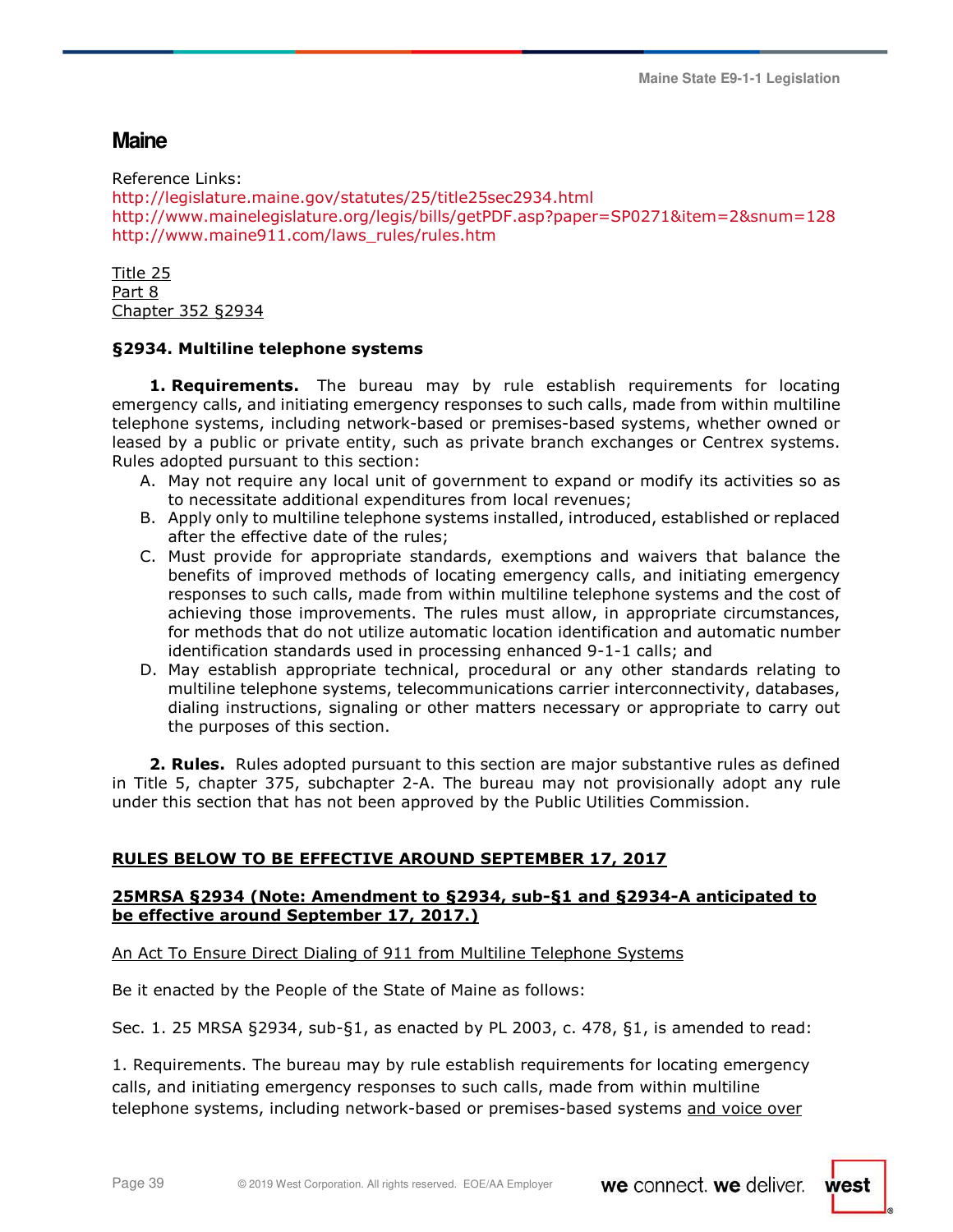# Maine

Reference Links:
http://legislature.maine.gov/statutes/25/title25sec2934.html
http://www.mainelegislature.org/legis/bills/getPDF.asp?paper=SP0271&item=2&snum=128
http://www.maine911.com/laws_rules/rules.htm

Title 25
Part 8
Chapter 352 §2934

**§2934. Multiline telephone systems**

**1. Requirements.** The bureau may by rule establish requirements for locating emergency calls, and initiating emergency responses to such calls, made from within multiline telephone systems, including network-based or premises-based systems, whether owned or leased by a public or private entity, such as private branch exchanges or Centrex systems. Rules adopted pursuant to this section:

A. May not require any local unit of government to expand or modify its activities so as to necessitate additional expenditures from local revenues;
B. Apply only to multiline telephone systems installed, introduced, established or replaced after the effective date of the rules;
C. Must provide for appropriate standards, exemptions and waivers that balance the benefits of improved methods of locating emergency calls, and initiating emergency responses to such calls, made from within multiline telephone systems and the cost of achieving those improvements. The rules must allow, in appropriate circumstances, for methods that do not utilize automatic location identification and automatic number identification standards used in processing enhanced 9-1-1 calls; and
D. May establish appropriate technical, procedural or any other standards relating to multiline telephone systems, telecommunications carrier interconnectivity, databases, dialing instructions, signaling or other matters necessary or appropriate to carry out the purposes of this section.

**2. Rules.** Rules adopted pursuant to this section are major substantive rules as defined in Title 5, chapter 375, subchapter 2-A. The bureau may not provisionally adopt any rule under this section that has not been approved by the Public Utilities Commission.

**RULES BELOW TO BE EFFECTIVE AROUND SEPTEMBER 17, 2017**

**25MRSA §2934 (Note: Amendment to §2934, sub-§1 and §2934-A anticipated to be effective around September 17, 2017.)**

An Act To Ensure Direct Dialing of 911 from Multiline Telephone Systems

Be it enacted by the People of the State of Maine as follows:

Sec. 1. 25 MRSA §2934, sub-§1, as enacted by PL 2003, c. 478, §1, is amended to read:

1. Requirements. The bureau may by rule establish requirements for locating emergency calls, and initiating emergency responses to such calls, made from within multiline telephone systems, including network-based or premises-based systems and voice over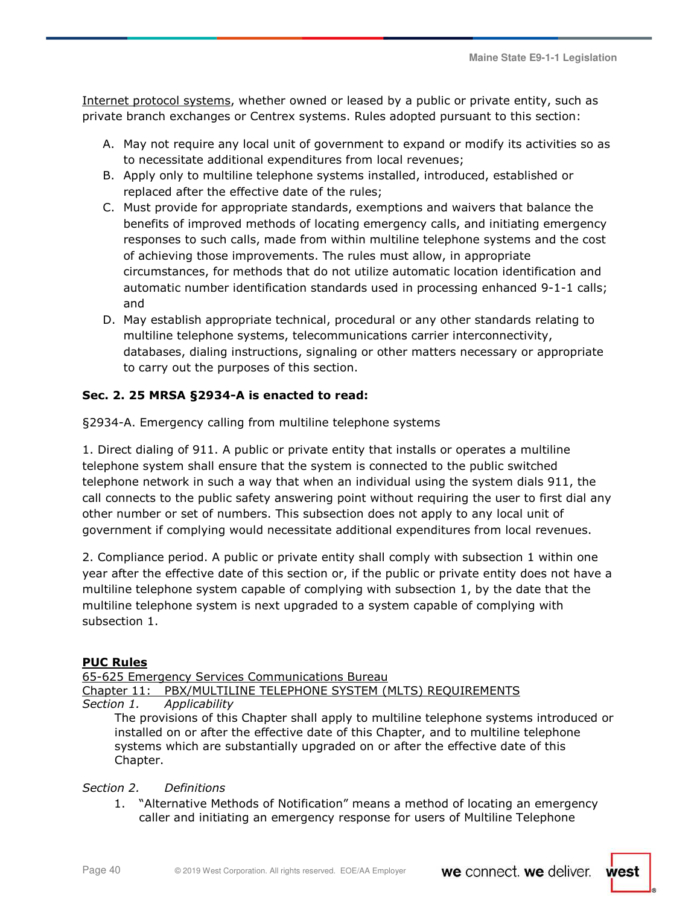<u>Internet protocol systems</u>, whether owned or leased by a public or private entity, such as private branch exchanges or Centrex systems. Rules adopted pursuant to this section:

A. May not require any local unit of government to expand or modify its activities so as to necessitate additional expenditures from local revenues;
B. Apply only to multiline telephone systems installed, introduced, established or replaced after the effective date of the rules;
C. Must provide for appropriate standards, exemptions and waivers that balance the benefits of improved methods of locating emergency calls, and initiating emergency responses to such calls, made from within multiline telephone systems and the cost of achieving those improvements. The rules must allow, in appropriate circumstances, for methods that do not utilize automatic location identification and automatic number identification standards used in processing enhanced 9-1-1 calls; and
D. May establish appropriate technical, procedural or any other standards relating to multiline telephone systems, telecommunications carrier interconnectivity, databases, dialing instructions, signaling or other matters necessary or appropriate to carry out the purposes of this section.

**Sec. 2. 25 MRSA §2934-A is enacted to read:**

§2934-A. Emergency calling from multiline telephone systems

1. Direct dialing of 911. A public or private entity that installs or operates a multiline telephone system shall ensure that the system is connected to the public switched telephone network in such a way that when an individual using the system dials 911, the call connects to the public safety answering point without requiring the user to first dial any other number or set of numbers. This subsection does not apply to any local unit of government if complying would necessitate additional expenditures from local revenues.

2. Compliance period. A public or private entity shall comply with subsection 1 within one year after the effective date of this section or, if the public or private entity does not have a multiline telephone system capable of complying with subsection 1, by the date that the multiline telephone system is next upgraded to a system capable of complying with subsection 1.

**<u>PUC Rules</u>**

<u>65-625 Emergency Services Communications Bureau</u>

<u>Chapter 11: PBX/MULTILINE TELEPHONE SYSTEM (MLTS) REQUIREMENTS</u>

*Section 1. Applicability*

The provisions of this Chapter shall apply to multiline telephone systems introduced or installed on or after the effective date of this Chapter, and to multiline telephone systems which are substantially upgraded on or after the effective date of this Chapter.

*Section 2. Definitions*

1. "Alternative Methods of Notification" means a method of locating an emergency caller and initiating an emergency response for users of Multiline Telephone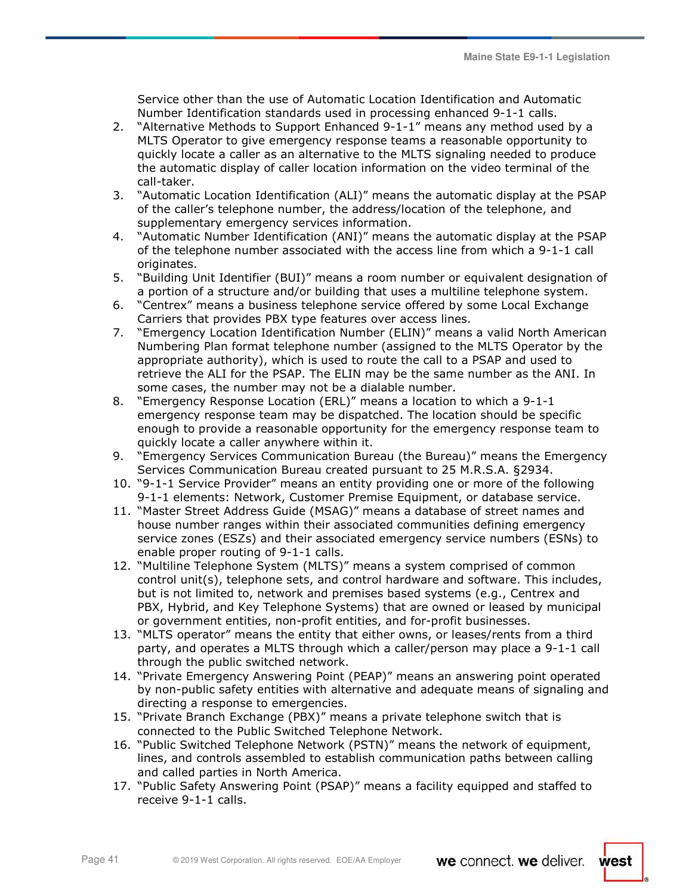Service other than the use of Automatic Location Identification and Automatic Number Identification standards used in processing enhanced 9-1-1 calls.

2. "Alternative Methods to Support Enhanced 9-1-1" means any method used by a MLTS Operator to give emergency response teams a reasonable opportunity to quickly locate a caller as an alternative to the MLTS signaling needed to produce the automatic display of caller location information on the video terminal of the call-taker.
3. "Automatic Location Identification (ALI)" means the automatic display at the PSAP of the caller's telephone number, the address/location of the telephone, and supplementary emergency services information.
4. "Automatic Number Identification (ANI)" means the automatic display at the PSAP of the telephone number associated with the access line from which a 9-1-1 call originates.
5. "Building Unit Identifier (BUI)" means a room number or equivalent designation of a portion of a structure and/or building that uses a multiline telephone system.
6. "Centrex" means a business telephone service offered by some Local Exchange Carriers that provides PBX type features over access lines.
7. "Emergency Location Identification Number (ELIN)" means a valid North American Numbering Plan format telephone number (assigned to the MLTS Operator by the appropriate authority), which is used to route the call to a PSAP and used to retrieve the ALI for the PSAP. The ELIN may be the same number as the ANI. In some cases, the number may not be a dialable number.
8. "Emergency Response Location (ERL)" means a location to which a 9-1-1 emergency response team may be dispatched. The location should be specific enough to provide a reasonable opportunity for the emergency response team to quickly locate a caller anywhere within it.
9. "Emergency Services Communication Bureau (the Bureau)" means the Emergency Services Communication Bureau created pursuant to 25 M.R.S.A. §2934.
10. "9-1-1 Service Provider" means an entity providing one or more of the following 9-1-1 elements: Network, Customer Premise Equipment, or database service.
11. "Master Street Address Guide (MSAG)" means a database of street names and house number ranges within their associated communities defining emergency service zones (ESZs) and their associated emergency service numbers (ESNs) to enable proper routing of 9-1-1 calls.
12. "Multiline Telephone System (MLTS)" means a system comprised of common control unit(s), telephone sets, and control hardware and software. This includes, but is not limited to, network and premises based systems (e.g., Centrex and PBX, Hybrid, and Key Telephone Systems) that are owned or leased by municipal or government entities, non-profit entities, and for-profit businesses.
13. "MLTS operator" means the entity that either owns, or leases/rents from a third party, and operates a MLTS through which a caller/person may place a 9-1-1 call through the public switched network.
14. "Private Emergency Answering Point (PEAP)" means an answering point operated by non-public safety entities with alternative and adequate means of signaling and directing a response to emergencies.
15. "Private Branch Exchange (PBX)" means a private telephone switch that is connected to the Public Switched Telephone Network.
16. "Public Switched Telephone Network (PSTN)" means the network of equipment, lines, and controls assembled to establish communication paths between calling and called parties in North America.
17. "Public Safety Answering Point (PSAP)" means a facility equipped and staffed to receive 9-1-1 calls.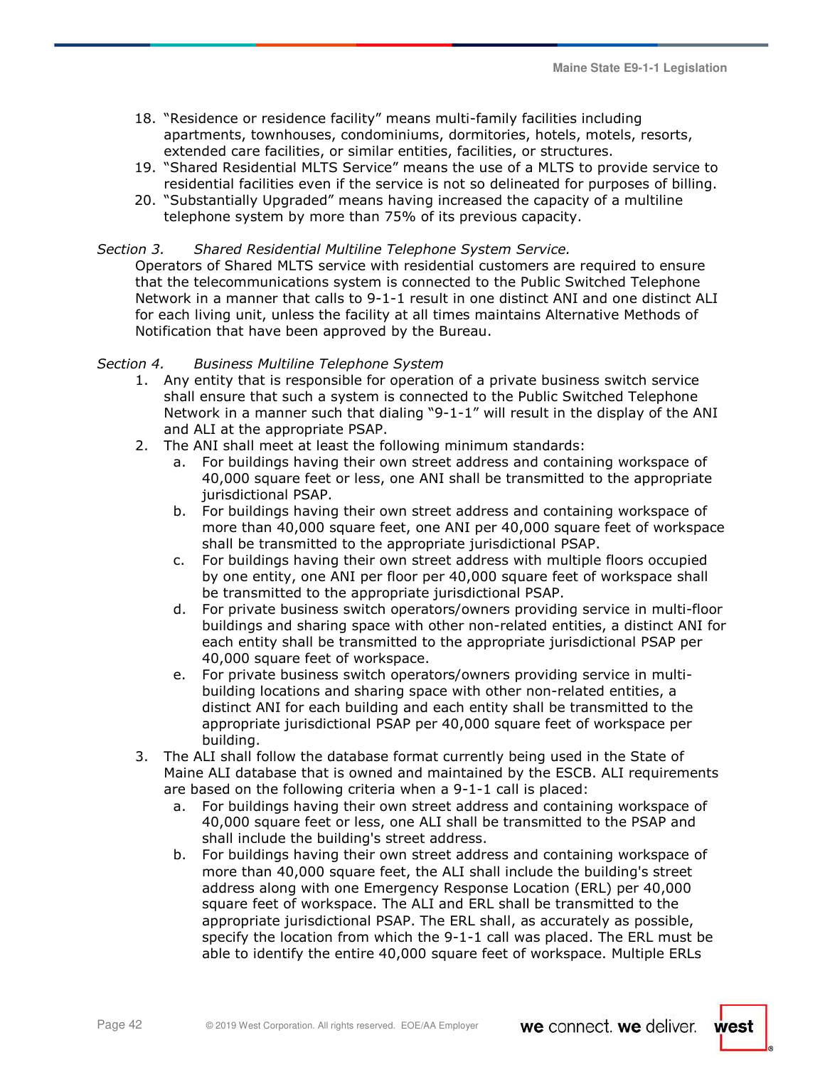18. “Residence or residence facility” means multi-family facilities including apartments, townhouses, condominiums, dormitories, hotels, motels, resorts, extended care facilities, or similar entities, facilities, or structures.
19. “Shared Residential MLTS Service” means the use of a MLTS to provide service to residential facilities even if the service is not so delineated for purposes of billing.
20. “Substantially Upgraded” means having increased the capacity of a multiline telephone system by more than 75% of its previous capacity.

*Section 3. Shared Residential Multiline Telephone System Service.*

Operators of Shared MLTS service with residential customers are required to ensure that the telecommunications system is connected to the Public Switched Telephone Network in a manner that calls to 9-1-1 result in one distinct ANI and one distinct ALI for each living unit, unless the facility at all times maintains Alternative Methods of Notification that have been approved by the Bureau.

*Section 4. Business Multiline Telephone System*

1. Any entity that is responsible for operation of a private business switch service shall ensure that such a system is connected to the Public Switched Telephone Network in a manner such that dialing “9-1-1” will result in the display of the ANI and ALI at the appropriate PSAP.
2. The ANI shall meet at least the following minimum standards:
   a. For buildings having their own street address and containing workspace of 40,000 square feet or less, one ANI shall be transmitted to the appropriate jurisdictional PSAP.
   b. For buildings having their own street address and containing workspace of more than 40,000 square feet, one ANI per 40,000 square feet of workspace shall be transmitted to the appropriate jurisdictional PSAP.
   c. For buildings having their own street address with multiple floors occupied by one entity, one ANI per floor per 40,000 square feet of workspace shall be transmitted to the appropriate jurisdictional PSAP.
   d. For private business switch operators/owners providing service in multi-floor buildings and sharing space with other non-related entities, a distinct ANI for each entity shall be transmitted to the appropriate jurisdictional PSAP per 40,000 square feet of workspace.
   e. For private business switch operators/owners providing service in multi-building locations and sharing space with other non-related entities, a distinct ANI for each building and each entity shall be transmitted to the appropriate jurisdictional PSAP per 40,000 square feet of workspace per building.
3. The ALI shall follow the database format currently being used in the State of Maine ALI database that is owned and maintained by the ESCB. ALI requirements are based on the following criteria when a 9-1-1 call is placed:
   a. For buildings having their own street address and containing workspace of 40,000 square feet or less, one ALI shall be transmitted to the PSAP and shall include the building's street address.
   b. For buildings having their own street address and containing workspace of more than 40,000 square feet, the ALI shall include the building's street address along with one Emergency Response Location (ERL) per 40,000 square feet of workspace. The ALI and ERL shall be transmitted to the appropriate jurisdictional PSAP. The ERL shall, as accurately as possible, specify the location from which the 9-1-1 call was placed. The ERL must be able to identify the entire 40,000 square feet of workspace. Multiple ERLs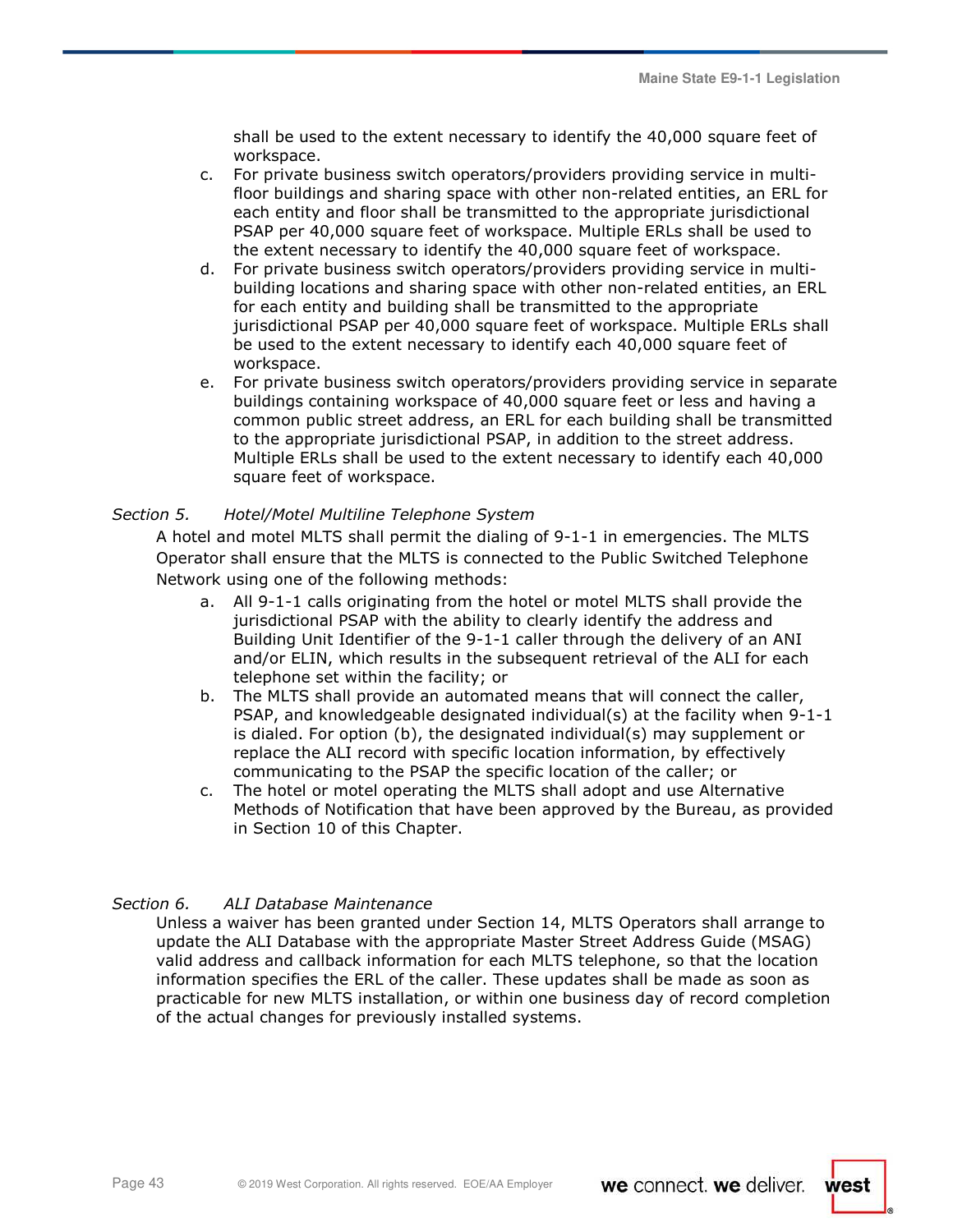shall be used to the extent necessary to identify the 40,000 square feet of workspace.

c. For private business switch operators/providers providing service in multi-floor buildings and sharing space with other non-related entities, an ERL for each entity and floor shall be transmitted to the appropriate jurisdictional PSAP per 40,000 square feet of workspace. Multiple ERLs shall be used to the extent necessary to identify the 40,000 square feet of workspace.

d. For private business switch operators/providers providing service in multi-building locations and sharing space with other non-related entities, an ERL for each entity and building shall be transmitted to the appropriate jurisdictional PSAP per 40,000 square feet of workspace. Multiple ERLs shall be used to the extent necessary to identify each 40,000 square feet of workspace.

e. For private business switch operators/providers providing service in separate buildings containing workspace of 40,000 square feet or less and having a common public street address, an ERL for each building shall be transmitted to the appropriate jurisdictional PSAP, in addition to the street address. Multiple ERLs shall be used to the extent necessary to identify each 40,000 square feet of workspace.

*Section 5. Hotel/Motel Multiline Telephone System*

A hotel and motel MLTS shall permit the dialing of 9-1-1 in emergencies. The MLTS Operator shall ensure that the MLTS is connected to the Public Switched Telephone Network using one of the following methods:

a. All 9-1-1 calls originating from the hotel or motel MLTS shall provide the jurisdictional PSAP with the ability to clearly identify the address and Building Unit Identifier of the 9-1-1 caller through the delivery of an ANI and/or ELIN, which results in the subsequent retrieval of the ALI for each telephone set within the facility; or

b. The MLTS shall provide an automated means that will connect the caller, PSAP, and knowledgeable designated individual(s) at the facility when 9-1-1 is dialed. For option (b), the designated individual(s) may supplement or replace the ALI record with specific location information, by effectively communicating to the PSAP the specific location of the caller; or

c. The hotel or motel operating the MLTS shall adopt and use Alternative Methods of Notification that have been approved by the Bureau, as provided in Section 10 of this Chapter.

*Section 6. ALI Database Maintenance*

Unless a waiver has been granted under Section 14, MLTS Operators shall arrange to update the ALI Database with the appropriate Master Street Address Guide (MSAG) valid address and callback information for each MLTS telephone, so that the location information specifies the ERL of the caller. These updates shall be made as soon as practicable for new MLTS installation, or within one business day of record completion of the actual changes for previously installed systems.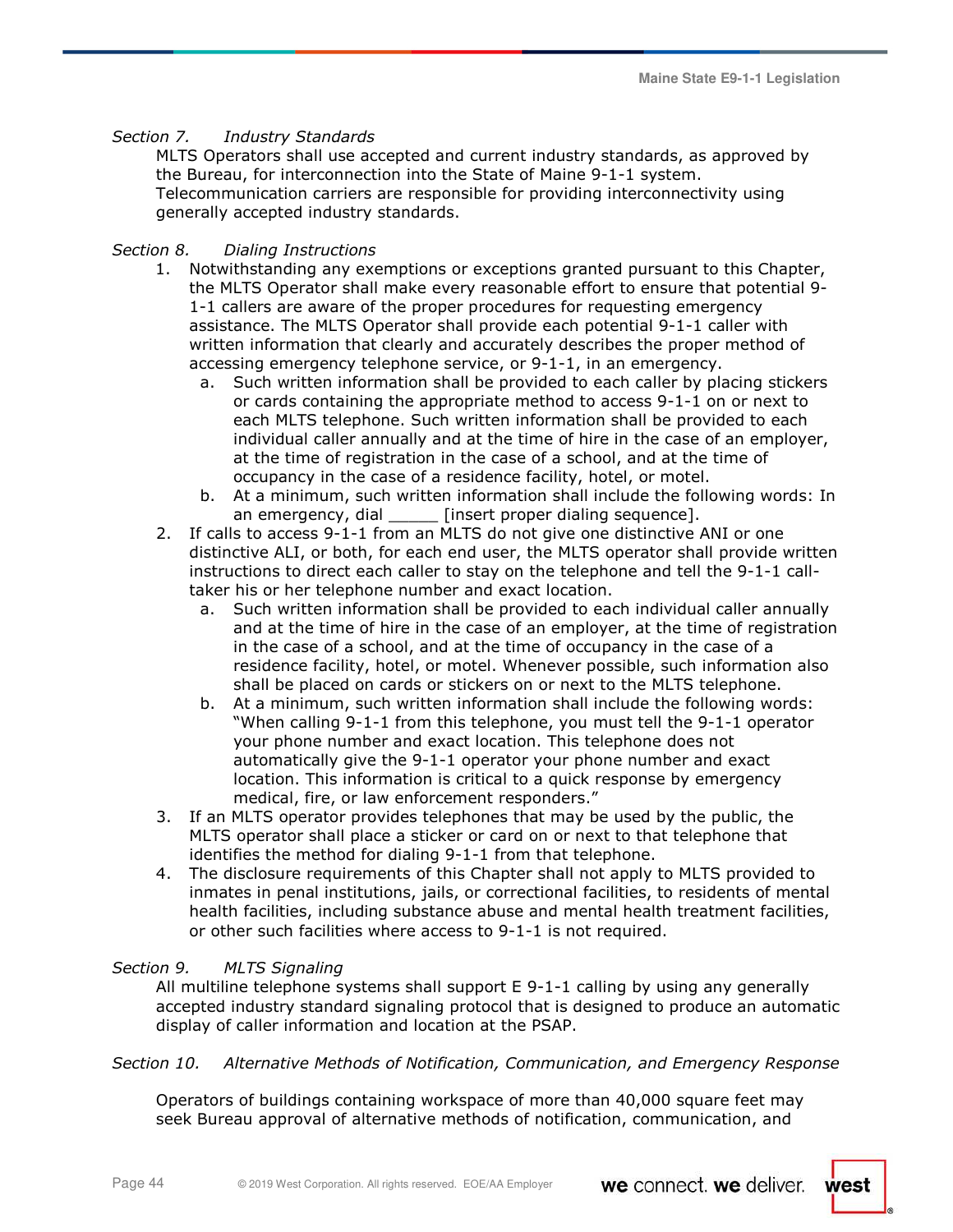*Section 7. Industry Standards*

MLTS Operators shall use accepted and current industry standards, as approved by the Bureau, for interconnection into the State of Maine 9-1-1 system. Telecommunication carriers are responsible for providing interconnectivity using generally accepted industry standards.

*Section 8. Dialing Instructions*

1. Notwithstanding any exemptions or exceptions granted pursuant to this Chapter, the MLTS Operator shall make every reasonable effort to ensure that potential 9-1-1 callers are aware of the proper procedures for requesting emergency assistance. The MLTS Operator shall provide each potential 9-1-1 caller with written information that clearly and accurately describes the proper method of accessing emergency telephone service, or 9-1-1, in an emergency.
   a. Such written information shall be provided to each caller by placing stickers or cards containing the appropriate method to access 9-1-1 on or next to each MLTS telephone. Such written information shall be provided to each individual caller annually and at the time of hire in the case of an employer, at the time of registration in the case of a school, and at the time of occupancy in the case of a residence facility, hotel, or motel.
   b. At a minimum, such written information shall include the following words: In an emergency, dial _____ [insert proper dialing sequence].
2. If calls to access 9-1-1 from an MLTS do not give one distinctive ANI or one distinctive ALI, or both, for each end user, the MLTS operator shall provide written instructions to direct each caller to stay on the telephone and tell the 9-1-1 call-taker his or her telephone number and exact location.
   a. Such written information shall be provided to each individual caller annually and at the time of hire in the case of an employer, at the time of registration in the case of a school, and at the time of occupancy in the case of a residence facility, hotel, or motel. Whenever possible, such information also shall be placed on cards or stickers on or next to the MLTS telephone.
   b. At a minimum, such written information shall include the following words: "When calling 9-1-1 from this telephone, you must tell the 9-1-1 operator your phone number and exact location. This telephone does not automatically give the 9-1-1 operator your phone number and exact location. This information is critical to a quick response by emergency medical, fire, or law enforcement responders."
3. If an MLTS operator provides telephones that may be used by the public, the MLTS operator shall place a sticker or card on or next to that telephone that identifies the method for dialing 9-1-1 from that telephone.
4. The disclosure requirements of this Chapter shall not apply to MLTS provided to inmates in penal institutions, jails, or correctional facilities, to residents of mental health facilities, including substance abuse and mental health treatment facilities, or other such facilities where access to 9-1-1 is not required.

*Section 9. MLTS Signaling*

All multiline telephone systems shall support E 9-1-1 calling by using any generally accepted industry standard signaling protocol that is designed to produce an automatic display of caller information and location at the PSAP.

*Section 10. Alternative Methods of Notification, Communication, and Emergency Response*

Operators of buildings containing workspace of more than 40,000 square feet may seek Bureau approval of alternative methods of notification, communication, and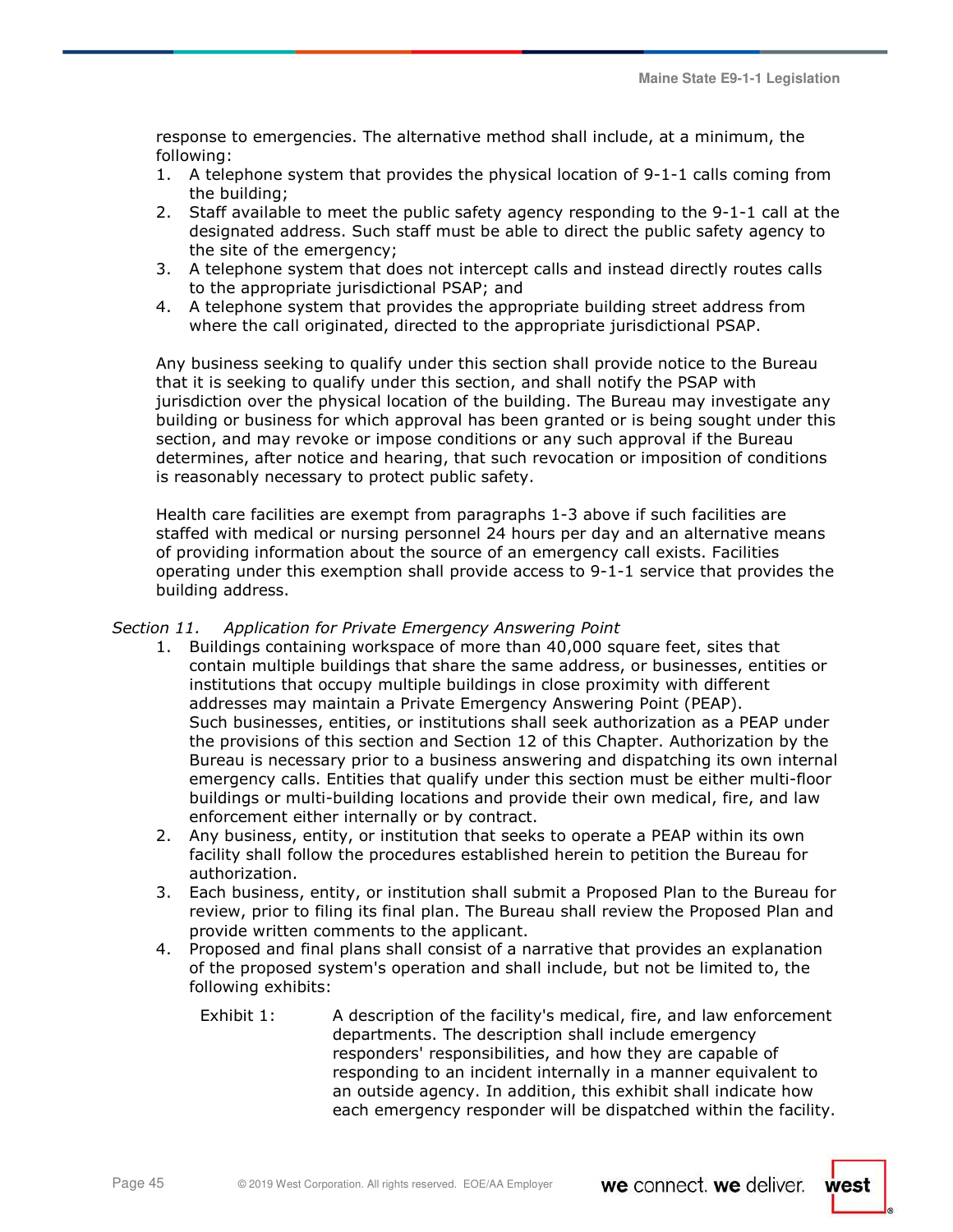response to emergencies. The alternative method shall include, at a minimum, the following:

1. A telephone system that provides the physical location of 9-1-1 calls coming from the building;
2. Staff available to meet the public safety agency responding to the 9-1-1 call at the designated address. Such staff must be able to direct the public safety agency to the site of the emergency;
3. A telephone system that does not intercept calls and instead directly routes calls to the appropriate jurisdictional PSAP; and
4. A telephone system that provides the appropriate building street address from where the call originated, directed to the appropriate jurisdictional PSAP.

Any business seeking to qualify under this section shall provide notice to the Bureau that it is seeking to qualify under this section, and shall notify the PSAP with jurisdiction over the physical location of the building. The Bureau may investigate any building or business for which approval has been granted or is being sought under this section, and may revoke or impose conditions or any such approval if the Bureau determines, after notice and hearing, that such revocation or imposition of conditions is reasonably necessary to protect public safety.

Health care facilities are exempt from paragraphs 1-3 above if such facilities are staffed with medical or nursing personnel 24 hours per day and an alternative means of providing information about the source of an emergency call exists. Facilities operating under this exemption shall provide access to 9-1-1 service that provides the building address.

*Section 11. Application for Private Emergency Answering Point*

1. Buildings containing workspace of more than 40,000 square feet, sites that contain multiple buildings that share the same address, or businesses, entities or institutions that occupy multiple buildings in close proximity with different addresses may maintain a Private Emergency Answering Point (PEAP). Such businesses, entities, or institutions shall seek authorization as a PEAP under the provisions of this section and Section 12 of this Chapter. Authorization by the Bureau is necessary prior to a business answering and dispatching its own internal emergency calls. Entities that qualify under this section must be either multi-floor buildings or multi-building locations and provide their own medical, fire, and law enforcement either internally or by contract.
2. Any business, entity, or institution that seeks to operate a PEAP within its own facility shall follow the procedures established herein to petition the Bureau for authorization.
3. Each business, entity, or institution shall submit a Proposed Plan to the Bureau for review, prior to filing its final plan. The Bureau shall review the Proposed Plan and provide written comments to the applicant.
4. Proposed and final plans shall consist of a narrative that provides an explanation of the proposed system's operation and shall include, but not be limited to, the following exhibits:

   Exhibit 1: A description of the facility's medical, fire, and law enforcement departments. The description shall include emergency responders' responsibilities, and how they are capable of responding to an incident internally in a manner equivalent to an outside agency. In addition, this exhibit shall indicate how each emergency responder will be dispatched within the facility.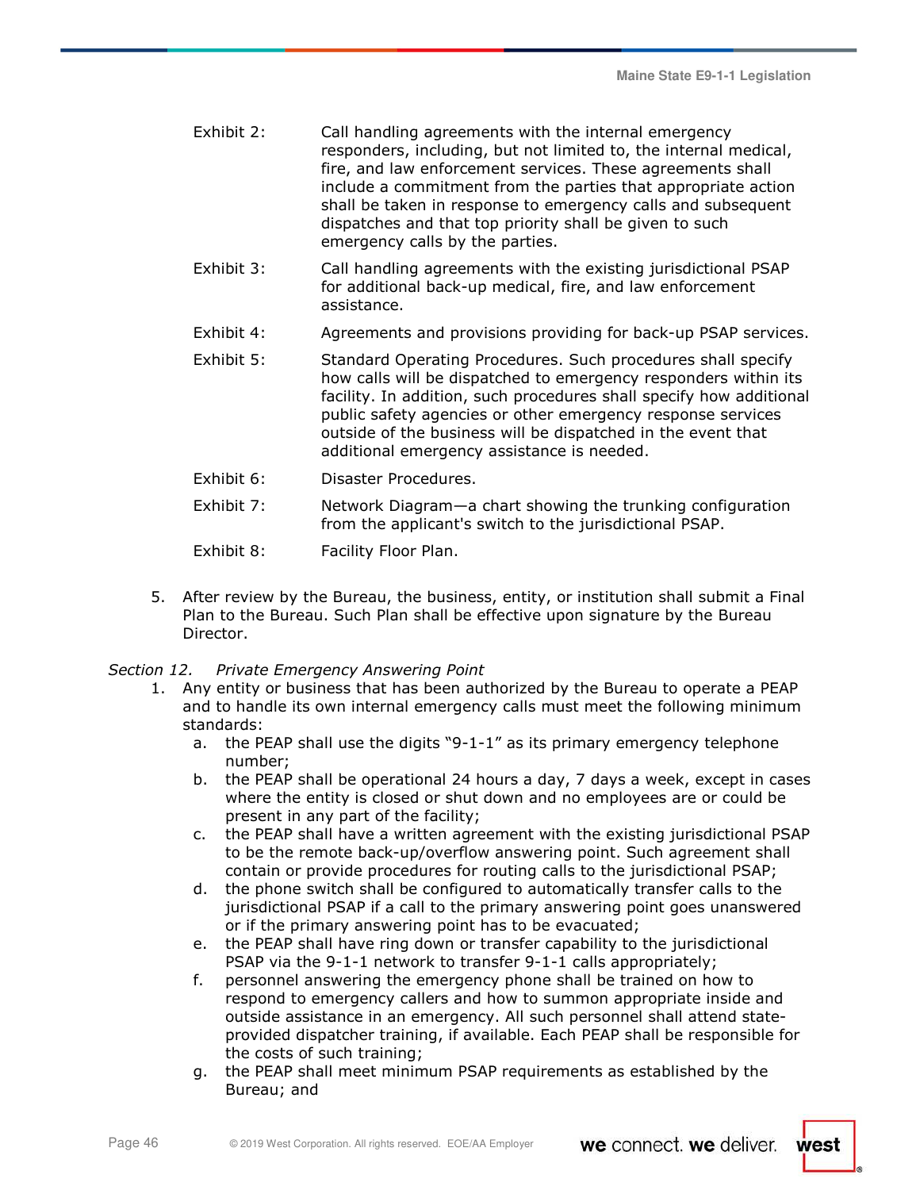Exhibit 2: Call handling agreements with the internal emergency responders, including, but not limited to, the internal medical, fire, and law enforcement services. These agreements shall include a commitment from the parties that appropriate action shall be taken in response to emergency calls and subsequent dispatches and that top priority shall be given to such emergency calls by the parties.

Exhibit 3: Call handling agreements with the existing jurisdictional PSAP for additional back-up medical, fire, and law enforcement assistance.

Exhibit 4: Agreements and provisions providing for back-up PSAP services.

Exhibit 5: Standard Operating Procedures. Such procedures shall specify how calls will be dispatched to emergency responders within its facility. In addition, such procedures shall specify how additional public safety agencies or other emergency response services outside of the business will be dispatched in the event that additional emergency assistance is needed.

Exhibit 6: Disaster Procedures.

Exhibit 7: Network Diagram—a chart showing the trunking configuration from the applicant's switch to the jurisdictional PSAP.

Exhibit 8: Facility Floor Plan.

5. After review by the Bureau, the business, entity, or institution shall submit a Final Plan to the Bureau. Such Plan shall be effective upon signature by the Bureau Director.

*Section 12. Private Emergency Answering Point*

1. Any entity or business that has been authorized by the Bureau to operate a PEAP and to handle its own internal emergency calls must meet the following minimum standards:
   a. the PEAP shall use the digits “9-1-1” as its primary emergency telephone number;
   b. the PEAP shall be operational 24 hours a day, 7 days a week, except in cases where the entity is closed or shut down and no employees are or could be present in any part of the facility;
   c. the PEAP shall have a written agreement with the existing jurisdictional PSAP to be the remote back-up/overflow answering point. Such agreement shall contain or provide procedures for routing calls to the jurisdictional PSAP;
   d. the phone switch shall be configured to automatically transfer calls to the jurisdictional PSAP if a call to the primary answering point goes unanswered or if the primary answering point has to be evacuated;
   e. the PEAP shall have ring down or transfer capability to the jurisdictional PSAP via the 9-1-1 network to transfer 9-1-1 calls appropriately;
   f. personnel answering the emergency phone shall be trained on how to respond to emergency callers and how to summon appropriate inside and outside assistance in an emergency. All such personnel shall attend state-provided dispatcher training, if available. Each PEAP shall be responsible for the costs of such training;
   g. the PEAP shall meet minimum PSAP requirements as established by the Bureau; and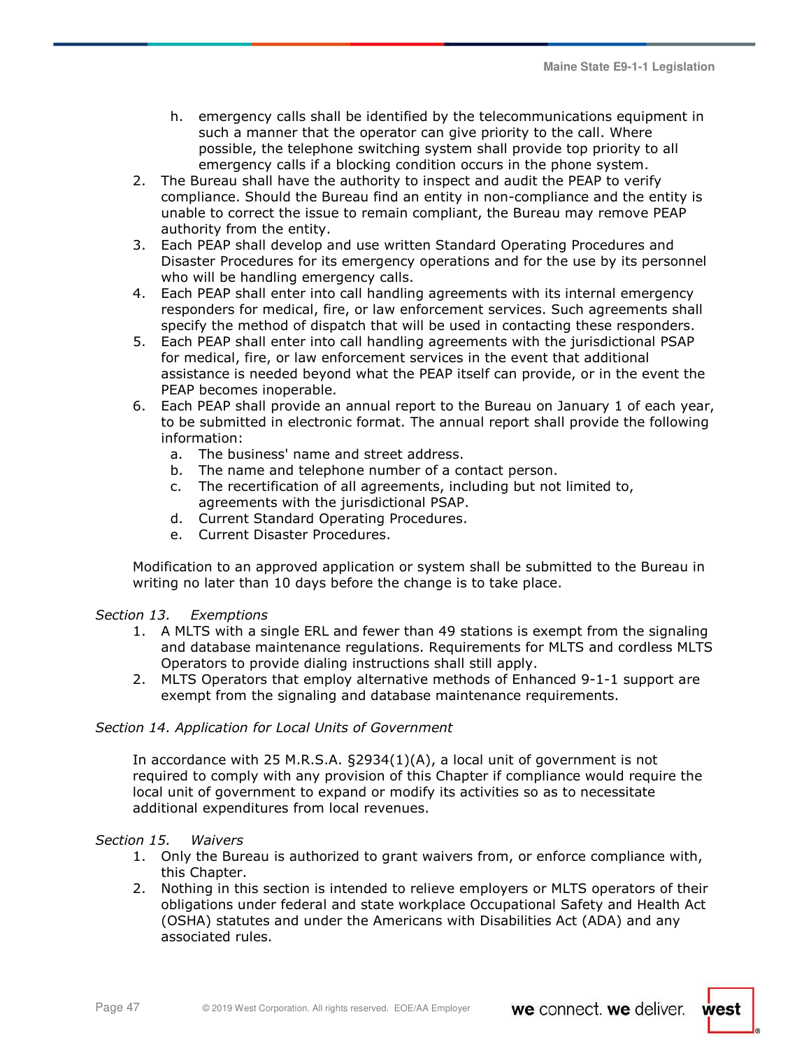h. emergency calls shall be identified by the telecommunications equipment in such a manner that the operator can give priority to the call. Where possible, the telephone switching system shall provide top priority to all emergency calls if a blocking condition occurs in the phone system.

2. The Bureau shall have the authority to inspect and audit the PEAP to verify compliance. Should the Bureau find an entity in non-compliance and the entity is unable to correct the issue to remain compliant, the Bureau may remove PEAP authority from the entity.
3. Each PEAP shall develop and use written Standard Operating Procedures and Disaster Procedures for its emergency operations and for the use by its personnel who will be handling emergency calls.
4. Each PEAP shall enter into call handling agreements with its internal emergency responders for medical, fire, or law enforcement services. Such agreements shall specify the method of dispatch that will be used in contacting these responders.
5. Each PEAP shall enter into call handling agreements with the jurisdictional PSAP for medical, fire, or law enforcement services in the event that additional assistance is needed beyond what the PEAP itself can provide, or in the event the PEAP becomes inoperable.
6. Each PEAP shall provide an annual report to the Bureau on January 1 of each year, to be submitted in electronic format. The annual report shall provide the following information:
   a. The business' name and street address.
   b. The name and telephone number of a contact person.
   c. The recertification of all agreements, including but not limited to, agreements with the jurisdictional PSAP.
   d. Current Standard Operating Procedures.
   e. Current Disaster Procedures.

Modification to an approved application or system shall be submitted to the Bureau in writing no later than 10 days before the change is to take place.

*Section 13. Exemptions*

1. A MLTS with a single ERL and fewer than 49 stations is exempt from the signaling and database maintenance regulations. Requirements for MLTS and cordless MLTS Operators to provide dialing instructions shall still apply.
2. MLTS Operators that employ alternative methods of Enhanced 9-1-1 support are exempt from the signaling and database maintenance requirements.

*Section 14. Application for Local Units of Government*

In accordance with 25 M.R.S.A. §2934(1)(A), a local unit of government is not required to comply with any provision of this Chapter if compliance would require the local unit of government to expand or modify its activities so as to necessitate additional expenditures from local revenues.

*Section 15. Waivers*

1. Only the Bureau is authorized to grant waivers from, or enforce compliance with, this Chapter.
2. Nothing in this section is intended to relieve employers or MLTS operators of their obligations under federal and state workplace Occupational Safety and Health Act (OSHA) statutes and under the Americans with Disabilities Act (ADA) and any associated rules.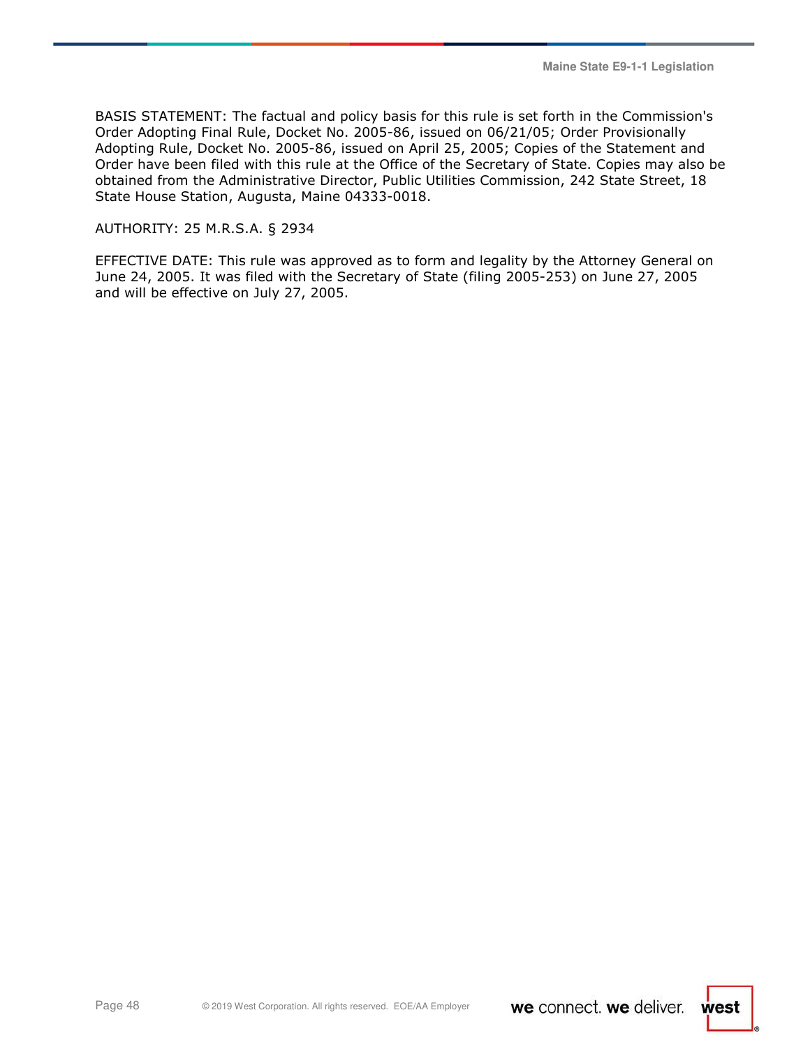BASIS STATEMENT: The factual and policy basis for this rule is set forth in the Commission's Order Adopting Final Rule, Docket No. 2005-86, issued on 06/21/05; Order Provisionally Adopting Rule, Docket No. 2005-86, issued on April 25, 2005; Copies of the Statement and Order have been filed with this rule at the Office of the Secretary of State. Copies may also be obtained from the Administrative Director, Public Utilities Commission, 242 State Street, 18 State House Station, Augusta, Maine 04333-0018.

AUTHORITY: 25 M.R.S.A. § 2934

EFFECTIVE DATE: This rule was approved as to form and legality by the Attorney General on June 24, 2005. It was filed with the Secretary of State (filing 2005-253) on June 27, 2005 and will be effective on July 27, 2005.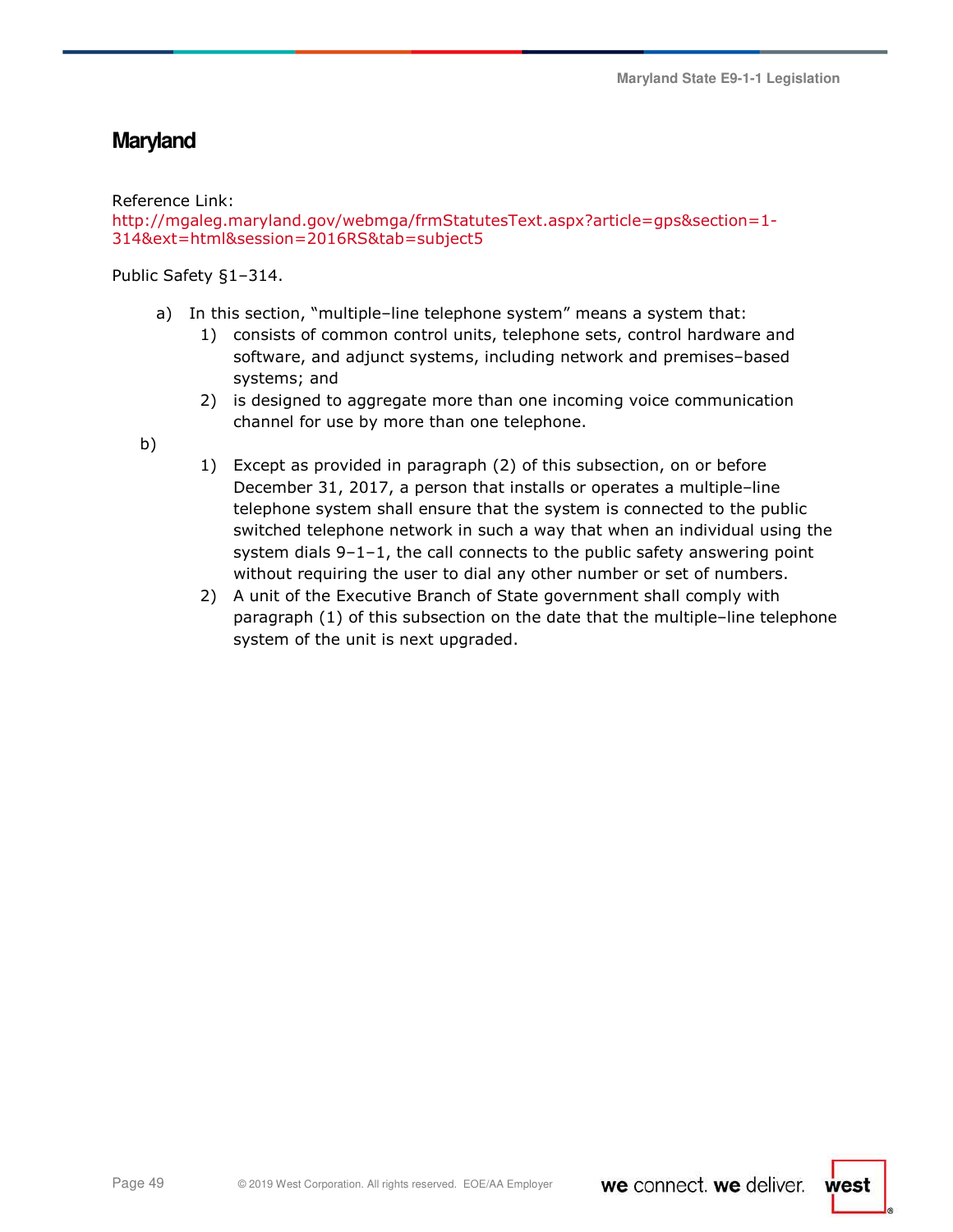## Maryland

Reference Link:
http://mgaleg.maryland.gov/webmga/frmStatutesText.aspx?article=gps&section=1-314&ext=html&session=2016RS&tab=subject5

Public Safety §1–314.

a) In this section, "multiple–line telephone system" means a system that:
   1) consists of common control units, telephone sets, control hardware and software, and adjunct systems, including network and premises–based systems; and
   2) is designed to aggregate more than one incoming voice communication channel for use by more than one telephone.

b)
   1) Except as provided in paragraph (2) of this subsection, on or before December 31, 2017, a person that installs or operates a multiple–line telephone system shall ensure that the system is connected to the public switched telephone network in such a way that when an individual using the system dials 9–1–1, the call connects to the public safety answering point without requiring the user to dial any other number or set of numbers.
   2) A unit of the Executive Branch of State government shall comply with paragraph (1) of this subsection on the date that the multiple–line telephone system of the unit is next upgraded.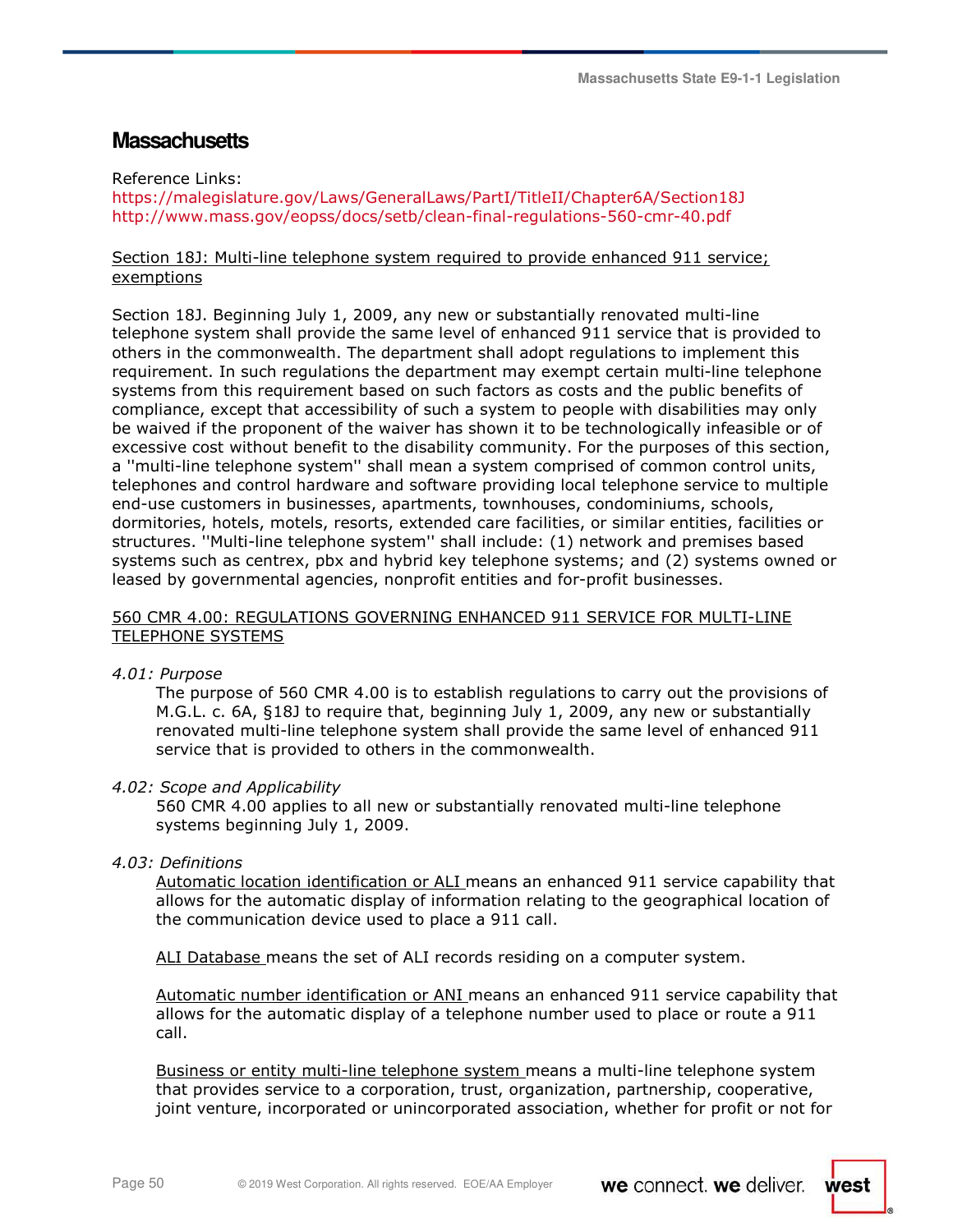# Massachusetts

Reference Links:
https://malegislature.gov/Laws/GeneralLaws/PartI/TitleII/Chapter6A/Section18J
http://www.mass.gov/eopss/docs/setb/clean-final-regulations-560-cmr-40.pdf

Section 18J: Multi-line telephone system required to provide enhanced 911 service; exemptions

Section 18J. Beginning July 1, 2009, any new or substantially renovated multi-line telephone system shall provide the same level of enhanced 911 service that is provided to others in the commonwealth. The department shall adopt regulations to implement this requirement. In such regulations the department may exempt certain multi-line telephone systems from this requirement based on such factors as costs and the public benefits of compliance, except that accessibility of such a system to people with disabilities may only be waived if the proponent of the waiver has shown it to be technologically infeasible or of excessive cost without benefit to the disability community. For the purposes of this section, a ''multi-line telephone system'' shall mean a system comprised of common control units, telephones and control hardware and software providing local telephone service to multiple end-use customers in businesses, apartments, townhouses, condominiums, schools, dormitories, hotels, motels, resorts, extended care facilities, or similar entities, facilities or structures. ''Multi-line telephone system'' shall include: (1) network and premises based systems such as centrex, pbx and hybrid key telephone systems; and (2) systems owned or leased by governmental agencies, nonprofit entities and for-profit businesses.

560 CMR 4.00: REGULATIONS GOVERNING ENHANCED 911 SERVICE FOR MULTI-LINE TELEPHONE SYSTEMS

*4.01: Purpose*

The purpose of 560 CMR 4.00 is to establish regulations to carry out the provisions of M.G.L. c. 6A, §18J to require that, beginning July 1, 2009, any new or substantially renovated multi-line telephone system shall provide the same level of enhanced 911 service that is provided to others in the commonwealth.

*4.02: Scope and Applicability*

560 CMR 4.00 applies to all new or substantially renovated multi-line telephone systems beginning July 1, 2009.

*4.03: Definitions*

Automatic location identification or ALI means an enhanced 911 service capability that allows for the automatic display of information relating to the geographical location of the communication device used to place a 911 call.

ALI Database means the set of ALI records residing on a computer system.

Automatic number identification or ANI means an enhanced 911 service capability that allows for the automatic display of a telephone number used to place or route a 911 call.

Business or entity multi-line telephone system means a multi-line telephone system that provides service to a corporation, trust, organization, partnership, cooperative, joint venture, incorporated or unincorporated association, whether for profit or not for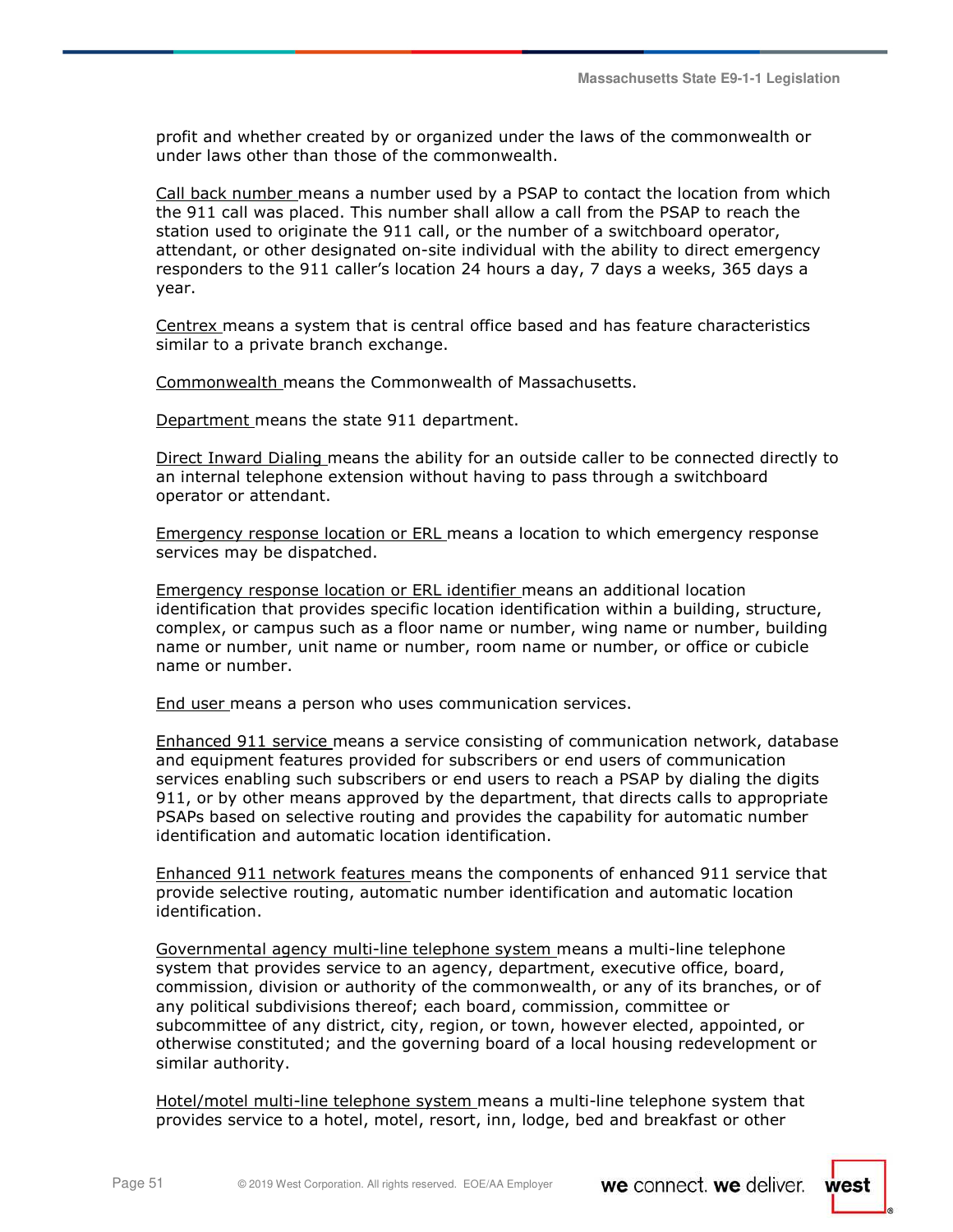profit and whether created by or organized under the laws of the commonwealth or under laws other than those of the commonwealth.

Call back number means a number used by a PSAP to contact the location from which the 911 call was placed. This number shall allow a call from the PSAP to reach the station used to originate the 911 call, or the number of a switchboard operator, attendant, or other designated on-site individual with the ability to direct emergency responders to the 911 caller's location 24 hours a day, 7 days a weeks, 365 days a year.

Centrex means a system that is central office based and has feature characteristics similar to a private branch exchange.

Commonwealth means the Commonwealth of Massachusetts.

Department means the state 911 department.

Direct Inward Dialing means the ability for an outside caller to be connected directly to an internal telephone extension without having to pass through a switchboard operator or attendant.

Emergency response location or ERL means a location to which emergency response services may be dispatched.

Emergency response location or ERL identifier means an additional location identification that provides specific location identification within a building, structure, complex, or campus such as a floor name or number, wing name or number, building name or number, unit name or number, room name or number, or office or cubicle name or number.

End user means a person who uses communication services.

Enhanced 911 service means a service consisting of communication network, database and equipment features provided for subscribers or end users of communication services enabling such subscribers or end users to reach a PSAP by dialing the digits 911, or by other means approved by the department, that directs calls to appropriate PSAPs based on selective routing and provides the capability for automatic number identification and automatic location identification.

Enhanced 911 network features means the components of enhanced 911 service that provide selective routing, automatic number identification and automatic location identification.

Governmental agency multi-line telephone system means a multi-line telephone system that provides service to an agency, department, executive office, board, commission, division or authority of the commonwealth, or any of its branches, or of any political subdivisions thereof; each board, commission, committee or subcommittee of any district, city, region, or town, however elected, appointed, or otherwise constituted; and the governing board of a local housing redevelopment or similar authority.

Hotel/motel multi-line telephone system means a multi-line telephone system that provides service to a hotel, motel, resort, inn, lodge, bed and breakfast or other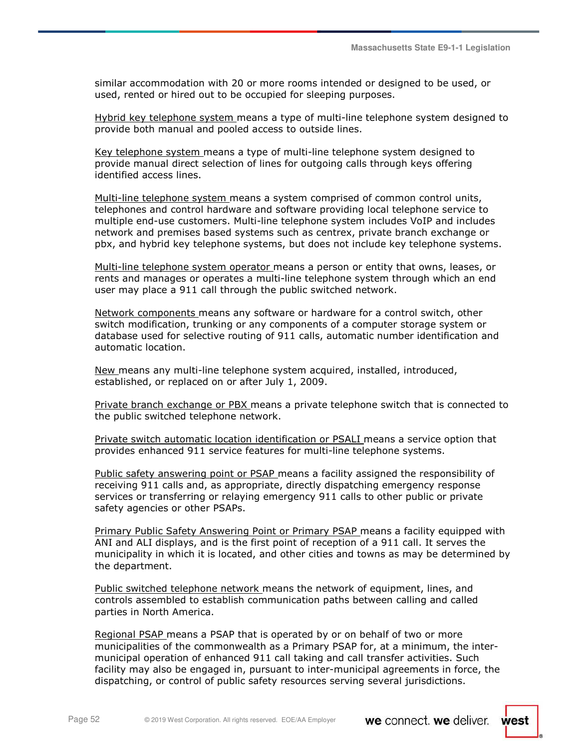similar accommodation with 20 or more rooms intended or designed to be used, or used, rented or hired out to be occupied for sleeping purposes.

<u>Hybrid key telephone system</u> means a type of multi-line telephone system designed to provide both manual and pooled access to outside lines.

<u>Key telephone system</u> means a type of multi-line telephone system designed to provide manual direct selection of lines for outgoing calls through keys offering identified access lines.

<u>Multi-line telephone system</u> means a system comprised of common control units, telephones and control hardware and software providing local telephone service to multiple end-use customers. Multi-line telephone system includes VoIP and includes network and premises based systems such as centrex, private branch exchange or pbx, and hybrid key telephone systems, but does not include key telephone systems.

<u>Multi-line telephone system operator</u> means a person or entity that owns, leases, or rents and manages or operates a multi-line telephone system through which an end user may place a 911 call through the public switched network.

<u>Network components</u> means any software or hardware for a control switch, other switch modification, trunking or any components of a computer storage system or database used for selective routing of 911 calls, automatic number identification and automatic location.

<u>New</u> means any multi-line telephone system acquired, installed, introduced, established, or replaced on or after July 1, 2009.

<u>Private branch exchange or PBX</u> means a private telephone switch that is connected to the public switched telephone network.

<u>Private switch automatic location identification or PSALI</u> means a service option that provides enhanced 911 service features for multi-line telephone systems.

<u>Public safety answering point or PSAP</u> means a facility assigned the responsibility of receiving 911 calls and, as appropriate, directly dispatching emergency response services or transferring or relaying emergency 911 calls to other public or private safety agencies or other PSAPs.

<u>Primary Public Safety Answering Point or Primary PSAP</u> means a facility equipped with ANI and ALI displays, and is the first point of reception of a 911 call. It serves the municipality in which it is located, and other cities and towns as may be determined by the department.

<u>Public switched telephone network</u> means the network of equipment, lines, and controls assembled to establish communication paths between calling and called parties in North America.

<u>Regional PSAP</u> means a PSAP that is operated by or on behalf of two or more municipalities of the commonwealth as a Primary PSAP for, at a minimum, the inter-municipal operation of enhanced 911 call taking and call transfer activities. Such facility may also be engaged in, pursuant to inter-municipal agreements in force, the dispatching, or control of public safety resources serving several jurisdictions.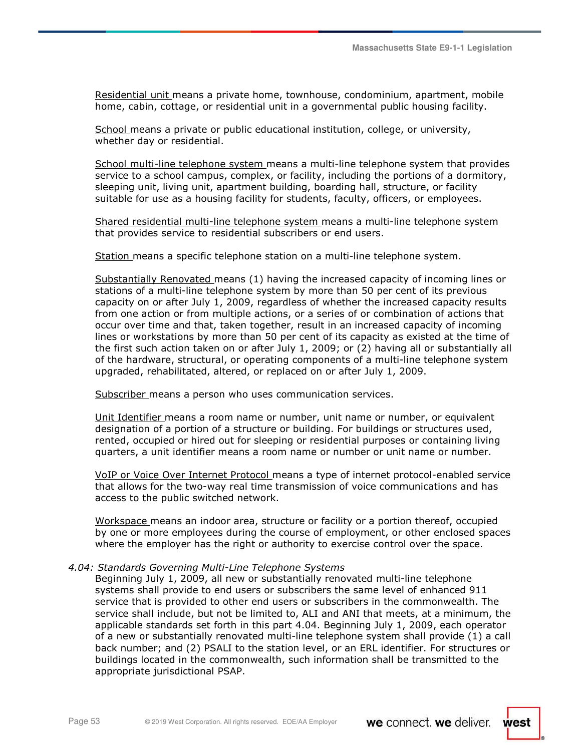Residential unit means a private home, townhouse, condominium, apartment, mobile home, cabin, cottage, or residential unit in a governmental public housing facility.

School means a private or public educational institution, college, or university, whether day or residential.

School multi-line telephone system means a multi-line telephone system that provides service to a school campus, complex, or facility, including the portions of a dormitory, sleeping unit, living unit, apartment building, boarding hall, structure, or facility suitable for use as a housing facility for students, faculty, officers, or employees.

Shared residential multi-line telephone system means a multi-line telephone system that provides service to residential subscribers or end users.

Station means a specific telephone station on a multi-line telephone system.

Substantially Renovated means (1) having the increased capacity of incoming lines or stations of a multi-line telephone system by more than 50 per cent of its previous capacity on or after July 1, 2009, regardless of whether the increased capacity results from one action or from multiple actions, or a series of or combination of actions that occur over time and that, taken together, result in an increased capacity of incoming lines or workstations by more than 50 per cent of its capacity as existed at the time of the first such action taken on or after July 1, 2009; or (2) having all or substantially all of the hardware, structural, or operating components of a multi-line telephone system upgraded, rehabilitated, altered, or replaced on or after July 1, 2009.

Subscriber means a person who uses communication services.

Unit Identifier means a room name or number, unit name or number, or equivalent designation of a portion of a structure or building. For buildings or structures used, rented, occupied or hired out for sleeping or residential purposes or containing living quarters, a unit identifier means a room name or number or unit name or number.

VoIP or Voice Over Internet Protocol means a type of internet protocol-enabled service that allows for the two-way real time transmission of voice communications and has access to the public switched network.

Workspace means an indoor area, structure or facility or a portion thereof, occupied by one or more employees during the course of employment, or other enclosed spaces where the employer has the right or authority to exercise control over the space.

*4.04: Standards Governing Multi-Line Telephone Systems*

Beginning July 1, 2009, all new or substantially renovated multi-line telephone systems shall provide to end users or subscribers the same level of enhanced 911 service that is provided to other end users or subscribers in the commonwealth. The service shall include, but not be limited to, ALI and ANI that meets, at a minimum, the applicable standards set forth in this part 4.04. Beginning July 1, 2009, each operator of a new or substantially renovated multi-line telephone system shall provide (1) a call back number; and (2) PSALI to the station level, or an ERL identifier. For structures or buildings located in the commonwealth, such information shall be transmitted to the appropriate jurisdictional PSAP.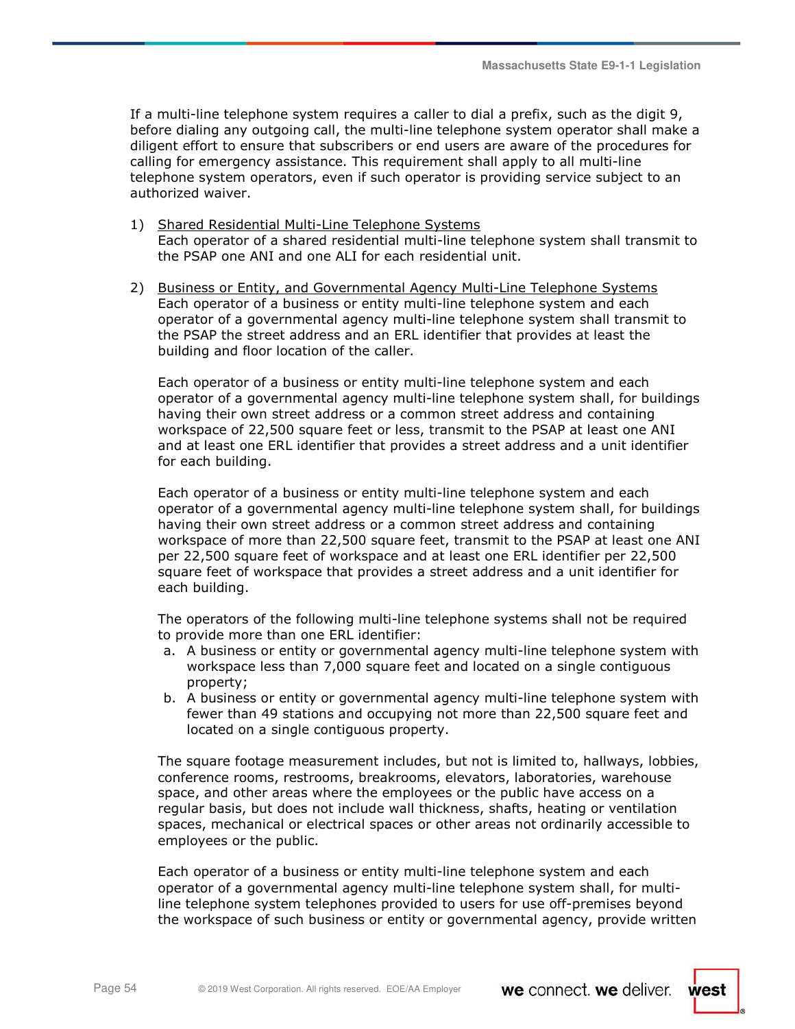If a multi-line telephone system requires a caller to dial a prefix, such as the digit 9, before dialing any outgoing call, the multi-line telephone system operator shall make a diligent effort to ensure that subscribers or end users are aware of the procedures for calling for emergency assistance. This requirement shall apply to all multi-line telephone system operators, even if such operator is providing service subject to an authorized waiver.

1) <u>Shared Residential Multi-Line Telephone Systems</u>
   Each operator of a shared residential multi-line telephone system shall transmit to the PSAP one ANI and one ALI for each residential unit.

2) <u>Business or Entity, and Governmental Agency Multi-Line Telephone Systems</u>
   Each operator of a business or entity multi-line telephone system and each operator of a governmental agency multi-line telephone system shall transmit to the PSAP the street address and an ERL identifier that provides at least the building and floor location of the caller.

   Each operator of a business or entity multi-line telephone system and each operator of a governmental agency multi-line telephone system shall, for buildings having their own street address or a common street address and containing workspace of 22,500 square feet or less, transmit to the PSAP at least one ANI and at least one ERL identifier that provides a street address and a unit identifier for each building.

   Each operator of a business or entity multi-line telephone system and each operator of a governmental agency multi-line telephone system shall, for buildings having their own street address or a common street address and containing workspace of more than 22,500 square feet, transmit to the PSAP at least one ANI per 22,500 square feet of workspace and at least one ERL identifier per 22,500 square feet of workspace that provides a street address and a unit identifier for each building.

   The operators of the following multi-line telephone systems shall not be required to provide more than one ERL identifier:
   a. A business or entity or governmental agency multi-line telephone system with workspace less than 7,000 square feet and located on a single contiguous property;
   b. A business or entity or governmental agency multi-line telephone system with fewer than 49 stations and occupying not more than 22,500 square feet and located on a single contiguous property.

   The square footage measurement includes, but not is limited to, hallways, lobbies, conference rooms, restrooms, breakrooms, elevators, laboratories, warehouse space, and other areas where the employees or the public have access on a regular basis, but does not include wall thickness, shafts, heating or ventilation spaces, mechanical or electrical spaces or other areas not ordinarily accessible to employees or the public.

   Each operator of a business or entity multi-line telephone system and each operator of a governmental agency multi-line telephone system shall, for multi-line telephone system telephones provided to users for use off-premises beyond the workspace of such business or entity or governmental agency, provide written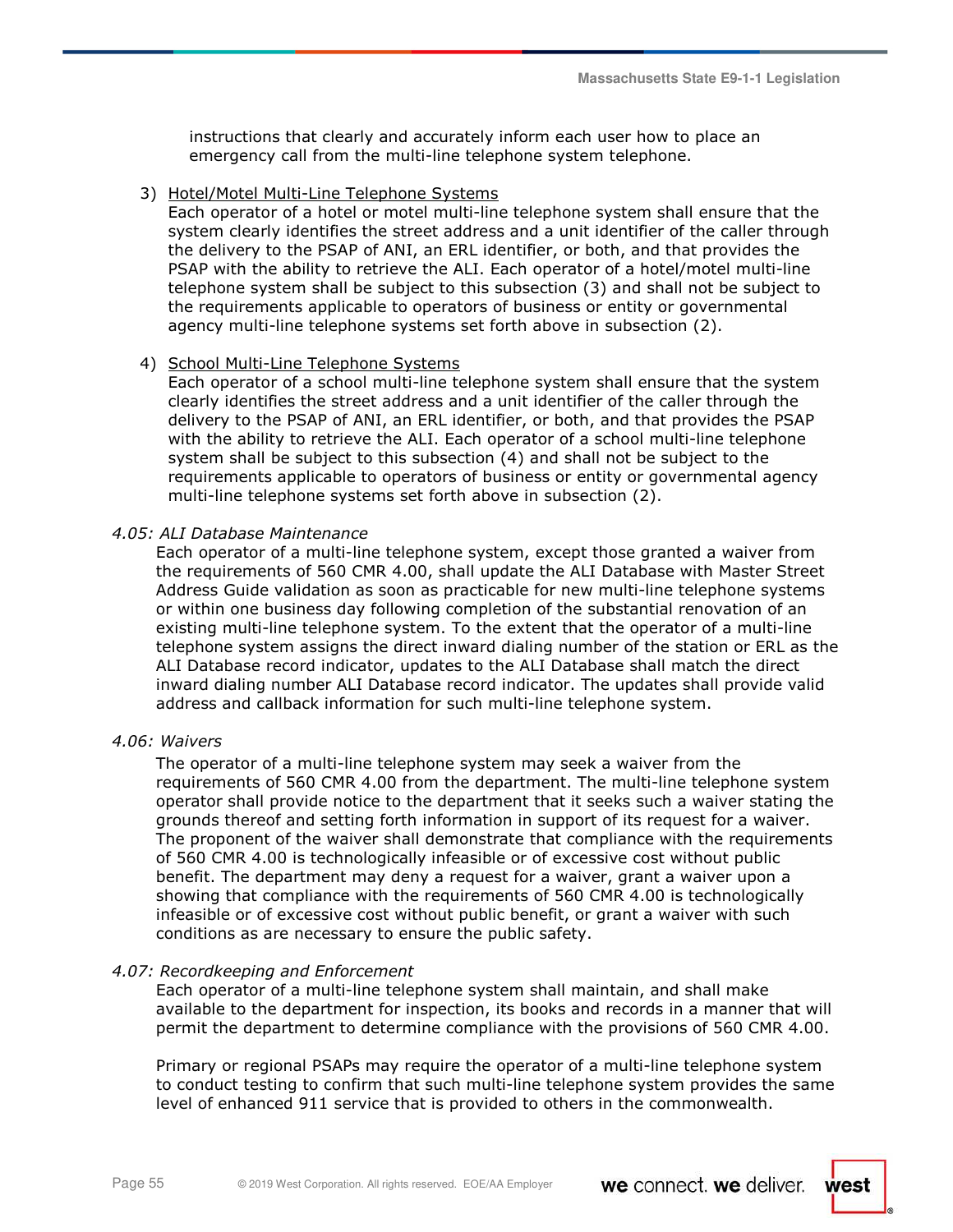instructions that clearly and accurately inform each user how to place an emergency call from the multi-line telephone system telephone.

3) <u>Hotel/Motel Multi-Line Telephone Systems</u>
   Each operator of a hotel or motel multi-line telephone system shall ensure that the system clearly identifies the street address and a unit identifier of the caller through the delivery to the PSAP of ANI, an ERL identifier, or both, and that provides the PSAP with the ability to retrieve the ALI. Each operator of a hotel/motel multi-line telephone system shall be subject to this subsection (3) and shall not be subject to the requirements applicable to operators of business or entity or governmental agency multi-line telephone systems set forth above in subsection (2).

4) <u>School Multi-Line Telephone Systems</u>
   Each operator of a school multi-line telephone system shall ensure that the system clearly identifies the street address and a unit identifier of the caller through the delivery to the PSAP of ANI, an ERL identifier, or both, and that provides the PSAP with the ability to retrieve the ALI. Each operator of a school multi-line telephone system shall be subject to this subsection (4) and shall not be subject to the requirements applicable to operators of business or entity or governmental agency multi-line telephone systems set forth above in subsection (2).

*4.05: ALI Database Maintenance*

Each operator of a multi-line telephone system, except those granted a waiver from the requirements of 560 CMR 4.00, shall update the ALI Database with Master Street Address Guide validation as soon as practicable for new multi-line telephone systems or within one business day following completion of the substantial renovation of an existing multi-line telephone system. To the extent that the operator of a multi-line telephone system assigns the direct inward dialing number of the station or ERL as the ALI Database record indicator, updates to the ALI Database shall match the direct inward dialing number ALI Database record indicator. The updates shall provide valid address and callback information for such multi-line telephone system.

*4.06: Waivers*

The operator of a multi-line telephone system may seek a waiver from the requirements of 560 CMR 4.00 from the department. The multi-line telephone system operator shall provide notice to the department that it seeks such a waiver stating the grounds thereof and setting forth information in support of its request for a waiver. The proponent of the waiver shall demonstrate that compliance with the requirements of 560 CMR 4.00 is technologically infeasible or of excessive cost without public benefit. The department may deny a request for a waiver, grant a waiver upon a showing that compliance with the requirements of 560 CMR 4.00 is technologically infeasible or of excessive cost without public benefit, or grant a waiver with such conditions as are necessary to ensure the public safety.

*4.07: Recordkeeping and Enforcement*

Each operator of a multi-line telephone system shall maintain, and shall make available to the department for inspection, its books and records in a manner that will permit the department to determine compliance with the provisions of 560 CMR 4.00.

Primary or regional PSAPs may require the operator of a multi-line telephone system to conduct testing to confirm that such multi-line telephone system provides the same level of enhanced 911 service that is provided to others in the commonwealth.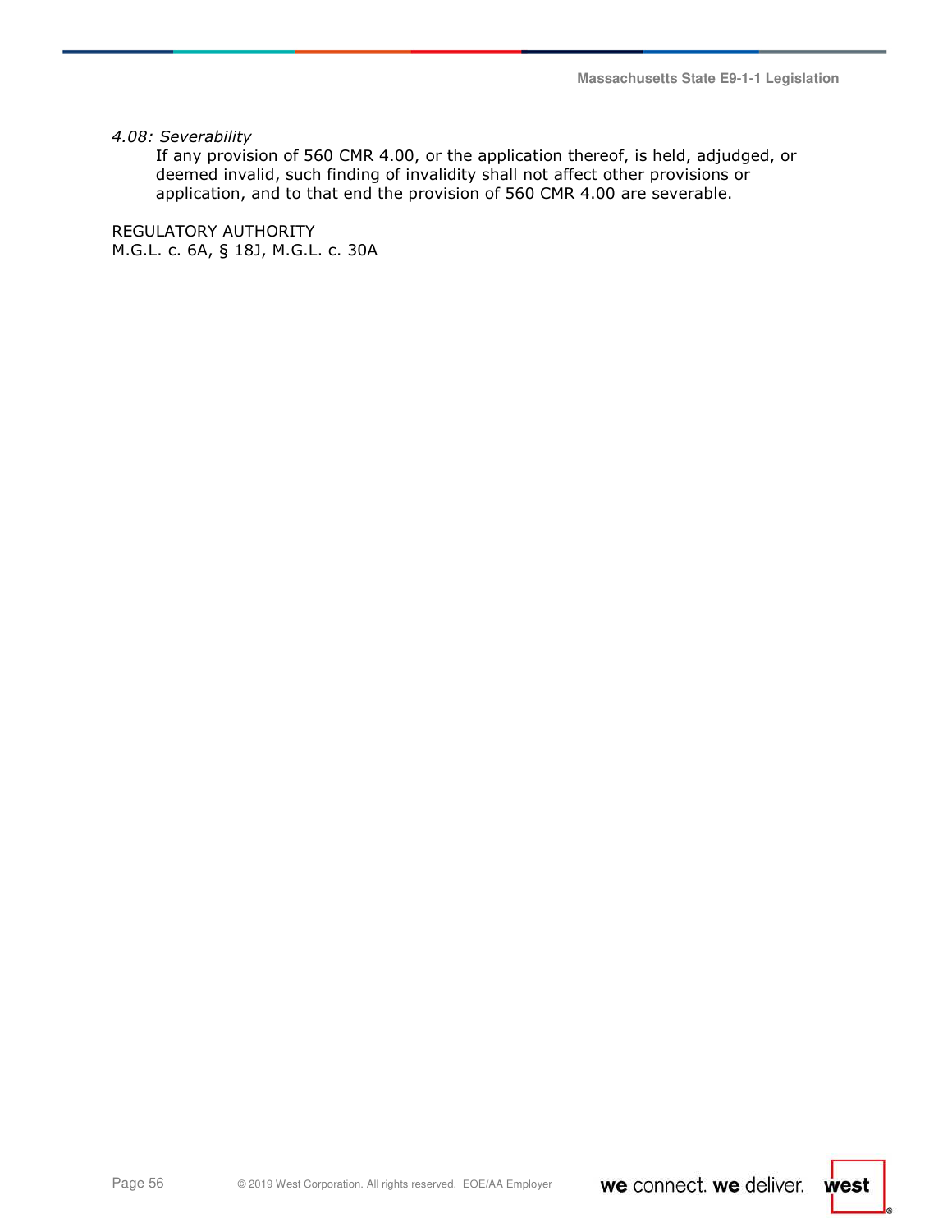*4.08: Severability*

If any provision of 560 CMR 4.00, or the application thereof, is held, adjudged, or deemed invalid, such finding of invalidity shall not affect other provisions or application, and to that end the provision of 560 CMR 4.00 are severable.

REGULATORY AUTHORITY
M.G.L. c. 6A, § 18J, M.G.L. c. 30A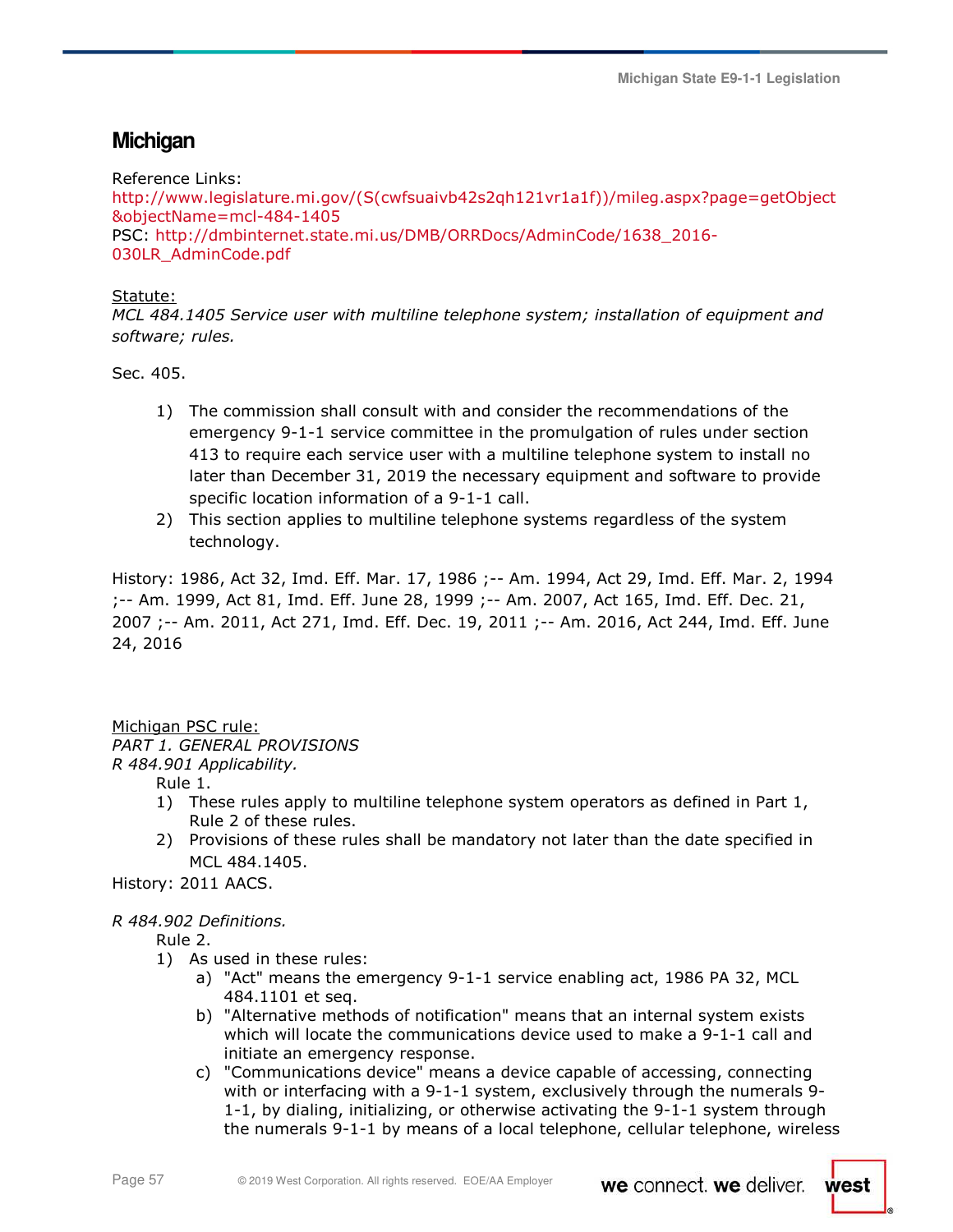## Michigan

Reference Links:
http://www.legislature.mi.gov/(S(cwfsuaivb42s2qh121vr1a1f))/mileg.aspx?page=getObject&objectName=mcl-484-1405
PSC: http://dmbinternet.state.mi.us/DMB/ORRDocs/AdminCode/1638_2016-030LR_AdminCode.pdf

Statute:
*MCL 484.1405 Service user with multiline telephone system; installation of equipment and software; rules.*

Sec. 405.

1) The commission shall consult with and consider the recommendations of the emergency 9-1-1 service committee in the promulgation of rules under section 413 to require each service user with a multiline telephone system to install no later than December 31, 2019 the necessary equipment and software to provide specific location information of a 9-1-1 call.
2) This section applies to multiline telephone systems regardless of the system technology.

History: 1986, Act 32, Imd. Eff. Mar. 17, 1986 ;-- Am. 1994, Act 29, Imd. Eff. Mar. 2, 1994 ;-- Am. 1999, Act 81, Imd. Eff. June 28, 1999 ;-- Am. 2007, Act 165, Imd. Eff. Dec. 21, 2007 ;-- Am. 2011, Act 271, Imd. Eff. Dec. 19, 2011 ;-- Am. 2016, Act 244, Imd. Eff. June 24, 2016

Michigan PSC rule:
*PART 1. GENERAL PROVISIONS*
*R 484.901 Applicability.*

Rule 1.

1) These rules apply to multiline telephone system operators as defined in Part 1, Rule 2 of these rules.
2) Provisions of these rules shall be mandatory not later than the date specified in MCL 484.1405.

History: 2011 AACS.

*R 484.902 Definitions.*

Rule 2.

1) As used in these rules:
   a) "Act" means the emergency 9-1-1 service enabling act, 1986 PA 32, MCL 484.1101 et seq.
   b) "Alternative methods of notification" means that an internal system exists which will locate the communications device used to make a 9-1-1 call and initiate an emergency response.
   c) "Communications device" means a device capable of accessing, connecting with or interfacing with a 9-1-1 system, exclusively through the numerals 9-1-1, by dialing, initializing, or otherwise activating the 9-1-1 system through the numerals 9-1-1 by means of a local telephone, cellular telephone, wireless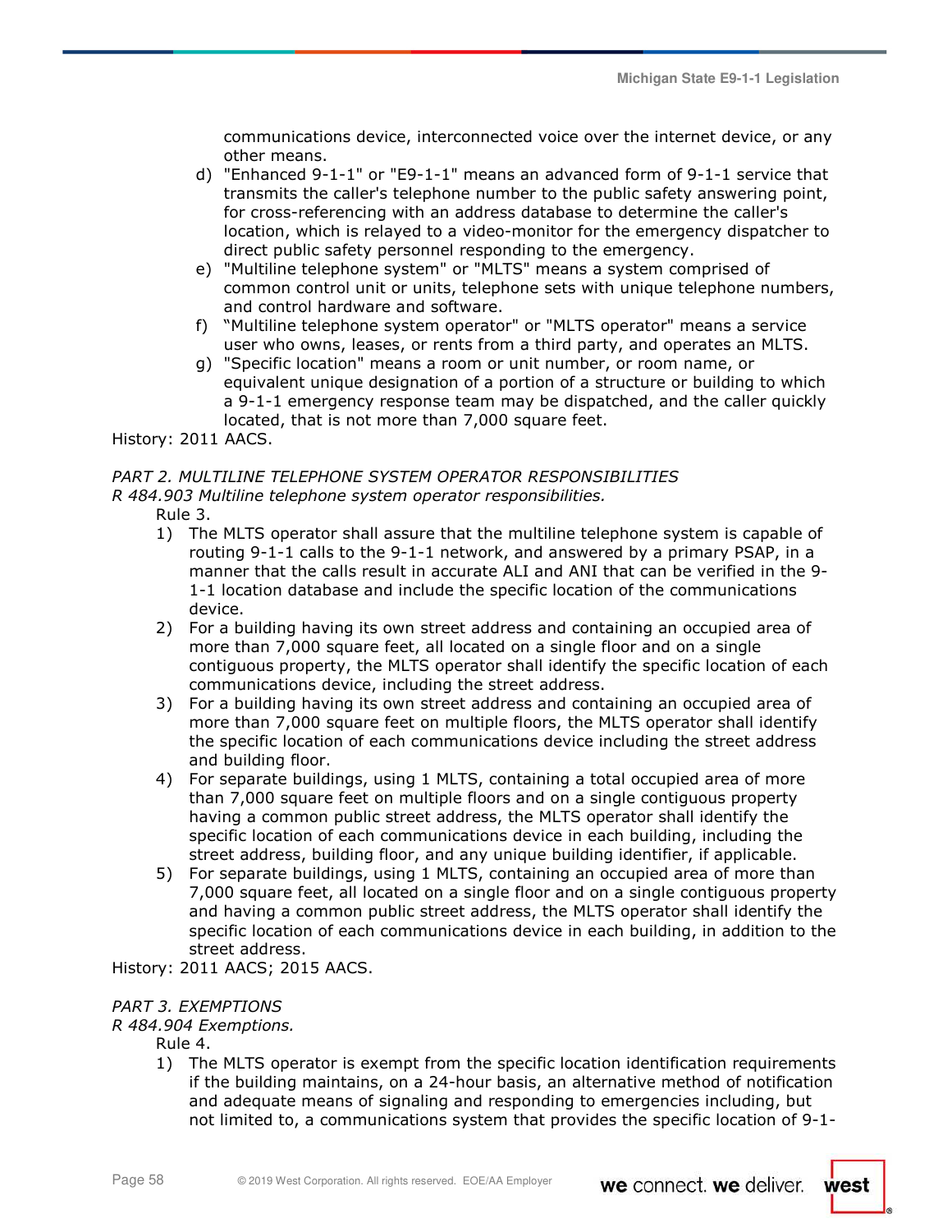communications device, interconnected voice over the internet device, or any other means.

d) "Enhanced 9-1-1" or "E9-1-1" means an advanced form of 9-1-1 service that transmits the caller's telephone number to the public safety answering point, for cross-referencing with an address database to determine the caller's location, which is relayed to a video-monitor for the emergency dispatcher to direct public safety personnel responding to the emergency.

e) "Multiline telephone system" or "MLTS" means a system comprised of common control unit or units, telephone sets with unique telephone numbers, and control hardware and software.

f) "Multiline telephone system operator" or "MLTS operator" means a service user who owns, leases, or rents from a third party, and operates an MLTS.

g) "Specific location" means a room or unit number, or room name, or equivalent unique designation of a portion of a structure or building to which a 9-1-1 emergency response team may be dispatched, and the caller quickly located, that is not more than 7,000 square feet.

History: 2011 AACS.

*PART 2. MULTILINE TELEPHONE SYSTEM OPERATOR RESPONSIBILITIES*

*R 484.903 Multiline telephone system operator responsibilities.*

Rule 3.

1) The MLTS operator shall assure that the multiline telephone system is capable of routing 9-1-1 calls to the 9-1-1 network, and answered by a primary PSAP, in a manner that the calls result in accurate ALI and ANI that can be verified in the 9-1-1 location database and include the specific location of the communications device.
2) For a building having its own street address and containing an occupied area of more than 7,000 square feet, all located on a single floor and on a single contiguous property, the MLTS operator shall identify the specific location of each communications device, including the street address.
3) For a building having its own street address and containing an occupied area of more than 7,000 square feet on multiple floors, the MLTS operator shall identify the specific location of each communications device including the street address and building floor.
4) For separate buildings, using 1 MLTS, containing a total occupied area of more than 7,000 square feet on multiple floors and on a single contiguous property having a common public street address, the MLTS operator shall identify the specific location of each communications device in each building, including the street address, building floor, and any unique building identifier, if applicable.
5) For separate buildings, using 1 MLTS, containing an occupied area of more than 7,000 square feet, all located on a single floor and on a single contiguous property and having a common public street address, the MLTS operator shall identify the specific location of each communications device in each building, in addition to the street address.

History: 2011 AACS; 2015 AACS.

*PART 3. EXEMPTIONS*

*R 484.904 Exemptions.*

Rule 4.

1) The MLTS operator is exempt from the specific location identification requirements if the building maintains, on a 24-hour basis, an alternative method of notification and adequate means of signaling and responding to emergencies including, but not limited to, a communications system that provides the specific location of 9-1-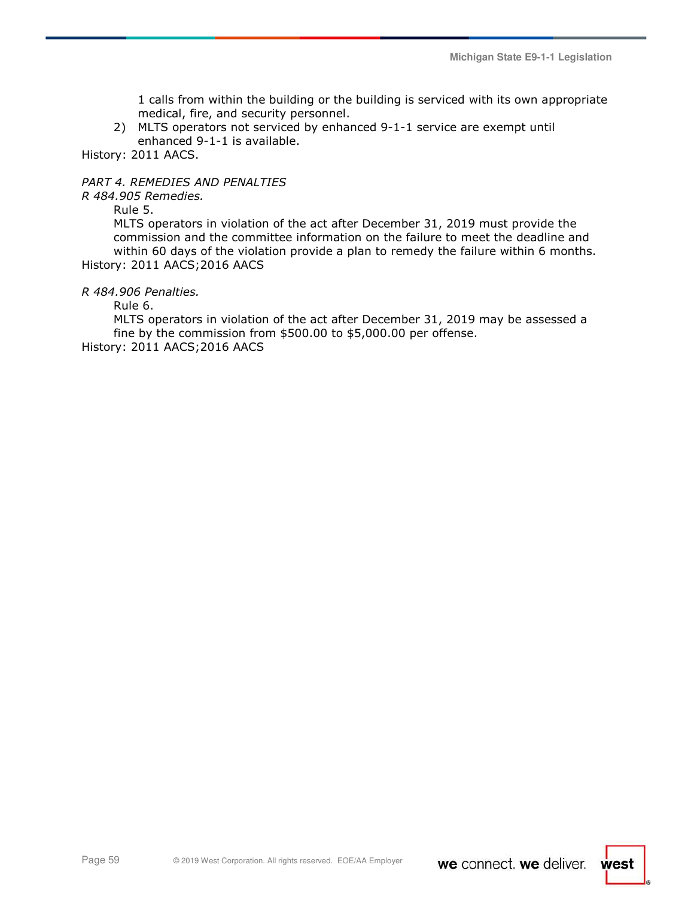1 calls from within the building or the building is serviced with its own appropriate medical, fire, and security personnel.

2) MLTS operators not serviced by enhanced 9-1-1 service are exempt until enhanced 9-1-1 is available.

History: 2011 AACS.

*PART 4. REMEDIES AND PENALTIES*

*R 484.905 Remedies.*

Rule 5.

MLTS operators in violation of the act after December 31, 2019 must provide the commission and the committee information on the failure to meet the deadline and within 60 days of the violation provide a plan to remedy the failure within 6 months.

History: 2011 AACS;2016 AACS

*R 484.906 Penalties.*

Rule 6.

MLTS operators in violation of the act after December 31, 2019 may be assessed a fine by the commission from $500.00 to $5,000.00 per offense.

History: 2011 AACS;2016 AACS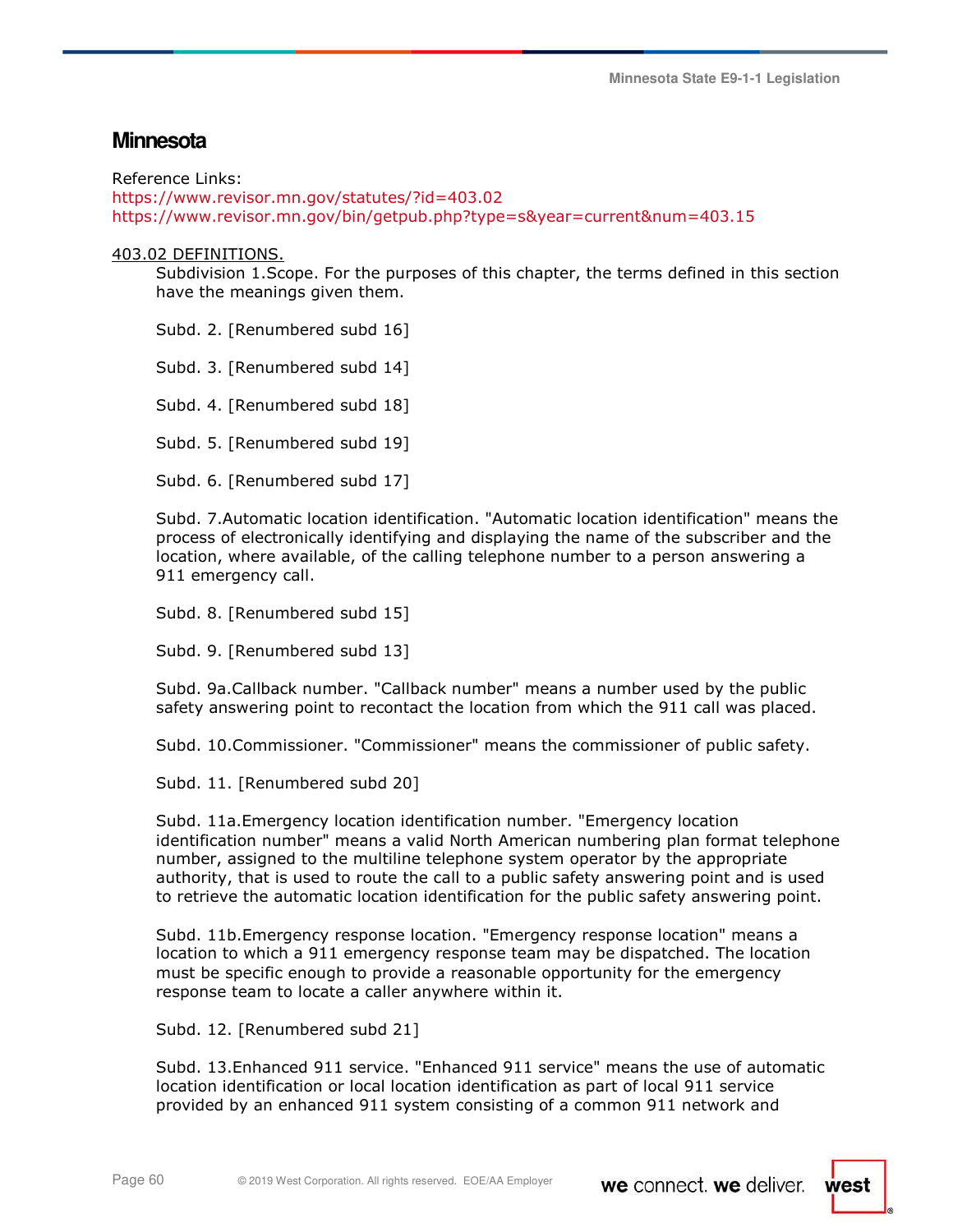## Minnesota

Reference Links:
https://www.revisor.mn.gov/statutes/?id=403.02
https://www.revisor.mn.gov/bin/getpub.php?type=s&year=current&num=403.15

403.02 DEFINITIONS.

Subdivision 1.Scope. For the purposes of this chapter, the terms defined in this section have the meanings given them.

Subd. 2. [Renumbered subd 16]

Subd. 3. [Renumbered subd 14]

Subd. 4. [Renumbered subd 18]

Subd. 5. [Renumbered subd 19]

Subd. 6. [Renumbered subd 17]

Subd. 7.Automatic location identification. "Automatic location identification" means the process of electronically identifying and displaying the name of the subscriber and the location, where available, of the calling telephone number to a person answering a 911 emergency call.

Subd. 8. [Renumbered subd 15]

Subd. 9. [Renumbered subd 13]

Subd. 9a.Callback number. "Callback number" means a number used by the public safety answering point to recontact the location from which the 911 call was placed.

Subd. 10.Commissioner. "Commissioner" means the commissioner of public safety.

Subd. 11. [Renumbered subd 20]

Subd. 11a.Emergency location identification number. "Emergency location identification number" means a valid North American numbering plan format telephone number, assigned to the multiline telephone system operator by the appropriate authority, that is used to route the call to a public safety answering point and is used to retrieve the automatic location identification for the public safety answering point.

Subd. 11b.Emergency response location. "Emergency response location" means a location to which a 911 emergency response team may be dispatched. The location must be specific enough to provide a reasonable opportunity for the emergency response team to locate a caller anywhere within it.

Subd. 12. [Renumbered subd 21]

Subd. 13.Enhanced 911 service. "Enhanced 911 service" means the use of automatic location identification or local location identification as part of local 911 service provided by an enhanced 911 system consisting of a common 911 network and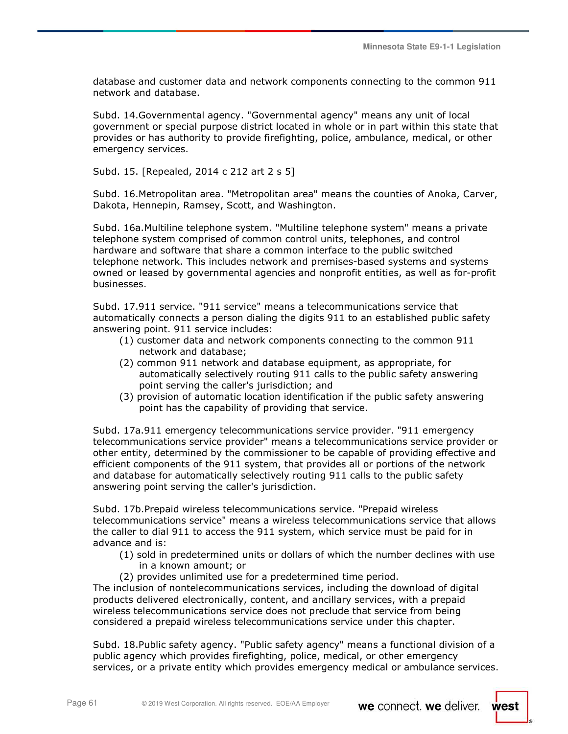database and customer data and network components connecting to the common 911 network and database.

Subd. 14.Governmental agency. "Governmental agency" means any unit of local government or special purpose district located in whole or in part within this state that provides or has authority to provide firefighting, police, ambulance, medical, or other emergency services.

Subd. 15. [Repealed, 2014 c 212 art 2 s 5]

Subd. 16.Metropolitan area. "Metropolitan area" means the counties of Anoka, Carver, Dakota, Hennepin, Ramsey, Scott, and Washington.

Subd. 16a.Multiline telephone system. "Multiline telephone system" means a private telephone system comprised of common control units, telephones, and control hardware and software that share a common interface to the public switched telephone network. This includes network and premises-based systems and systems owned or leased by governmental agencies and nonprofit entities, as well as for-profit businesses.

Subd. 17.911 service. "911 service" means a telecommunications service that automatically connects a person dialing the digits 911 to an established public safety answering point. 911 service includes:

(1) customer data and network components connecting to the common 911 network and database;
(2) common 911 network and database equipment, as appropriate, for automatically selectively routing 911 calls to the public safety answering point serving the caller's jurisdiction; and
(3) provision of automatic location identification if the public safety answering point has the capability of providing that service.

Subd. 17a.911 emergency telecommunications service provider. "911 emergency telecommunications service provider" means a telecommunications service provider or other entity, determined by the commissioner to be capable of providing effective and efficient components of the 911 system, that provides all or portions of the network and database for automatically selectively routing 911 calls to the public safety answering point serving the caller's jurisdiction.

Subd. 17b.Prepaid wireless telecommunications service. "Prepaid wireless telecommunications service" means a wireless telecommunications service that allows the caller to dial 911 to access the 911 system, which service must be paid for in advance and is:

(1) sold in predetermined units or dollars of which the number declines with use in a known amount; or
(2) provides unlimited use for a predetermined time period.

The inclusion of nontelecommunications services, including the download of digital products delivered electronically, content, and ancillary services, with a prepaid wireless telecommunications service does not preclude that service from being considered a prepaid wireless telecommunications service under this chapter.

Subd. 18.Public safety agency. "Public safety agency" means a functional division of a public agency which provides firefighting, police, medical, or other emergency services, or a private entity which provides emergency medical or ambulance services.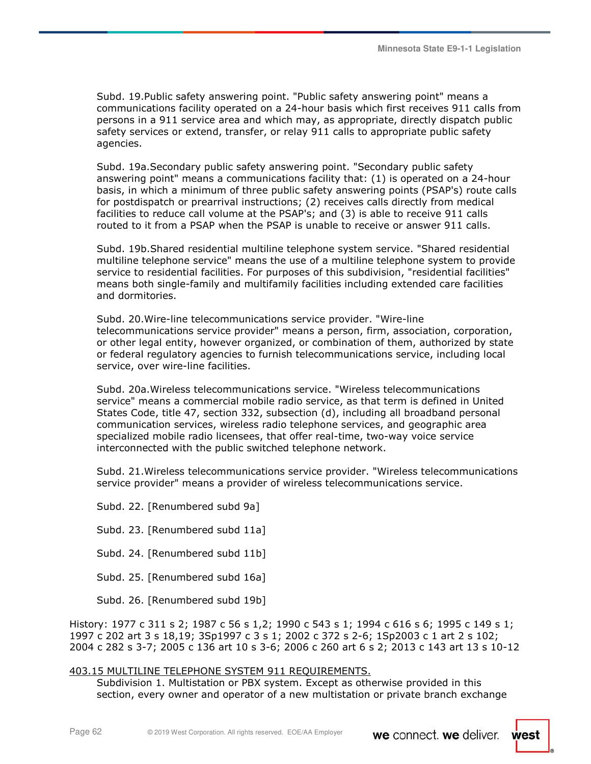Subd. 19.Public safety answering point. "Public safety answering point" means a communications facility operated on a 24-hour basis which first receives 911 calls from persons in a 911 service area and which may, as appropriate, directly dispatch public safety services or extend, transfer, or relay 911 calls to appropriate public safety agencies.

Subd. 19a.Secondary public safety answering point. "Secondary public safety answering point" means a communications facility that: (1) is operated on a 24-hour basis, in which a minimum of three public safety answering points (PSAP's) route calls for postdispatch or prearrival instructions; (2) receives calls directly from medical facilities to reduce call volume at the PSAP's; and (3) is able to receive 911 calls routed to it from a PSAP when the PSAP is unable to receive or answer 911 calls.

Subd. 19b.Shared residential multiline telephone system service. "Shared residential multiline telephone service" means the use of a multiline telephone system to provide service to residential facilities. For purposes of this subdivision, "residential facilities" means both single-family and multifamily facilities including extended care facilities and dormitories.

Subd. 20.Wire-line telecommunications service provider. "Wire-line telecommunications service provider" means a person, firm, association, corporation, or other legal entity, however organized, or combination of them, authorized by state or federal regulatory agencies to furnish telecommunications service, including local service, over wire-line facilities.

Subd. 20a.Wireless telecommunications service. "Wireless telecommunications service" means a commercial mobile radio service, as that term is defined in United States Code, title 47, section 332, subsection (d), including all broadband personal communication services, wireless radio telephone services, and geographic area specialized mobile radio licensees, that offer real-time, two-way voice service interconnected with the public switched telephone network.

Subd. 21.Wireless telecommunications service provider. "Wireless telecommunications service provider" means a provider of wireless telecommunications service.

Subd. 22. [Renumbered subd 9a]

Subd. 23. [Renumbered subd 11a]

Subd. 24. [Renumbered subd 11b]

Subd. 25. [Renumbered subd 16a]

Subd. 26. [Renumbered subd 19b]

History: 1977 c 311 s 2; 1987 c 56 s 1,2; 1990 c 543 s 1; 1994 c 616 s 6; 1995 c 149 s 1; 1997 c 202 art 3 s 18,19; 3Sp1997 c 3 s 1; 2002 c 372 s 2-6; 1Sp2003 c 1 art 2 s 102; 2004 c 282 s 3-7; 2005 c 136 art 10 s 3-6; 2006 c 260 art 6 s 2; 2013 c 143 art 13 s 10-12

403.15 MULTILINE TELEPHONE SYSTEM 911 REQUIREMENTS.

Subdivision 1. Multistation or PBX system. Except as otherwise provided in this section, every owner and operator of a new multistation or private branch exchange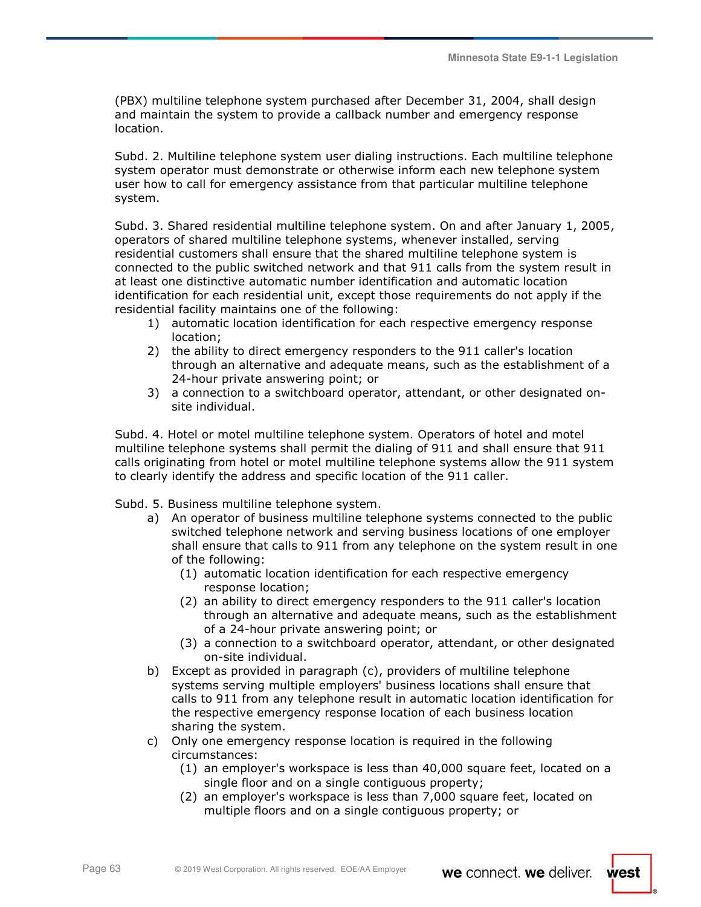(PBX) multiline telephone system purchased after December 31, 2004, shall design and maintain the system to provide a callback number and emergency response location.

Subd. 2. Multiline telephone system user dialing instructions. Each multiline telephone system operator must demonstrate or otherwise inform each new telephone system user how to call for emergency assistance from that particular multiline telephone system.

Subd. 3. Shared residential multiline telephone system. On and after January 1, 2005, operators of shared multiline telephone systems, whenever installed, serving residential customers shall ensure that the shared multiline telephone system is connected to the public switched network and that 911 calls from the system result in at least one distinctive automatic number identification and automatic location identification for each residential unit, except those requirements do not apply if the residential facility maintains one of the following:

1) automatic location identification for each respective emergency response location;
2) the ability to direct emergency responders to the 911 caller's location through an alternative and adequate means, such as the establishment of a 24-hour private answering point; or
3) a connection to a switchboard operator, attendant, or other designated on-site individual.

Subd. 4. Hotel or motel multiline telephone system. Operators of hotel and motel multiline telephone systems shall permit the dialing of 911 and shall ensure that 911 calls originating from hotel or motel multiline telephone systems allow the 911 system to clearly identify the address and specific location of the 911 caller.

Subd. 5. Business multiline telephone system.

a) An operator of business multiline telephone systems connected to the public switched telephone network and serving business locations of one employer shall ensure that calls to 911 from any telephone on the system result in one of the following:
   (1) automatic location identification for each respective emergency response location;
   (2) an ability to direct emergency responders to the 911 caller's location through an alternative and adequate means, such as the establishment of a 24-hour private answering point; or
   (3) a connection to a switchboard operator, attendant, or other designated on-site individual.
b) Except as provided in paragraph (c), providers of multiline telephone systems serving multiple employers' business locations shall ensure that calls to 911 from any telephone result in automatic location identification for the respective emergency response location of each business location sharing the system.
c) Only one emergency response location is required in the following circumstances:
   (1) an employer's workspace is less than 40,000 square feet, located on a single floor and on a single contiguous property;
   (2) an employer's workspace is less than 7,000 square feet, located on multiple floors and on a single contiguous property; or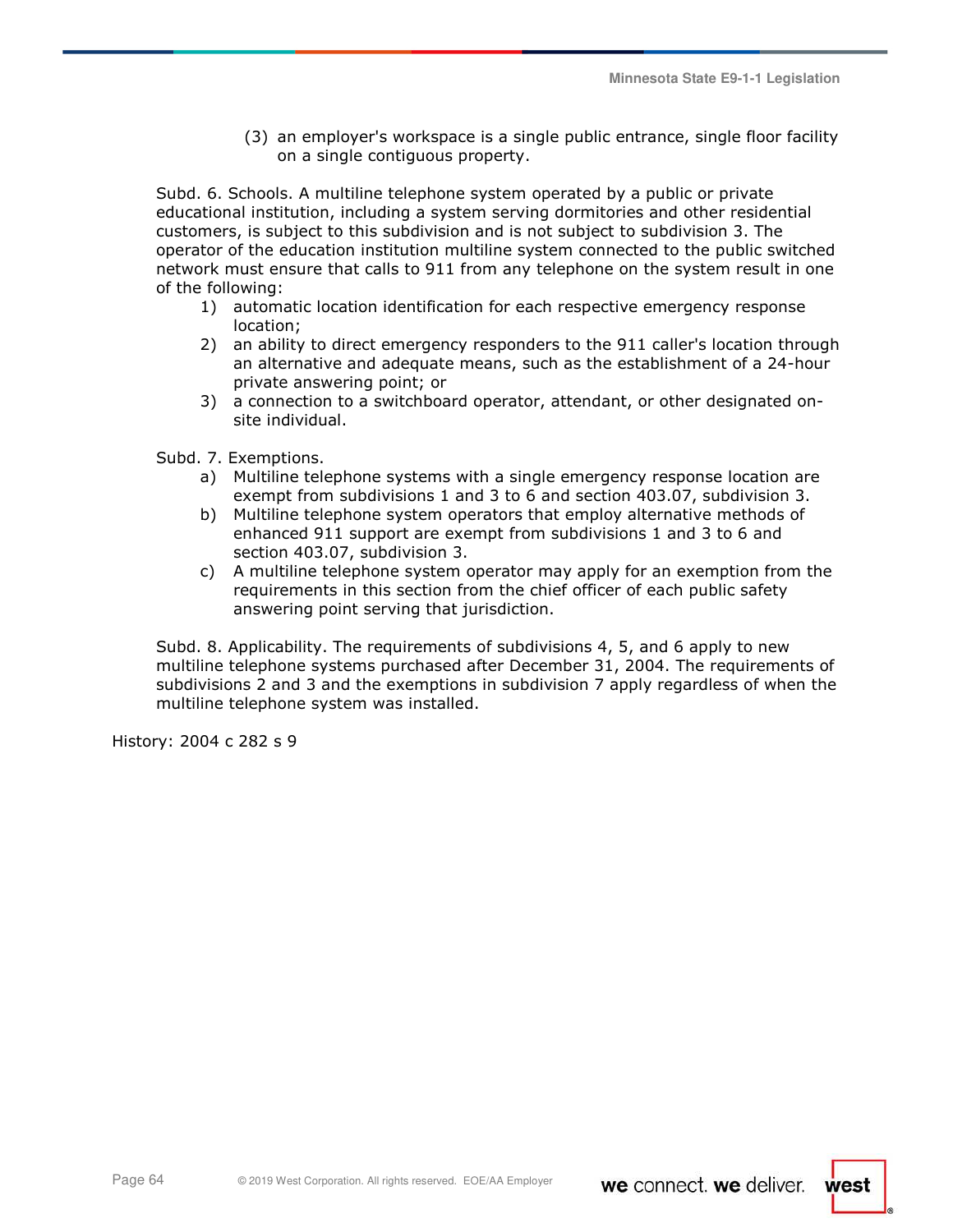(3) an employer's workspace is a single public entrance, single floor facility on a single contiguous property.

Subd. 6. Schools. A multiline telephone system operated by a public or private educational institution, including a system serving dormitories and other residential customers, is subject to this subdivision and is not subject to subdivision 3. The operator of the education institution multiline system connected to the public switched network must ensure that calls to 911 from any telephone on the system result in one of the following:

1) automatic location identification for each respective emergency response location;
2) an ability to direct emergency responders to the 911 caller's location through an alternative and adequate means, such as the establishment of a 24-hour private answering point; or
3) a connection to a switchboard operator, attendant, or other designated on-site individual.

Subd. 7. Exemptions.

a) Multiline telephone systems with a single emergency response location are exempt from subdivisions 1 and 3 to 6 and section 403.07, subdivision 3.
b) Multiline telephone system operators that employ alternative methods of enhanced 911 support are exempt from subdivisions 1 and 3 to 6 and section 403.07, subdivision 3.
c) A multiline telephone system operator may apply for an exemption from the requirements in this section from the chief officer of each public safety answering point serving that jurisdiction.

Subd. 8. Applicability. The requirements of subdivisions 4, 5, and 6 apply to new multiline telephone systems purchased after December 31, 2004. The requirements of subdivisions 2 and 3 and the exemptions in subdivision 7 apply regardless of when the multiline telephone system was installed.

History: 2004 c 282 s 9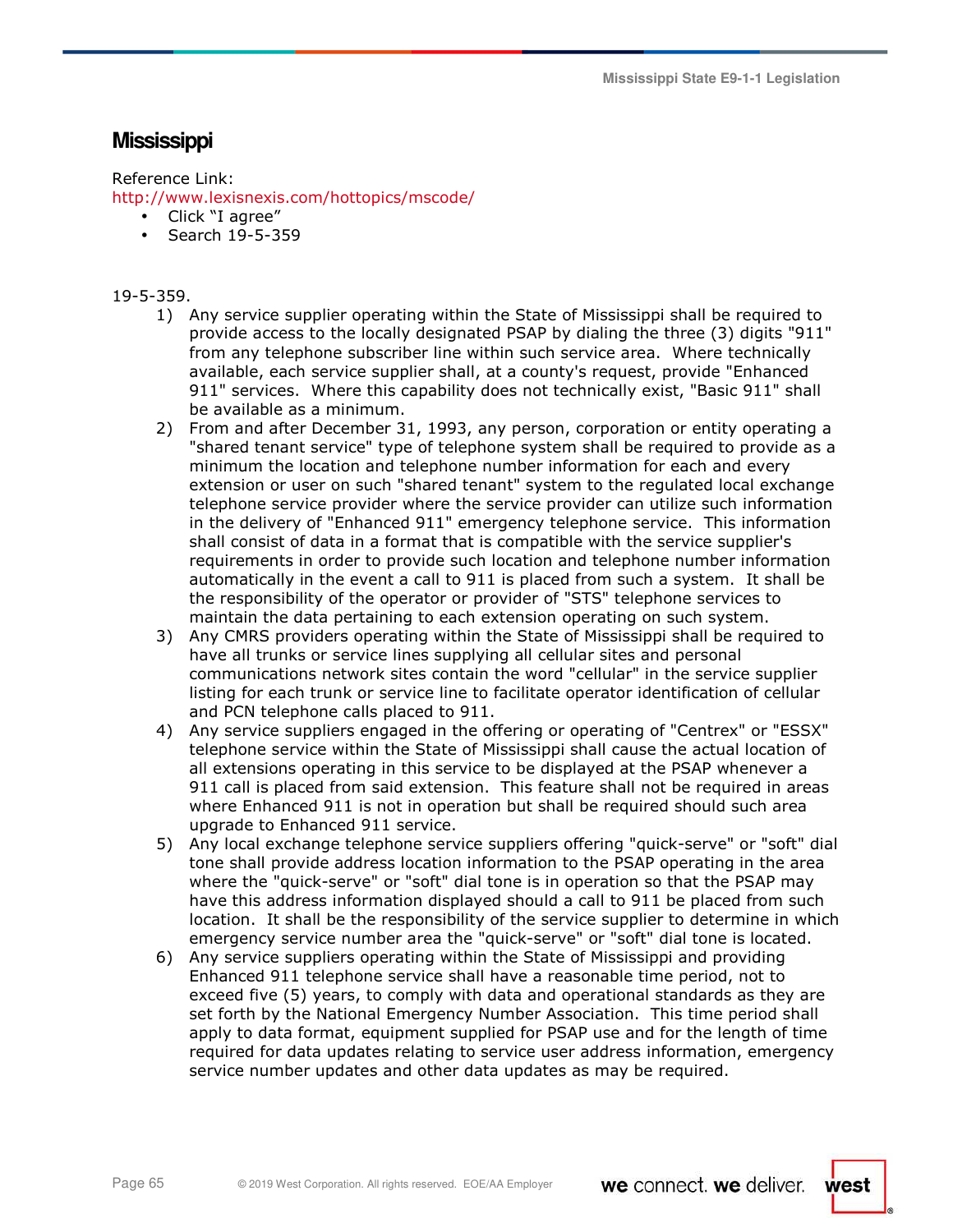## Mississippi

Reference Link:
http://www.lexisnexis.com/hottopics/mscode/

- Click “I agree”
- Search 19-5-359

19-5-359.

1) Any service supplier operating within the State of Mississippi shall be required to provide access to the locally designated PSAP by dialing the three (3) digits "911" from any telephone subscriber line within such service area. Where technically available, each service supplier shall, at a county's request, provide "Enhanced 911" services. Where this capability does not technically exist, "Basic 911" shall be available as a minimum.
2) From and after December 31, 1993, any person, corporation or entity operating a "shared tenant service" type of telephone system shall be required to provide as a minimum the location and telephone number information for each and every extension or user on such "shared tenant" system to the regulated local exchange telephone service provider where the service provider can utilize such information in the delivery of "Enhanced 911" emergency telephone service. This information shall consist of data in a format that is compatible with the service supplier's requirements in order to provide such location and telephone number information automatically in the event a call to 911 is placed from such a system. It shall be the responsibility of the operator or provider of "STS" telephone services to maintain the data pertaining to each extension operating on such system.
3) Any CMRS providers operating within the State of Mississippi shall be required to have all trunks or service lines supplying all cellular sites and personal communications network sites contain the word "cellular" in the service supplier listing for each trunk or service line to facilitate operator identification of cellular and PCN telephone calls placed to 911.
4) Any service suppliers engaged in the offering or operating of "Centrex" or "ESSX" telephone service within the State of Mississippi shall cause the actual location of all extensions operating in this service to be displayed at the PSAP whenever a 911 call is placed from said extension. This feature shall not be required in areas where Enhanced 911 is not in operation but shall be required should such area upgrade to Enhanced 911 service.
5) Any local exchange telephone service suppliers offering "quick-serve" or "soft" dial tone shall provide address location information to the PSAP operating in the area where the "quick-serve" or "soft" dial tone is in operation so that the PSAP may have this address information displayed should a call to 911 be placed from such location. It shall be the responsibility of the service supplier to determine in which emergency service number area the "quick-serve" or "soft" dial tone is located.
6) Any service suppliers operating within the State of Mississippi and providing Enhanced 911 telephone service shall have a reasonable time period, not to exceed five (5) years, to comply with data and operational standards as they are set forth by the National Emergency Number Association. This time period shall apply to data format, equipment supplied for PSAP use and for the length of time required for data updates relating to service user address information, emergency service number updates and other data updates as may be required.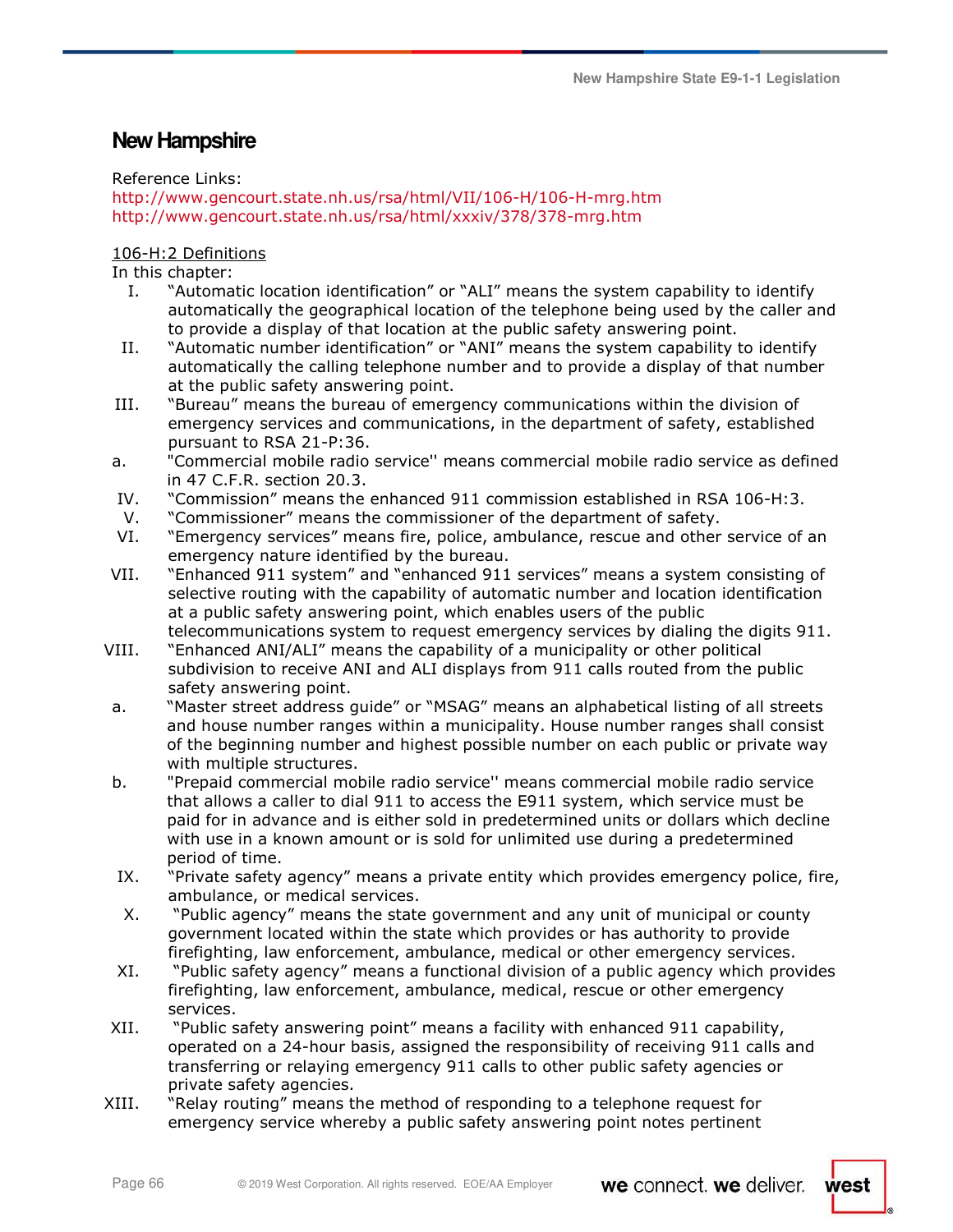## New Hampshire

Reference Links:
http://www.gencourt.state.nh.us/rsa/html/VII/106-H/106-H-mrg.htm
http://www.gencourt.state.nh.us/rsa/html/xxxiv/378/378-mrg.htm

<u>106-H:2 Definitions</u>

In this chapter:

I. "Automatic location identification" or "ALI" means the system capability to identify automatically the geographical location of the telephone being used by the caller and to provide a display of that location at the public safety answering point.

II. "Automatic number identification" or "ANI" means the system capability to identify automatically the calling telephone number and to provide a display of that number at the public safety answering point.

III. "Bureau" means the bureau of emergency communications within the division of emergency services and communications, in the department of safety, established pursuant to RSA 21-P:36.

a. "Commercial mobile radio service'' means commercial mobile radio service as defined in 47 C.F.R. section 20.3.

IV. "Commission" means the enhanced 911 commission established in RSA 106-H:3.

V. "Commissioner" means the commissioner of the department of safety.

VI. "Emergency services" means fire, police, ambulance, rescue and other service of an emergency nature identified by the bureau.

VII. "Enhanced 911 system" and "enhanced 911 services" means a system consisting of selective routing with the capability of automatic number and location identification at a public safety answering point, which enables users of the public telecommunications system to request emergency services by dialing the digits 911.

VIII. "Enhanced ANI/ALI" means the capability of a municipality or other political subdivision to receive ANI and ALI displays from 911 calls routed from the public safety answering point.

a. "Master street address guide" or "MSAG" means an alphabetical listing of all streets and house number ranges within a municipality. House number ranges shall consist of the beginning number and highest possible number on each public or private way with multiple structures.

b. "Prepaid commercial mobile radio service'' means commercial mobile radio service that allows a caller to dial 911 to access the E911 system, which service must be paid for in advance and is either sold in predetermined units or dollars which decline with use in a known amount or is sold for unlimited use during a predetermined period of time.

IX. "Private safety agency" means a private entity which provides emergency police, fire, ambulance, or medical services.

X. "Public agency" means the state government and any unit of municipal or county government located within the state which provides or has authority to provide firefighting, law enforcement, ambulance, medical or other emergency services.

XI. "Public safety agency" means a functional division of a public agency which provides firefighting, law enforcement, ambulance, medical, rescue or other emergency services.

XII. "Public safety answering point" means a facility with enhanced 911 capability, operated on a 24-hour basis, assigned the responsibility of receiving 911 calls and transferring or relaying emergency 911 calls to other public safety agencies or private safety agencies.

XIII. "Relay routing" means the method of responding to a telephone request for emergency service whereby a public safety answering point notes pertinent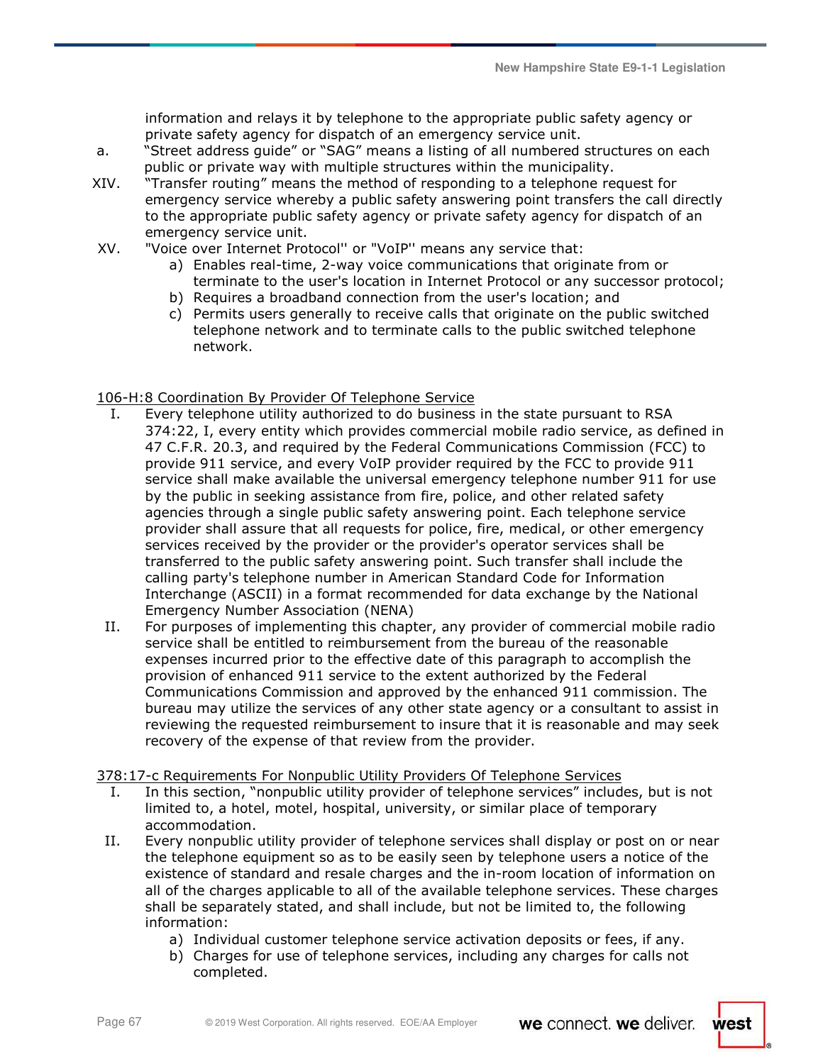information and relays it by telephone to the appropriate public safety agency or private safety agency for dispatch of an emergency service unit.

a. "Street address guide" or "SAG" means a listing of all numbered structures on each public or private way with multiple structures within the municipality.

XIV. "Transfer routing" means the method of responding to a telephone request for emergency service whereby a public safety answering point transfers the call directly to the appropriate public safety agency or private safety agency for dispatch of an emergency service unit.

XV. "Voice over Internet Protocol'' or "VoIP'' means any service that:

a) Enables real-time, 2-way voice communications that originate from or terminate to the user's location in Internet Protocol or any successor protocol;
b) Requires a broadband connection from the user's location; and
c) Permits users generally to receive calls that originate on the public switched telephone network and to terminate calls to the public switched telephone network.

<u>106-H:8 Coordination By Provider Of Telephone Service</u>

I. Every telephone utility authorized to do business in the state pursuant to RSA 374:22, I, every entity which provides commercial mobile radio service, as defined in 47 C.F.R. 20.3, and required by the Federal Communications Commission (FCC) to provide 911 service, and every VoIP provider required by the FCC to provide 911 service shall make available the universal emergency telephone number 911 for use by the public in seeking assistance from fire, police, and other related safety agencies through a single public safety answering point. Each telephone service provider shall assure that all requests for police, fire, medical, or other emergency services received by the provider or the provider's operator services shall be transferred to the public safety answering point. Such transfer shall include the calling party's telephone number in American Standard Code for Information Interchange (ASCII) in a format recommended for data exchange by the National Emergency Number Association (NENA)

II. For purposes of implementing this chapter, any provider of commercial mobile radio service shall be entitled to reimbursement from the bureau of the reasonable expenses incurred prior to the effective date of this paragraph to accomplish the provision of enhanced 911 service to the extent authorized by the Federal Communications Commission and approved by the enhanced 911 commission. The bureau may utilize the services of any other state agency or a consultant to assist in reviewing the requested reimbursement to insure that it is reasonable and may seek recovery of the expense of that review from the provider.

<u>378:17-c Requirements For Nonpublic Utility Providers Of Telephone Services</u>

I. In this section, "nonpublic utility provider of telephone services" includes, but is not limited to, a hotel, motel, hospital, university, or similar place of temporary accommodation.

II. Every nonpublic utility provider of telephone services shall display or post on or near the telephone equipment so as to be easily seen by telephone users a notice of the existence of standard and resale charges and the in-room location of information on all of the charges applicable to all of the available telephone services. These charges shall be separately stated, and shall include, but not be limited to, the following information:

a) Individual customer telephone service activation deposits or fees, if any.
b) Charges for use of telephone services, including any charges for calls not completed.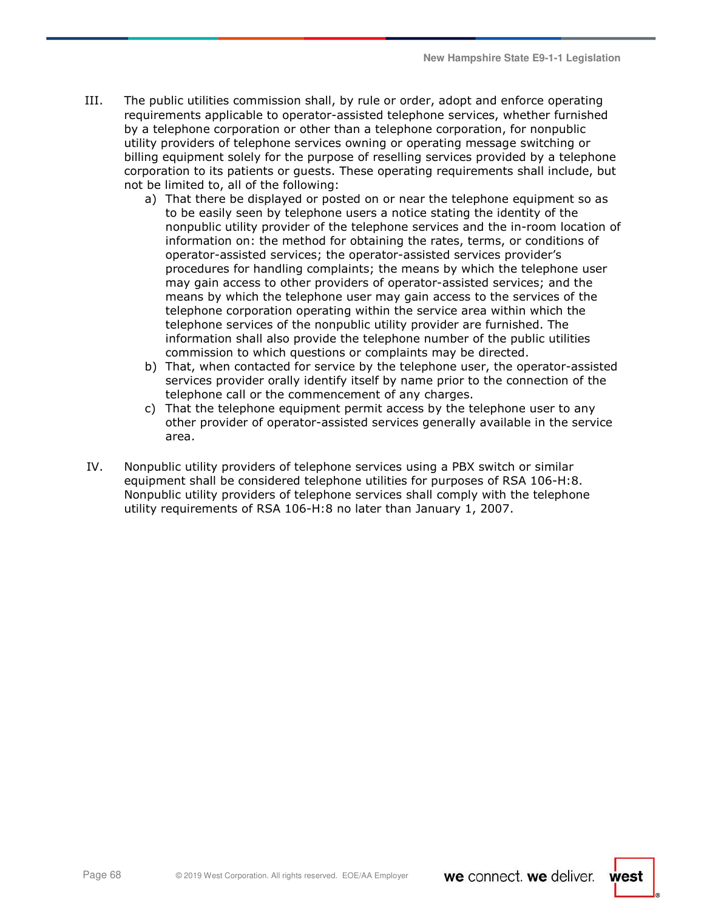III. The public utilities commission shall, by rule or order, adopt and enforce operating requirements applicable to operator-assisted telephone services, whether furnished by a telephone corporation or other than a telephone corporation, for nonpublic utility providers of telephone services owning or operating message switching or billing equipment solely for the purpose of reselling services provided by a telephone corporation to its patients or guests. These operating requirements shall include, but not be limited to, all of the following:

  a) That there be displayed or posted on or near the telephone equipment so as to be easily seen by telephone users a notice stating the identity of the nonpublic utility provider of the telephone services and the in-room location of information on: the method for obtaining the rates, terms, or conditions of operator-assisted services; the operator-assisted services provider's procedures for handling complaints; the means by which the telephone user may gain access to other providers of operator-assisted services; and the means by which the telephone user may gain access to the services of the telephone corporation operating within the service area within which the telephone services of the nonpublic utility provider are furnished. The information shall also provide the telephone number of the public utilities commission to which questions or complaints may be directed.
  b) That, when contacted for service by the telephone user, the operator-assisted services provider orally identify itself by name prior to the connection of the telephone call or the commencement of any charges.
  c) That the telephone equipment permit access by the telephone user to any other provider of operator-assisted services generally available in the service area.

IV. Nonpublic utility providers of telephone services using a PBX switch or similar equipment shall be considered telephone utilities for purposes of RSA 106-H:8. Nonpublic utility providers of telephone services shall comply with the telephone utility requirements of RSA 106-H:8 no later than January 1, 2007.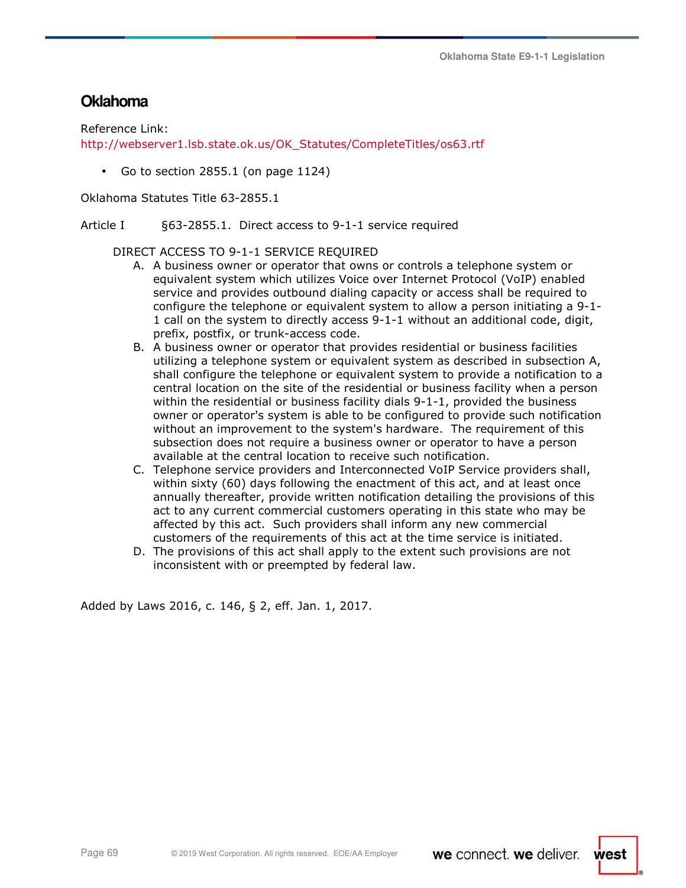## Oklahoma

Reference Link:
http://webserver1.lsb.state.ok.us/OK_Statutes/CompleteTitles/os63.rtf

- Go to section 2855.1 (on page 1124)

Oklahoma Statutes Title 63-2855.1

Article I §63-2855.1. Direct access to 9-1-1 service required

DIRECT ACCESS TO 9-1-1 SERVICE REQUIRED

A. A business owner or operator that owns or controls a telephone system or equivalent system which utilizes Voice over Internet Protocol (VoIP) enabled service and provides outbound dialing capacity or access shall be required to configure the telephone or equivalent system to allow a person initiating a 9-1-1 call on the system to directly access 9-1-1 without an additional code, digit, prefix, postfix, or trunk-access code.

B. A business owner or operator that provides residential or business facilities utilizing a telephone system or equivalent system as described in subsection A, shall configure the telephone or equivalent system to provide a notification to a central location on the site of the residential or business facility when a person within the residential or business facility dials 9-1-1, provided the business owner or operator's system is able to be configured to provide such notification without an improvement to the system's hardware. The requirement of this subsection does not require a business owner or operator to have a person available at the central location to receive such notification.

C. Telephone service providers and Interconnected VoIP Service providers shall, within sixty (60) days following the enactment of this act, and at least once annually thereafter, provide written notification detailing the provisions of this act to any current commercial customers operating in this state who may be affected by this act. Such providers shall inform any new commercial customers of the requirements of this act at the time service is initiated.

D. The provisions of this act shall apply to the extent such provisions are not inconsistent with or preempted by federal law.

Added by Laws 2016, c. 146, § 2, eff. Jan. 1, 2017.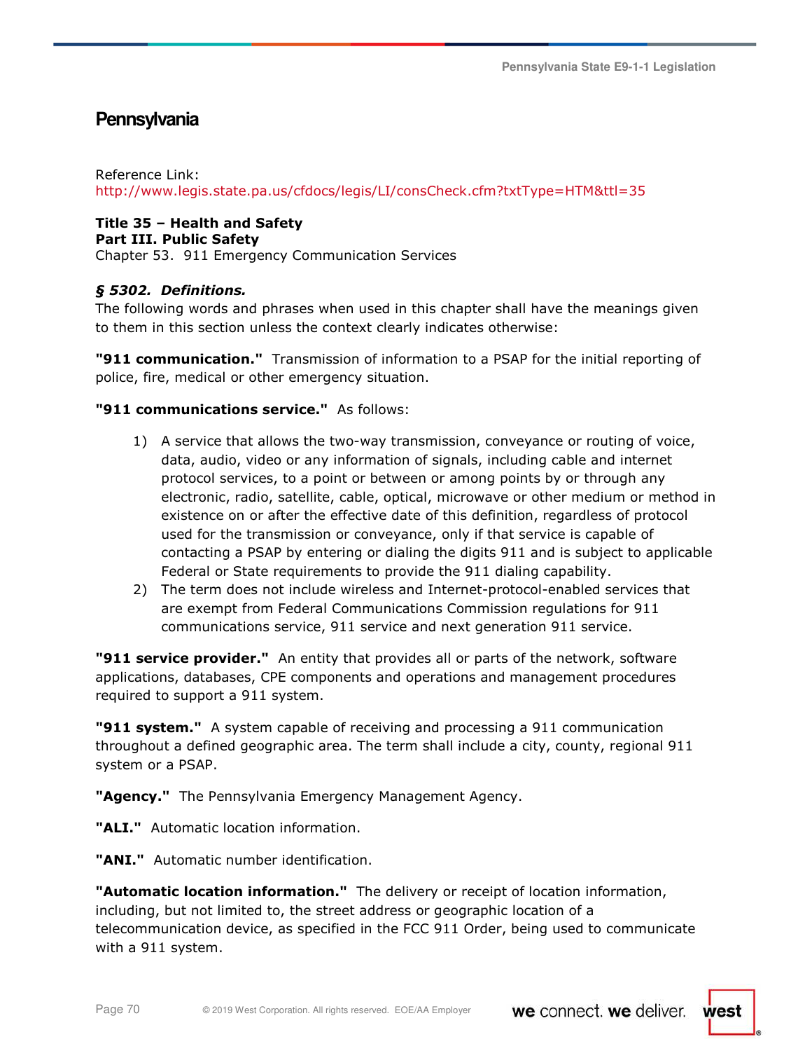## Pennsylvania

Reference Link:
http://www.legis.state.pa.us/cfdocs/legis/LI/consCheck.cfm?txtType=HTM&ttl=35

**Title 35 – Health and Safety**
**Part III. Public Safety**
Chapter 53. 911 Emergency Communication Services

***§ 5302. Definitions.***
The following words and phrases when used in this chapter shall have the meanings given to them in this section unless the context clearly indicates otherwise:

**"911 communication."** Transmission of information to a PSAP for the initial reporting of police, fire, medical or other emergency situation.

**"911 communications service."** As follows:

1) A service that allows the two-way transmission, conveyance or routing of voice, data, audio, video or any information of signals, including cable and internet protocol services, to a point or between or among points by or through any electronic, radio, satellite, cable, optical, microwave or other medium or method in existence on or after the effective date of this definition, regardless of protocol used for the transmission or conveyance, only if that service is capable of contacting a PSAP by entering or dialing the digits 911 and is subject to applicable Federal or State requirements to provide the 911 dialing capability.
2) The term does not include wireless and Internet-protocol-enabled services that are exempt from Federal Communications Commission regulations for 911 communications service, 911 service and next generation 911 service.

**"911 service provider."** An entity that provides all or parts of the network, software applications, databases, CPE components and operations and management procedures required to support a 911 system.

**"911 system."** A system capable of receiving and processing a 911 communication throughout a defined geographic area. The term shall include a city, county, regional 911 system or a PSAP.

**"Agency."** The Pennsylvania Emergency Management Agency.

**"ALI."** Automatic location information.

**"ANI."** Automatic number identification.

**"Automatic location information."** The delivery or receipt of location information, including, but not limited to, the street address or geographic location of a telecommunication device, as specified in the FCC 911 Order, being used to communicate with a 911 system.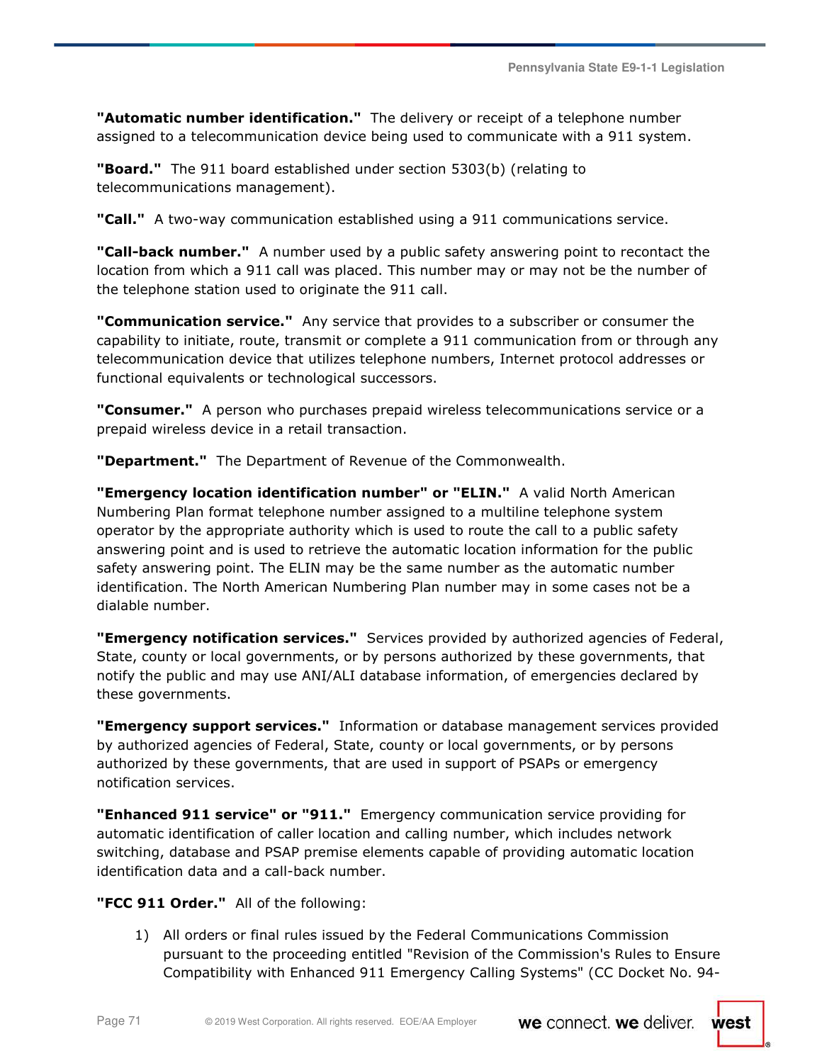**"Automatic number identification."** The delivery or receipt of a telephone number assigned to a telecommunication device being used to communicate with a 911 system.

**"Board."** The 911 board established under section 5303(b) (relating to telecommunications management).

**"Call."** A two-way communication established using a 911 communications service.

**"Call-back number."** A number used by a public safety answering point to recontact the location from which a 911 call was placed. This number may or may not be the number of the telephone station used to originate the 911 call.

**"Communication service."** Any service that provides to a subscriber or consumer the capability to initiate, route, transmit or complete a 911 communication from or through any telecommunication device that utilizes telephone numbers, Internet protocol addresses or functional equivalents or technological successors.

**"Consumer."** A person who purchases prepaid wireless telecommunications service or a prepaid wireless device in a retail transaction.

**"Department."** The Department of Revenue of the Commonwealth.

**"Emergency location identification number" or "ELIN."** A valid North American Numbering Plan format telephone number assigned to a multiline telephone system operator by the appropriate authority which is used to route the call to a public safety answering point and is used to retrieve the automatic location information for the public safety answering point. The ELIN may be the same number as the automatic number identification. The North American Numbering Plan number may in some cases not be a dialable number.

**"Emergency notification services."** Services provided by authorized agencies of Federal, State, county or local governments, or by persons authorized by these governments, that notify the public and may use ANI/ALI database information, of emergencies declared by these governments.

**"Emergency support services."** Information or database management services provided by authorized agencies of Federal, State, county or local governments, or by persons authorized by these governments, that are used in support of PSAPs or emergency notification services.

**"Enhanced 911 service" or "911."** Emergency communication service providing for automatic identification of caller location and calling number, which includes network switching, database and PSAP premise elements capable of providing automatic location identification data and a call-back number.

**"FCC 911 Order."** All of the following:

1) All orders or final rules issued by the Federal Communications Commission pursuant to the proceeding entitled "Revision of the Commission's Rules to Ensure Compatibility with Enhanced 911 Emergency Calling Systems" (CC Docket No. 94-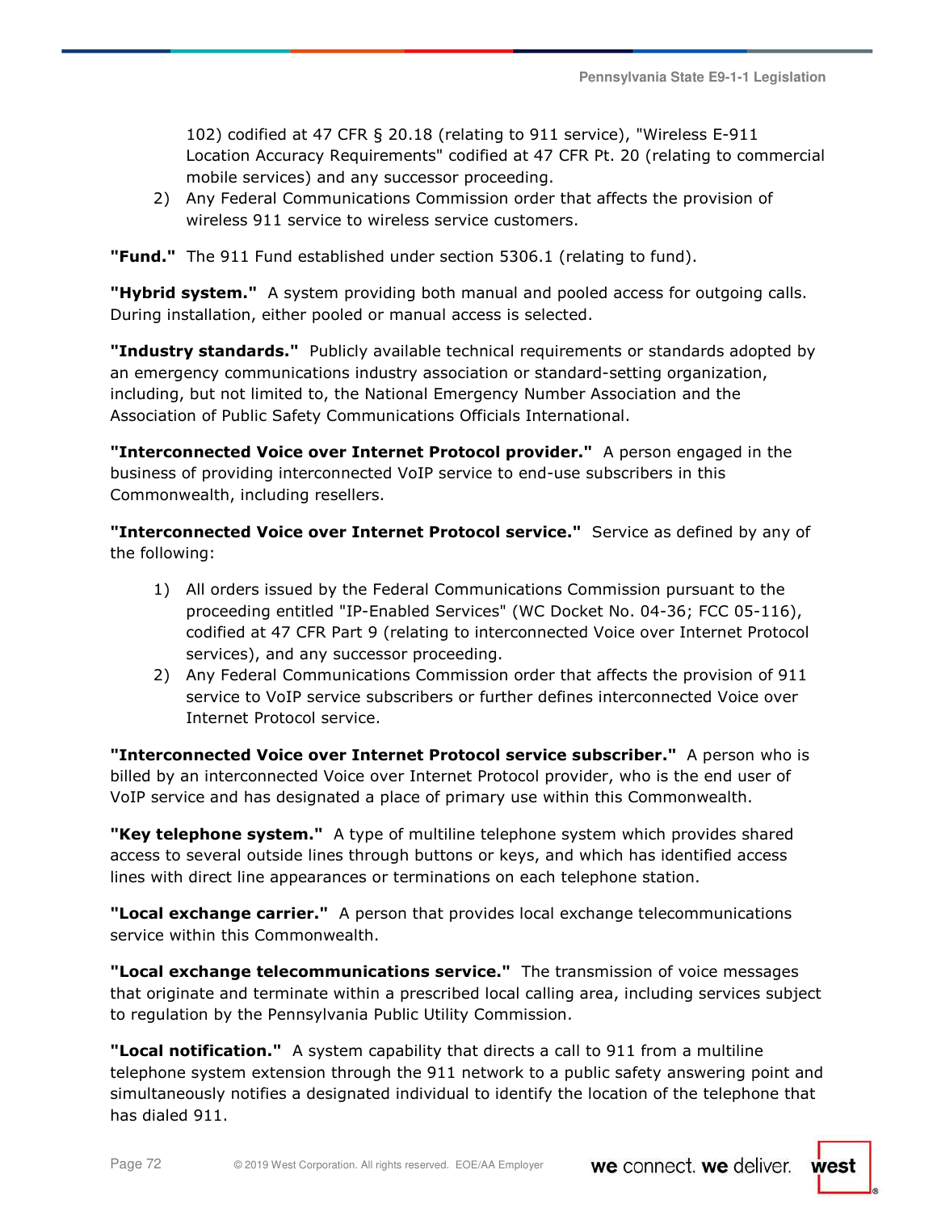102) codified at 47 CFR § 20.18 (relating to 911 service), "Wireless E-911 Location Accuracy Requirements" codified at 47 CFR Pt. 20 (relating to commercial mobile services) and any successor proceeding.

2) Any Federal Communications Commission order that affects the provision of wireless 911 service to wireless service customers.

**"Fund."** The 911 Fund established under section 5306.1 (relating to fund).

**"Hybrid system."** A system providing both manual and pooled access for outgoing calls. During installation, either pooled or manual access is selected.

**"Industry standards."** Publicly available technical requirements or standards adopted by an emergency communications industry association or standard-setting organization, including, but not limited to, the National Emergency Number Association and the Association of Public Safety Communications Officials International.

**"Interconnected Voice over Internet Protocol provider."** A person engaged in the business of providing interconnected VoIP service to end-use subscribers in this Commonwealth, including resellers.

**"Interconnected Voice over Internet Protocol service."** Service as defined by any of the following:

1) All orders issued by the Federal Communications Commission pursuant to the proceeding entitled "IP-Enabled Services" (WC Docket No. 04-36; FCC 05-116), codified at 47 CFR Part 9 (relating to interconnected Voice over Internet Protocol services), and any successor proceeding.
2) Any Federal Communications Commission order that affects the provision of 911 service to VoIP service subscribers or further defines interconnected Voice over Internet Protocol service.

**"Interconnected Voice over Internet Protocol service subscriber."** A person who is billed by an interconnected Voice over Internet Protocol provider, who is the end user of VoIP service and has designated a place of primary use within this Commonwealth.

**"Key telephone system."** A type of multiline telephone system which provides shared access to several outside lines through buttons or keys, and which has identified access lines with direct line appearances or terminations on each telephone station.

**"Local exchange carrier."** A person that provides local exchange telecommunications service within this Commonwealth.

**"Local exchange telecommunications service."** The transmission of voice messages that originate and terminate within a prescribed local calling area, including services subject to regulation by the Pennsylvania Public Utility Commission.

**"Local notification."** A system capability that directs a call to 911 from a multiline telephone system extension through the 911 network to a public safety answering point and simultaneously notifies a designated individual to identify the location of the telephone that has dialed 911.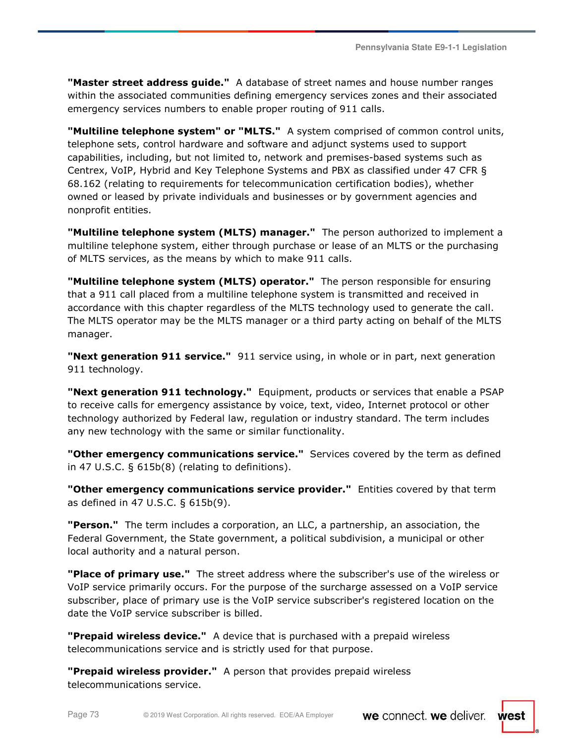**"Master street address guide."** A database of street names and house number ranges within the associated communities defining emergency services zones and their associated emergency services numbers to enable proper routing of 911 calls.

**"Multiline telephone system" or "MLTS."** A system comprised of common control units, telephone sets, control hardware and software and adjunct systems used to support capabilities, including, but not limited to, network and premises-based systems such as Centrex, VoIP, Hybrid and Key Telephone Systems and PBX as classified under 47 CFR § 68.162 (relating to requirements for telecommunication certification bodies), whether owned or leased by private individuals and businesses or by government agencies and nonprofit entities.

**"Multiline telephone system (MLTS) manager."** The person authorized to implement a multiline telephone system, either through purchase or lease of an MLTS or the purchasing of MLTS services, as the means by which to make 911 calls.

**"Multiline telephone system (MLTS) operator."** The person responsible for ensuring that a 911 call placed from a multiline telephone system is transmitted and received in accordance with this chapter regardless of the MLTS technology used to generate the call. The MLTS operator may be the MLTS manager or a third party acting on behalf of the MLTS manager.

**"Next generation 911 service."** 911 service using, in whole or in part, next generation 911 technology.

**"Next generation 911 technology."** Equipment, products or services that enable a PSAP to receive calls for emergency assistance by voice, text, video, Internet protocol or other technology authorized by Federal law, regulation or industry standard. The term includes any new technology with the same or similar functionality.

**"Other emergency communications service."** Services covered by the term as defined in 47 U.S.C. § 615b(8) (relating to definitions).

**"Other emergency communications service provider."** Entities covered by that term as defined in 47 U.S.C. § 615b(9).

**"Person."** The term includes a corporation, an LLC, a partnership, an association, the Federal Government, the State government, a political subdivision, a municipal or other local authority and a natural person.

**"Place of primary use."** The street address where the subscriber's use of the wireless or VoIP service primarily occurs. For the purpose of the surcharge assessed on a VoIP service subscriber, place of primary use is the VoIP service subscriber's registered location on the date the VoIP service subscriber is billed.

**"Prepaid wireless device."** A device that is purchased with a prepaid wireless telecommunications service and is strictly used for that purpose.

**"Prepaid wireless provider."** A person that provides prepaid wireless telecommunications service.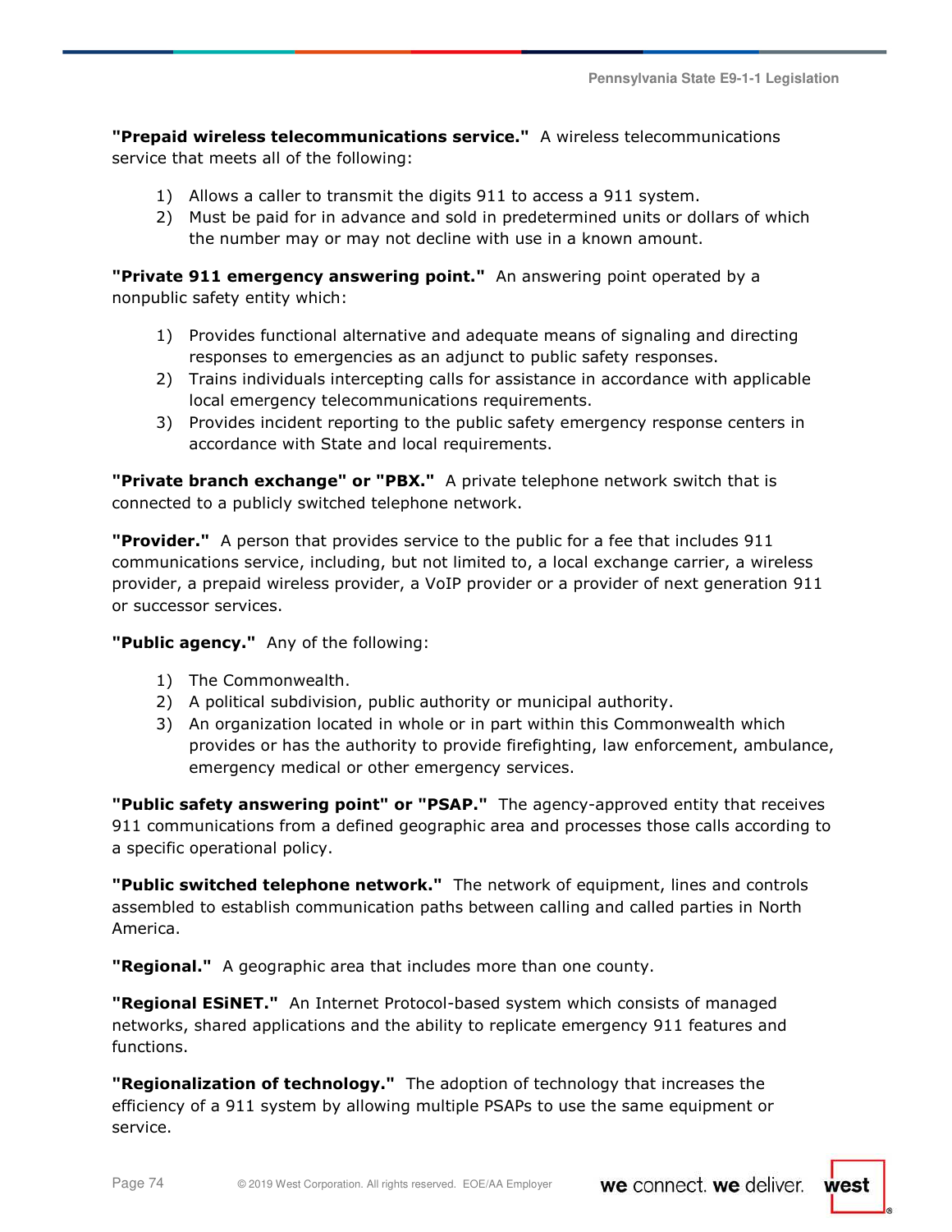**"Prepaid wireless telecommunications service."** A wireless telecommunications service that meets all of the following:

1) Allows a caller to transmit the digits 911 to access a 911 system.
2) Must be paid for in advance and sold in predetermined units or dollars of which the number may or may not decline with use in a known amount.

**"Private 911 emergency answering point."** An answering point operated by a nonpublic safety entity which:

1) Provides functional alternative and adequate means of signaling and directing responses to emergencies as an adjunct to public safety responses.
2) Trains individuals intercepting calls for assistance in accordance with applicable local emergency telecommunications requirements.
3) Provides incident reporting to the public safety emergency response centers in accordance with State and local requirements.

**"Private branch exchange" or "PBX."** A private telephone network switch that is connected to a publicly switched telephone network.

**"Provider."** A person that provides service to the public for a fee that includes 911 communications service, including, but not limited to, a local exchange carrier, a wireless provider, a prepaid wireless provider, a VoIP provider or a provider of next generation 911 or successor services.

**"Public agency."** Any of the following:

1) The Commonwealth.
2) A political subdivision, public authority or municipal authority.
3) An organization located in whole or in part within this Commonwealth which provides or has the authority to provide firefighting, law enforcement, ambulance, emergency medical or other emergency services.

**"Public safety answering point" or "PSAP."** The agency-approved entity that receives 911 communications from a defined geographic area and processes those calls according to a specific operational policy.

**"Public switched telephone network."** The network of equipment, lines and controls assembled to establish communication paths between calling and called parties in North America.

**"Regional."** A geographic area that includes more than one county.

**"Regional ESiNET."** An Internet Protocol-based system which consists of managed networks, shared applications and the ability to replicate emergency 911 features and functions.

**"Regionalization of technology."** The adoption of technology that increases the efficiency of a 911 system by allowing multiple PSAPs to use the same equipment or service.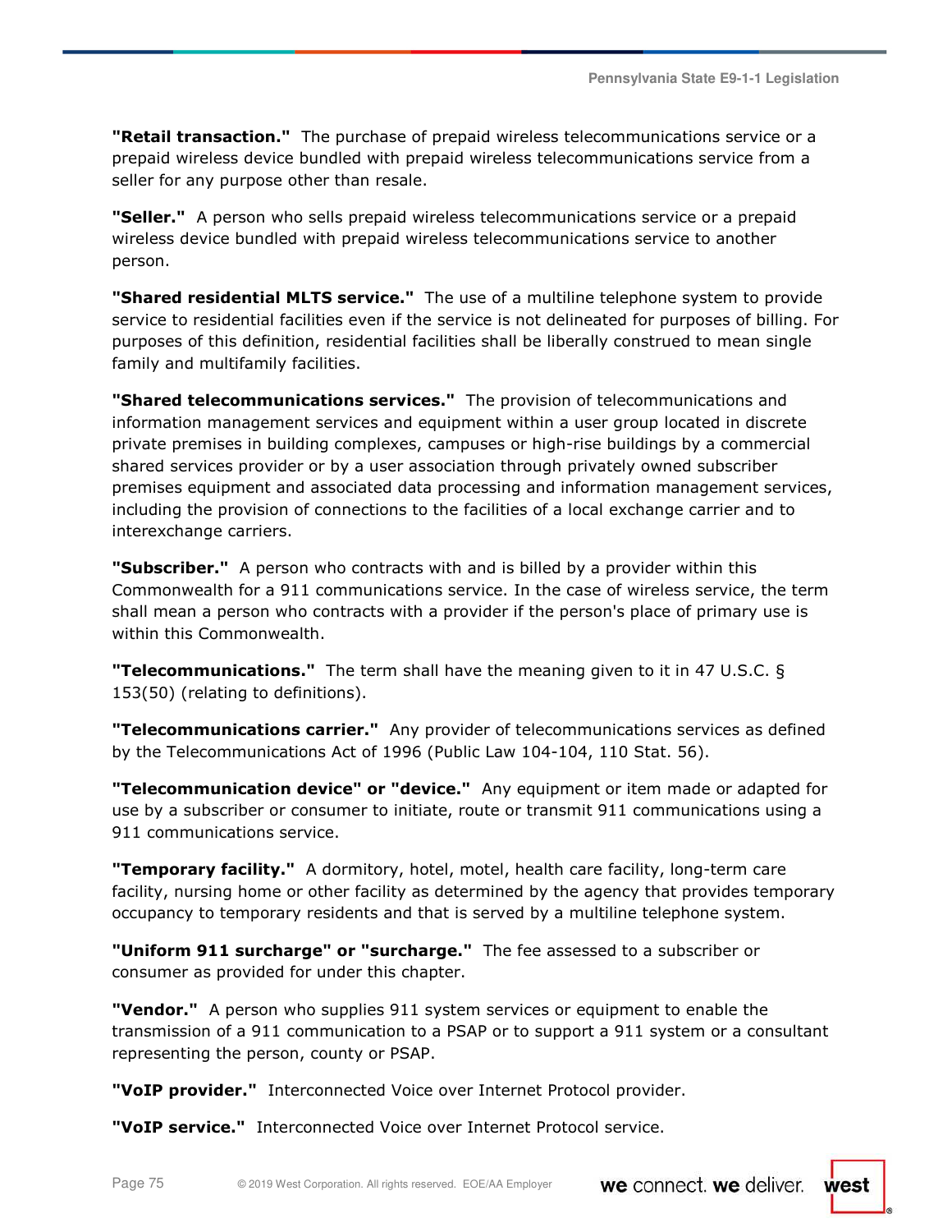**"Retail transaction."** The purchase of prepaid wireless telecommunications service or a prepaid wireless device bundled with prepaid wireless telecommunications service from a seller for any purpose other than resale.

**"Seller."** A person who sells prepaid wireless telecommunications service or a prepaid wireless device bundled with prepaid wireless telecommunications service to another person.

**"Shared residential MLTS service."** The use of a multiline telephone system to provide service to residential facilities even if the service is not delineated for purposes of billing. For purposes of this definition, residential facilities shall be liberally construed to mean single family and multifamily facilities.

**"Shared telecommunications services."** The provision of telecommunications and information management services and equipment within a user group located in discrete private premises in building complexes, campuses or high-rise buildings by a commercial shared services provider or by a user association through privately owned subscriber premises equipment and associated data processing and information management services, including the provision of connections to the facilities of a local exchange carrier and to interexchange carriers.

**"Subscriber."** A person who contracts with and is billed by a provider within this Commonwealth for a 911 communications service. In the case of wireless service, the term shall mean a person who contracts with a provider if the person's place of primary use is within this Commonwealth.

**"Telecommunications."** The term shall have the meaning given to it in 47 U.S.C. § 153(50) (relating to definitions).

**"Telecommunications carrier."** Any provider of telecommunications services as defined by the Telecommunications Act of 1996 (Public Law 104-104, 110 Stat. 56).

**"Telecommunication device" or "device."** Any equipment or item made or adapted for use by a subscriber or consumer to initiate, route or transmit 911 communications using a 911 communications service.

**"Temporary facility."** A dormitory, hotel, motel, health care facility, long-term care facility, nursing home or other facility as determined by the agency that provides temporary occupancy to temporary residents and that is served by a multiline telephone system.

**"Uniform 911 surcharge" or "surcharge."** The fee assessed to a subscriber or consumer as provided for under this chapter.

**"Vendor."** A person who supplies 911 system services or equipment to enable the transmission of a 911 communication to a PSAP or to support a 911 system or a consultant representing the person, county or PSAP.

**"VoIP provider."** Interconnected Voice over Internet Protocol provider.

**"VoIP service."** Interconnected Voice over Internet Protocol service.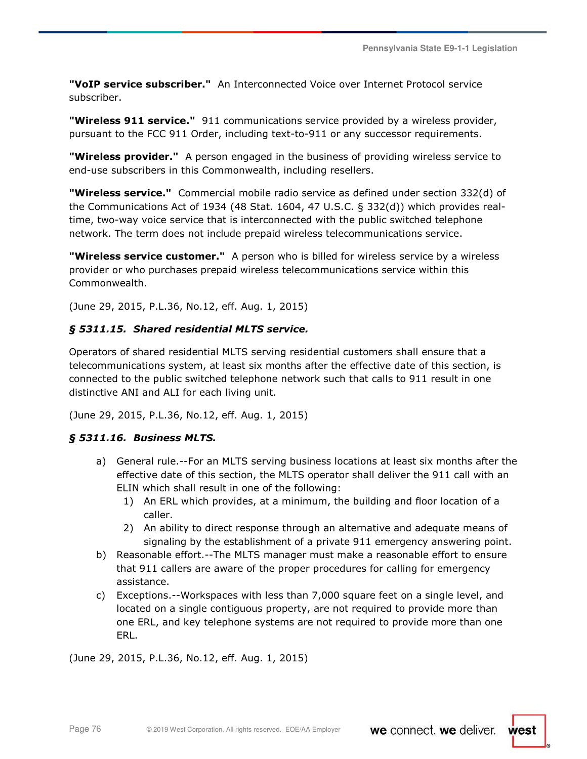**"VoIP service subscriber."** An Interconnected Voice over Internet Protocol service subscriber.

**"Wireless 911 service."** 911 communications service provided by a wireless provider, pursuant to the FCC 911 Order, including text-to-911 or any successor requirements.

**"Wireless provider."** A person engaged in the business of providing wireless service to end-use subscribers in this Commonwealth, including resellers.

**"Wireless service."** Commercial mobile radio service as defined under section 332(d) of the Communications Act of 1934 (48 Stat. 1604, 47 U.S.C. § 332(d)) which provides real-time, two-way voice service that is interconnected with the public switched telephone network. The term does not include prepaid wireless telecommunications service.

**"Wireless service customer."** A person who is billed for wireless service by a wireless provider or who purchases prepaid wireless telecommunications service within this Commonwealth.

(June 29, 2015, P.L.36, No.12, eff. Aug. 1, 2015)

### *§ 5311.15. Shared residential MLTS service.*

Operators of shared residential MLTS serving residential customers shall ensure that a telecommunications system, at least six months after the effective date of this section, is connected to the public switched telephone network such that calls to 911 result in one distinctive ANI and ALI for each living unit.

(June 29, 2015, P.L.36, No.12, eff. Aug. 1, 2015)

### *§ 5311.16. Business MLTS.*

a) General rule.--For an MLTS serving business locations at least six months after the effective date of this section, the MLTS operator shall deliver the 911 call with an ELIN which shall result in one of the following:
   1) An ERL which provides, at a minimum, the building and floor location of a caller.
   2) An ability to direct response through an alternative and adequate means of signaling by the establishment of a private 911 emergency answering point.

b) Reasonable effort.--The MLTS manager must make a reasonable effort to ensure that 911 callers are aware of the proper procedures for calling for emergency assistance.

c) Exceptions.--Workspaces with less than 7,000 square feet on a single level, and located on a single contiguous property, are not required to provide more than one ERL, and key telephone systems are not required to provide more than one ERL.

(June 29, 2015, P.L.36, No.12, eff. Aug. 1, 2015)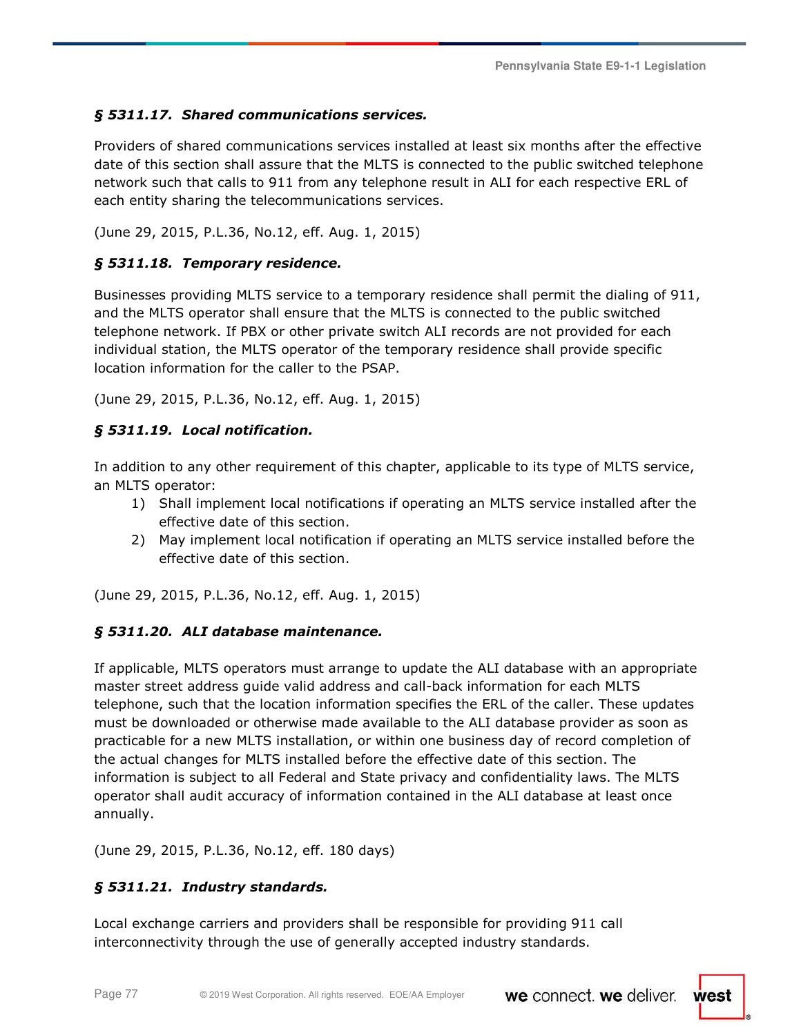### *§ 5311.17. Shared communications services.*

Providers of shared communications services installed at least six months after the effective date of this section shall assure that the MLTS is connected to the public switched telephone network such that calls to 911 from any telephone result in ALI for each respective ERL of each entity sharing the telecommunications services.

(June 29, 2015, P.L.36, No.12, eff. Aug. 1, 2015)

### *§ 5311.18. Temporary residence.*

Businesses providing MLTS service to a temporary residence shall permit the dialing of 911, and the MLTS operator shall ensure that the MLTS is connected to the public switched telephone network. If PBX or other private switch ALI records are not provided for each individual station, the MLTS operator of the temporary residence shall provide specific location information for the caller to the PSAP.

(June 29, 2015, P.L.36, No.12, eff. Aug. 1, 2015)

### *§ 5311.19. Local notification.*

In addition to any other requirement of this chapter, applicable to its type of MLTS service, an MLTS operator:

1) Shall implement local notifications if operating an MLTS service installed after the effective date of this section.
2) May implement local notification if operating an MLTS service installed before the effective date of this section.

(June 29, 2015, P.L.36, No.12, eff. Aug. 1, 2015)

### *§ 5311.20. ALI database maintenance.*

If applicable, MLTS operators must arrange to update the ALI database with an appropriate master street address guide valid address and call-back information for each MLTS telephone, such that the location information specifies the ERL of the caller. These updates must be downloaded or otherwise made available to the ALI database provider as soon as practicable for a new MLTS installation, or within one business day of record completion of the actual changes for MLTS installed before the effective date of this section. The information is subject to all Federal and State privacy and confidentiality laws. The MLTS operator shall audit accuracy of information contained in the ALI database at least once annually.

(June 29, 2015, P.L.36, No.12, eff. 180 days)

### *§ 5311.21. Industry standards.*

Local exchange carriers and providers shall be responsible for providing 911 call interconnectivity through the use of generally accepted industry standards.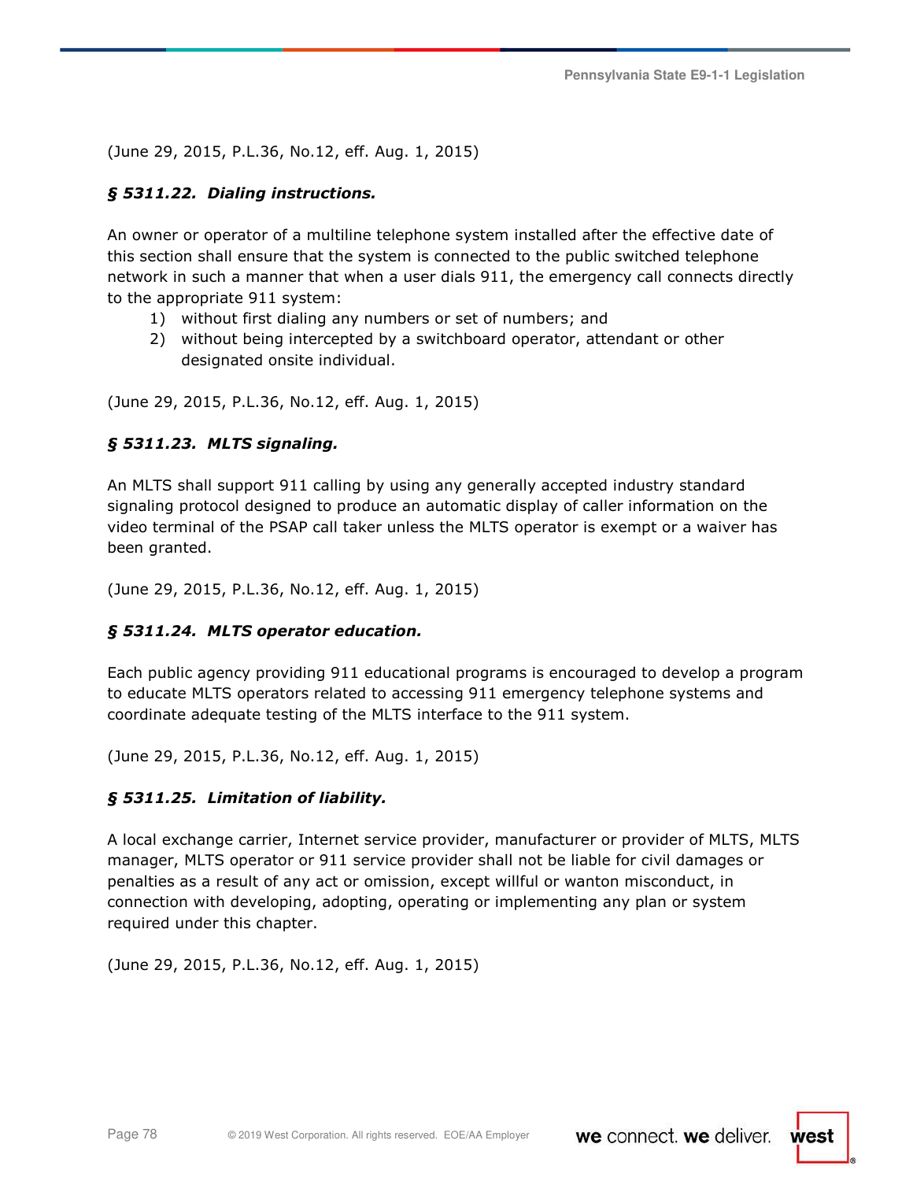(June 29, 2015, P.L.36, No.12, eff. Aug. 1, 2015)

### *§ 5311.22. Dialing instructions.*

An owner or operator of a multiline telephone system installed after the effective date of this section shall ensure that the system is connected to the public switched telephone network in such a manner that when a user dials 911, the emergency call connects directly to the appropriate 911 system:

1) without first dialing any numbers or set of numbers; and
2) without being intercepted by a switchboard operator, attendant or other designated onsite individual.

(June 29, 2015, P.L.36, No.12, eff. Aug. 1, 2015)

### *§ 5311.23. MLTS signaling.*

An MLTS shall support 911 calling by using any generally accepted industry standard signaling protocol designed to produce an automatic display of caller information on the video terminal of the PSAP call taker unless the MLTS operator is exempt or a waiver has been granted.

(June 29, 2015, P.L.36, No.12, eff. Aug. 1, 2015)

### *§ 5311.24. MLTS operator education.*

Each public agency providing 911 educational programs is encouraged to develop a program to educate MLTS operators related to accessing 911 emergency telephone systems and coordinate adequate testing of the MLTS interface to the 911 system.

(June 29, 2015, P.L.36, No.12, eff. Aug. 1, 2015)

### *§ 5311.25. Limitation of liability.*

A local exchange carrier, Internet service provider, manufacturer or provider of MLTS, MLTS manager, MLTS operator or 911 service provider shall not be liable for civil damages or penalties as a result of any act or omission, except willful or wanton misconduct, in connection with developing, adopting, operating or implementing any plan or system required under this chapter.

(June 29, 2015, P.L.36, No.12, eff. Aug. 1, 2015)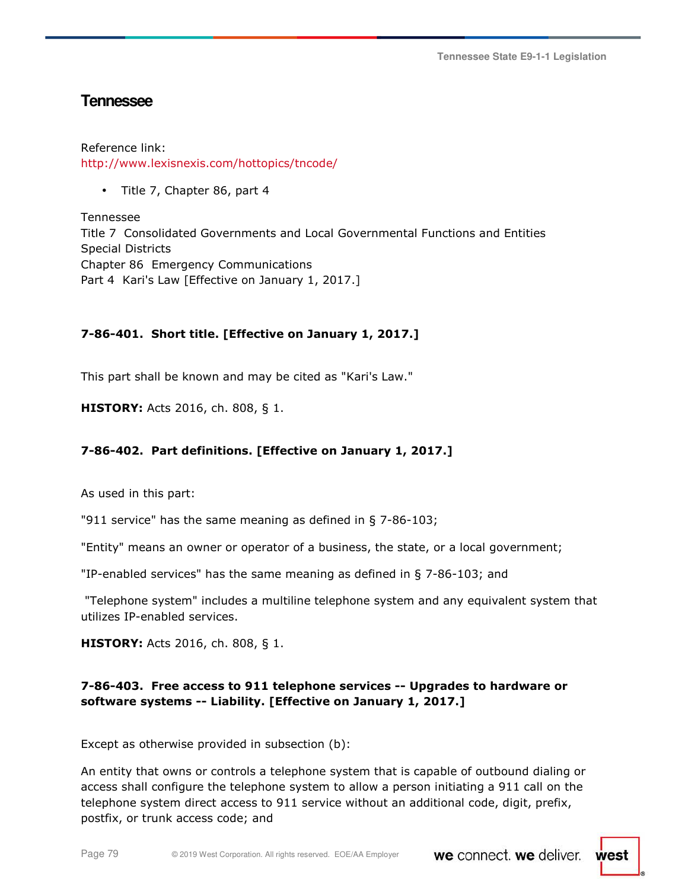## Tennessee

Reference link:
http://www.lexisnexis.com/hottopics/tncode/

- Title 7, Chapter 86, part 4

Tennessee
Title 7 Consolidated Governments and Local Governmental Functions and Entities
Special Districts
Chapter 86 Emergency Communications
Part 4 Kari's Law [Effective on January 1, 2017.]

**7-86-401. Short title. [Effective on January 1, 2017.]**

This part shall be known and may be cited as "Kari's Law."

**HISTORY:** Acts 2016, ch. 808, § 1.

**7-86-402. Part definitions. [Effective on January 1, 2017.]**

As used in this part:

"911 service" has the same meaning as defined in § 7-86-103;

"Entity" means an owner or operator of a business, the state, or a local government;

"IP-enabled services" has the same meaning as defined in § 7-86-103; and

"Telephone system" includes a multiline telephone system and any equivalent system that utilizes IP-enabled services.

**HISTORY:** Acts 2016, ch. 808, § 1.

**7-86-403. Free access to 911 telephone services -- Upgrades to hardware or software systems -- Liability. [Effective on January 1, 2017.]**

Except as otherwise provided in subsection (b):

An entity that owns or controls a telephone system that is capable of outbound dialing or access shall configure the telephone system to allow a person initiating a 911 call on the telephone system direct access to 911 service without an additional code, digit, prefix, postfix, or trunk access code; and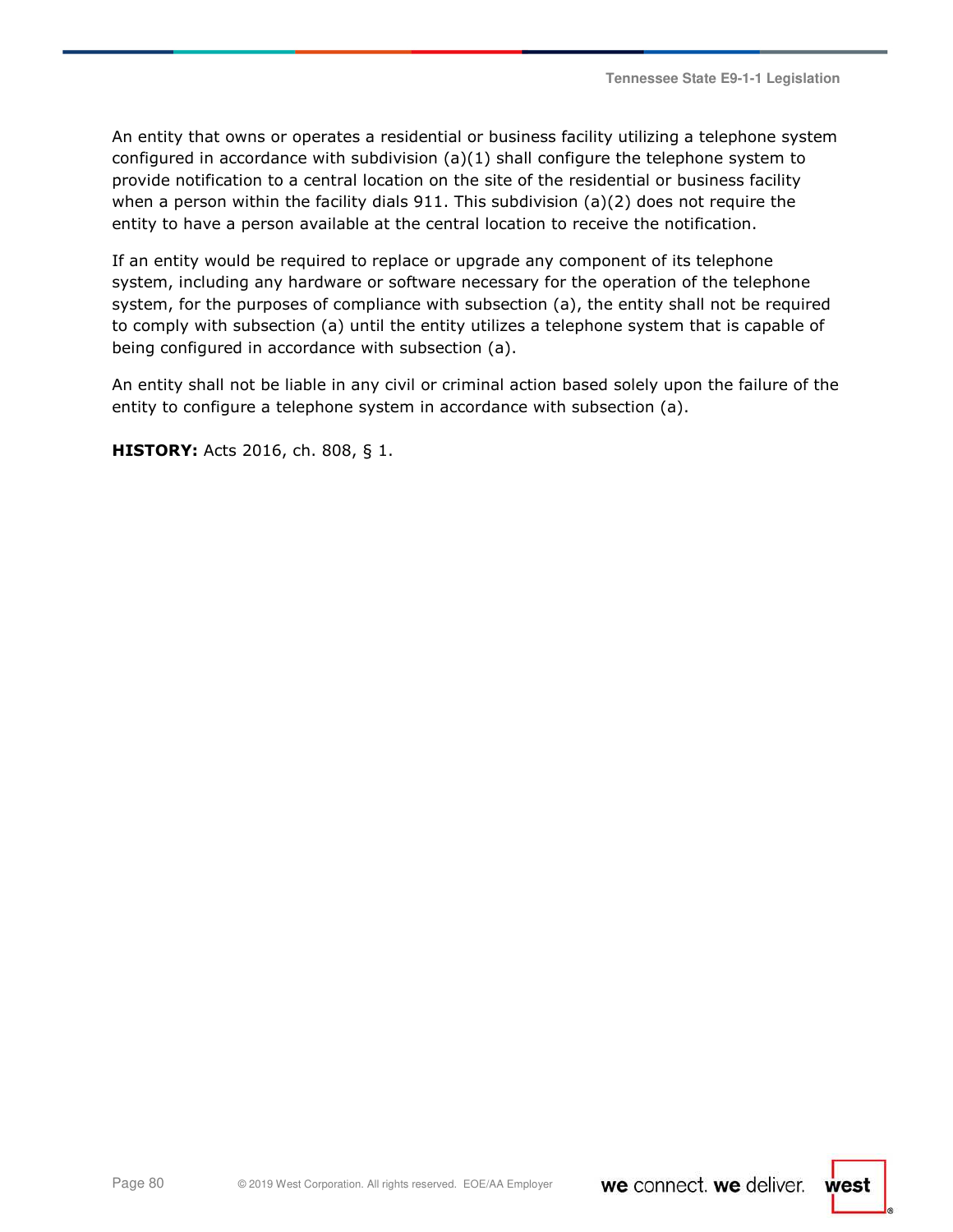An entity that owns or operates a residential or business facility utilizing a telephone system configured in accordance with subdivision (a)(1) shall configure the telephone system to provide notification to a central location on the site of the residential or business facility when a person within the facility dials 911. This subdivision (a)(2) does not require the entity to have a person available at the central location to receive the notification.

If an entity would be required to replace or upgrade any component of its telephone system, including any hardware or software necessary for the operation of the telephone system, for the purposes of compliance with subsection (a), the entity shall not be required to comply with subsection (a) until the entity utilizes a telephone system that is capable of being configured in accordance with subsection (a).

An entity shall not be liable in any civil or criminal action based solely upon the failure of the entity to configure a telephone system in accordance with subsection (a).

**HISTORY:** Acts 2016, ch. 808, § 1.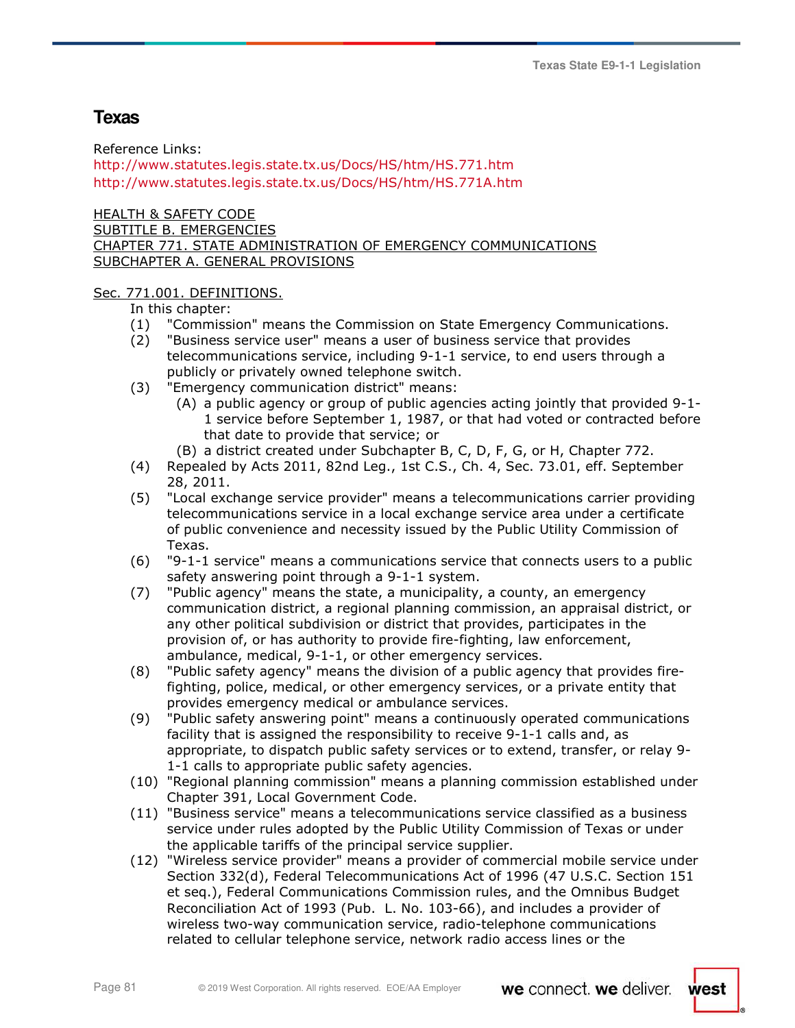## Texas

Reference Links:
http://www.statutes.legis.state.tx.us/Docs/HS/htm/HS.771.htm
http://www.statutes.legis.state.tx.us/Docs/HS/htm/HS.771A.htm

HEALTH & SAFETY CODE
SUBTITLE B. EMERGENCIES
CHAPTER 771. STATE ADMINISTRATION OF EMERGENCY COMMUNICATIONS
SUBCHAPTER A. GENERAL PROVISIONS

Sec. 771.001. DEFINITIONS.

In this chapter:

(1) "Commission" means the Commission on State Emergency Communications.

(2) "Business service user" means a user of business service that provides telecommunications service, including 9-1-1 service, to end users through a publicly or privately owned telephone switch.

(3) "Emergency communication district" means:

(A) a public agency or group of public agencies acting jointly that provided 9-1-1 service before September 1, 1987, or that had voted or contracted before that date to provide that service; or

(B) a district created under Subchapter B, C, D, F, G, or H, Chapter 772.

(4) Repealed by Acts 2011, 82nd Leg., 1st C.S., Ch. 4, Sec. 73.01, eff. September 28, 2011.

(5) "Local exchange service provider" means a telecommunications carrier providing telecommunications service in a local exchange service area under a certificate of public convenience and necessity issued by the Public Utility Commission of Texas.

(6) "9-1-1 service" means a communications service that connects users to a public safety answering point through a 9-1-1 system.

(7) "Public agency" means the state, a municipality, a county, an emergency communication district, a regional planning commission, an appraisal district, or any other political subdivision or district that provides, participates in the provision of, or has authority to provide fire-fighting, law enforcement, ambulance, medical, 9-1-1, or other emergency services.

(8) "Public safety agency" means the division of a public agency that provides fire-fighting, police, medical, or other emergency services, or a private entity that provides emergency medical or ambulance services.

(9) "Public safety answering point" means a continuously operated communications facility that is assigned the responsibility to receive 9-1-1 calls and, as appropriate, to dispatch public safety services or to extend, transfer, or relay 9-1-1 calls to appropriate public safety agencies.

(10) "Regional planning commission" means a planning commission established under Chapter 391, Local Government Code.

(11) "Business service" means a telecommunications service classified as a business service under rules adopted by the Public Utility Commission of Texas or under the applicable tariffs of the principal service supplier.

(12) "Wireless service provider" means a provider of commercial mobile service under Section 332(d), Federal Telecommunications Act of 1996 (47 U.S.C. Section 151 et seq.), Federal Communications Commission rules, and the Omnibus Budget Reconciliation Act of 1993 (Pub. L. No. 103-66), and includes a provider of wireless two-way communication service, radio-telephone communications related to cellular telephone service, network radio access lines or the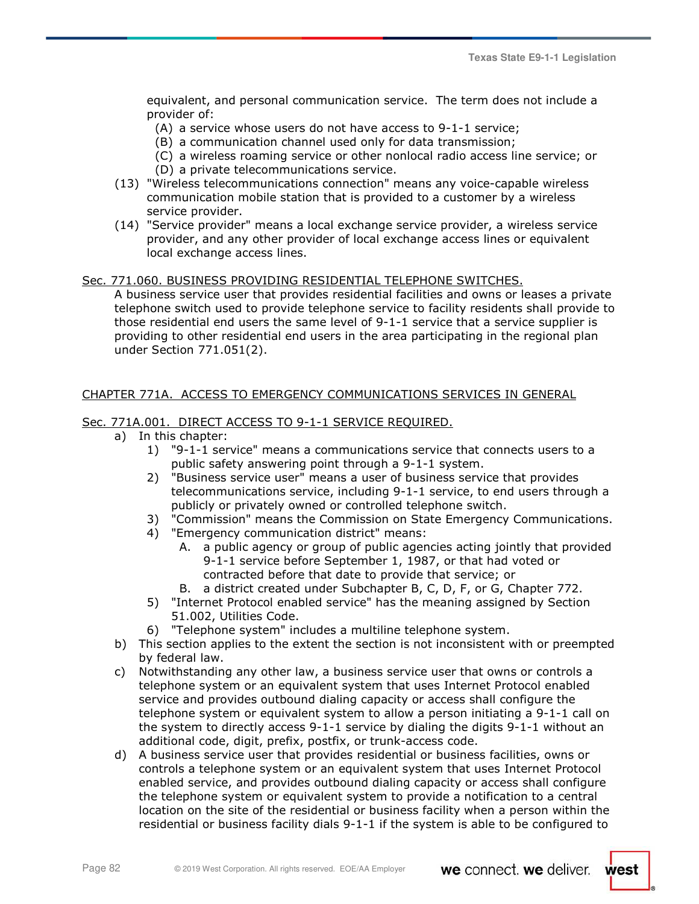equivalent, and personal communication service. The term does not include a provider of:

(A) a service whose users do not have access to 9-1-1 service;
(B) a communication channel used only for data transmission;
(C) a wireless roaming service or other nonlocal radio access line service; or
(D) a private telecommunications service.

(13) "Wireless telecommunications connection" means any voice-capable wireless communication mobile station that is provided to a customer by a wireless service provider.

(14) "Service provider" means a local exchange service provider, a wireless service provider, and any other provider of local exchange access lines or equivalent local exchange access lines.

Sec. 771.060. BUSINESS PROVIDING RESIDENTIAL TELEPHONE SWITCHES.

A business service user that provides residential facilities and owns or leases a private telephone switch used to provide telephone service to facility residents shall provide to those residential end users the same level of 9-1-1 service that a service supplier is providing to other residential end users in the area participating in the regional plan under Section 771.051(2).

CHAPTER 771A. ACCESS TO EMERGENCY COMMUNICATIONS SERVICES IN GENERAL

Sec. 771A.001. DIRECT ACCESS TO 9-1-1 SERVICE REQUIRED.

a) In this chapter:
   1) "9-1-1 service" means a communications service that connects users to a public safety answering point through a 9-1-1 system.
   2) "Business service user" means a user of business service that provides telecommunications service, including 9-1-1 service, to end users through a publicly or privately owned or controlled telephone switch.
   3) "Commission" means the Commission on State Emergency Communications.
   4) "Emergency communication district" means:
      A. a public agency or group of public agencies acting jointly that provided 9-1-1 service before September 1, 1987, or that had voted or contracted before that date to provide that service; or
      B. a district created under Subchapter B, C, D, F, or G, Chapter 772.
   5) "Internet Protocol enabled service" has the meaning assigned by Section 51.002, Utilities Code.
   6) "Telephone system" includes a multiline telephone system.
b) This section applies to the extent the section is not inconsistent with or preempted by federal law.
c) Notwithstanding any other law, a business service user that owns or controls a telephone system or an equivalent system that uses Internet Protocol enabled service and provides outbound dialing capacity or access shall configure the telephone system or equivalent system to allow a person initiating a 9-1-1 call on the system to directly access 9-1-1 service by dialing the digits 9-1-1 without an additional code, digit, prefix, postfix, or trunk-access code.
d) A business service user that provides residential or business facilities, owns or controls a telephone system or an equivalent system that uses Internet Protocol enabled service, and provides outbound dialing capacity or access shall configure the telephone system or equivalent system to provide a notification to a central location on the site of the residential or business facility when a person within the residential or business facility dials 9-1-1 if the system is able to be configured to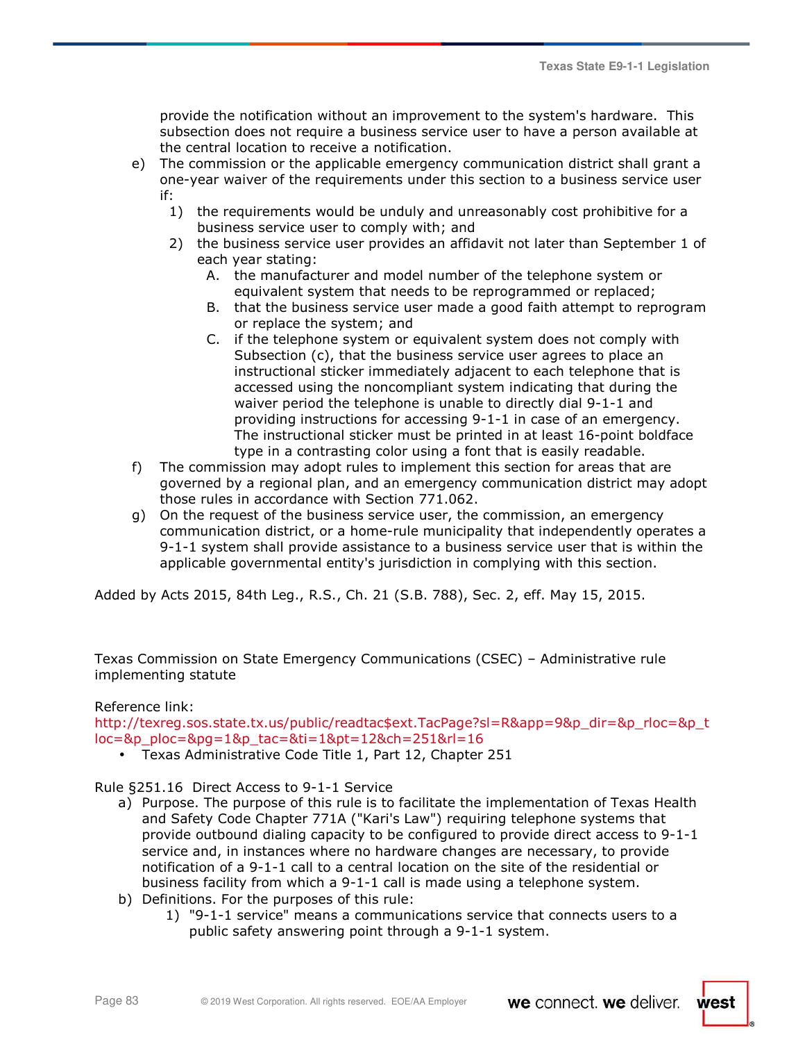provide the notification without an improvement to the system's hardware. This subsection does not require a business service user to have a person available at the central location to receive a notification.

e) The commission or the applicable emergency communication district shall grant a one-year waiver of the requirements under this section to a business service user if:
   1) the requirements would be unduly and unreasonably cost prohibitive for a business service user to comply with; and
   2) the business service user provides an affidavit not later than September 1 of each year stating:
      A. the manufacturer and model number of the telephone system or equivalent system that needs to be reprogrammed or replaced;
      B. that the business service user made a good faith attempt to reprogram or replace the system; and
      C. if the telephone system or equivalent system does not comply with Subsection (c), that the business service user agrees to place an instructional sticker immediately adjacent to each telephone that is accessed using the noncompliant system indicating that during the waiver period the telephone is unable to directly dial 9-1-1 and providing instructions for accessing 9-1-1 in case of an emergency. The instructional sticker must be printed in at least 16-point boldface type in a contrasting color using a font that is easily readable.

f) The commission may adopt rules to implement this section for areas that are governed by a regional plan, and an emergency communication district may adopt those rules in accordance with Section 771.062.

g) On the request of the business service user, the commission, an emergency communication district, or a home-rule municipality that independently operates a 9-1-1 system shall provide assistance to a business service user that is within the applicable governmental entity's jurisdiction in complying with this section.

Added by Acts 2015, 84th Leg., R.S., Ch. 21 (S.B. 788), Sec. 2, eff. May 15, 2015.

Texas Commission on State Emergency Communications (CSEC) – Administrative rule implementing statute

Reference link:
http://texreg.sos.state.tx.us/public/readtac$ext.TacPage?sl=R&app=9&p_dir=&p_rloc=&p_tloc=&p_ploc=&pg=1&p_tac=&ti=1&pt=12&ch=251&rl=16

- Texas Administrative Code Title 1, Part 12, Chapter 251

Rule §251.16 Direct Access to 9-1-1 Service

a) Purpose. The purpose of this rule is to facilitate the implementation of Texas Health and Safety Code Chapter 771A ("Kari's Law") requiring telephone systems that provide outbound dialing capacity to be configured to provide direct access to 9-1-1 service and, in instances where no hardware changes are necessary, to provide notification of a 9-1-1 call to a central location on the site of the residential or business facility from which a 9-1-1 call is made using a telephone system.

b) Definitions. For the purposes of this rule:
   1) "9-1-1 service" means a communications service that connects users to a public safety answering point through a 9-1-1 system.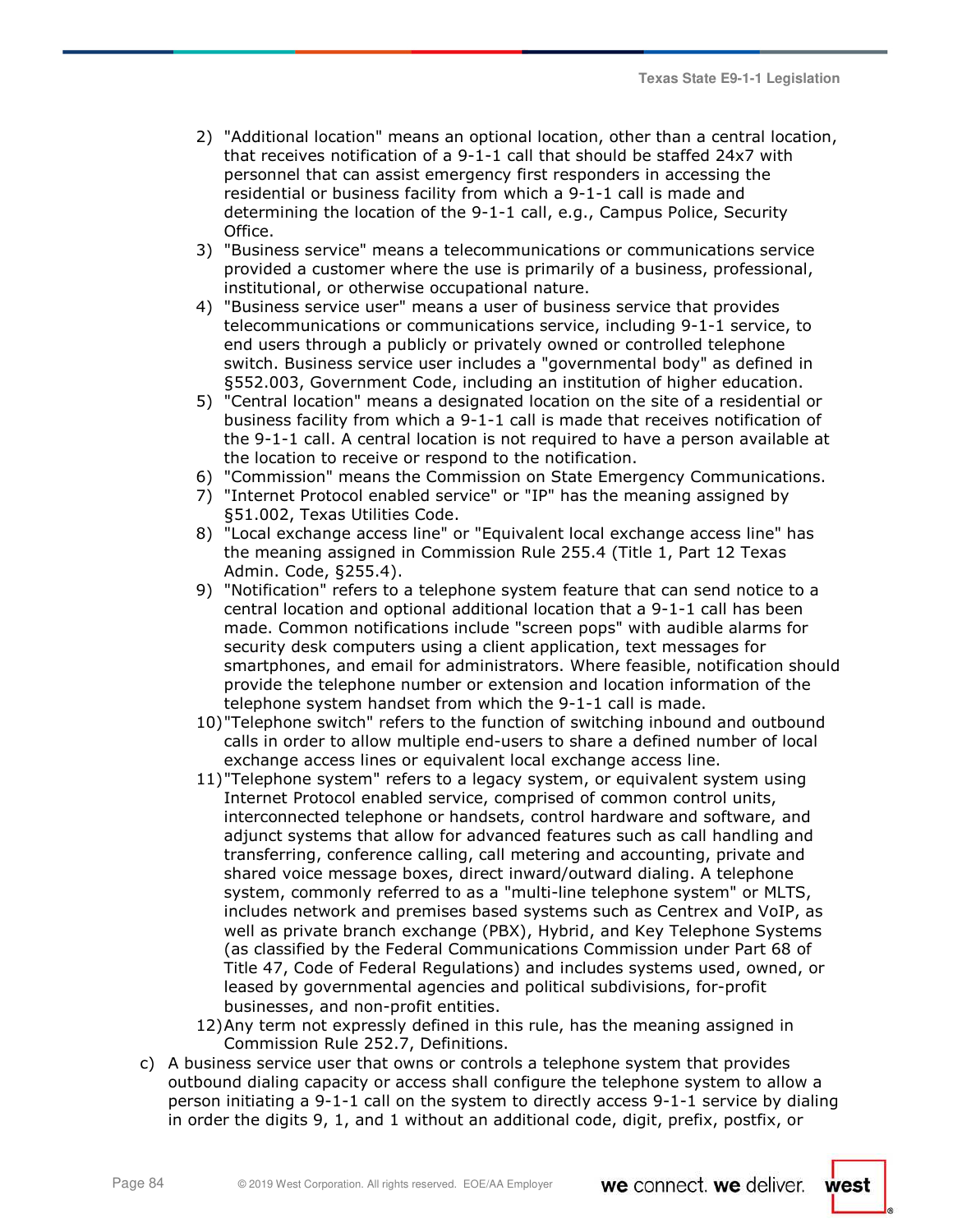2) "Additional location" means an optional location, other than a central location, that receives notification of a 9-1-1 call that should be staffed 24x7 with personnel that can assist emergency first responders in accessing the residential or business facility from which a 9-1-1 call is made and determining the location of the 9-1-1 call, e.g., Campus Police, Security Office.
3) "Business service" means a telecommunications or communications service provided a customer where the use is primarily of a business, professional, institutional, or otherwise occupational nature.
4) "Business service user" means a user of business service that provides telecommunications or communications service, including 9-1-1 service, to end users through a publicly or privately owned or controlled telephone switch. Business service user includes a "governmental body" as defined in §552.003, Government Code, including an institution of higher education.
5) "Central location" means a designated location on the site of a residential or business facility from which a 9-1-1 call is made that receives notification of the 9-1-1 call. A central location is not required to have a person available at the location to receive or respond to the notification.
6) "Commission" means the Commission on State Emergency Communications.
7) "Internet Protocol enabled service" or "IP" has the meaning assigned by §51.002, Texas Utilities Code.
8) "Local exchange access line" or "Equivalent local exchange access line" has the meaning assigned in Commission Rule 255.4 (Title 1, Part 12 Texas Admin. Code, §255.4).
9) "Notification" refers to a telephone system feature that can send notice to a central location and optional additional location that a 9-1-1 call has been made. Common notifications include "screen pops" with audible alarms for security desk computers using a client application, text messages for smartphones, and email for administrators. Where feasible, notification should provide the telephone number or extension and location information of the telephone system handset from which the 9-1-1 call is made.
10) "Telephone switch" refers to the function of switching inbound and outbound calls in order to allow multiple end-users to share a defined number of local exchange access lines or equivalent local exchange access line.
11) "Telephone system" refers to a legacy system, or equivalent system using Internet Protocol enabled service, comprised of common control units, interconnected telephone or handsets, control hardware and software, and adjunct systems that allow for advanced features such as call handling and transferring, conference calling, call metering and accounting, private and shared voice message boxes, direct inward/outward dialing. A telephone system, commonly referred to as a "multi-line telephone system" or MLTS, includes network and premises based systems such as Centrex and VoIP, as well as private branch exchange (PBX), Hybrid, and Key Telephone Systems (as classified by the Federal Communications Commission under Part 68 of Title 47, Code of Federal Regulations) and includes systems used, owned, or leased by governmental agencies and political subdivisions, for-profit businesses, and non-profit entities.
12) Any term not expressly defined in this rule, has the meaning assigned in Commission Rule 252.7, Definitions.

c) A business service user that owns or controls a telephone system that provides outbound dialing capacity or access shall configure the telephone system to allow a person initiating a 9-1-1 call on the system to directly access 9-1-1 service by dialing in order the digits 9, 1, and 1 without an additional code, digit, prefix, postfix, or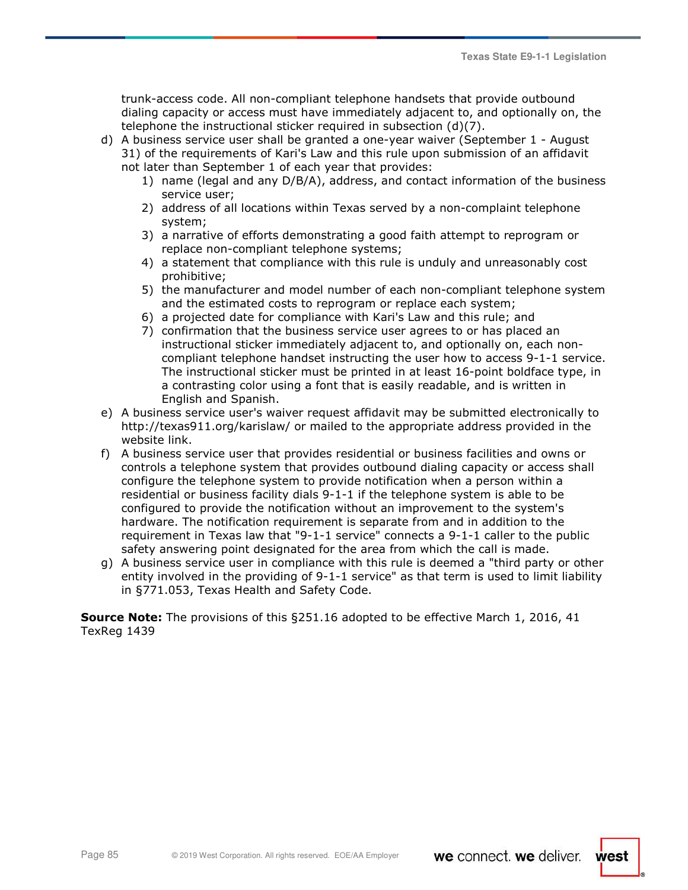trunk-access code. All non-compliant telephone handsets that provide outbound dialing capacity or access must have immediately adjacent to, and optionally on, the telephone the instructional sticker required in subsection (d)(7).

d) A business service user shall be granted a one-year waiver (September 1 - August 31) of the requirements of Kari's Law and this rule upon submission of an affidavit not later than September 1 of each year that provides:
   1) name (legal and any D/B/A), address, and contact information of the business service user;
   2) address of all locations within Texas served by a non-complaint telephone system;
   3) a narrative of efforts demonstrating a good faith attempt to reprogram or replace non-compliant telephone systems;
   4) a statement that compliance with this rule is unduly and unreasonably cost prohibitive;
   5) the manufacturer and model number of each non-compliant telephone system and the estimated costs to reprogram or replace each system;
   6) a projected date for compliance with Kari's Law and this rule; and
   7) confirmation that the business service user agrees to or has placed an instructional sticker immediately adjacent to, and optionally on, each non-compliant telephone handset instructing the user how to access 9-1-1 service. The instructional sticker must be printed in at least 16-point boldface type, in a contrasting color using a font that is easily readable, and is written in English and Spanish.

e) A business service user's waiver request affidavit may be submitted electronically to http://texas911.org/karislaw/ or mailed to the appropriate address provided in the website link.

f) A business service user that provides residential or business facilities and owns or controls a telephone system that provides outbound dialing capacity or access shall configure the telephone system to provide notification when a person within a residential or business facility dials 9-1-1 if the telephone system is able to be configured to provide the notification without an improvement to the system's hardware. The notification requirement is separate from and in addition to the requirement in Texas law that "9-1-1 service" connects a 9-1-1 caller to the public safety answering point designated for the area from which the call is made.

g) A business service user in compliance with this rule is deemed a "third party or other entity involved in the providing of 9-1-1 service" as that term is used to limit liability in §771.053, Texas Health and Safety Code.

**Source Note:** The provisions of this §251.16 adopted to be effective March 1, 2016, 41 TexReg 1439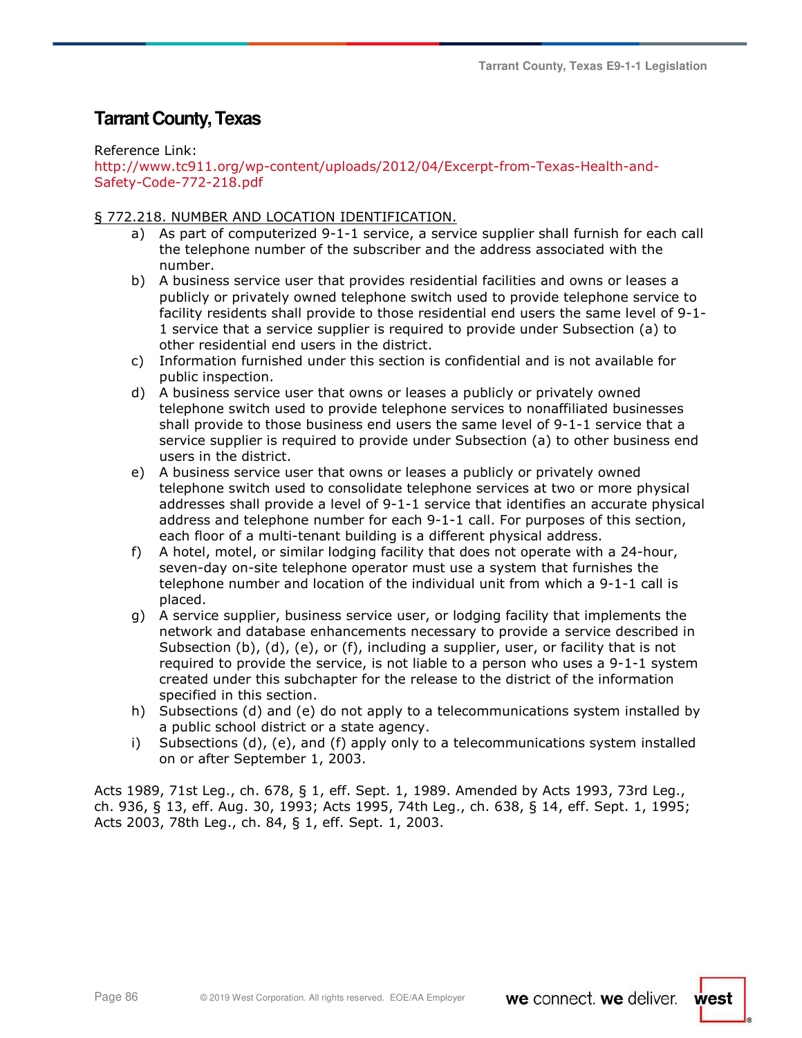## Tarrant County, Texas

Reference Link:
http://www.tc911.org/wp-content/uploads/2012/04/Excerpt-from-Texas-Health-and-Safety-Code-772-218.pdf

§ 772.218. NUMBER AND LOCATION IDENTIFICATION.

a) As part of computerized 9-1-1 service, a service supplier shall furnish for each call the telephone number of the subscriber and the address associated with the number.
b) A business service user that provides residential facilities and owns or leases a publicly or privately owned telephone switch used to provide telephone service to facility residents shall provide to those residential end users the same level of 9-1-1 service that a service supplier is required to provide under Subsection (a) to other residential end users in the district.
c) Information furnished under this section is confidential and is not available for public inspection.
d) A business service user that owns or leases a publicly or privately owned telephone switch used to provide telephone services to nonaffiliated businesses shall provide to those business end users the same level of 9-1-1 service that a service supplier is required to provide under Subsection (a) to other business end users in the district.
e) A business service user that owns or leases a publicly or privately owned telephone switch used to consolidate telephone services at two or more physical addresses shall provide a level of 9-1-1 service that identifies an accurate physical address and telephone number for each 9-1-1 call. For purposes of this section, each floor of a multi-tenant building is a different physical address.
f) A hotel, motel, or similar lodging facility that does not operate with a 24-hour, seven-day on-site telephone operator must use a system that furnishes the telephone number and location of the individual unit from which a 9-1-1 call is placed.
g) A service supplier, business service user, or lodging facility that implements the network and database enhancements necessary to provide a service described in Subsection (b), (d), (e), or (f), including a supplier, user, or facility that is not required to provide the service, is not liable to a person who uses a 9-1-1 system created under this subchapter for the release to the district of the information specified in this section.
h) Subsections (d) and (e) do not apply to a telecommunications system installed by a public school district or a state agency.
i) Subsections (d), (e), and (f) apply only to a telecommunications system installed on or after September 1, 2003.

Acts 1989, 71st Leg., ch. 678, § 1, eff. Sept. 1, 1989. Amended by Acts 1993, 73rd Leg., ch. 936, § 13, eff. Aug. 30, 1993; Acts 1995, 74th Leg., ch. 638, § 14, eff. Sept. 1, 1995; Acts 2003, 78th Leg., ch. 84, § 1, eff. Sept. 1, 2003.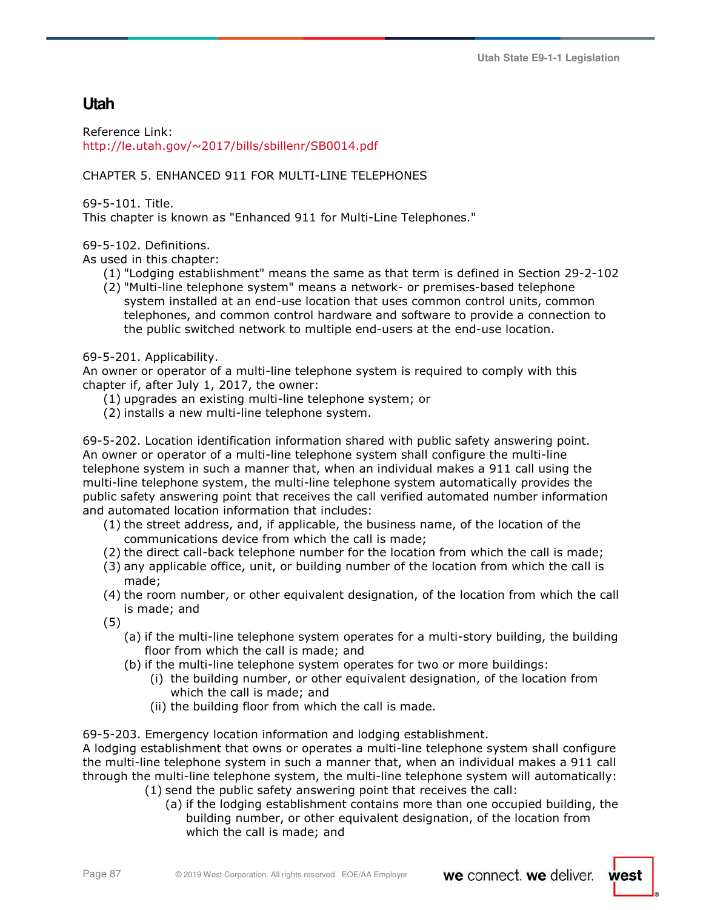## Utah

Reference Link:
http://le.utah.gov/~2017/bills/sbillenr/SB0014.pdf

CHAPTER 5. ENHANCED 911 FOR MULTI-LINE TELEPHONES

69-5-101. Title.
This chapter is known as "Enhanced 911 for Multi-Line Telephones."

69-5-102. Definitions.
As used in this chapter:

(1) "Lodging establishment" means the same as that term is defined in Section 29-2-102
(2) "Multi-line telephone system" means a network- or premises-based telephone system installed at an end-use location that uses common control units, common telephones, and common control hardware and software to provide a connection to the public switched network to multiple end-users at the end-use location.

69-5-201. Applicability.
An owner or operator of a multi-line telephone system is required to comply with this chapter if, after July 1, 2017, the owner:

(1) upgrades an existing multi-line telephone system; or
(2) installs a new multi-line telephone system.

69-5-202. Location identification information shared with public safety answering point.
An owner or operator of a multi-line telephone system shall configure the multi-line telephone system in such a manner that, when an individual makes a 911 call using the multi-line telephone system, the multi-line telephone system automatically provides the public safety answering point that receives the call verified automated number information and automated location information that includes:

(1) the street address, and, if applicable, the business name, of the location of the communications device from which the call is made;
(2) the direct call-back telephone number for the location from which the call is made;
(3) any applicable office, unit, or building number of the location from which the call is made;
(4) the room number, or other equivalent designation, of the location from which the call is made; and
(5)
  (a) if the multi-line telephone system operates for a multi-story building, the building floor from which the call is made; and
  (b) if the multi-line telephone system operates for two or more buildings:
    (i) the building number, or other equivalent designation, of the location from which the call is made; and
    (ii) the building floor from which the call is made.

69-5-203. Emergency location information and lodging establishment.
A lodging establishment that owns or operates a multi-line telephone system shall configure the multi-line telephone system in such a manner that, when an individual makes a 911 call through the multi-line telephone system, the multi-line telephone system will automatically:

(1) send the public safety answering point that receives the call:
  (a) if the lodging establishment contains more than one occupied building, the building number, or other equivalent designation, of the location from which the call is made; and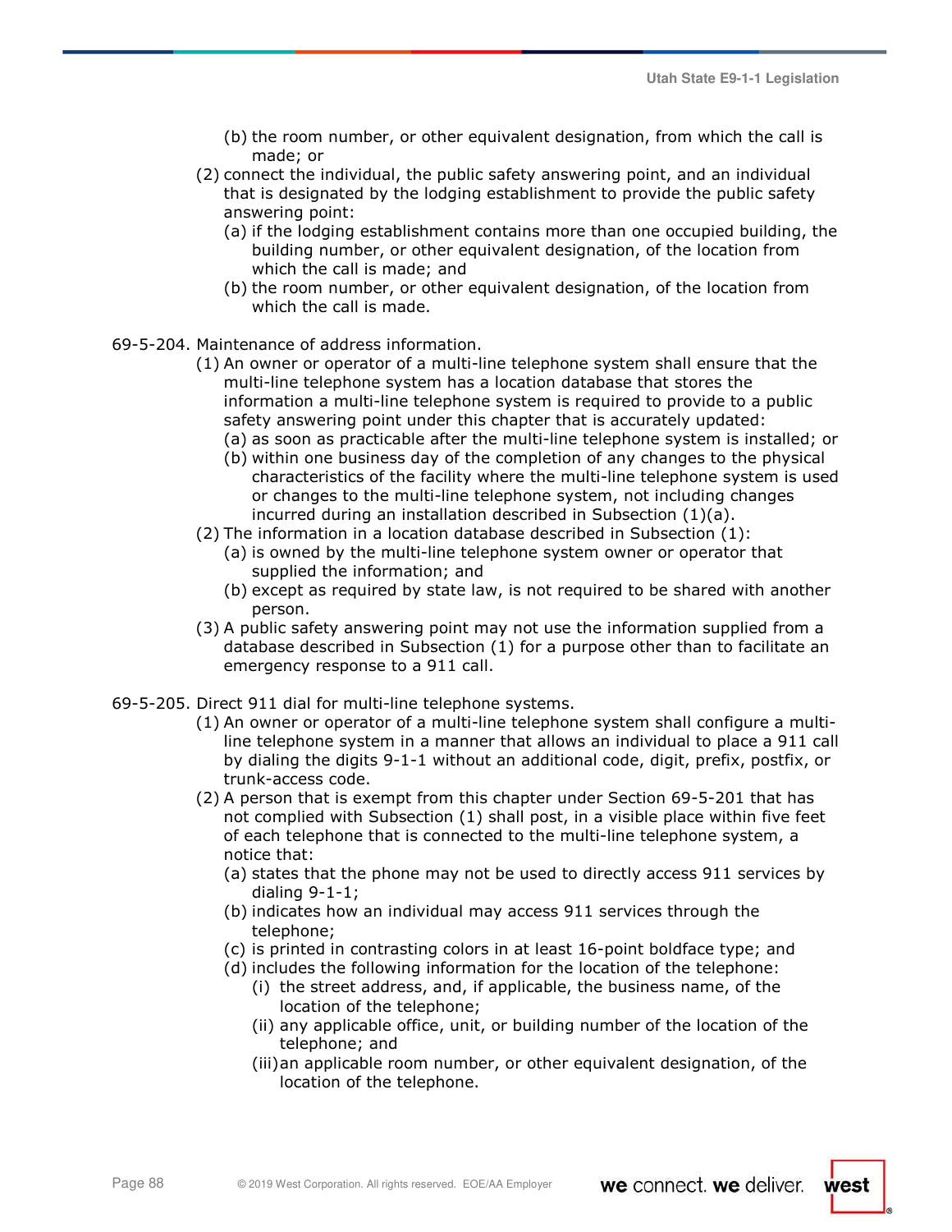(b) the room number, or other equivalent designation, from which the call is made; or

(2) connect the individual, the public safety answering point, and an individual that is designated by the lodging establishment to provide the public safety answering point:

(a) if the lodging establishment contains more than one occupied building, the building number, or other equivalent designation, of the location from which the call is made; and

(b) the room number, or other equivalent designation, of the location from which the call is made.

69-5-204. Maintenance of address information.

(1) An owner or operator of a multi-line telephone system shall ensure that the multi-line telephone system has a location database that stores the information a multi-line telephone system is required to provide to a public safety answering point under this chapter that is accurately updated:

(a) as soon as practicable after the multi-line telephone system is installed; or

(b) within one business day of the completion of any changes to the physical characteristics of the facility where the multi-line telephone system is used or changes to the multi-line telephone system, not including changes incurred during an installation described in Subsection (1)(a).

(2) The information in a location database described in Subsection (1):

(a) is owned by the multi-line telephone system owner or operator that supplied the information; and

(b) except as required by state law, is not required to be shared with another person.

(3) A public safety answering point may not use the information supplied from a database described in Subsection (1) for a purpose other than to facilitate an emergency response to a 911 call.

69-5-205. Direct 911 dial for multi-line telephone systems.

(1) An owner or operator of a multi-line telephone system shall configure a multi-line telephone system in a manner that allows an individual to place a 911 call by dialing the digits 9-1-1 without an additional code, digit, prefix, postfix, or trunk-access code.

(2) A person that is exempt from this chapter under Section 69-5-201 that has not complied with Subsection (1) shall post, in a visible place within five feet of each telephone that is connected to the multi-line telephone system, a notice that:

(a) states that the phone may not be used to directly access 911 services by dialing 9-1-1;

(b) indicates how an individual may access 911 services through the telephone;

(c) is printed in contrasting colors in at least 16-point boldface type; and

(d) includes the following information for the location of the telephone:

(i) the street address, and, if applicable, the business name, of the location of the telephone;

(ii) any applicable office, unit, or building number of the location of the telephone; and

(iii) an applicable room number, or other equivalent designation, of the location of the telephone.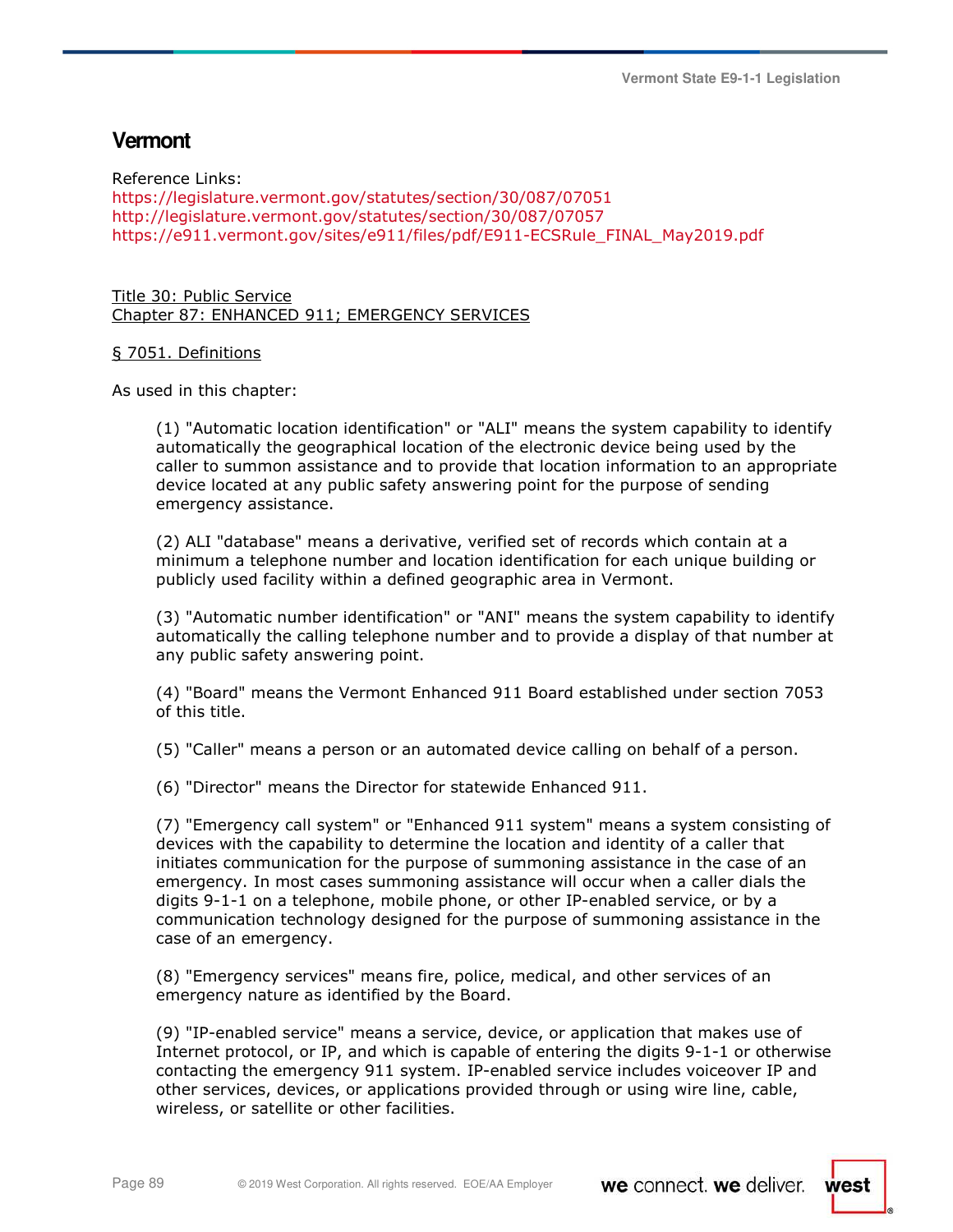## Vermont

Reference Links:
https://legislature.vermont.gov/statutes/section/30/087/07051
http://legislature.vermont.gov/statutes/section/30/087/07057
https://e911.vermont.gov/sites/e911/files/pdf/E911-ECSRule_FINAL_May2019.pdf

Title 30: Public Service
Chapter 87: ENHANCED 911; EMERGENCY SERVICES

§ 7051. Definitions

As used in this chapter:

(1) "Automatic location identification" or "ALI" means the system capability to identify automatically the geographical location of the electronic device being used by the caller to summon assistance and to provide that location information to an appropriate device located at any public safety answering point for the purpose of sending emergency assistance.

(2) ALI "database" means a derivative, verified set of records which contain at a minimum a telephone number and location identification for each unique building or publicly used facility within a defined geographic area in Vermont.

(3) "Automatic number identification" or "ANI" means the system capability to identify automatically the calling telephone number and to provide a display of that number at any public safety answering point.

(4) "Board" means the Vermont Enhanced 911 Board established under section 7053 of this title.

(5) "Caller" means a person or an automated device calling on behalf of a person.

(6) "Director" means the Director for statewide Enhanced 911.

(7) "Emergency call system" or "Enhanced 911 system" means a system consisting of devices with the capability to determine the location and identity of a caller that initiates communication for the purpose of summoning assistance in the case of an emergency. In most cases summoning assistance will occur when a caller dials the digits 9-1-1 on a telephone, mobile phone, or other IP-enabled service, or by a communication technology designed for the purpose of summoning assistance in the case of an emergency.

(8) "Emergency services" means fire, police, medical, and other services of an emergency nature as identified by the Board.

(9) "IP-enabled service" means a service, device, or application that makes use of Internet protocol, or IP, and which is capable of entering the digits 9-1-1 or otherwise contacting the emergency 911 system. IP-enabled service includes voiceover IP and other services, devices, or applications provided through or using wire line, cable, wireless, or satellite or other facilities.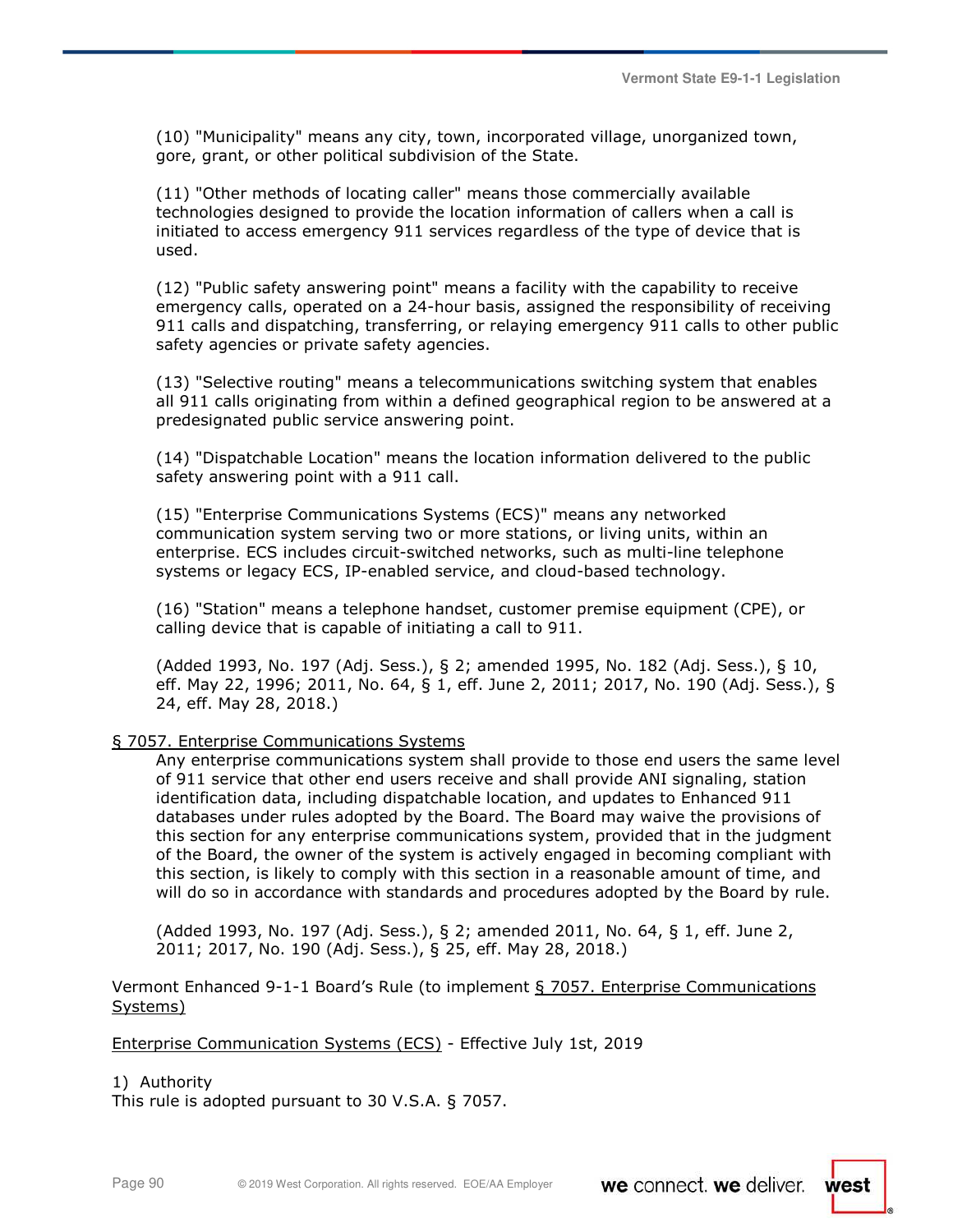(10) "Municipality" means any city, town, incorporated village, unorganized town, gore, grant, or other political subdivision of the State.

(11) "Other methods of locating caller" means those commercially available technologies designed to provide the location information of callers when a call is initiated to access emergency 911 services regardless of the type of device that is used.

(12) "Public safety answering point" means a facility with the capability to receive emergency calls, operated on a 24-hour basis, assigned the responsibility of receiving 911 calls and dispatching, transferring, or relaying emergency 911 calls to other public safety agencies or private safety agencies.

(13) "Selective routing" means a telecommunications switching system that enables all 911 calls originating from within a defined geographical region to be answered at a predesignated public service answering point.

(14) "Dispatchable Location" means the location information delivered to the public safety answering point with a 911 call.

(15) "Enterprise Communications Systems (ECS)" means any networked communication system serving two or more stations, or living units, within an enterprise. ECS includes circuit-switched networks, such as multi-line telephone systems or legacy ECS, IP-enabled service, and cloud-based technology.

(16) "Station" means a telephone handset, customer premise equipment (CPE), or calling device that is capable of initiating a call to 911.

(Added 1993, No. 197 (Adj. Sess.), § 2; amended 1995, No. 182 (Adj. Sess.), § 10, eff. May 22, 1996; 2011, No. 64, § 1, eff. June 2, 2011; 2017, No. 190 (Adj. Sess.), § 24, eff. May 28, 2018.)

§ 7057. Enterprise Communications Systems

Any enterprise communications system shall provide to those end users the same level of 911 service that other end users receive and shall provide ANI signaling, station identification data, including dispatchable location, and updates to Enhanced 911 databases under rules adopted by the Board. The Board may waive the provisions of this section for any enterprise communications system, provided that in the judgment of the Board, the owner of the system is actively engaged in becoming compliant with this section, is likely to comply with this section in a reasonable amount of time, and will do so in accordance with standards and procedures adopted by the Board by rule.

(Added 1993, No. 197 (Adj. Sess.), § 2; amended 2011, No. 64, § 1, eff. June 2, 2011; 2017, No. 190 (Adj. Sess.), § 25, eff. May 28, 2018.)

Vermont Enhanced 9-1-1 Board's Rule (to implement § 7057. Enterprise Communications Systems)

Enterprise Communication Systems (ECS) - Effective July 1st, 2019

1) Authority
This rule is adopted pursuant to 30 V.S.A. § 7057.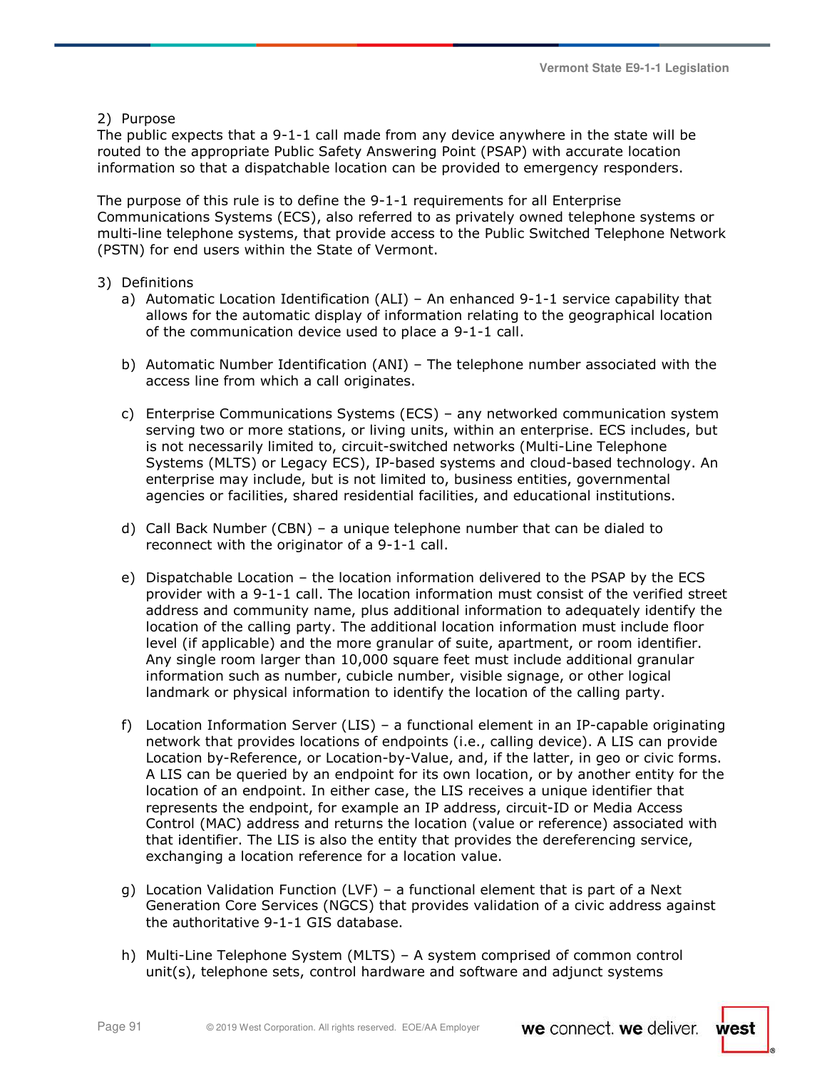2) Purpose

The public expects that a 9-1-1 call made from any device anywhere in the state will be routed to the appropriate Public Safety Answering Point (PSAP) with accurate location information so that a dispatchable location can be provided to emergency responders.

The purpose of this rule is to define the 9-1-1 requirements for all Enterprise Communications Systems (ECS), also referred to as privately owned telephone systems or multi-line telephone systems, that provide access to the Public Switched Telephone Network (PSTN) for end users within the State of Vermont.

3) Definitions
   a) Automatic Location Identification (ALI) – An enhanced 9-1-1 service capability that allows for the automatic display of information relating to the geographical location of the communication device used to place a 9-1-1 call.

   b) Automatic Number Identification (ANI) – The telephone number associated with the access line from which a call originates.

   c) Enterprise Communications Systems (ECS) – any networked communication system serving two or more stations, or living units, within an enterprise. ECS includes, but is not necessarily limited to, circuit-switched networks (Multi-Line Telephone Systems (MLTS) or Legacy ECS), IP-based systems and cloud-based technology. An enterprise may include, but is not limited to, business entities, governmental agencies or facilities, shared residential facilities, and educational institutions.

   d) Call Back Number (CBN) – a unique telephone number that can be dialed to reconnect with the originator of a 9-1-1 call.

   e) Dispatchable Location – the location information delivered to the PSAP by the ECS provider with a 9-1-1 call. The location information must consist of the verified street address and community name, plus additional information to adequately identify the location of the calling party. The additional location information must include floor level (if applicable) and the more granular of suite, apartment, or room identifier. Any single room larger than 10,000 square feet must include additional granular information such as number, cubicle number, visible signage, or other logical landmark or physical information to identify the location of the calling party.

   f) Location Information Server (LIS) – a functional element in an IP-capable originating network that provides locations of endpoints (i.e., calling device). A LIS can provide Location by-Reference, or Location-by-Value, and, if the latter, in geo or civic forms. A LIS can be queried by an endpoint for its own location, or by another entity for the location of an endpoint. In either case, the LIS receives a unique identifier that represents the endpoint, for example an IP address, circuit-ID or Media Access Control (MAC) address and returns the location (value or reference) associated with that identifier. The LIS is also the entity that provides the dereferencing service, exchanging a location reference for a location value.

   g) Location Validation Function (LVF) – a functional element that is part of a Next Generation Core Services (NGCS) that provides validation of a civic address against the authoritative 9-1-1 GIS database.

   h) Multi-Line Telephone System (MLTS) – A system comprised of common control unit(s), telephone sets, control hardware and software and adjunct systems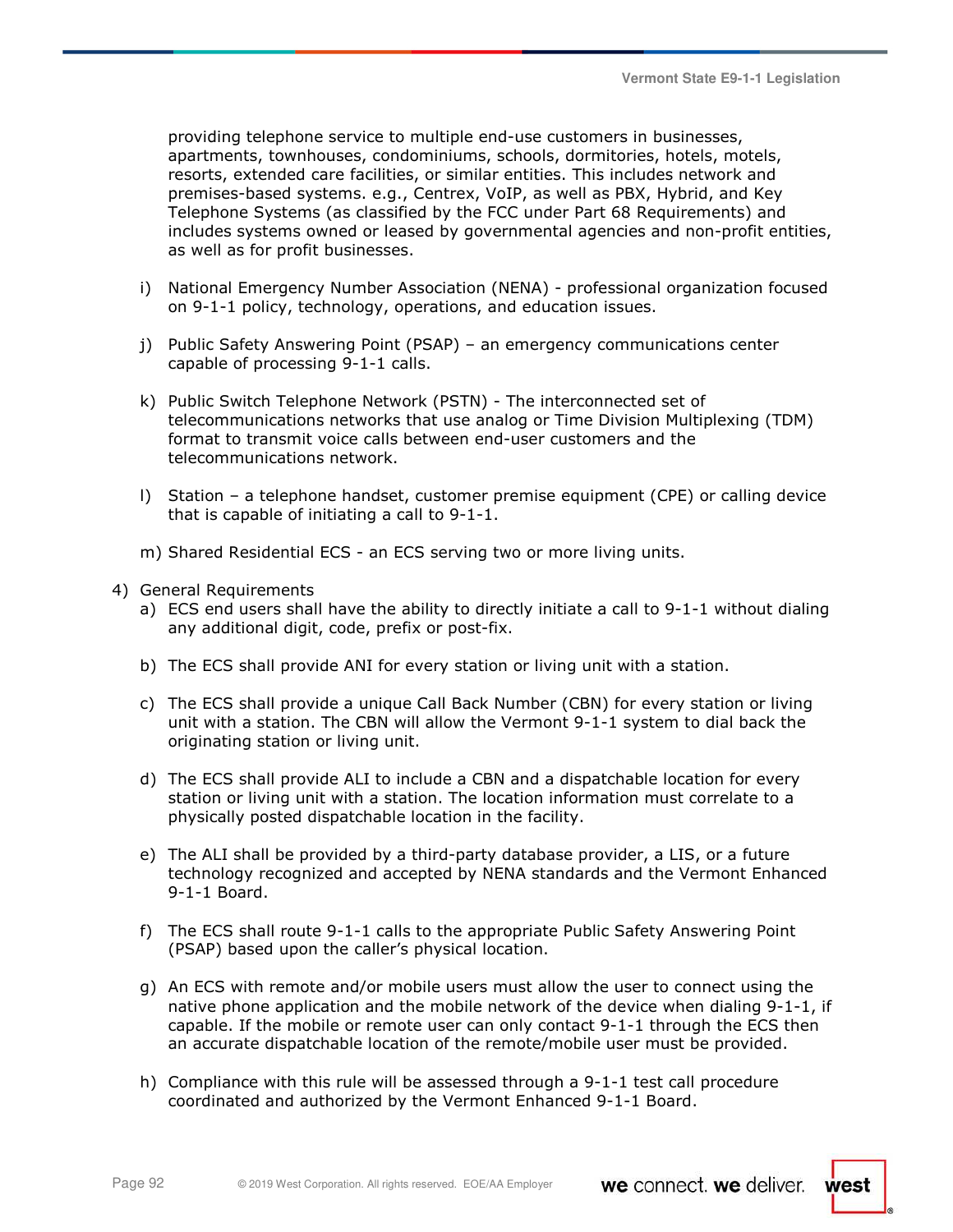providing telephone service to multiple end-use customers in businesses, apartments, townhouses, condominiums, schools, dormitories, hotels, motels, resorts, extended care facilities, or similar entities. This includes network and premises-based systems. e.g., Centrex, VoIP, as well as PBX, Hybrid, and Key Telephone Systems (as classified by the FCC under Part 68 Requirements) and includes systems owned or leased by governmental agencies and non-profit entities, as well as for profit businesses.

i) National Emergency Number Association (NENA) - professional organization focused on 9-1-1 policy, technology, operations, and education issues.

j) Public Safety Answering Point (PSAP) – an emergency communications center capable of processing 9-1-1 calls.

k) Public Switch Telephone Network (PSTN) - The interconnected set of telecommunications networks that use analog or Time Division Multiplexing (TDM) format to transmit voice calls between end-user customers and the telecommunications network.

l) Station – a telephone handset, customer premise equipment (CPE) or calling device that is capable of initiating a call to 9-1-1.

m) Shared Residential ECS - an ECS serving two or more living units.

4) General Requirements

a) ECS end users shall have the ability to directly initiate a call to 9-1-1 without dialing any additional digit, code, prefix or post-fix.

b) The ECS shall provide ANI for every station or living unit with a station.

c) The ECS shall provide a unique Call Back Number (CBN) for every station or living unit with a station. The CBN will allow the Vermont 9-1-1 system to dial back the originating station or living unit.

d) The ECS shall provide ALI to include a CBN and a dispatchable location for every station or living unit with a station. The location information must correlate to a physically posted dispatchable location in the facility.

e) The ALI shall be provided by a third-party database provider, a LIS, or a future technology recognized and accepted by NENA standards and the Vermont Enhanced 9-1-1 Board.

f) The ECS shall route 9-1-1 calls to the appropriate Public Safety Answering Point (PSAP) based upon the caller's physical location.

g) An ECS with remote and/or mobile users must allow the user to connect using the native phone application and the mobile network of the device when dialing 9-1-1, if capable. If the mobile or remote user can only contact 9-1-1 through the ECS then an accurate dispatchable location of the remote/mobile user must be provided.

h) Compliance with this rule will be assessed through a 9-1-1 test call procedure coordinated and authorized by the Vermont Enhanced 9-1-1 Board.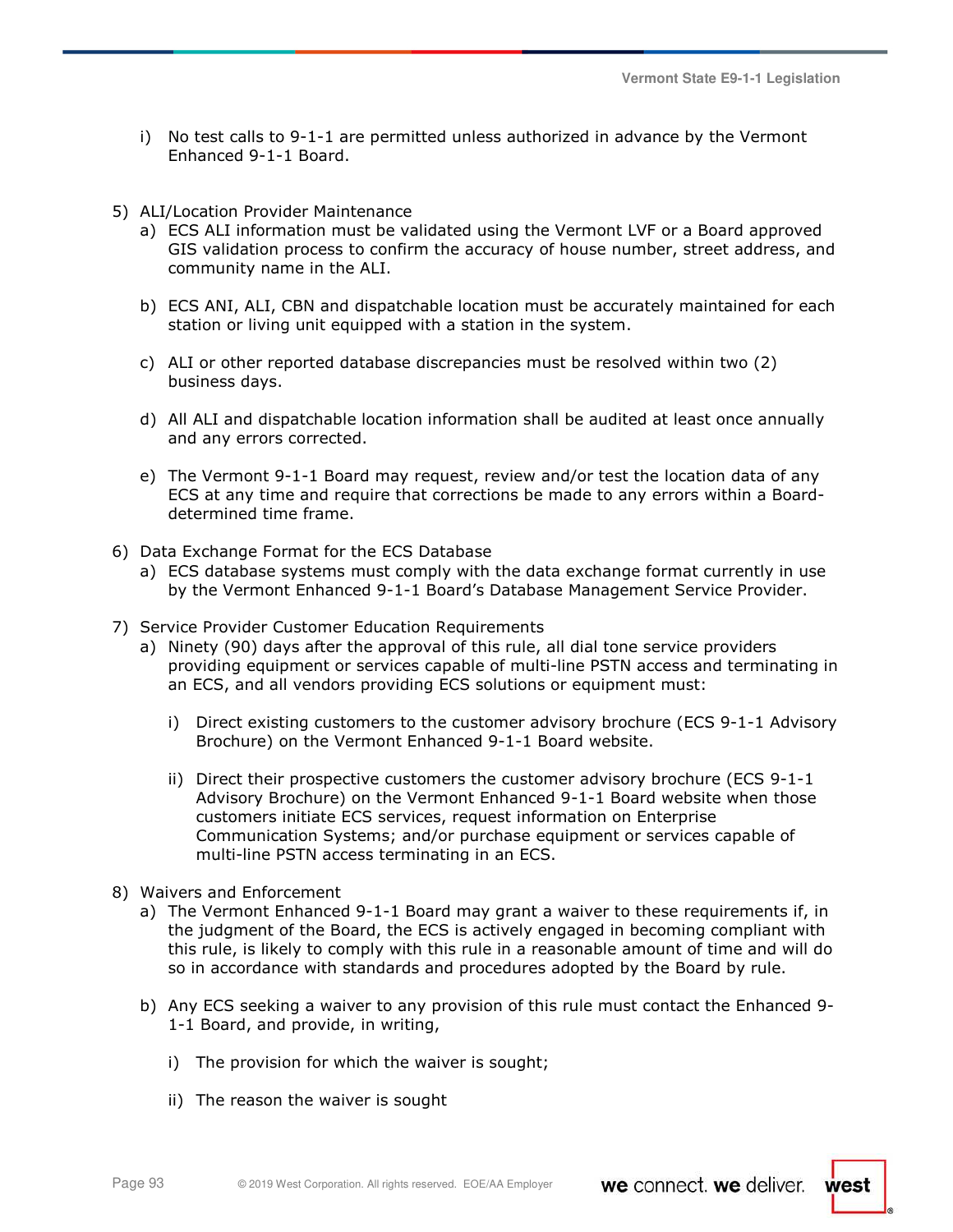i) No test calls to 9-1-1 are permitted unless authorized in advance by the Vermont Enhanced 9-1-1 Board.

5) ALI/Location Provider Maintenance
   a) ECS ALI information must be validated using the Vermont LVF or a Board approved GIS validation process to confirm the accuracy of house number, street address, and community name in the ALI.

   b) ECS ANI, ALI, CBN and dispatchable location must be accurately maintained for each station or living unit equipped with a station in the system.

   c) ALI or other reported database discrepancies must be resolved within two (2) business days.

   d) All ALI and dispatchable location information shall be audited at least once annually and any errors corrected.

   e) The Vermont 9-1-1 Board may request, review and/or test the location data of any ECS at any time and require that corrections be made to any errors within a Board-determined time frame.

6) Data Exchange Format for the ECS Database
   a) ECS database systems must comply with the data exchange format currently in use by the Vermont Enhanced 9-1-1 Board's Database Management Service Provider.

7) Service Provider Customer Education Requirements
   a) Ninety (90) days after the approval of this rule, all dial tone service providers providing equipment or services capable of multi-line PSTN access and terminating in an ECS, and all vendors providing ECS solutions or equipment must:

      i) Direct existing customers to the customer advisory brochure (ECS 9-1-1 Advisory Brochure) on the Vermont Enhanced 9-1-1 Board website.

      ii) Direct their prospective customers the customer advisory brochure (ECS 9-1-1 Advisory Brochure) on the Vermont Enhanced 9-1-1 Board website when those customers initiate ECS services, request information on Enterprise Communication Systems; and/or purchase equipment or services capable of multi-line PSTN access terminating in an ECS.

8) Waivers and Enforcement
   a) The Vermont Enhanced 9-1-1 Board may grant a waiver to these requirements if, in the judgment of the Board, the ECS is actively engaged in becoming compliant with this rule, is likely to comply with this rule in a reasonable amount of time and will do so in accordance with standards and procedures adopted by the Board by rule.

   b) Any ECS seeking a waiver to any provision of this rule must contact the Enhanced 9-1-1 Board, and provide, in writing,

      i) The provision for which the waiver is sought;

      ii) The reason the waiver is sought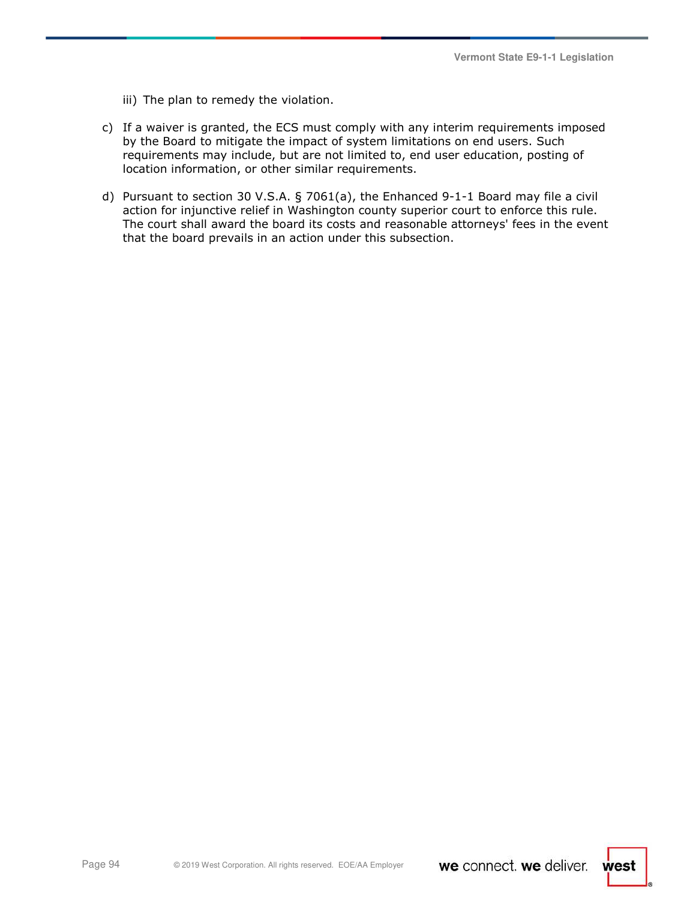iii) The plan to remedy the violation.

c) If a waiver is granted, the ECS must comply with any interim requirements imposed by the Board to mitigate the impact of system limitations on end users. Such requirements may include, but are not limited to, end user education, posting of location information, or other similar requirements.

d) Pursuant to section 30 V.S.A. § 7061(a), the Enhanced 9-1-1 Board may file a civil action for injunctive relief in Washington county superior court to enforce this rule. The court shall award the board its costs and reasonable attorneys' fees in the event that the board prevails in an action under this subsection.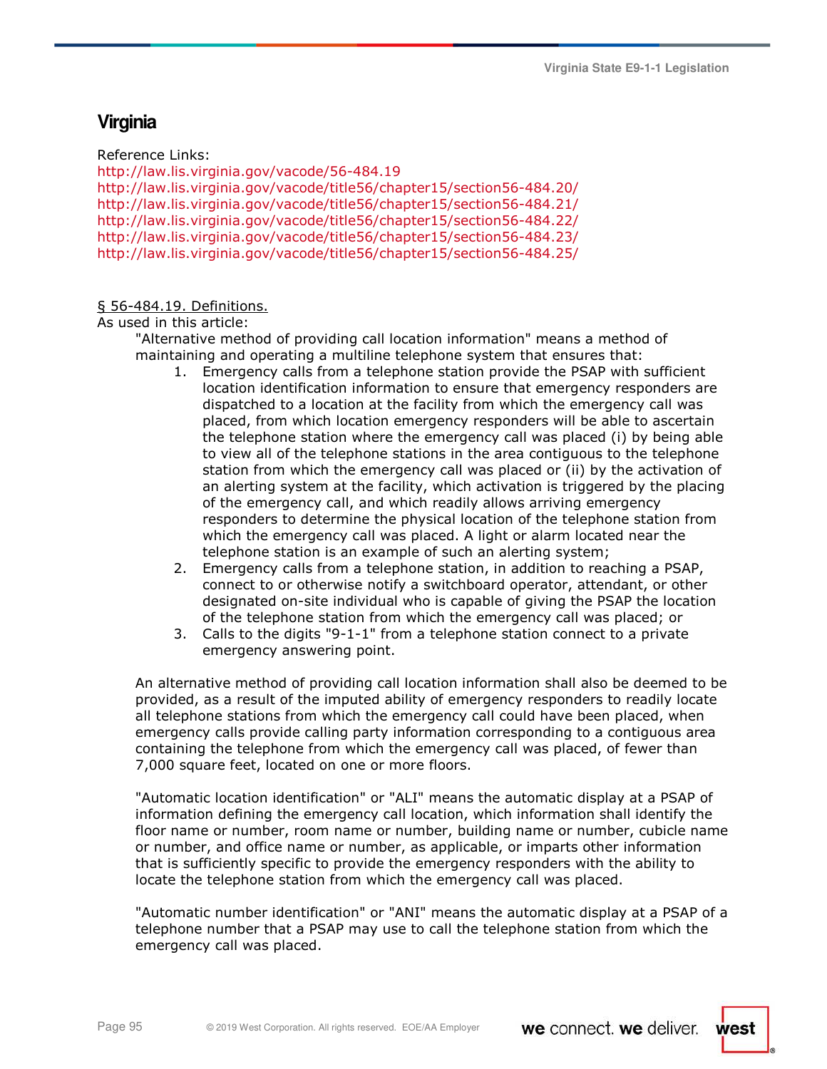## Virginia

Reference Links:
http://law.lis.virginia.gov/vacode/56-484.19
http://law.lis.virginia.gov/vacode/title56/chapter15/section56-484.20/
http://law.lis.virginia.gov/vacode/title56/chapter15/section56-484.21/
http://law.lis.virginia.gov/vacode/title56/chapter15/section56-484.22/
http://law.lis.virginia.gov/vacode/title56/chapter15/section56-484.23/
http://law.lis.virginia.gov/vacode/title56/chapter15/section56-484.25/

§ 56-484.19. Definitions.

As used in this article:

"Alternative method of providing call location information" means a method of maintaining and operating a multiline telephone system that ensures that:

1. Emergency calls from a telephone station provide the PSAP with sufficient location identification information to ensure that emergency responders are dispatched to a location at the facility from which the emergency call was placed, from which location emergency responders will be able to ascertain the telephone station where the emergency call was placed (i) by being able to view all of the telephone stations in the area contiguous to the telephone station from which the emergency call was placed or (ii) by the activation of an alerting system at the facility, which activation is triggered by the placing of the emergency call, and which readily allows arriving emergency responders to determine the physical location of the telephone station from which the emergency call was placed. A light or alarm located near the telephone station is an example of such an alerting system;
2. Emergency calls from a telephone station, in addition to reaching a PSAP, connect to or otherwise notify a switchboard operator, attendant, or other designated on-site individual who is capable of giving the PSAP the location of the telephone station from which the emergency call was placed; or
3. Calls to the digits "9-1-1" from a telephone station connect to a private emergency answering point.

An alternative method of providing call location information shall also be deemed to be provided, as a result of the imputed ability of emergency responders to readily locate all telephone stations from which the emergency call could have been placed, when emergency calls provide calling party information corresponding to a contiguous area containing the telephone from which the emergency call was placed, of fewer than 7,000 square feet, located on one or more floors.

"Automatic location identification" or "ALI" means the automatic display at a PSAP of information defining the emergency call location, which information shall identify the floor name or number, room name or number, building name or number, cubicle name or number, and office name or number, as applicable, or imparts other information that is sufficiently specific to provide the emergency responders with the ability to locate the telephone station from which the emergency call was placed.

"Automatic number identification" or "ANI" means the automatic display at a PSAP of a telephone number that a PSAP may use to call the telephone station from which the emergency call was placed.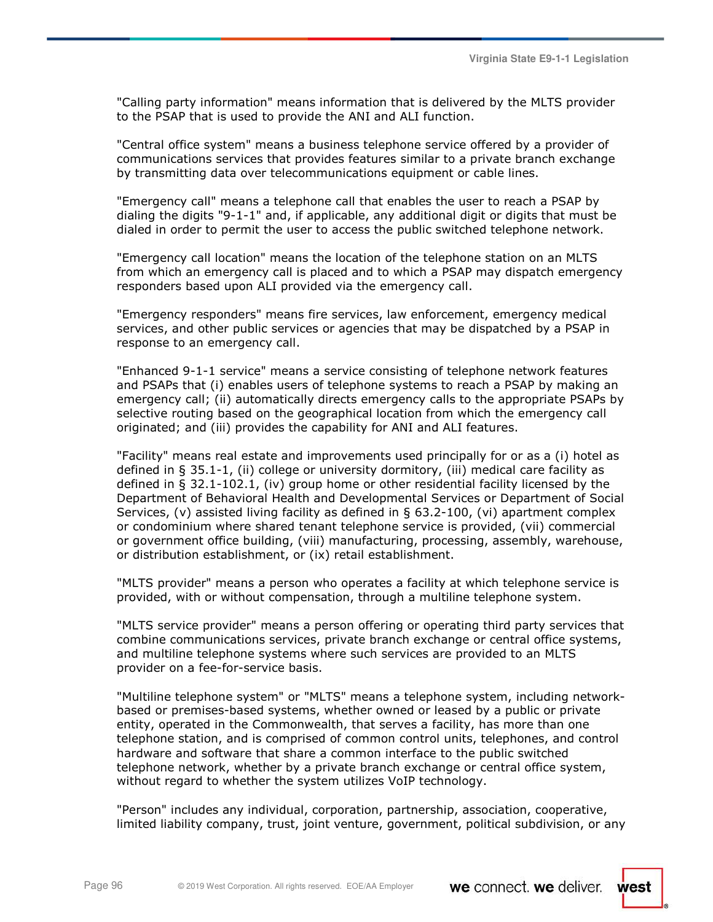"Calling party information" means information that is delivered by the MLTS provider to the PSAP that is used to provide the ANI and ALI function.

"Central office system" means a business telephone service offered by a provider of communications services that provides features similar to a private branch exchange by transmitting data over telecommunications equipment or cable lines.

"Emergency call" means a telephone call that enables the user to reach a PSAP by dialing the digits "9-1-1" and, if applicable, any additional digit or digits that must be dialed in order to permit the user to access the public switched telephone network.

"Emergency call location" means the location of the telephone station on an MLTS from which an emergency call is placed and to which a PSAP may dispatch emergency responders based upon ALI provided via the emergency call.

"Emergency responders" means fire services, law enforcement, emergency medical services, and other public services or agencies that may be dispatched by a PSAP in response to an emergency call.

"Enhanced 9-1-1 service" means a service consisting of telephone network features and PSAPs that (i) enables users of telephone systems to reach a PSAP by making an emergency call; (ii) automatically directs emergency calls to the appropriate PSAPs by selective routing based on the geographical location from which the emergency call originated; and (iii) provides the capability for ANI and ALI features.

"Facility" means real estate and improvements used principally for or as a (i) hotel as defined in § 35.1-1, (ii) college or university dormitory, (iii) medical care facility as defined in § 32.1-102.1, (iv) group home or other residential facility licensed by the Department of Behavioral Health and Developmental Services or Department of Social Services, (v) assisted living facility as defined in § 63.2-100, (vi) apartment complex or condominium where shared tenant telephone service is provided, (vii) commercial or government office building, (viii) manufacturing, processing, assembly, warehouse, or distribution establishment, or (ix) retail establishment.

"MLTS provider" means a person who operates a facility at which telephone service is provided, with or without compensation, through a multiline telephone system.

"MLTS service provider" means a person offering or operating third party services that combine communications services, private branch exchange or central office systems, and multiline telephone systems where such services are provided to an MLTS provider on a fee-for-service basis.

"Multiline telephone system" or "MLTS" means a telephone system, including network-based or premises-based systems, whether owned or leased by a public or private entity, operated in the Commonwealth, that serves a facility, has more than one telephone station, and is comprised of common control units, telephones, and control hardware and software that share a common interface to the public switched telephone network, whether by a private branch exchange or central office system, without regard to whether the system utilizes VoIP technology.

"Person" includes any individual, corporation, partnership, association, cooperative, limited liability company, trust, joint venture, government, political subdivision, or any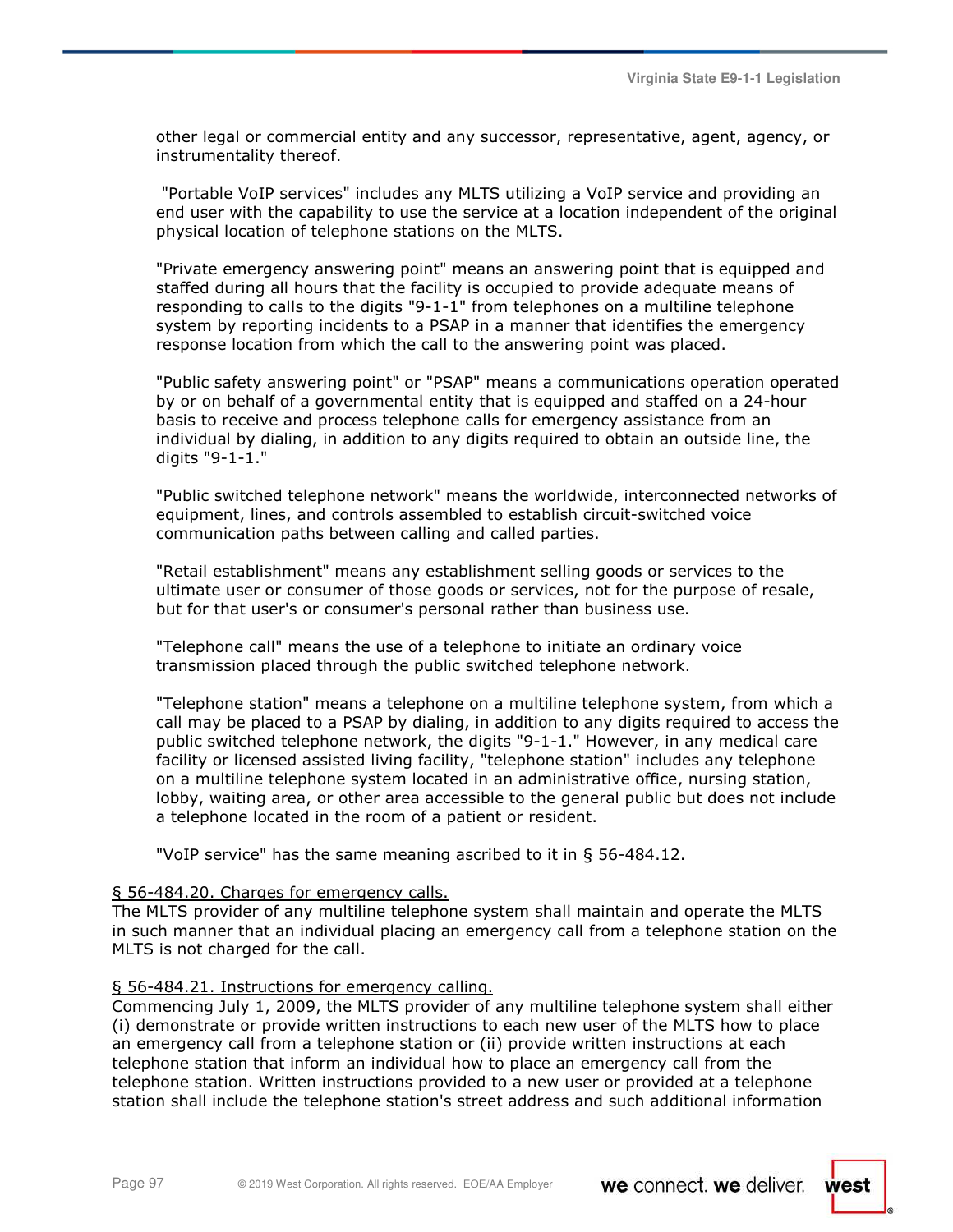other legal or commercial entity and any successor, representative, agent, agency, or instrumentality thereof.

"Portable VoIP services" includes any MLTS utilizing a VoIP service and providing an end user with the capability to use the service at a location independent of the original physical location of telephone stations on the MLTS.

"Private emergency answering point" means an answering point that is equipped and staffed during all hours that the facility is occupied to provide adequate means of responding to calls to the digits "9-1-1" from telephones on a multiline telephone system by reporting incidents to a PSAP in a manner that identifies the emergency response location from which the call to the answering point was placed.

"Public safety answering point" or "PSAP" means a communications operation operated by or on behalf of a governmental entity that is equipped and staffed on a 24-hour basis to receive and process telephone calls for emergency assistance from an individual by dialing, in addition to any digits required to obtain an outside line, the digits "9-1-1."

"Public switched telephone network" means the worldwide, interconnected networks of equipment, lines, and controls assembled to establish circuit-switched voice communication paths between calling and called parties.

"Retail establishment" means any establishment selling goods or services to the ultimate user or consumer of those goods or services, not for the purpose of resale, but for that user's or consumer's personal rather than business use.

"Telephone call" means the use of a telephone to initiate an ordinary voice transmission placed through the public switched telephone network.

"Telephone station" means a telephone on a multiline telephone system, from which a call may be placed to a PSAP by dialing, in addition to any digits required to access the public switched telephone network, the digits "9-1-1." However, in any medical care facility or licensed assisted living facility, "telephone station" includes any telephone on a multiline telephone system located in an administrative office, nursing station, lobby, waiting area, or other area accessible to the general public but does not include a telephone located in the room of a patient or resident.

"VoIP service" has the same meaning ascribed to it in § 56-484.12.

§ 56-484.20. Charges for emergency calls.
The MLTS provider of any multiline telephone system shall maintain and operate the MLTS in such manner that an individual placing an emergency call from a telephone station on the MLTS is not charged for the call.

§ 56-484.21. Instructions for emergency calling.
Commencing July 1, 2009, the MLTS provider of any multiline telephone system shall either (i) demonstrate or provide written instructions to each new user of the MLTS how to place an emergency call from a telephone station or (ii) provide written instructions at each telephone station that inform an individual how to place an emergency call from the telephone station. Written instructions provided to a new user or provided at a telephone station shall include the telephone station's street address and such additional information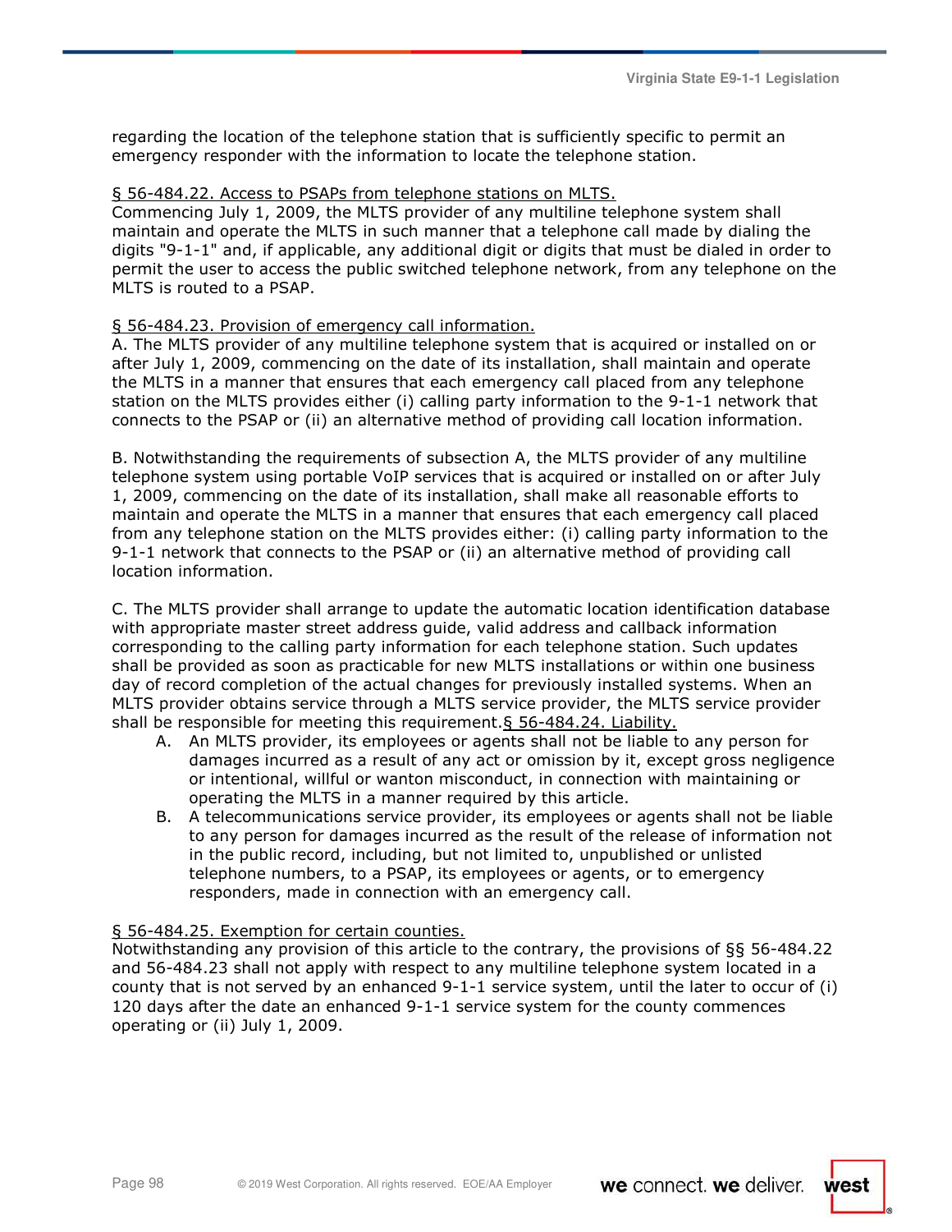regarding the location of the telephone station that is sufficiently specific to permit an emergency responder with the information to locate the telephone station.

§ 56-484.22. Access to PSAPs from telephone stations on MLTS.
Commencing July 1, 2009, the MLTS provider of any multiline telephone system shall maintain and operate the MLTS in such manner that a telephone call made by dialing the digits "9-1-1" and, if applicable, any additional digit or digits that must be dialed in order to permit the user to access the public switched telephone network, from any telephone on the MLTS is routed to a PSAP.

§ 56-484.23. Provision of emergency call information.
A. The MLTS provider of any multiline telephone system that is acquired or installed on or after July 1, 2009, commencing on the date of its installation, shall maintain and operate the MLTS in a manner that ensures that each emergency call placed from any telephone station on the MLTS provides either (i) calling party information to the 9-1-1 network that connects to the PSAP or (ii) an alternative method of providing call location information.

B. Notwithstanding the requirements of subsection A, the MLTS provider of any multiline telephone system using portable VoIP services that is acquired or installed on or after July 1, 2009, commencing on the date of its installation, shall make all reasonable efforts to maintain and operate the MLTS in a manner that ensures that each emergency call placed from any telephone station on the MLTS provides either: (i) calling party information to the 9-1-1 network that connects to the PSAP or (ii) an alternative method of providing call location information.

C. The MLTS provider shall arrange to update the automatic location identification database with appropriate master street address guide, valid address and callback information corresponding to the calling party information for each telephone station. Such updates shall be provided as soon as practicable for new MLTS installations or within one business day of record completion of the actual changes for previously installed systems. When an MLTS provider obtains service through a MLTS service provider, the MLTS service provider shall be responsible for meeting this requirement.§ 56-484.24. Liability.

A. An MLTS provider, its employees or agents shall not be liable to any person for damages incurred as a result of any act or omission by it, except gross negligence or intentional, willful or wanton misconduct, in connection with maintaining or operating the MLTS in a manner required by this article.
B. A telecommunications service provider, its employees or agents shall not be liable to any person for damages incurred as the result of the release of information not in the public record, including, but not limited to, unpublished or unlisted telephone numbers, to a PSAP, its employees or agents, or to emergency responders, made in connection with an emergency call.

§ 56-484.25. Exemption for certain counties.
Notwithstanding any provision of this article to the contrary, the provisions of §§ 56-484.22 and 56-484.23 shall not apply with respect to any multiline telephone system located in a county that is not served by an enhanced 9-1-1 service system, until the later to occur of (i) 120 days after the date an enhanced 9-1-1 service system for the county commences operating or (ii) July 1, 2009.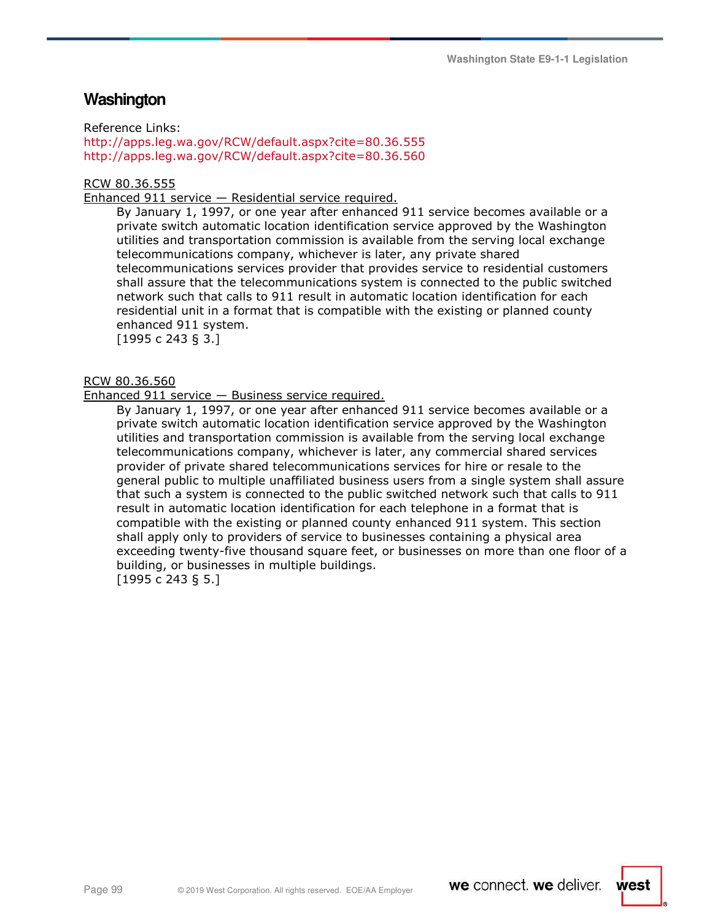# Washington

Reference Links:
http://apps.leg.wa.gov/RCW/default.aspx?cite=80.36.555
http://apps.leg.wa.gov/RCW/default.aspx?cite=80.36.560

RCW 80.36.555
Enhanced 911 service — Residential service required.

By January 1, 1997, or one year after enhanced 911 service becomes available or a private switch automatic location identification service approved by the Washington utilities and transportation commission is available from the serving local exchange telecommunications company, whichever is later, any private shared telecommunications services provider that provides service to residential customers shall assure that the telecommunications system is connected to the public switched network such that calls to 911 result in automatic location identification for each residential unit in a format that is compatible with the existing or planned county enhanced 911 system.
[1995 c 243 § 3.]

RCW 80.36.560
Enhanced 911 service — Business service required.

By January 1, 1997, or one year after enhanced 911 service becomes available or a private switch automatic location identification service approved by the Washington utilities and transportation commission is available from the serving local exchange telecommunications company, whichever is later, any commercial shared services provider of private shared telecommunications services for hire or resale to the general public to multiple unaffiliated business users from a single system shall assure that such a system is connected to the public switched network such that calls to 911 result in automatic location identification for each telephone in a format that is compatible with the existing or planned county enhanced 911 system. This section shall apply only to providers of service to businesses containing a physical area exceeding twenty-five thousand square feet, or businesses on more than one floor of a building, or businesses in multiple buildings.
[1995 c 243 § 5.]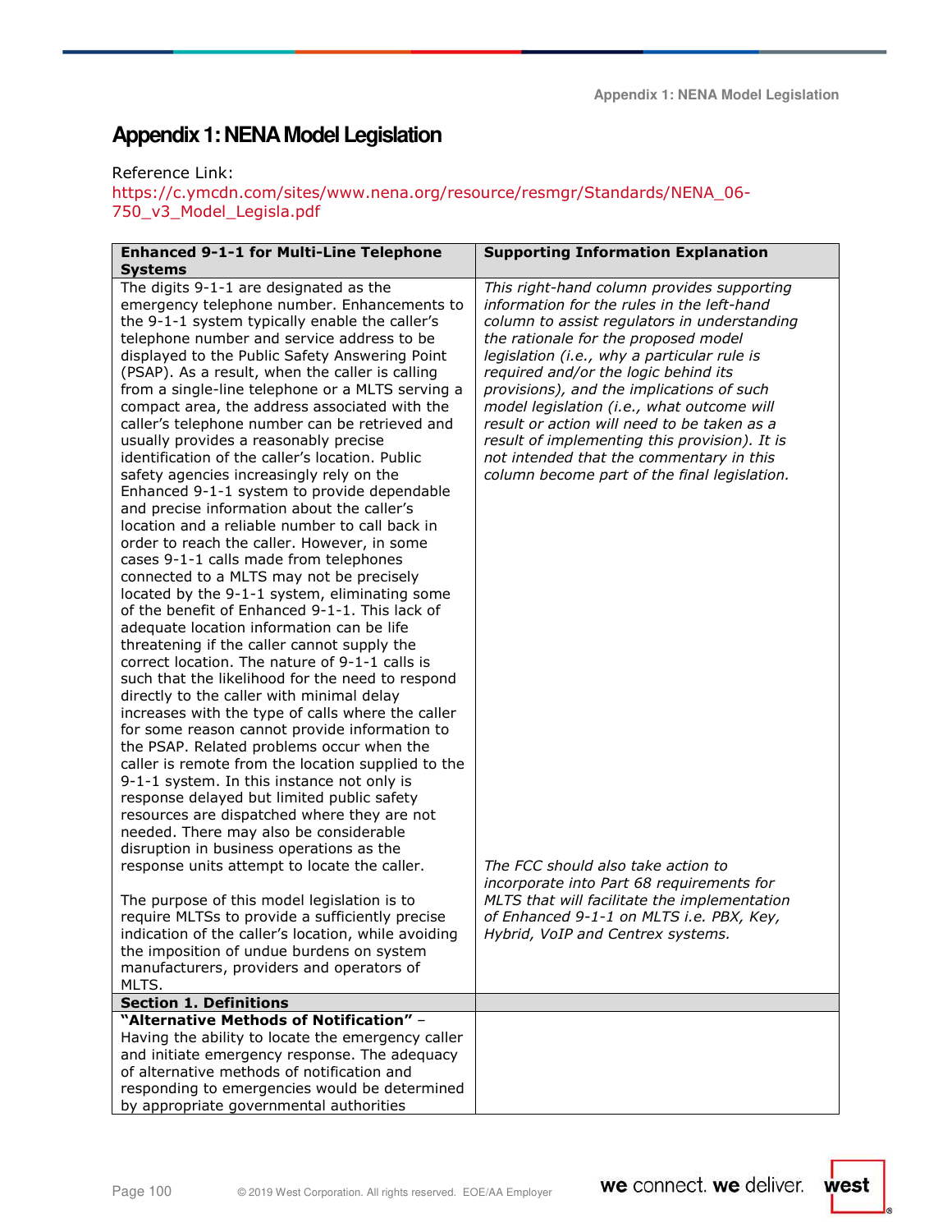# Appendix 1: NENA Model Legislation

Reference Link:
https://c.ymcdn.com/sites/www.nena.org/resource/resmgr/Standards/NENA_06-750_v3_Model_Legisla.pdf

| Enhanced 9-1-1 for Multi-Line Telephone Systems | Supporting Information Explanation |
|---|---|
| The digits 9-1-1 are designated as the emergency telephone number. Enhancements to the 9-1-1 system typically enable the caller's telephone number and service address to be displayed to the Public Safety Answering Point (PSAP). As a result, when the caller is calling from a single-line telephone or a MLTS serving a compact area, the address associated with the caller's telephone number can be retrieved and usually provides a reasonably precise identification of the caller's location. Public safety agencies increasingly rely on the Enhanced 9-1-1 system to provide dependable and precise information about the caller's location and a reliable number to call back in order to reach the caller. However, in some cases 9-1-1 calls made from telephones connected to a MLTS may not be precisely located by the 9-1-1 system, eliminating some of the benefit of Enhanced 9-1-1. This lack of adequate location information can be life threatening if the caller cannot supply the correct location. The nature of 9-1-1 calls is such that the likelihood for the need to respond directly to the caller with minimal delay increases with the type of calls where the caller for some reason cannot provide information to the PSAP. Related problems occur when the caller is remote from the location supplied to the 9-1-1 system. In this instance not only is response delayed but limited public safety resources are dispatched where they are not needed. There may also be considerable disruption in business operations as the response units attempt to locate the caller.<br><br>The purpose of this model legislation is to require MLTSs to provide a sufficiently precise indication of the caller's location, while avoiding the imposition of undue burdens on system manufacturers, providers and operators of MLTS. | *This right-hand column provides supporting information for the rules in the left-hand column to assist regulators in understanding the rationale for the proposed model legislation (i.e., why a particular rule is required and/or the logic behind its provisions), and the implications of such model legislation (i.e., what outcome will result or action will need to be taken as a result of implementing this provision). It is not intended that the commentary in this column become part of the final legislation.*<br><br>*The FCC should also take action to incorporate into Part 68 requirements for MLTS that will facilitate the implementation of Enhanced 9-1-1 on MLTS i.e. PBX, Key, Hybrid, VoIP and Centrex systems.* |
| **Section 1. Definitions** | |
| **"Alternative Methods of Notification"** – Having the ability to locate the emergency caller and initiate emergency response. The adequacy of alternative methods of notification and responding to emergencies would be determined by appropriate governmental authorities | |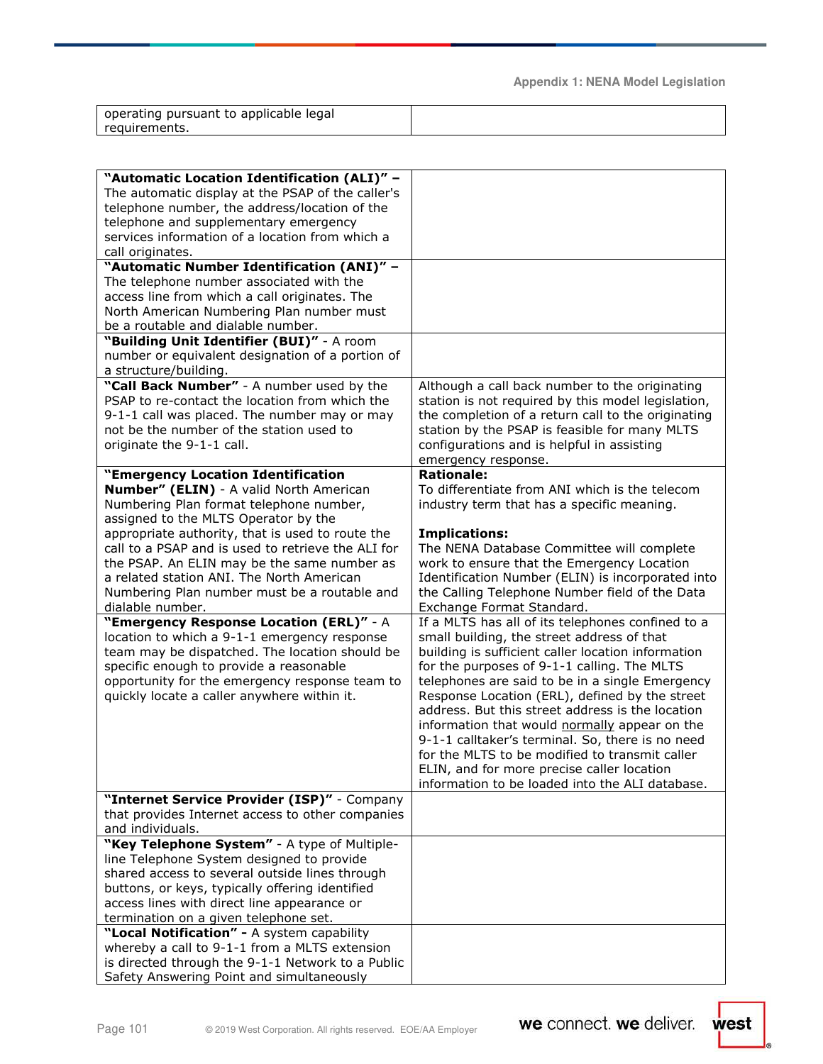| operating pursuant to applicable legal requirements. | |
|---|---|

| | |
|---|---|
| **"Automatic Location Identification (ALI)" –** The automatic display at the PSAP of the caller's telephone number, the address/location of the telephone and supplementary emergency services information of a location from which a call originates. | |
| **"Automatic Number Identification (ANI)" –** The telephone number associated with the access line from which a call originates. The North American Numbering Plan number must be a routable and dialable number. | |
| **"Building Unit Identifier (BUI)"** - A room number or equivalent designation of a portion of a structure/building. | |
| **"Call Back Number"** - A number used by the PSAP to re-contact the location from which the 9-1-1 call was placed. The number may or may not be the number of the station used to originate the 9-1-1 call. | Although a call back number to the originating station is not required by this model legislation, the completion of a return call to the originating station by the PSAP is feasible for many MLTS configurations and is helpful in assisting emergency response. |
| **"Emergency Location Identification Number" (ELIN)** - A valid North American Numbering Plan format telephone number, assigned to the MLTS Operator by the appropriate authority, that is used to route the call to a PSAP and is used to retrieve the ALI for the PSAP. An ELIN may be the same number as a related station ANI. The North American Numbering Plan number must be a routable and dialable number. | **Rationale:** To differentiate from ANI which is the telecom industry term that has a specific meaning. **Implications:** The NENA Database Committee will complete work to ensure that the Emergency Location Identification Number (ELIN) is incorporated into the Calling Telephone Number field of the Data Exchange Format Standard. |
| **"Emergency Response Location (ERL)"** - A location to which a 9-1-1 emergency response team may be dispatched. The location should be specific enough to provide a reasonable opportunity for the emergency response team to quickly locate a caller anywhere within it. | If a MLTS has all of its telephones confined to a small building, the street address of that building is sufficient caller location information for the purposes of 9-1-1 calling. The MLTS telephones are said to be in a single Emergency Response Location (ERL), defined by the street address. But this street address is the location information that would normally appear on the 9-1-1 calltaker's terminal. So, there is no need for the MLTS to be modified to transmit caller ELIN, and for more precise caller location information to be loaded into the ALI database. |
| **"Internet Service Provider (ISP)"** - Company that provides Internet access to other companies and individuals. | |
| **"Key Telephone System"** - A type of Multiple-line Telephone System designed to provide shared access to several outside lines through buttons, or keys, typically offering identified access lines with direct line appearance or termination on a given telephone set. | |
| **"Local Notification" -** A system capability whereby a call to 9-1-1 from a MLTS extension is directed through the 9-1-1 Network to a Public Safety Answering Point and simultaneously | |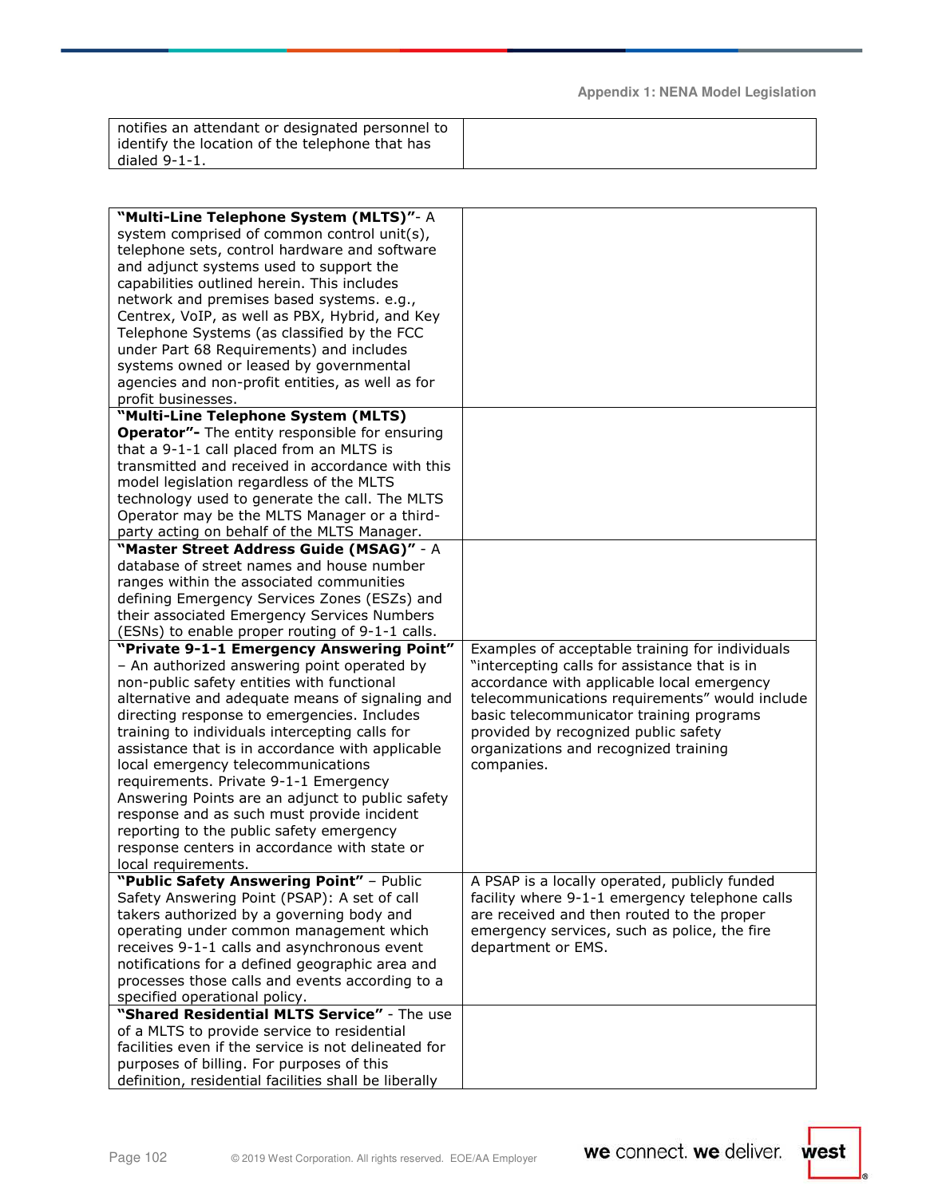| | |
|---|---|
| notifies an attendant or designated personnel to identify the location of the telephone that has dialed 9-1-1. | |

| | |
|---|---|
| **"Multi-Line Telephone System (MLTS)"**- A system comprised of common control unit(s), telephone sets, control hardware and software and adjunct systems used to support the capabilities outlined herein. This includes network and premises based systems. e.g., Centrex, VoIP, as well as PBX, Hybrid, and Key Telephone Systems (as classified by the FCC under Part 68 Requirements) and includes systems owned or leased by governmental agencies and non-profit entities, as well as for profit businesses. | |
| **"Multi-Line Telephone System (MLTS) Operator"-** The entity responsible for ensuring that a 9-1-1 call placed from an MLTS is transmitted and received in accordance with this model legislation regardless of the MLTS technology used to generate the call. The MLTS Operator may be the MLTS Manager or a third-party acting on behalf of the MLTS Manager. | |
| **"Master Street Address Guide (MSAG)"** - A database of street names and house number ranges within the associated communities defining Emergency Services Zones (ESZs) and their associated Emergency Services Numbers (ESNs) to enable proper routing of 9-1-1 calls. | |
| **"Private 9-1-1 Emergency Answering Point"** – An authorized answering point operated by non-public safety entities with functional alternative and adequate means of signaling and directing response to emergencies. Includes training to individuals intercepting calls for assistance that is in accordance with applicable local emergency telecommunications requirements. Private 9-1-1 Emergency Answering Points are an adjunct to public safety response and as such must provide incident reporting to the public safety emergency response centers in accordance with state or local requirements. | Examples of acceptable training for individuals "intercepting calls for assistance that is in accordance with applicable local emergency telecommunications requirements" would include basic telecommunicator training programs provided by recognized public safety organizations and recognized training companies. |
| **"Public Safety Answering Point"** – Public Safety Answering Point (PSAP): A set of call takers authorized by a governing body and operating under common management which receives 9-1-1 calls and asynchronous event notifications for a defined geographic area and processes those calls and events according to a specified operational policy. | A PSAP is a locally operated, publicly funded facility where 9-1-1 emergency telephone calls are received and then routed to the proper emergency services, such as police, the fire department or EMS. |
| **"Shared Residential MLTS Service"** - The use of a MLTS to provide service to residential facilities even if the service is not delineated for purposes of billing. For purposes of this definition, residential facilities shall be liberally | |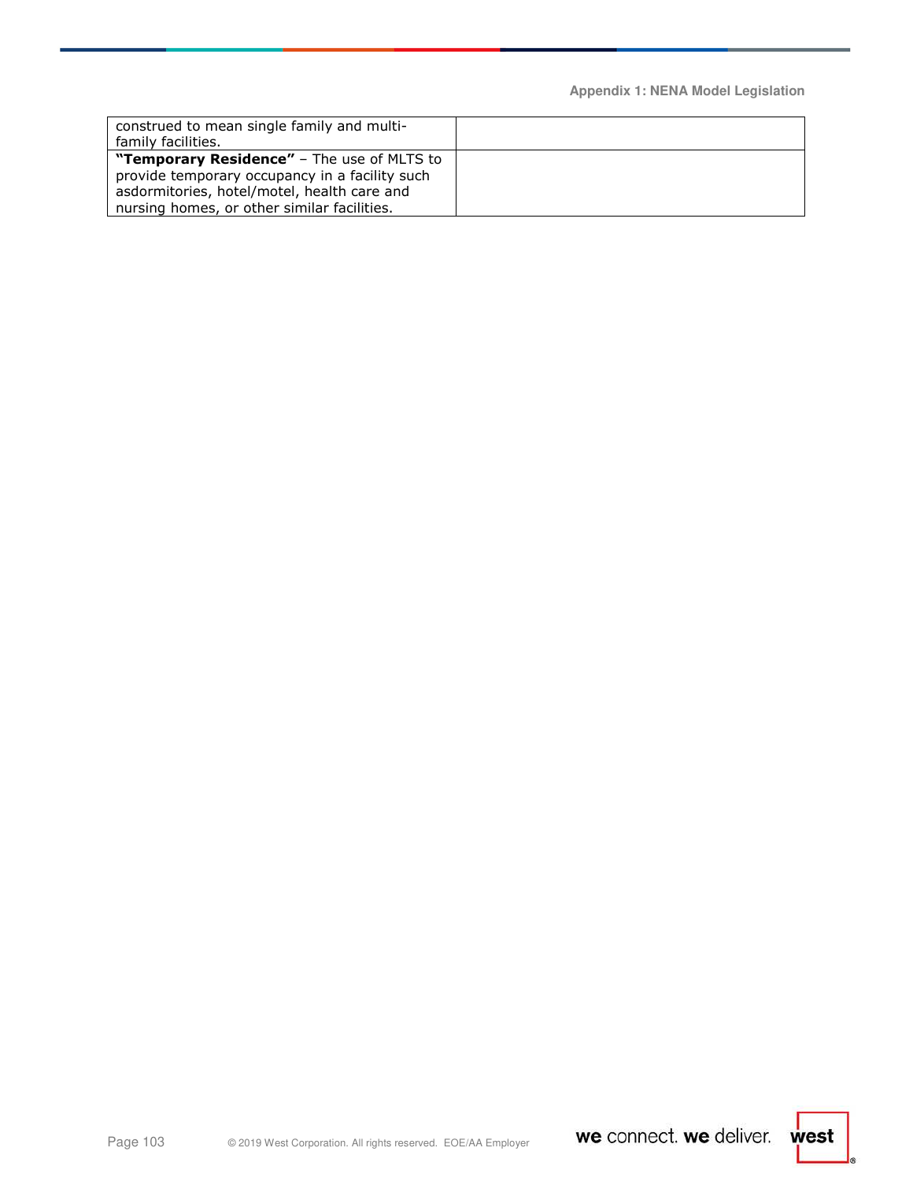| | |
|---|---|
| construed to mean single family and multi-family facilities. | |
| **"Temporary Residence"** – The use of MLTS to provide temporary occupancy in a facility such asdormitories, hotel/motel, health care and nursing homes, or other similar facilities. | |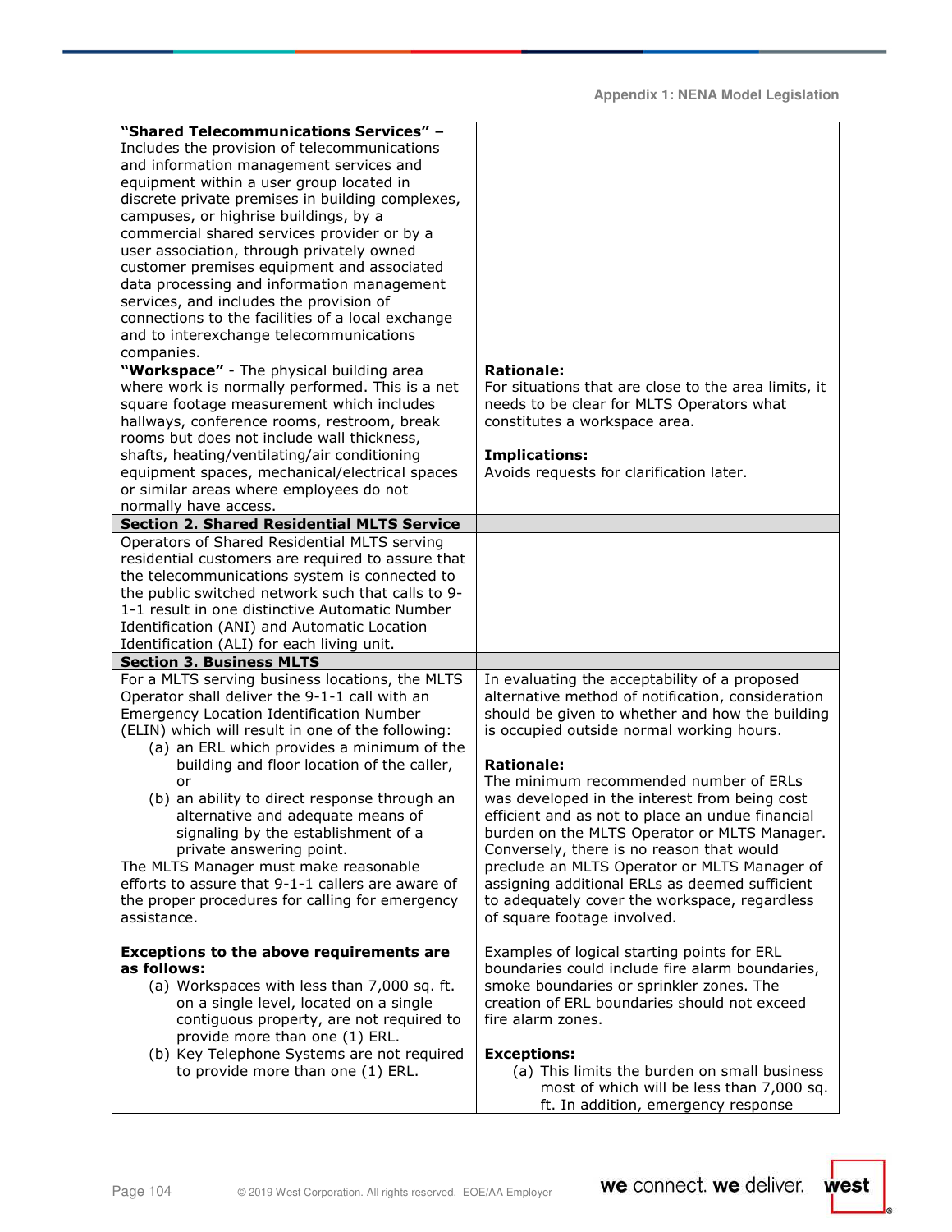| | |
|---|---|
| **"Shared Telecommunications Services"** – Includes the provision of telecommunications and information management services and equipment within a user group located in discrete private premises in building complexes, campuses, or highrise buildings, by a commercial shared services provider or by a user association, through privately owned customer premises equipment and associated data processing and information management services, and includes the provision of connections to the facilities of a local exchange and to interexchange telecommunications companies. | |
| **"Workspace"** - The physical building area where work is normally performed. This is a net square footage measurement which includes hallways, conference rooms, restroom, break rooms but does not include wall thickness, shafts, heating/ventilating/air conditioning equipment spaces, mechanical/electrical spaces or similar areas where employees do not normally have access. | **Rationale:**<br>For situations that are close to the area limits, it needs to be clear for MLTS Operators what constitutes a workspace area.<br><br>**Implications:**<br>Avoids requests for clarification later. |
| **Section 2. Shared Residential MLTS Service** | |
| Operators of Shared Residential MLTS serving residential customers are required to assure that the telecommunications system is connected to the public switched network such that calls to 9-1-1 result in one distinctive Automatic Number Identification (ANI) and Automatic Location Identification (ALI) for each living unit. | |
| **Section 3. Business MLTS** | |
| For a MLTS serving business locations, the MLTS Operator shall deliver the 9-1-1 call with an Emergency Location Identification Number (ELIN) which will result in one of the following:<br>(a) an ERL which provides a minimum of the building and floor location of the caller, or<br>(b) an ability to direct response through an alternative and adequate means of signaling by the establishment of a private answering point.<br>The MLTS Manager must make reasonable efforts to assure that 9-1-1 callers are aware of the proper procedures for calling for emergency assistance.<br><br>**Exceptions to the above requirements are as follows:**<br>(a) Workspaces with less than 7,000 sq. ft. on a single level, located on a single contiguous property, are not required to provide more than one (1) ERL.<br>(b) Key Telephone Systems are not required to provide more than one (1) ERL. | In evaluating the acceptability of a proposed alternative method of notification, consideration should be given to whether and how the building is occupied outside normal working hours.<br><br>**Rationale:**<br>The minimum recommended number of ERLs was developed in the interest from being cost efficient and as not to place an undue financial burden on the MLTS Operator or MLTS Manager. Conversely, there is no reason that would preclude an MLTS Operator or MLTS Manager of assigning additional ERLs as deemed sufficient to adequately cover the workspace, regardless of square footage involved.<br><br>Examples of logical starting points for ERL boundaries could include fire alarm boundaries, smoke boundaries or sprinkler zones. The creation of ERL boundaries should not exceed fire alarm zones.<br><br>**Exceptions:**<br>(a) This limits the burden on small business most of which will be less than 7,000 sq. ft. In addition, emergency response |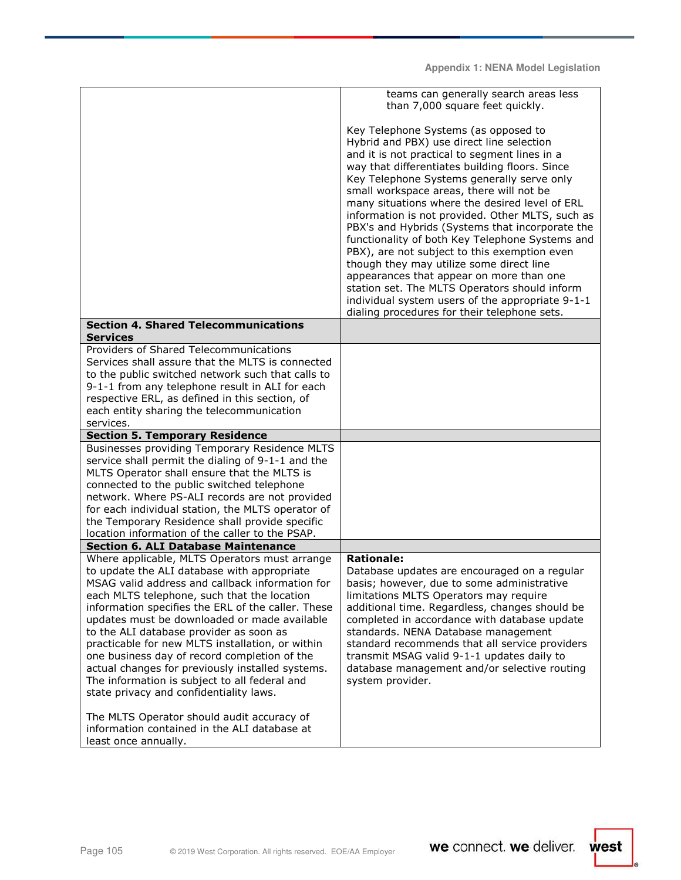| | |
|---|---|
| | teams can generally search areas less than 7,000 square feet quickly.<br><br>Key Telephone Systems (as opposed to Hybrid and PBX) use direct line selection and it is not practical to segment lines in a way that differentiates building floors. Since Key Telephone Systems generally serve only small workspace areas, there will not be many situations where the desired level of ERL information is not provided. Other MLTS, such as PBX's and Hybrids (Systems that incorporate the functionality of both Key Telephone Systems and PBX), are not subject to this exemption even though they may utilize some direct line appearances that appear on more than one station set. The MLTS Operators should inform individual system users of the appropriate 9-1-1 dialing procedures for their telephone sets. |
| **Section 4. Shared Telecommunications Services** | |
| Providers of Shared Telecommunications Services shall assure that the MLTS is connected to the public switched network such that calls to 9-1-1 from any telephone result in ALI for each respective ERL, as defined in this section, of each entity sharing the telecommunication services. | |
| **Section 5. Temporary Residence** | |
| Businesses providing Temporary Residence MLTS service shall permit the dialing of 9-1-1 and the MLTS Operator shall ensure that the MLTS is connected to the public switched telephone network. Where PS-ALI records are not provided for each individual station, the MLTS operator of the Temporary Residence shall provide specific location information of the caller to the PSAP. | |
| **Section 6. ALI Database Maintenance** | |
| Where applicable, MLTS Operators must arrange to update the ALI database with appropriate MSAG valid address and callback information for each MLTS telephone, such that the location information specifies the ERL of the caller. These updates must be downloaded or made available to the ALI database provider as soon as practicable for new MLTS installation, or within one business day of record completion of the actual changes for previously installed systems. The information is subject to all federal and state privacy and confidentiality laws.<br><br>The MLTS Operator should audit accuracy of information contained in the ALI database at least once annually. | **Rationale:**<br>Database updates are encouraged on a regular basis; however, due to some administrative limitations MLTS Operators may require additional time. Regardless, changes should be completed in accordance with database update standards. NENA Database management standard recommends that all service providers transmit MSAG valid 9-1-1 updates daily to database management and/or selective routing system provider. |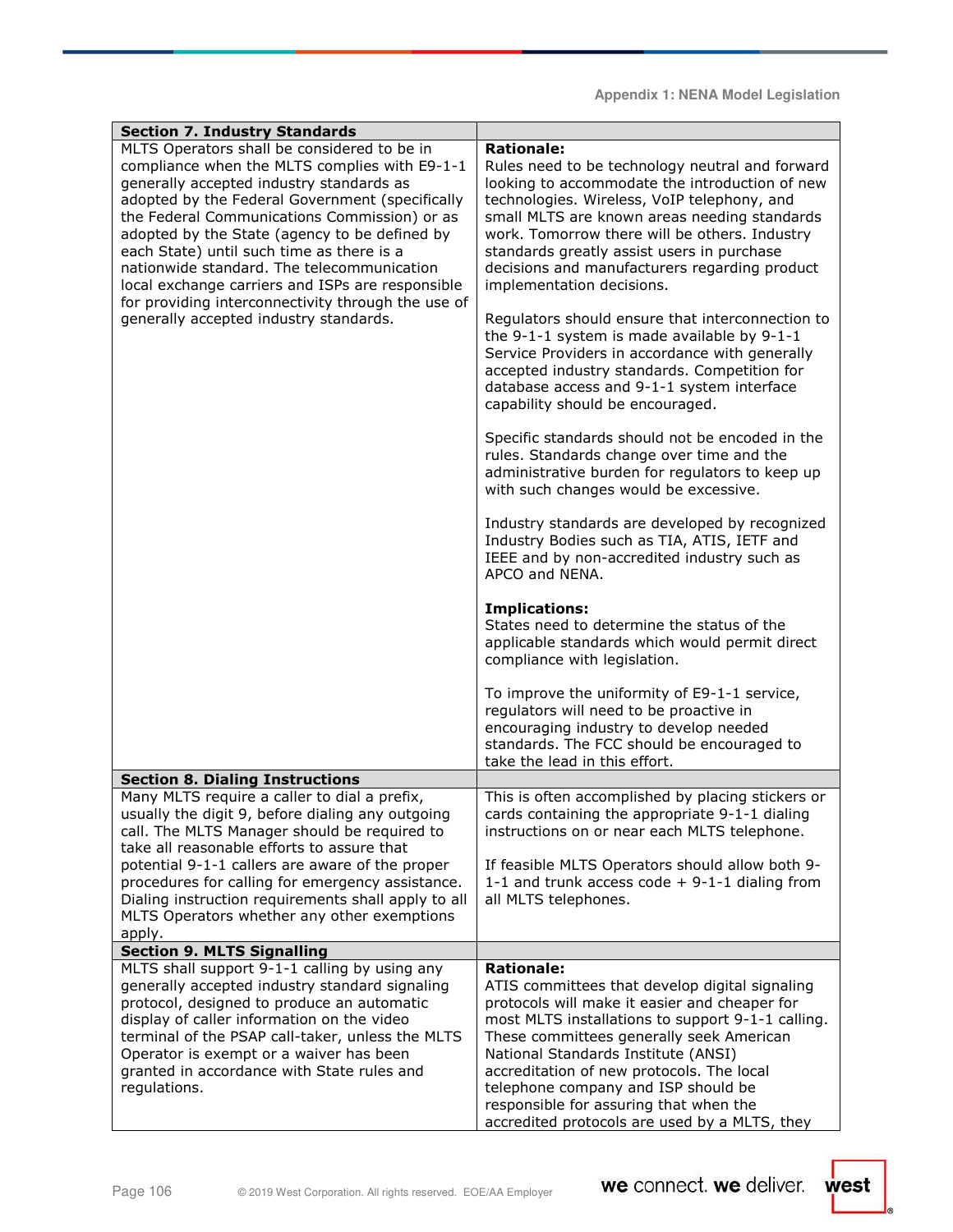| Section 7. Industry Standards | |
|---|---|
| MLTS Operators shall be considered to be in compliance when the MLTS complies with E9-1-1 generally accepted industry standards as adopted by the Federal Government (specifically the Federal Communications Commission) or as adopted by the State (agency to be defined by each State) until such time as there is a nationwide standard. The telecommunication local exchange carriers and ISPs are responsible for providing interconnectivity through the use of generally accepted industry standards. | **Rationale:**<br>Rules need to be technology neutral and forward looking to accommodate the introduction of new technologies. Wireless, VoIP telephony, and small MLTS are known areas needing standards work. Tomorrow there will be others. Industry standards greatly assist users in purchase decisions and manufacturers regarding product implementation decisions.<br><br>Regulators should ensure that interconnection to the 9-1-1 system is made available by 9-1-1 Service Providers in accordance with generally accepted industry standards. Competition for database access and 9-1-1 system interface capability should be encouraged.<br><br>Specific standards should not be encoded in the rules. Standards change over time and the administrative burden for regulators to keep up with such changes would be excessive.<br><br>Industry standards are developed by recognized Industry Bodies such as TIA, ATIS, IETF and IEEE and by non-accredited industry such as APCO and NENA.<br><br>**Implications:**<br>States need to determine the status of the applicable standards which would permit direct compliance with legislation.<br><br>To improve the uniformity of E9-1-1 service, regulators will need to be proactive in encouraging industry to develop needed standards. The FCC should be encouraged to take the lead in this effort. |
| **Section 8. Dialing Instructions** | |
| Many MLTS require a caller to dial a prefix, usually the digit 9, before dialing any outgoing call. The MLTS Manager should be required to take all reasonable efforts to assure that potential 9-1-1 callers are aware of the proper procedures for calling for emergency assistance. Dialing instruction requirements shall apply to all MLTS Operators whether any other exemptions apply. | This is often accomplished by placing stickers or cards containing the appropriate 9-1-1 dialing instructions on or near each MLTS telephone.<br><br>If feasible MLTS Operators should allow both 9-1-1 and trunk access code + 9-1-1 dialing from all MLTS telephones. |
| **Section 9. MLTS Signalling** | |
| MLTS shall support 9-1-1 calling by using any generally accepted industry standard signaling protocol, designed to produce an automatic display of caller information on the video terminal of the PSAP call-taker, unless the MLTS Operator is exempt or a waiver has been granted in accordance with State rules and regulations. | **Rationale:**<br>ATIS committees that develop digital signaling protocols will make it easier and cheaper for most MLTS installations to support 9-1-1 calling. These committees generally seek American National Standards Institute (ANSI) accreditation of new protocols. The local telephone company and ISP should be responsible for assuring that when the accredited protocols are used by a MLTS, they |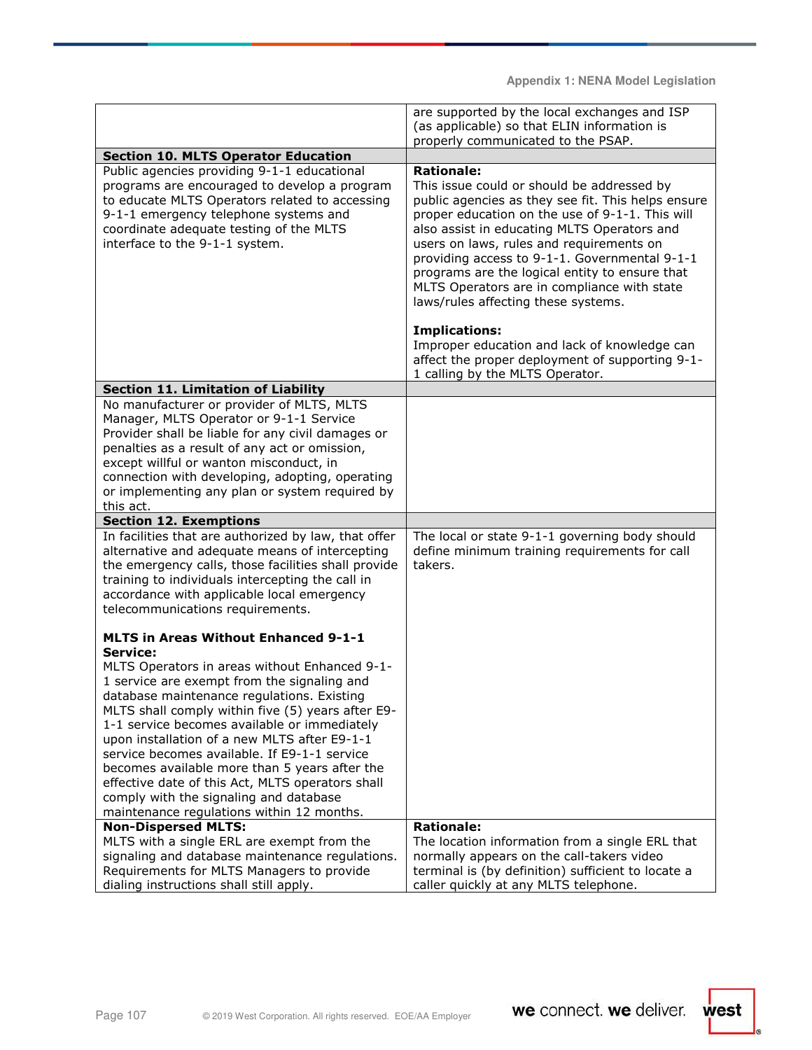| | |
|---|---|
| | are supported by the local exchanges and ISP (as applicable) so that ELIN information is properly communicated to the PSAP. |
| **Section 10. MLTS Operator Education** | |
| Public agencies providing 9-1-1 educational programs are encouraged to develop a program to educate MLTS Operators related to accessing 9-1-1 emergency telephone systems and coordinate adequate testing of the MLTS interface to the 9-1-1 system. | **Rationale:**<br>This issue could or should be addressed by public agencies as they see fit. This helps ensure proper education on the use of 9-1-1. This will also assist in educating MLTS Operators and users on laws, rules and requirements on providing access to 9-1-1. Governmental 9-1-1 programs are the logical entity to ensure that MLTS Operators are in compliance with state laws/rules affecting these systems.<br><br>**Implications:**<br>Improper education and lack of knowledge can affect the proper deployment of supporting 9-1-1 calling by the MLTS Operator. |
| **Section 11. Limitation of Liability** | |
| No manufacturer or provider of MLTS, MLTS Manager, MLTS Operator or 9-1-1 Service Provider shall be liable for any civil damages or penalties as a result of any act or omission, except willful or wanton misconduct, in connection with developing, adopting, operating or implementing any plan or system required by this act. | |
| **Section 12. Exemptions** | |
| In facilities that are authorized by law, that offer alternative and adequate means of intercepting the emergency calls, those facilities shall provide training to individuals intercepting the call in accordance with applicable local emergency telecommunications requirements.<br><br>**MLTS in Areas Without Enhanced 9-1-1 Service:**<br>MLTS Operators in areas without Enhanced 9-1-1 service are exempt from the signaling and database maintenance regulations. Existing MLTS shall comply within five (5) years after E9-1-1 service becomes available or immediately upon installation of a new MLTS after E9-1-1 service becomes available. If E9-1-1 service becomes available more than 5 years after the effective date of this Act, MLTS operators shall comply with the signaling and database maintenance regulations within 12 months. | The local or state 9-1-1 governing body should define minimum training requirements for call takers. |
| **Non-Dispersed MLTS:**<br>MLTS with a single ERL are exempt from the signaling and database maintenance regulations. Requirements for MLTS Managers to provide dialing instructions shall still apply. | **Rationale:**<br>The location information from a single ERL that normally appears on the call-takers video terminal is (by definition) sufficient to locate a caller quickly at any MLTS telephone. |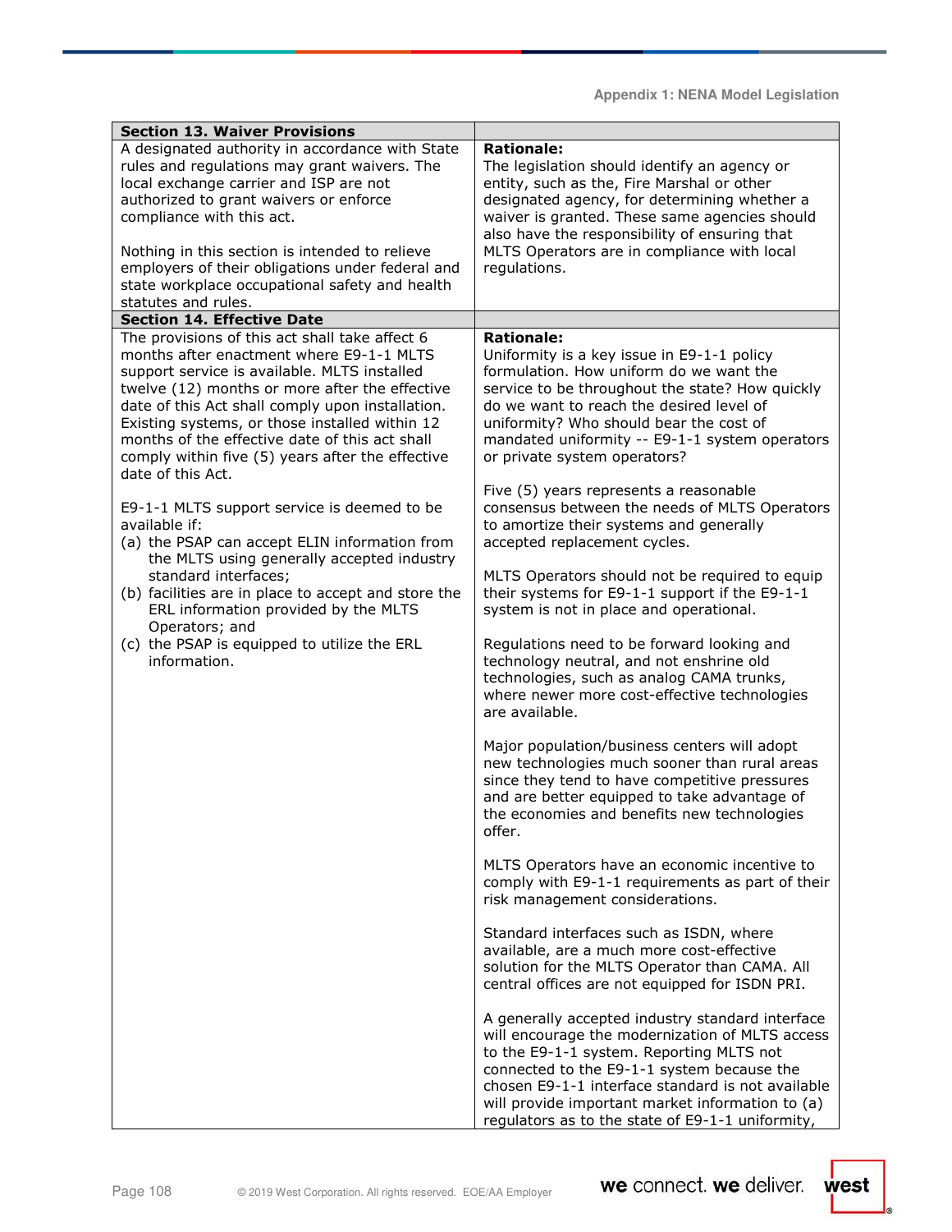| Section 13. Waiver Provisions | |
| --- | --- |
| A designated authority in accordance with State rules and regulations may grant waivers. The local exchange carrier and ISP are not authorized to grant waivers or enforce compliance with this act.<br><br>Nothing in this section is intended to relieve employers of their obligations under federal and state workplace occupational safety and health statutes and rules. | **Rationale:**<br>The legislation should identify an agency or entity, such as the, Fire Marshal or other designated agency, for determining whether a waiver is granted. These same agencies should also have the responsibility of ensuring that MLTS Operators are in compliance with local regulations. |
| **Section 14. Effective Date** | |
| The provisions of this act shall take affect 6 months after enactment where E9-1-1 MLTS support service is available. MLTS installed twelve (12) months or more after the effective date of this Act shall comply upon installation. Existing systems, or those installed within 12 months of the effective date of this act shall comply within five (5) years after the effective date of this Act.<br><br>E9-1-1 MLTS support service is deemed to be available if:<br>(a) the PSAP can accept ELIN information from the MLTS using generally accepted industry standard interfaces;<br>(b) facilities are in place to accept and store the ERL information provided by the MLTS Operators; and<br>(c) the PSAP is equipped to utilize the ERL information. | **Rationale:**<br>Uniformity is a key issue in E9-1-1 policy formulation. How uniform do we want the service to be throughout the state? How quickly do we want to reach the desired level of uniformity? Who should bear the cost of mandated uniformity -- E9-1-1 system operators or private system operators?<br><br>Five (5) years represents a reasonable consensus between the needs of MLTS Operators to amortize their systems and generally accepted replacement cycles.<br><br>MLTS Operators should not be required to equip their systems for E9-1-1 support if the E9-1-1 system is not in place and operational.<br><br>Regulations need to be forward looking and technology neutral, and not enshrine old technologies, such as analog CAMA trunks, where newer more cost-effective technologies are available.<br><br>Major population/business centers will adopt new technologies much sooner than rural areas since they tend to have competitive pressures and are better equipped to take advantage of the economies and benefits new technologies offer.<br><br>MLTS Operators have an economic incentive to comply with E9-1-1 requirements as part of their risk management considerations.<br><br>Standard interfaces such as ISDN, where available, are a much more cost-effective solution for the MLTS Operator than CAMA. All central offices are not equipped for ISDN PRI.<br><br>A generally accepted industry standard interface will encourage the modernization of MLTS access to the E9-1-1 system. Reporting MLTS not connected to the E9-1-1 system because the chosen E9-1-1 interface standard is not available will provide important market information to (a) regulators as to the state of E9-1-1 uniformity, |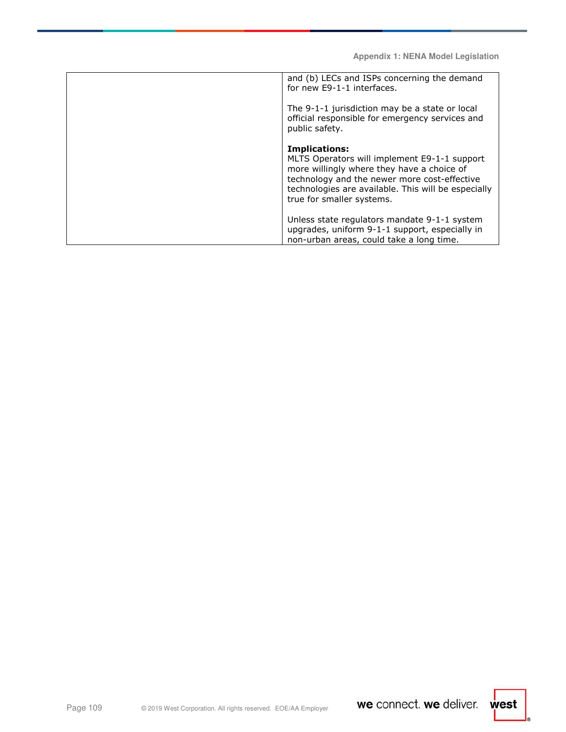| | |
|---|---|
| | and (b) LECs and ISPs concerning the demand for new E9-1-1 interfaces.<br><br>The 9-1-1 jurisdiction may be a state or local official responsible for emergency services and public safety.<br><br>**Implications:**<br>MLTS Operators will implement E9-1-1 support more willingly where they have a choice of technology and the newer more cost-effective technologies are available. This will be especially true for smaller systems.<br><br>Unless state regulators mandate 9-1-1 system upgrades, uniform 9-1-1 support, especially in non-urban areas, could take a long time. |